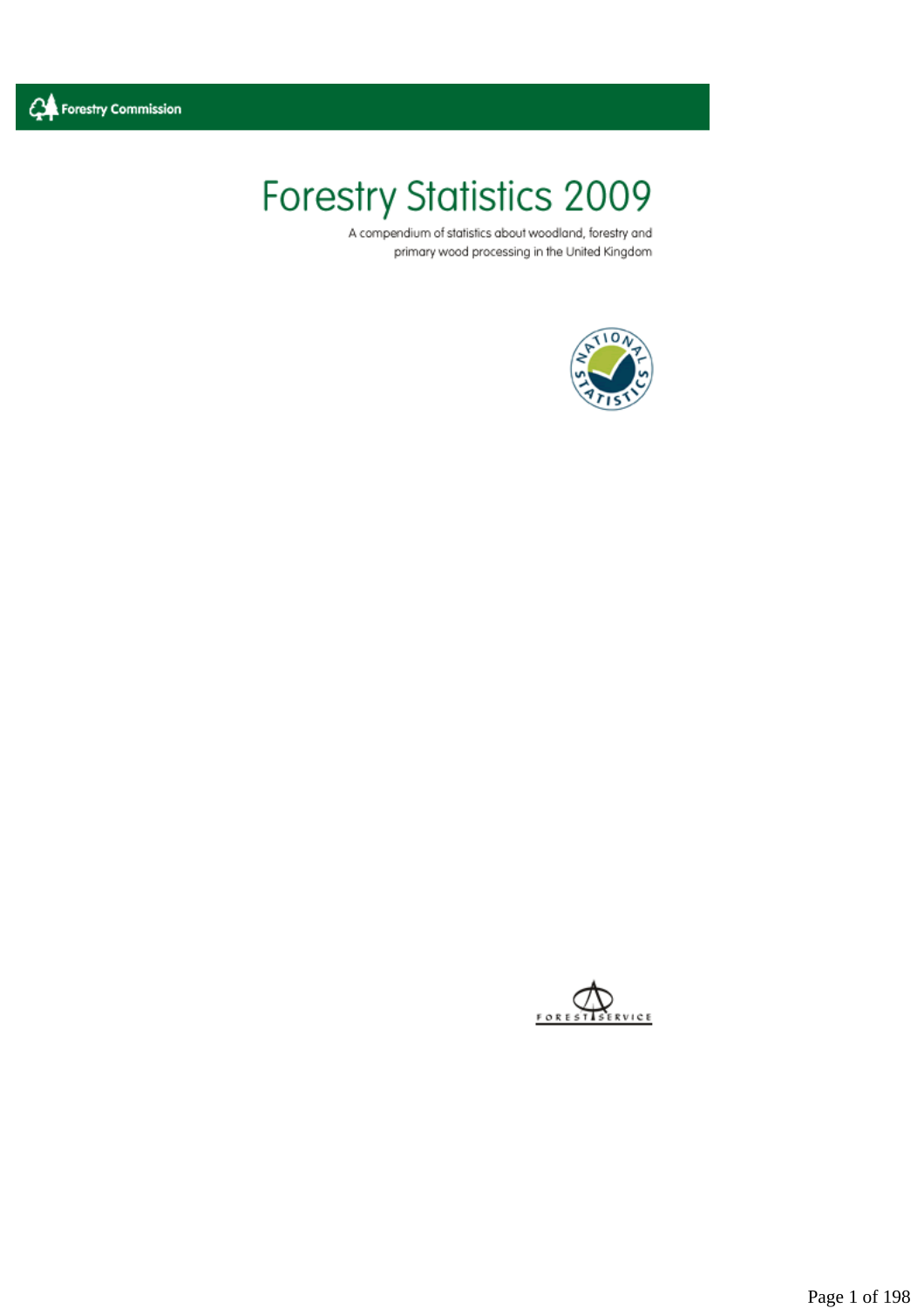Forestry Commission

# Forestry Statistics 2009

A compendium of statistics about woodland, forestry and primary wood processing in the United Kingdom

NATIONAL STATISTICS

FOREST SERVICE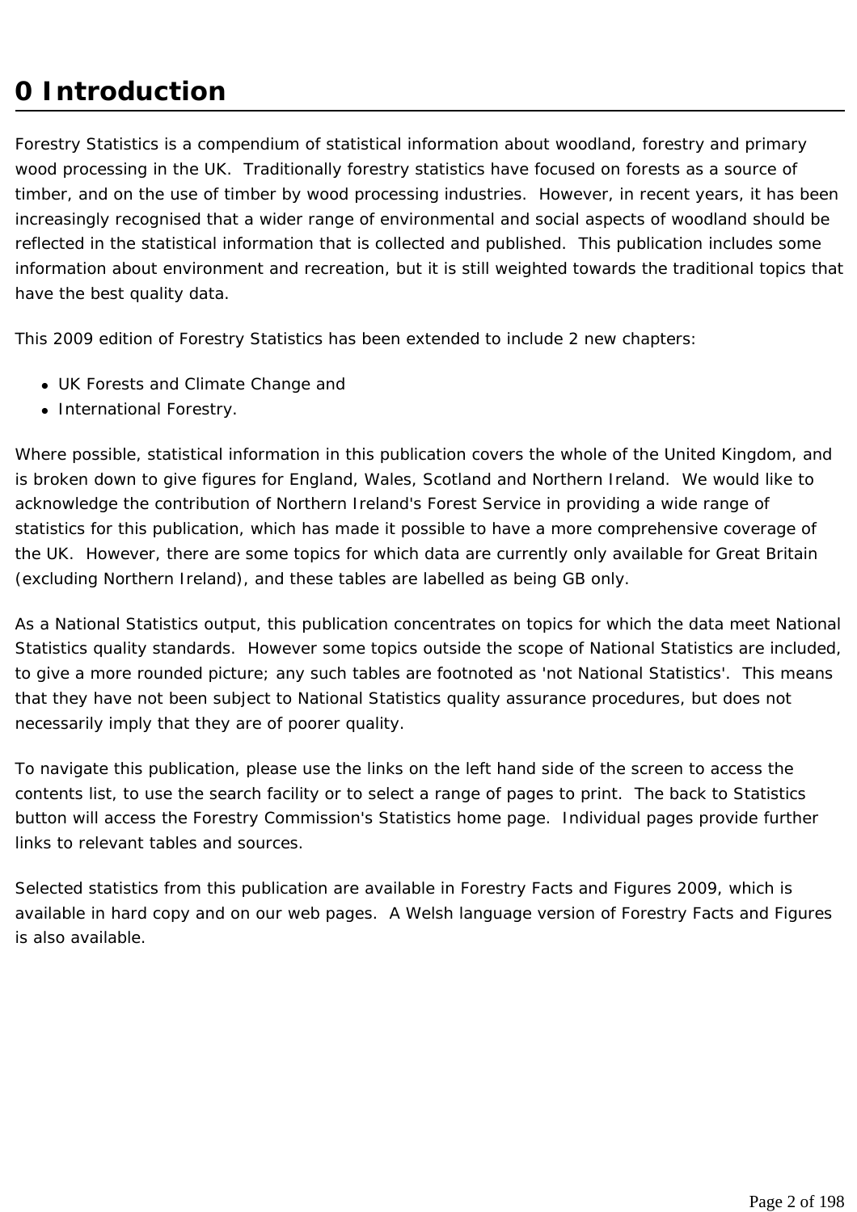# 0 Introduction

Forestry Statistics is a compendium of statistical information about woodland, forestry and primary wood processing in the UK. Traditionally forestry statistics have focused on forests as a source of timber, and on the use of timber by wood processing industries. However, in recent years, it has been increasingly recognised that a wider range of environmental and social aspects of woodland should be reflected in the statistical information that is collected and published. This publication includes some information about environment and recreation, but it is still weighted towards the traditional topics that have the best quality data.

This 2009 edition of Forestry Statistics has been extended to include 2 new chapters:

- UK Forests and Climate Change and
- International Forestry.

Where possible, statistical information in this publication covers the whole of the United Kingdom, and is broken down to give figures for England, Wales, Scotland and Northern Ireland. We would like to acknowledge the contribution of Northern Ireland's Forest Service in providing a wide range of statistics for this publication, which has made it possible to have a more comprehensive coverage of the UK. However, there are some topics for which data are currently only available for Great Britain (excluding Northern Ireland), and these tables are labelled as being GB only.

As a National Statistics output, this publication concentrates on topics for which the data meet National Statistics quality standards. However some topics outside the scope of National Statistics are included, to give a more rounded picture; any such tables are footnoted as 'not National Statistics'. This means that they have not been subject to National Statistics quality assurance procedures, but does not necessarily imply that they are of poorer quality.

To navigate this publication, please use the links on the left hand side of the screen to access the contents list, to use the search facility or to select a range of pages to print. The back to Statistics button will access the Forestry Commission's Statistics home page. Individual pages provide further links to relevant tables and sources.

Selected statistics from this publication are available in Forestry Facts and Figures 2009, which is available in hard copy and on our web pages. A Welsh language version of Forestry Facts and Figures is also available.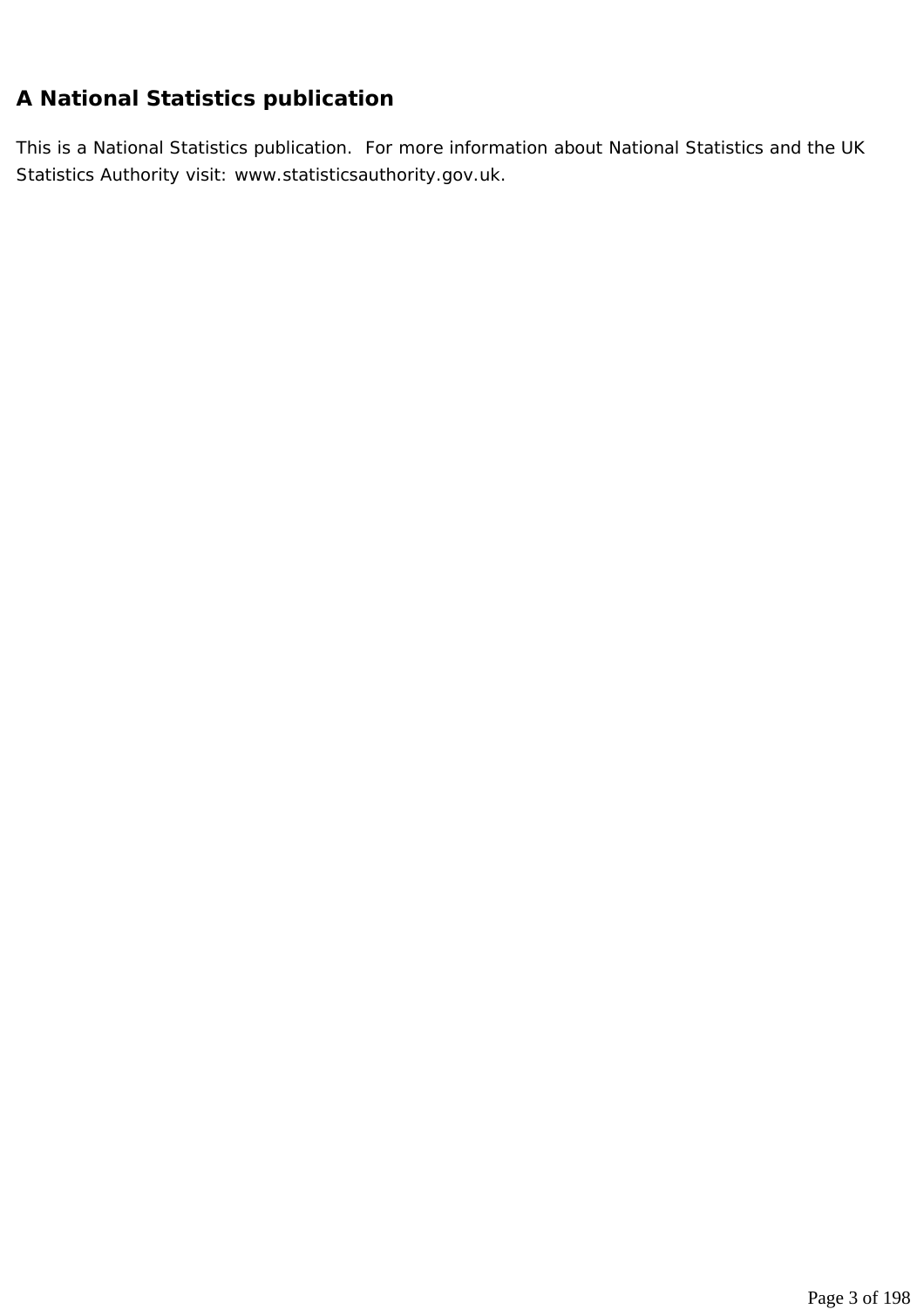## A National Statistics publication

This is a National Statistics publication.  For more information about National Statistics and the UK Statistics Authority visit: www.statisticsauthority.gov.uk.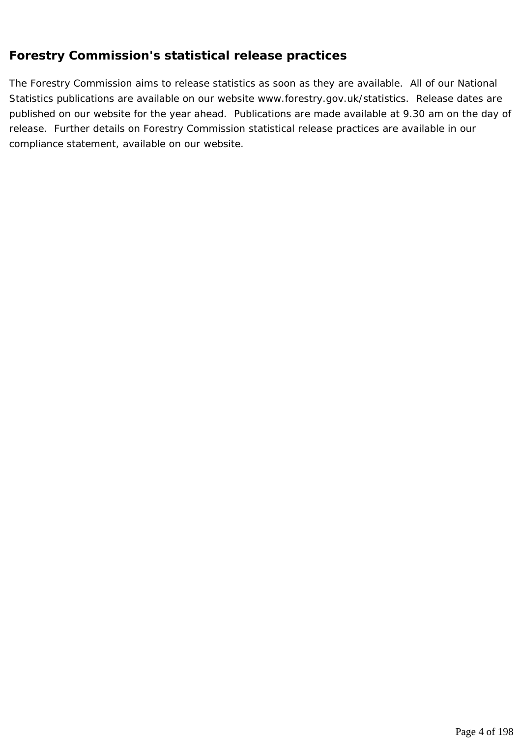## Forestry Commission's statistical release practices

The Forestry Commission aims to release statistics as soon as they are available. All of our National Statistics publications are available on our website www.forestry.gov.uk/statistics. Release dates are published on our website for the year ahead. Publications are made available at 9.30 am on the day of release. Further details on Forestry Commission statistical release practices are available in our compliance statement, available on our website.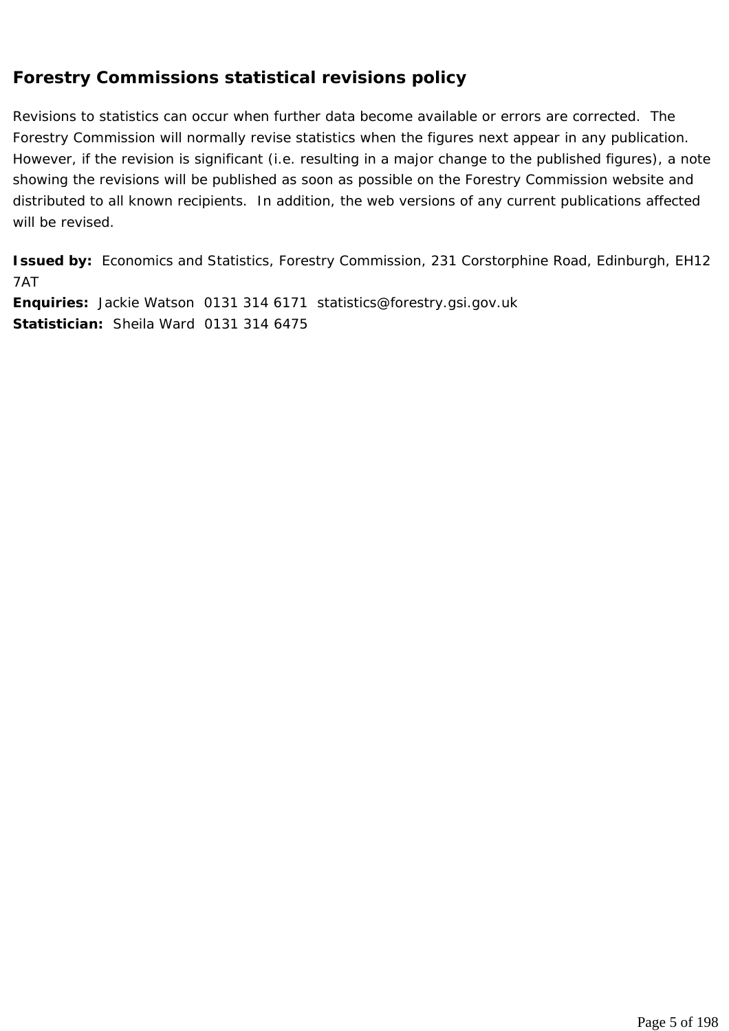## Forestry Commissions statistical revisions policy

Revisions to statistics can occur when further data become available or errors are corrected. The Forestry Commission will normally revise statistics when the figures next appear in any publication. However, if the revision is significant (i.e. resulting in a major change to the published figures), a note showing the revisions will be published as soon as possible on the Forestry Commission website and distributed to all known recipients. In addition, the web versions of any current publications affected will be revised.

**Issued by:** Economics and Statistics, Forestry Commission, 231 Corstorphine Road, Edinburgh, EH12 7AT
**Enquiries:** Jackie Watson 0131 314 6171 statistics@forestry.gsi.gov.uk
**Statistician:** Sheila Ward 0131 314 6475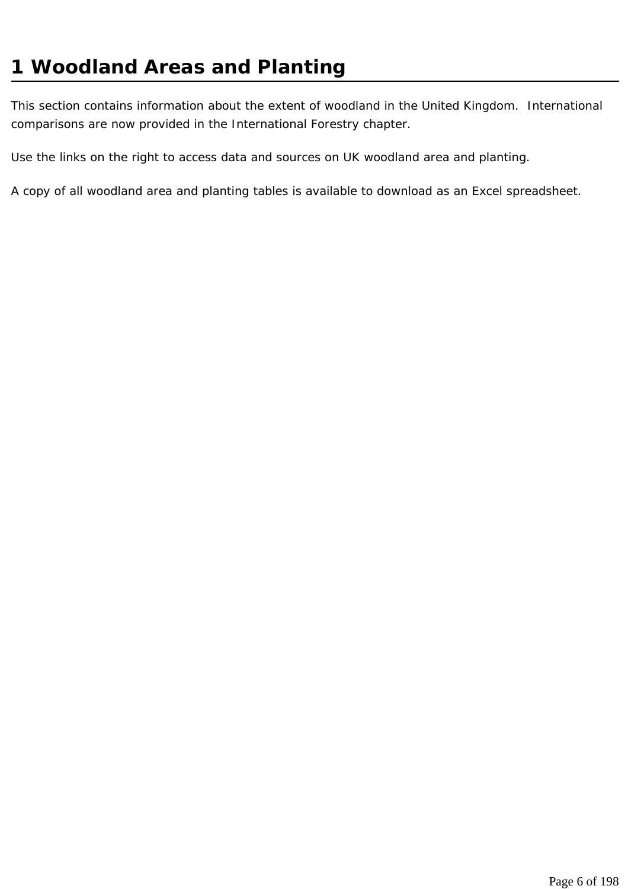# 1 Woodland Areas and Planting

This section contains information about the extent of woodland in the United Kingdom.  International comparisons are now provided in the International Forestry chapter.

Use the links on the right to access data and sources on UK woodland area and planting.

A copy of all woodland area and planting tables is available to download as an Excel spreadsheet.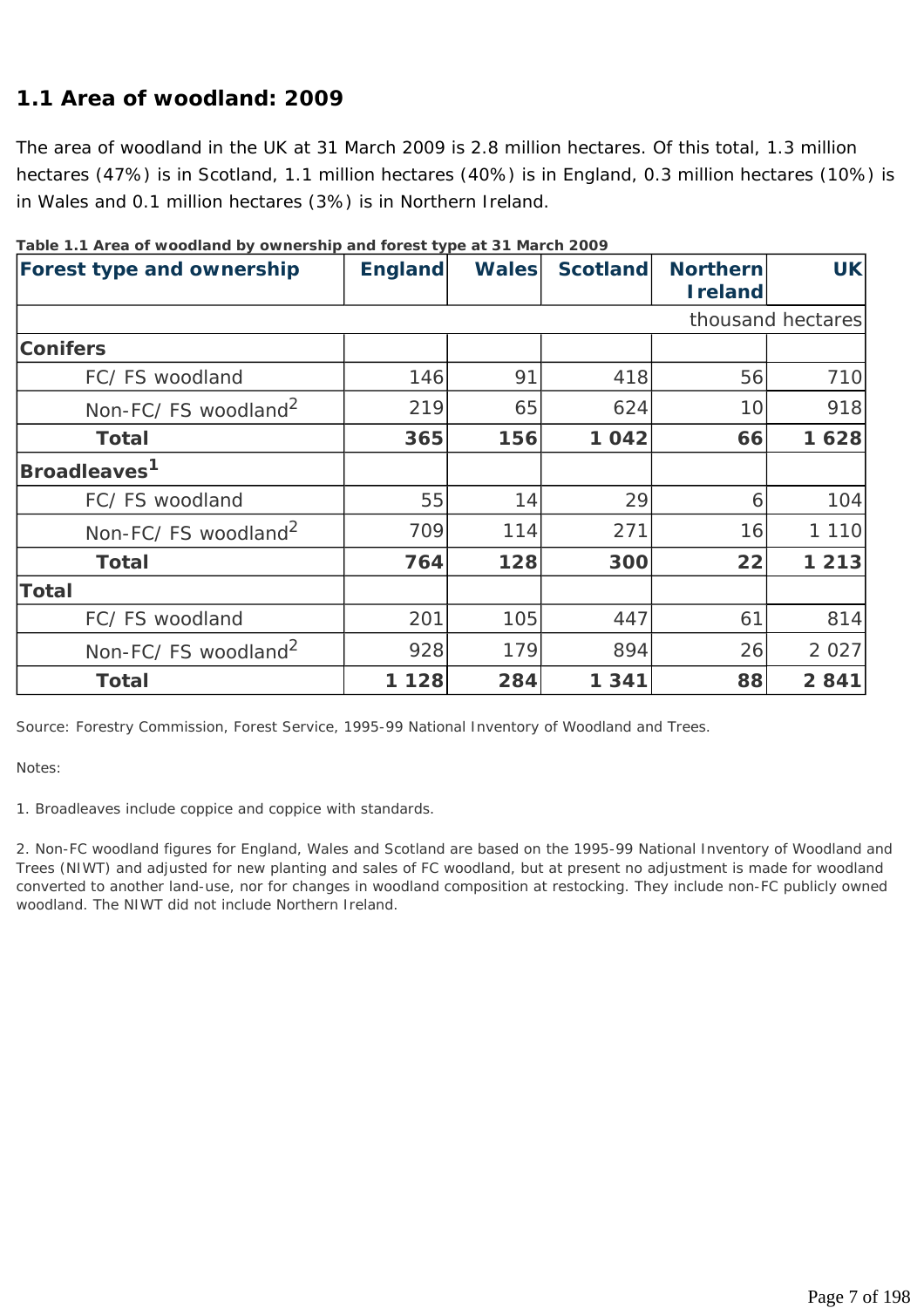## 1.1 Area of woodland: 2009

The area of woodland in the UK at 31 March 2009 is 2.8 million hectares. Of this total, 1.3 million hectares (47%) is in Scotland, 1.1 million hectares (40%) is in England, 0.3 million hectares (10%) is in Wales and 0.1 million hectares (3%) is in Northern Ireland.

**Table 1.1 Area of woodland by ownership and forest type at 31 March 2009**

| Forest type and ownership | England | Wales | Scotland | Northern Ireland | UK |
|---|---|---|---|---|---|
| | | | | | thousand hectares |
| **Conifers** | | | | | |
| FC/ FS woodland | 146 | 91 | 418 | 56 | 710 |
| Non-FC/ FS woodland[2] | 219 | 65 | 624 | 10 | 918 |
| **Total** | **365** | **156** | **1 042** | **66** | **1 628** |
| **Broadleaves[1]** | | | | | |
| FC/ FS woodland | 55 | 14 | 29 | 6 | 104 |
| Non-FC/ FS woodland[2] | 709 | 114 | 271 | 16 | 1 110 |
| **Total** | **764** | **128** | **300** | **22** | **1 213** |
| **Total** | | | | | |
| FC/ FS woodland | 201 | 105 | 447 | 61 | 814 |
| Non-FC/ FS woodland[2] | 928 | 179 | 894 | 26 | 2 027 |
| **Total** | **1 128** | **284** | **1 341** | **88** | **2 841** |

Source: Forestry Commission, Forest Service, 1995-99 National Inventory of Woodland and Trees.

Notes:

1. Broadleaves include coppice and coppice with standards.

2. Non-FC woodland figures for England, Wales and Scotland are based on the 1995-99 National Inventory of Woodland and Trees (NIWT) and adjusted for new planting and sales of FC woodland, but at present no adjustment is made for woodland converted to another land-use, nor for changes in woodland composition at restocking. They include non-FC publicly owned woodland. The NIWT did not include Northern Ireland.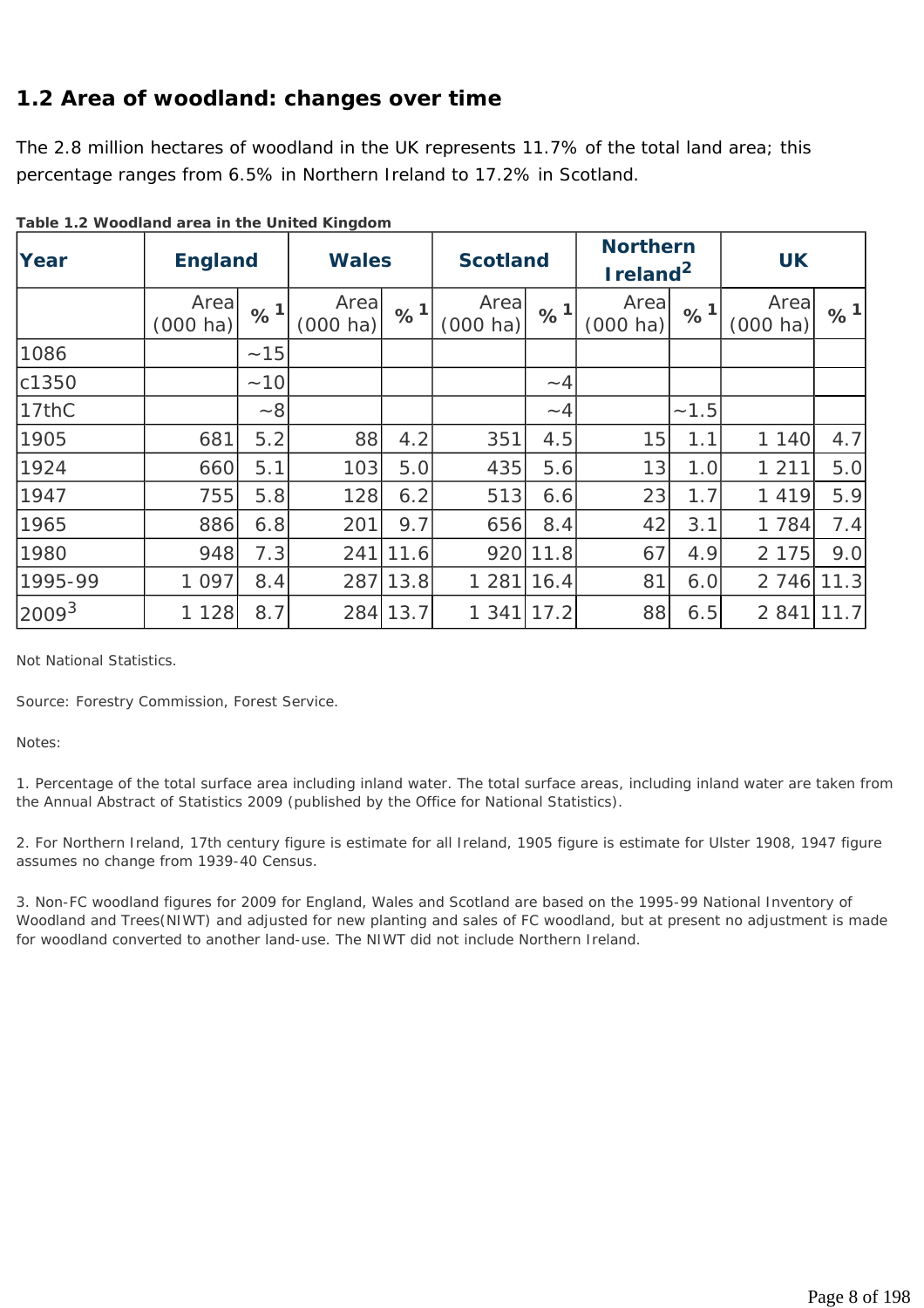## 1.2 Area of woodland: changes over time

The 2.8 million hectares of woodland in the UK represents 11.7% of the total land area; this percentage ranges from 6.5% in Northern Ireland to 17.2% in Scotland.

**Table 1.2 Woodland area in the United Kingdom**

| Year | England | | Wales | | Scotland | | Northern Ireland[2] | | UK | |
|---|---|---|---|---|---|---|---|---|---|---|
| | Area (000 ha) | %[1] | Area (000 ha) | %[1] | Area (000 ha) | %[1] | Area (000 ha) | %[1] | Area (000 ha) | %[1] |
| 1086 | | ~15 | | | | | | | | |
| c1350 | | ~10 | | | | ~4 | | | | |
| 17thC | | ~8 | | | | ~4 | | ~1.5 | | |
| 1905 | 681 | 5.2 | 88 | 4.2 | 351 | 4.5 | 15 | 1.1 | 1 140 | 4.7 |
| 1924 | 660 | 5.1 | 103 | 5.0 | 435 | 5.6 | 13 | 1.0 | 1 211 | 5.0 |
| 1947 | 755 | 5.8 | 128 | 6.2 | 513 | 6.6 | 23 | 1.7 | 1 419 | 5.9 |
| 1965 | 886 | 6.8 | 201 | 9.7 | 656 | 8.4 | 42 | 3.1 | 1 784 | 7.4 |
| 1980 | 948 | 7.3 | 241 | 11.6 | 920 | 11.8 | 67 | 4.9 | 2 175 | 9.0 |
| 1995-99 | 1 097 | 8.4 | 287 | 13.8 | 1 281 | 16.4 | 81 | 6.0 | 2 746 | 11.3 |
| 2009[3] | 1 128 | 8.7 | 284 | 13.7 | 1 341 | 17.2 | 88 | 6.5 | 2 841 | 11.7 |

Not National Statistics.

Source: Forestry Commission, Forest Service.

Notes:

1. Percentage of the total surface area including inland water. The total surface areas, including inland water are taken from the Annual Abstract of Statistics 2009 (published by the Office for National Statistics).

2. For Northern Ireland, 17th century figure is estimate for all Ireland, 1905 figure is estimate for Ulster 1908, 1947 figure assumes no change from 1939-40 Census.

3. Non-FC woodland figures for 2009 for England, Wales and Scotland are based on the 1995-99 National Inventory of Woodland and Trees(NIWT) and adjusted for new planting and sales of FC woodland, but at present no adjustment is made for woodland converted to another land-use. The NIWT did not include Northern Ireland.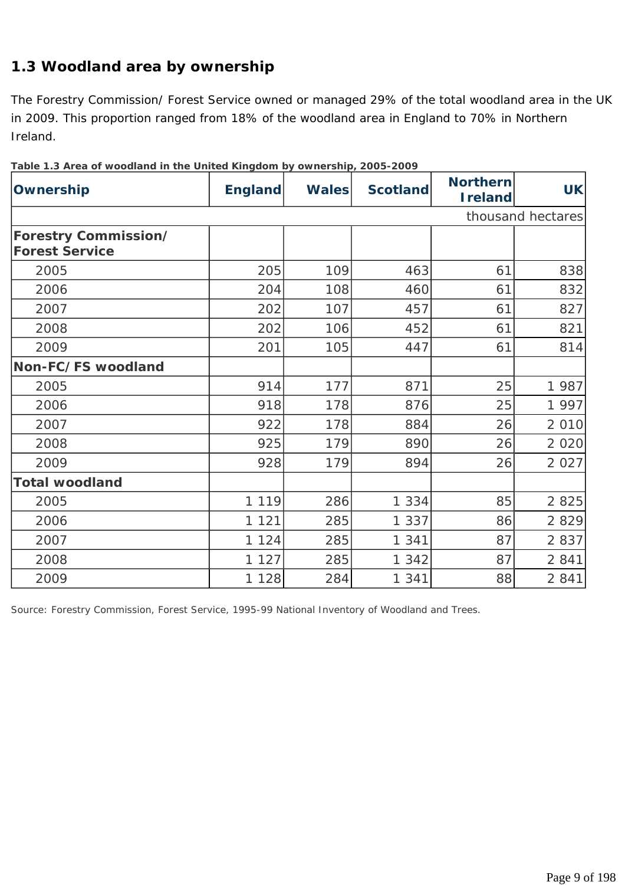## 1.3 Woodland area by ownership

The Forestry Commission/ Forest Service owned or managed 29% of the total woodland area in the UK in 2009. This proportion ranged from 18% of the woodland area in England to 70% in Northern Ireland.

**Table 1.3 Area of woodland in the United Kingdom by ownership, 2005-2009**

| Ownership | England | Wales | Scotland | Northern Ireland | UK |
|---|---|---|---|---|---|
| | | | | | thousand hectares |
| **Forestry Commission/ Forest Service** | | | | | |
| 2005 | 205 | 109 | 463 | 61 | 838 |
| 2006 | 204 | 108 | 460 | 61 | 832 |
| 2007 | 202 | 107 | 457 | 61 | 827 |
| 2008 | 202 | 106 | 452 | 61 | 821 |
| 2009 | 201 | 105 | 447 | 61 | 814 |
| **Non-FC/FS woodland** | | | | | |
| 2005 | 914 | 177 | 871 | 25 | 1 987 |
| 2006 | 918 | 178 | 876 | 25 | 1 997 |
| 2007 | 922 | 178 | 884 | 26 | 2 010 |
| 2008 | 925 | 179 | 890 | 26 | 2 020 |
| 2009 | 928 | 179 | 894 | 26 | 2 027 |
| **Total woodland** | | | | | |
| 2005 | 1 119 | 286 | 1 334 | 85 | 2 825 |
| 2006 | 1 121 | 285 | 1 337 | 86 | 2 829 |
| 2007 | 1 124 | 285 | 1 341 | 87 | 2 837 |
| 2008 | 1 127 | 285 | 1 342 | 87 | 2 841 |
| 2009 | 1 128 | 284 | 1 341 | 88 | 2 841 |

Source: Forestry Commission, Forest Service, 1995-99 National Inventory of Woodland and Trees.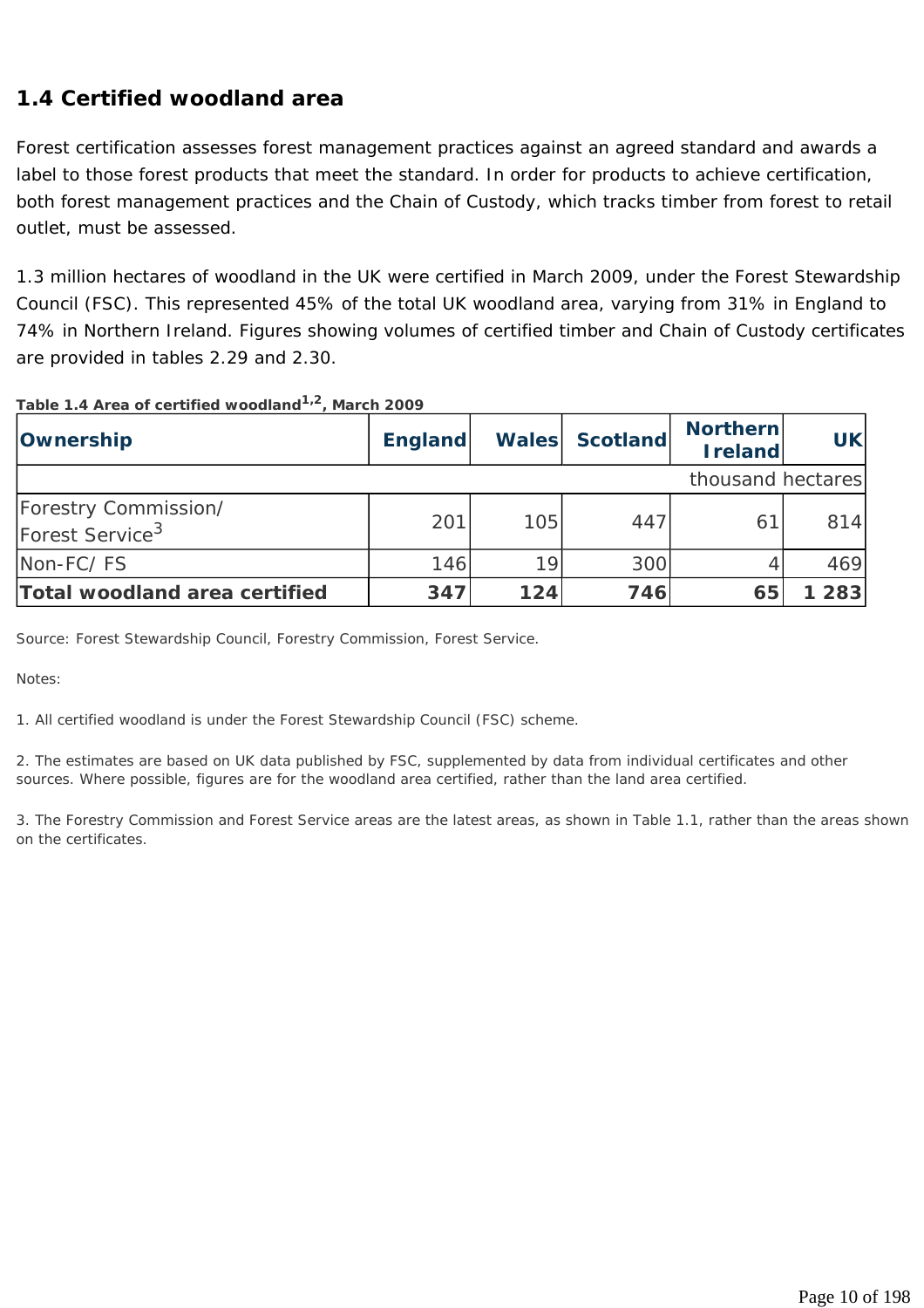## 1.4 Certified woodland area

Forest certification assesses forest management practices against an agreed standard and awards a label to those forest products that meet the standard. In order for products to achieve certification, both forest management practices and the Chain of Custody, which tracks timber from forest to retail outlet, must be assessed.

1.3 million hectares of woodland in the UK were certified in March 2009, under the Forest Stewardship Council (FSC). This represented 45% of the total UK woodland area, varying from 31% in England to 74% in Northern Ireland. Figures showing volumes of certified timber and Chain of Custody certificates are provided in tables 2.29 and 2.30.

**Table 1.4 Area of certified woodland[1,2], March 2009**

| Ownership | England | Wales | Scotland | Northern Ireland | UK |
|---|---|---|---|---|---|
| | | | | | thousand hectares |
| Forestry Commission/ Forest Service[3] | 201 | 105 | 447 | 61 | 814 |
| Non-FC/ FS | 146 | 19 | 300 | 4 | 469 |
| **Total woodland area certified** | **347** | **124** | **746** | **65** | **1 283** |

Source: Forest Stewardship Council, Forestry Commission, Forest Service.

Notes:

1. All certified woodland is under the Forest Stewardship Council (FSC) scheme.

2. The estimates are based on UK data published by FSC, supplemented by data from individual certificates and other sources. Where possible, figures are for the woodland area certified, rather than the land area certified.

3. The Forestry Commission and Forest Service areas are the latest areas, as shown in Table 1.1, rather than the areas shown on the certificates.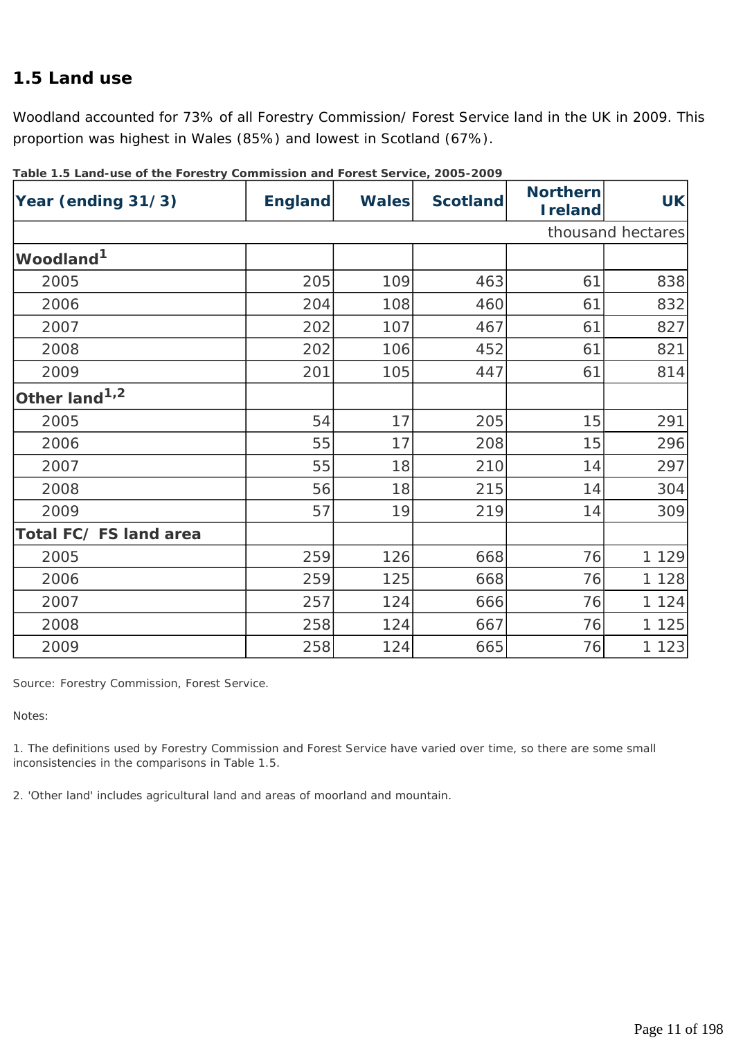## 1.5 Land use

Woodland accounted for 73% of all Forestry Commission/ Forest Service land in the UK in 2009. This proportion was highest in Wales (85%) and lowest in Scotland (67%).

**Table 1.5 Land-use of the Forestry Commission and Forest Service, 2005-2009**

| Year (ending 31/3) | England | Wales | Scotland | Northern Ireland | UK |
|---|---|---|---|---|---|
| | | | | | thousand hectares |
| **Woodland[1]** | | | | | |
| 2005 | 205 | 109 | 463 | 61 | 838 |
| 2006 | 204 | 108 | 460 | 61 | 832 |
| 2007 | 202 | 107 | 467 | 61 | 827 |
| 2008 | 202 | 106 | 452 | 61 | 821 |
| 2009 | 201 | 105 | 447 | 61 | 814 |
| **Other land[1,2]** | | | | | |
| 2005 | 54 | 17 | 205 | 15 | 291 |
| 2006 | 55 | 17 | 208 | 15 | 296 |
| 2007 | 55 | 18 | 210 | 14 | 297 |
| 2008 | 56 | 18 | 215 | 14 | 304 |
| 2009 | 57 | 19 | 219 | 14 | 309 |
| **Total FC/ FS land area** | | | | | |
| 2005 | 259 | 126 | 668 | 76 | 1 129 |
| 2006 | 259 | 125 | 668 | 76 | 1 128 |
| 2007 | 257 | 124 | 666 | 76 | 1 124 |
| 2008 | 258 | 124 | 667 | 76 | 1 125 |
| 2009 | 258 | 124 | 665 | 76 | 1 123 |

Source: Forestry Commission, Forest Service.

Notes:

1. The definitions used by Forestry Commission and Forest Service have varied over time, so there are some small inconsistencies in the comparisons in Table 1.5.

2. 'Other land' includes agricultural land and areas of moorland and mountain.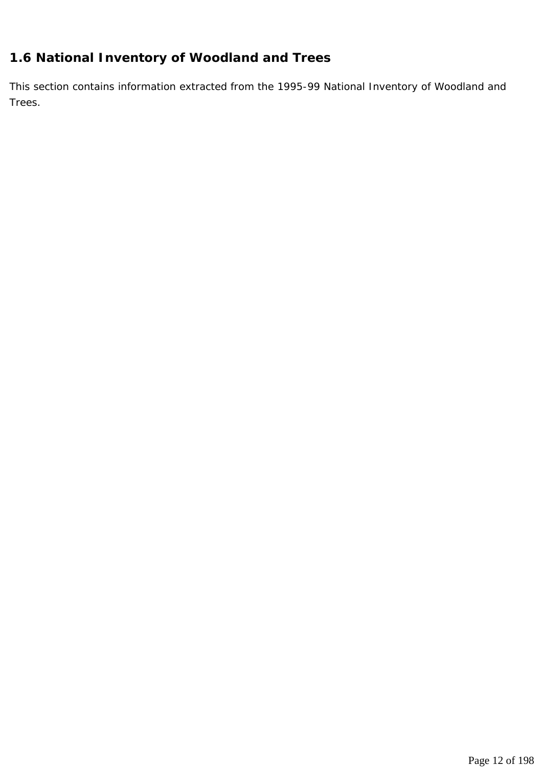## 1.6 National Inventory of Woodland and Trees

This section contains information extracted from the 1995-99 National Inventory of Woodland and Trees.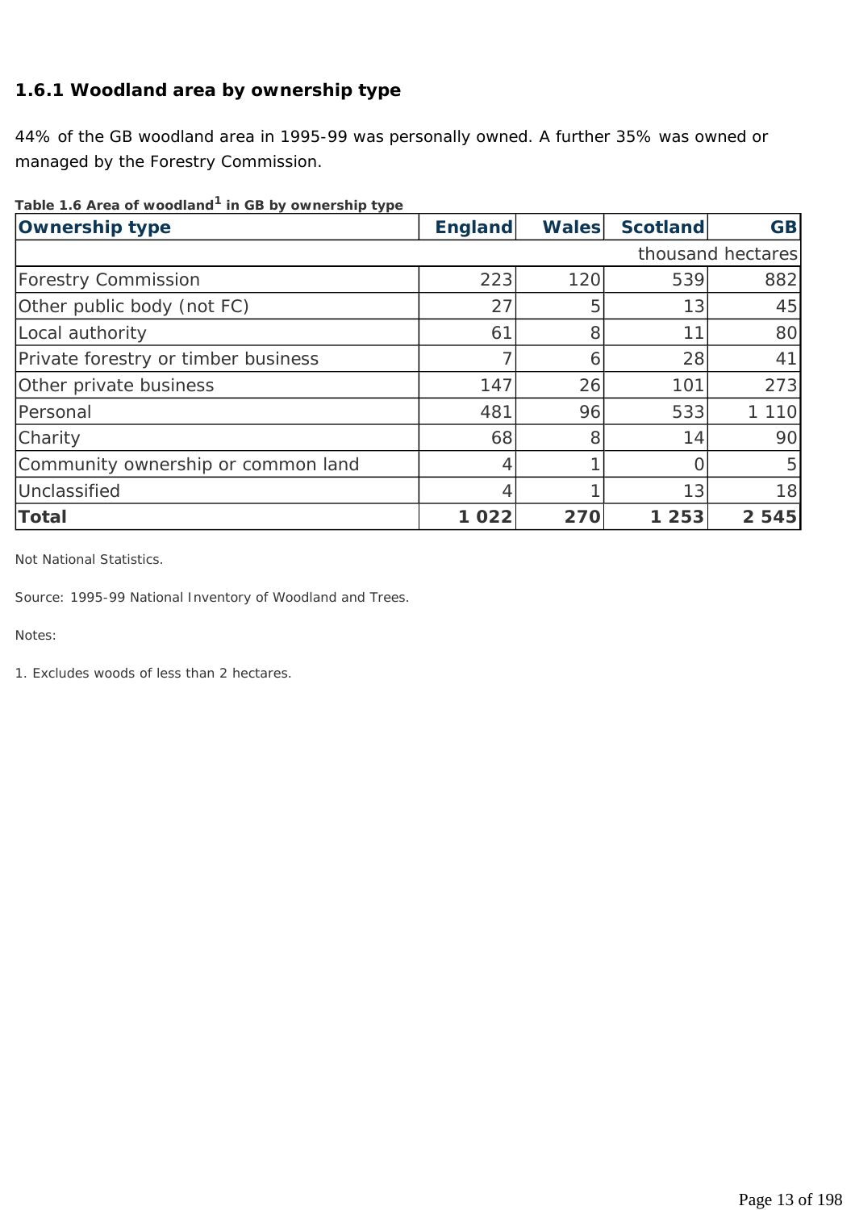### 1.6.1 Woodland area by ownership type

44% of the GB woodland area in 1995-99 was personally owned. A further 35% was owned or managed by the Forestry Commission.

**Table 1.6 Area of woodland[1] in GB by ownership type**

| Ownership type | England | Wales | Scotland | GB |
|---|---|---|---|---|
| | | | | thousand hectares |
| Forestry Commission | 223 | 120 | 539 | 882 |
| Other public body (not FC) | 27 | 5 | 13 | 45 |
| Local authority | 61 | 8 | 11 | 80 |
| Private forestry or timber business | 7 | 6 | 28 | 41 |
| Other private business | 147 | 26 | 101 | 273 |
| Personal | 481 | 96 | 533 | 1 110 |
| Charity | 68 | 8 | 14 | 90 |
| Community ownership or common land | 4 | 1 | 0 | 5 |
| Unclassified | 4 | 1 | 13 | 18 |
| **Total** | **1 022** | **270** | **1 253** | **2 545** |

Not National Statistics.

Source: 1995-99 National Inventory of Woodland and Trees.

Notes:

1. Excludes woods of less than 2 hectares.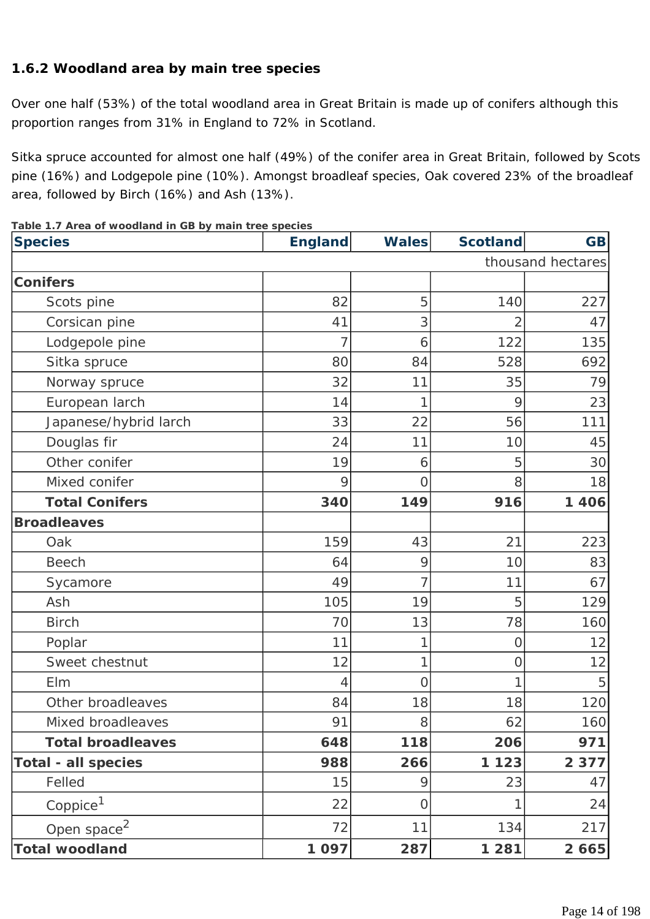### 1.6.2 Woodland area by main tree species

Over one half (53%) of the total woodland area in Great Britain is made up of conifers although this proportion ranges from 31% in England to 72% in Scotland.

Sitka spruce accounted for almost one half (49%) of the conifer area in Great Britain, followed by Scots pine (16%) and Lodgepole pine (10%). Amongst broadleaf species, Oak covered 23% of the broadleaf area, followed by Birch (16%) and Ash (13%).

**Table 1.7 Area of woodland in GB by main tree species**

| Species | England | Wales | Scotland | GB |
|---|---|---|---|---|
| | | | | thousand hectares |
| **Conifers** | | | | |
| Scots pine | 82 | 5 | 140 | 227 |
| Corsican pine | 41 | 3 | 2 | 47 |
| Lodgepole pine | 7 | 6 | 122 | 135 |
| Sitka spruce | 80 | 84 | 528 | 692 |
| Norway spruce | 32 | 11 | 35 | 79 |
| European larch | 14 | 1 | 9 | 23 |
| Japanese/hybrid larch | 33 | 22 | 56 | 111 |
| Douglas fir | 24 | 11 | 10 | 45 |
| Other conifer | 19 | 6 | 5 | 30 |
| Mixed conifer | 9 | 0 | 8 | 18 |
| **Total Conifers** | **340** | **149** | **916** | **1 406** |
| **Broadleaves** | | | | |
| Oak | 159 | 43 | 21 | 223 |
| Beech | 64 | 9 | 10 | 83 |
| Sycamore | 49 | 7 | 11 | 67 |
| Ash | 105 | 19 | 5 | 129 |
| Birch | 70 | 13 | 78 | 160 |
| Poplar | 11 | 1 | 0 | 12 |
| Sweet chestnut | 12 | 1 | 0 | 12 |
| Elm | 4 | 0 | 1 | 5 |
| Other broadleaves | 84 | 18 | 18 | 120 |
| Mixed broadleaves | 91 | 8 | 62 | 160 |
| **Total broadleaves** | **648** | **118** | **206** | **971** |
| **Total - all species** | **988** | **266** | **1 123** | **2 377** |
| Felled | 15 | 9 | 23 | 47 |
| Coppice[1] | 22 | 0 | 1 | 24 |
| Open space[2] | 72 | 11 | 134 | 217 |
| **Total woodland** | **1 097** | **287** | **1 281** | **2 665** |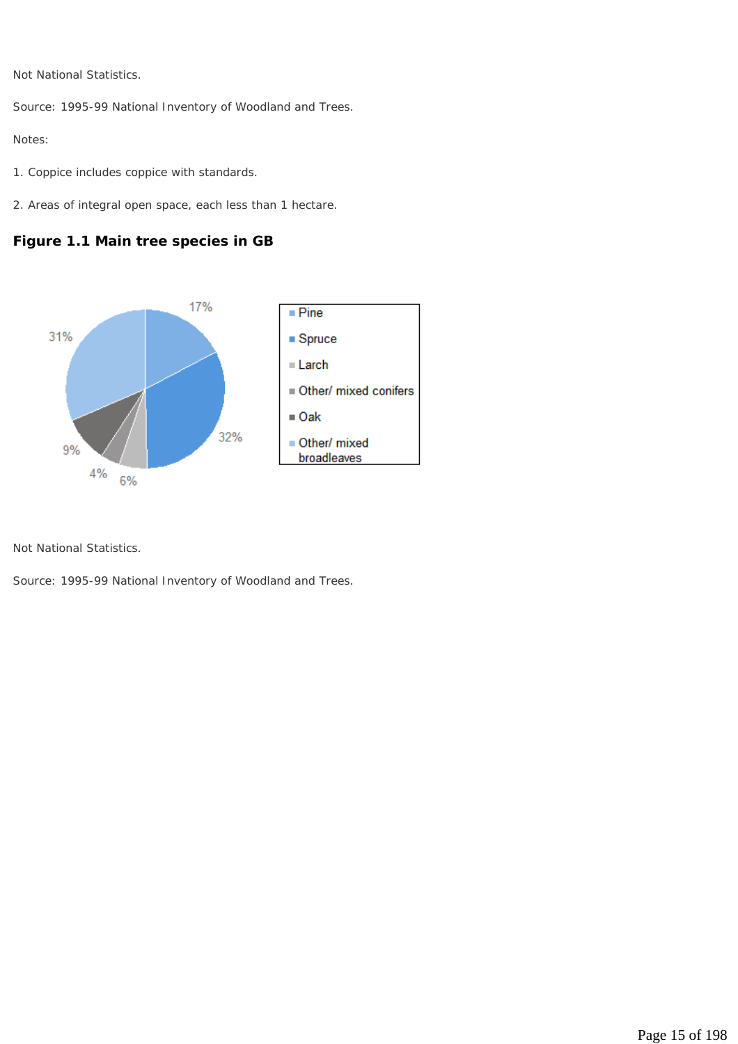Not National Statistics.

Source: 1995-99 National Inventory of Woodland and Trees.

Notes:

1. Coppice includes coppice with standards.

2. Areas of integral open space, each less than 1 hectare.

### Figure 1.1 Main tree species in GB

17%

32%

6%

4%

9%

31%

- Pine
- Spruce
- Larch
- Other/ mixed conifers
- Oak
- Other/ mixed broadleaves

Not National Statistics.

Source: 1995-99 National Inventory of Woodland and Trees.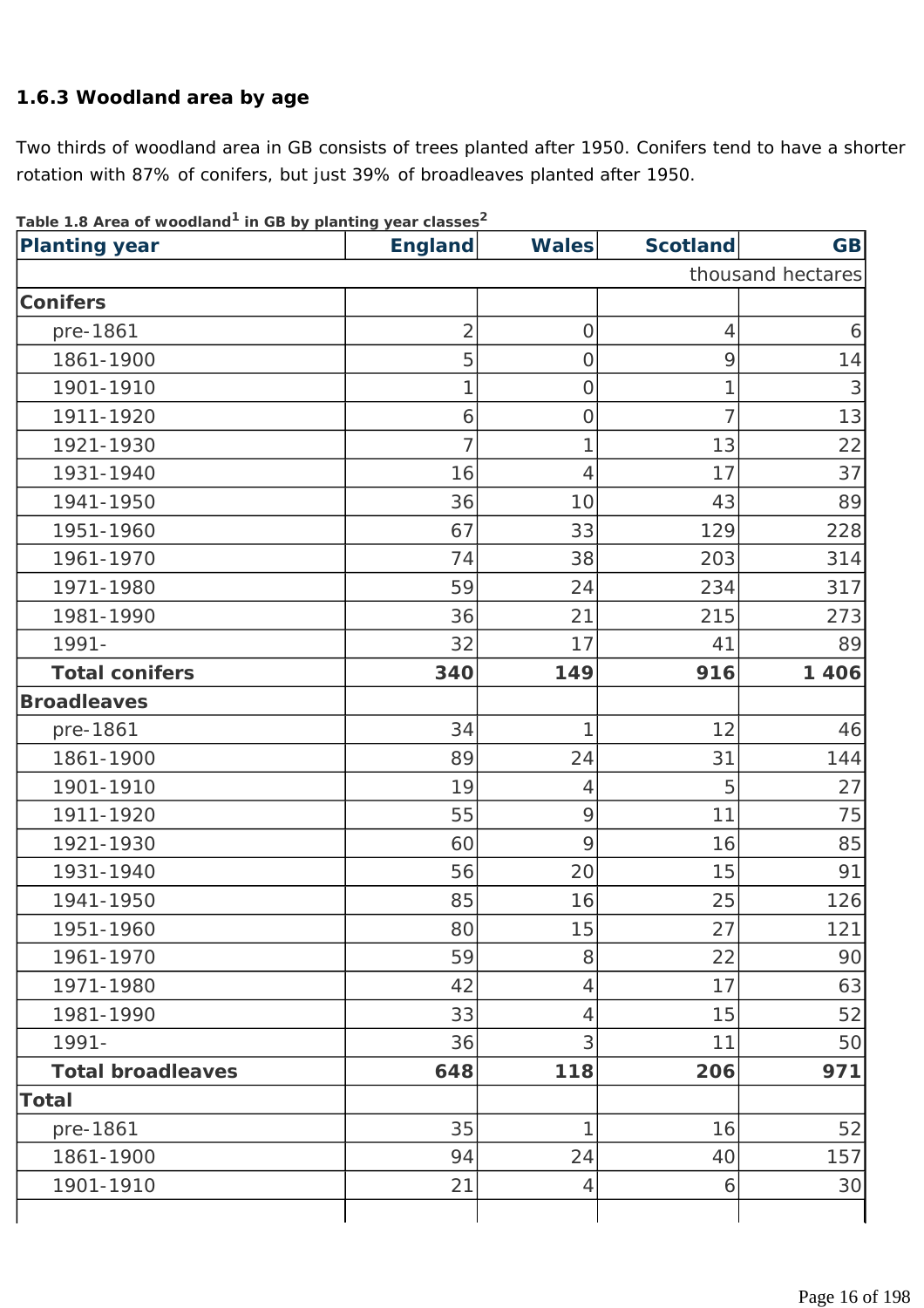### 1.6.3 Woodland area by age

Two thirds of woodland area in GB consists of trees planted after 1950. Conifers tend to have a shorter rotation with 87% of conifers, but just 39% of broadleaves planted after 1950.

**Table 1.8 Area of woodland[1] in GB by planting year classes[2]**

| Planting year | England | Wales | Scotland | GB |
|---|---|---|---|---|
| | | | | thousand hectares |
| **Conifers** | | | | |
| pre-1861 | 2 | 0 | 4 | 6 |
| 1861-1900 | 5 | 0 | 9 | 14 |
| 1901-1910 | 1 | 0 | 1 | 3 |
| 1911-1920 | 6 | 0 | 7 | 13 |
| 1921-1930 | 7 | 1 | 13 | 22 |
| 1931-1940 | 16 | 4 | 17 | 37 |
| 1941-1950 | 36 | 10 | 43 | 89 |
| 1951-1960 | 67 | 33 | 129 | 228 |
| 1961-1970 | 74 | 38 | 203 | 314 |
| 1971-1980 | 59 | 24 | 234 | 317 |
| 1981-1990 | 36 | 21 | 215 | 273 |
| 1991- | 32 | 17 | 41 | 89 |
| **Total conifers** | **340** | **149** | **916** | **1 406** |
| **Broadleaves** | | | | |
| pre-1861 | 34 | 1 | 12 | 46 |
| 1861-1900 | 89 | 24 | 31 | 144 |
| 1901-1910 | 19 | 4 | 5 | 27 |
| 1911-1920 | 55 | 9 | 11 | 75 |
| 1921-1930 | 60 | 9 | 16 | 85 |
| 1931-1940 | 56 | 20 | 15 | 91 |
| 1941-1950 | 85 | 16 | 25 | 126 |
| 1951-1960 | 80 | 15 | 27 | 121 |
| 1961-1970 | 59 | 8 | 22 | 90 |
| 1971-1980 | 42 | 4 | 17 | 63 |
| 1981-1990 | 33 | 4 | 15 | 52 |
| 1991- | 36 | 3 | 11 | 50 |
| **Total broadleaves** | **648** | **118** | **206** | **971** |
| **Total** | | | | |
| pre-1861 | 35 | 1 | 16 | 52 |
| 1861-1900 | 94 | 24 | 40 | 157 |
| 1901-1910 | 21 | 4 | 6 | 30 |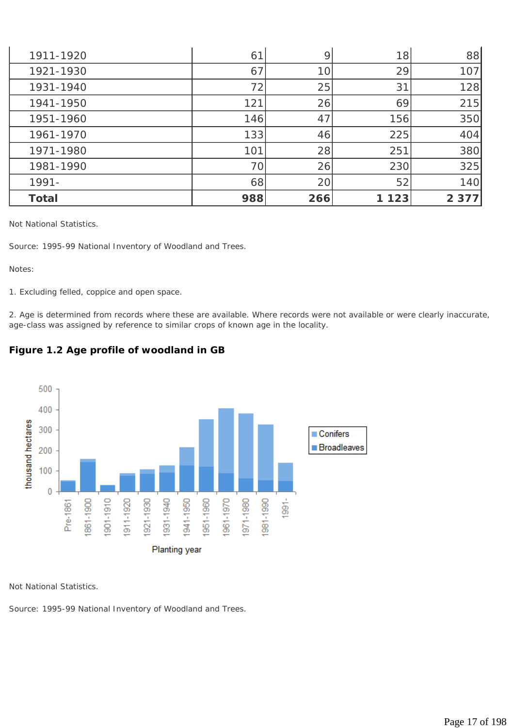| 1911-1920 | 61 | 9 | 18 | 88 |
|---|---|---|---|---|
| 1921-1930 | 67 | 10 | 29 | 107 |
| 1931-1940 | 72 | 25 | 31 | 128 |
| 1941-1950 | 121 | 26 | 69 | 215 |
| 1951-1960 | 146 | 47 | 156 | 350 |
| 1961-1970 | 133 | 46 | 225 | 404 |
| 1971-1980 | 101 | 28 | 251 | 380 |
| 1981-1990 | 70 | 26 | 230 | 325 |
| 1991- | 68 | 20 | 52 | 140 |
| **Total** | **988** | **266** | **1 123** | **2 377** |

Not National Statistics.

Source: 1995-99 National Inventory of Woodland and Trees.

Notes:

1. Excluding felled, coppice and open space.

2. Age is determined from records where these are available. Where records were not available or were clearly inaccurate, age-class was assigned by reference to similar crops of known age in the locality.

### Figure 1.2 Age profile of woodland in GB

Not National Statistics.

Source: 1995-99 National Inventory of Woodland and Trees.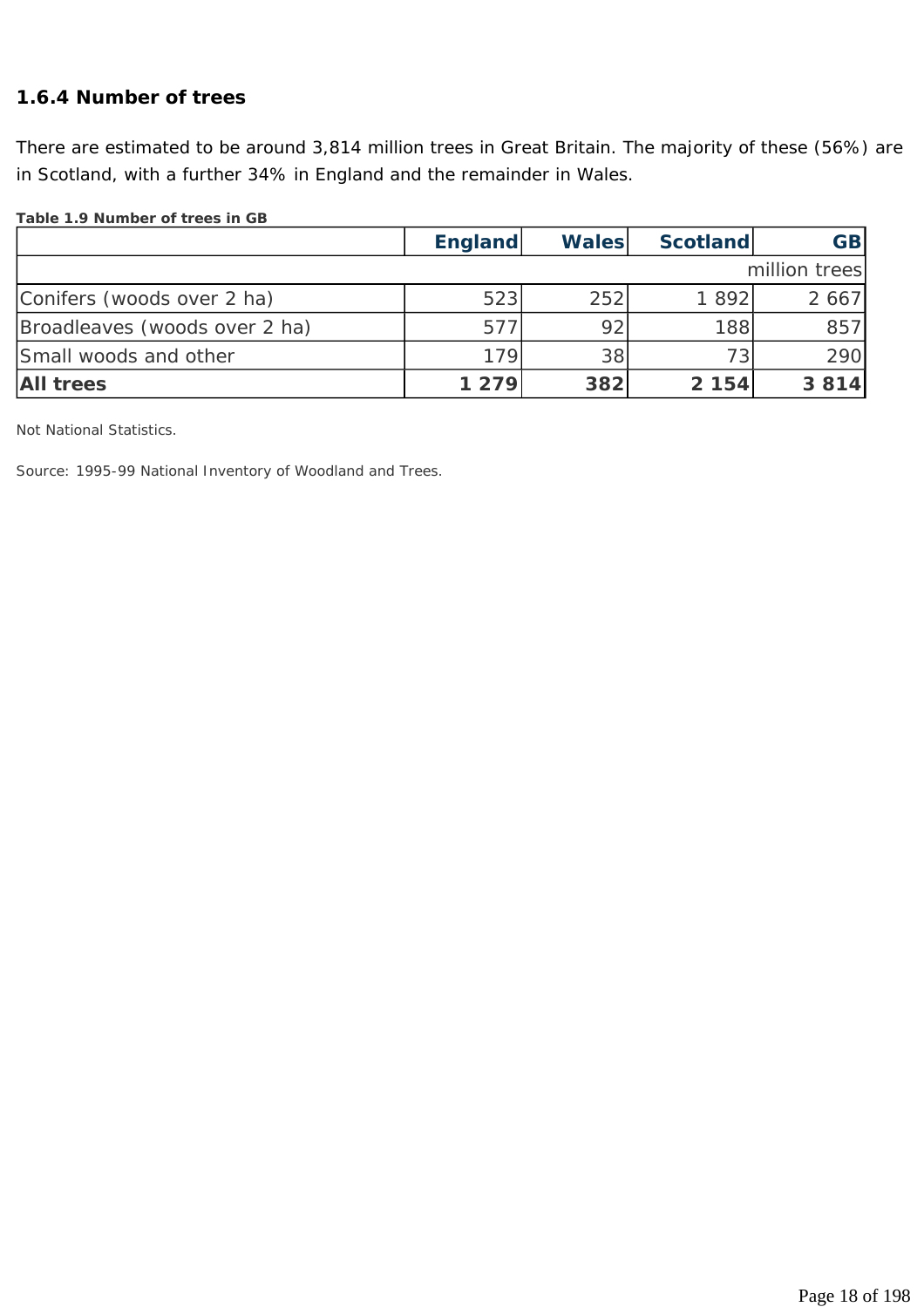### 1.6.4 Number of trees

There are estimated to be around 3,814 million trees in Great Britain. The majority of these (56%) are in Scotland, with a further 34% in England and the remainder in Wales.

**Table 1.9 Number of trees in GB**

| | England | Wales | Scotland | GB |
|---|---|---|---|---|
| | | | | million trees |
| Conifers (woods over 2 ha) | 523 | 252 | 1 892 | 2 667 |
| Broadleaves (woods over 2 ha) | 577 | 92 | 188 | 857 |
| Small woods and other | 179 | 38 | 73 | 290 |
| **All trees** | **1 279** | **382** | **2 154** | **3 814** |

Not National Statistics.

Source: 1995-99 National Inventory of Woodland and Trees.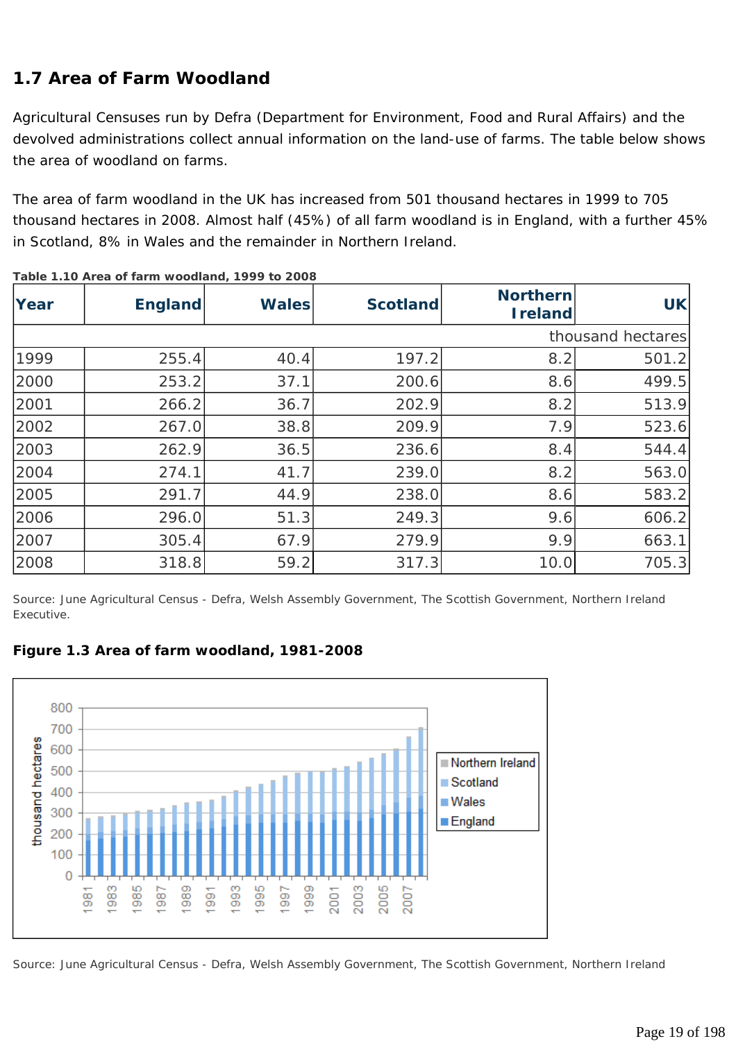## 1.7 Area of Farm Woodland

Agricultural Censuses run by Defra (Department for Environment, Food and Rural Affairs) and the devolved administrations collect annual information on the land-use of farms. The table below shows the area of woodland on farms.

The area of farm woodland in the UK has increased from 501 thousand hectares in 1999 to 705 thousand hectares in 2008. Almost half (45%) of all farm woodland is in England, with a further 45% in Scotland, 8% in Wales and the remainder in Northern Ireland.

**Table 1.10 Area of farm woodland, 1999 to 2008**

| Year | England | Wales | Scotland | Northern Ireland | UK |
|---|---|---|---|---|---|
| | | | | | thousand hectares |
| 1999 | 255.4 | 40.4 | 197.2 | 8.2 | 501.2 |
| 2000 | 253.2 | 37.1 | 200.6 | 8.6 | 499.5 |
| 2001 | 266.2 | 36.7 | 202.9 | 8.2 | 513.9 |
| 2002 | 267.0 | 38.8 | 209.9 | 7.9 | 523.6 |
| 2003 | 262.9 | 36.5 | 236.6 | 8.4 | 544.4 |
| 2004 | 274.1 | 41.7 | 239.0 | 8.2 | 563.0 |
| 2005 | 291.7 | 44.9 | 238.0 | 8.6 | 583.2 |
| 2006 | 296.0 | 51.3 | 249.3 | 9.6 | 606.2 |
| 2007 | 305.4 | 67.9 | 279.9 | 9.9 | 663.1 |
| 2008 | 318.8 | 59.2 | 317.3 | 10.0 | 705.3 |

Source: June Agricultural Census - Defra, Welsh Assembly Government, The Scottish Government, Northern Ireland Executive.

**Figure 1.3 Area of farm woodland, 1981-2008**

Source: June Agricultural Census - Defra, Welsh Assembly Government, The Scottish Government, Northern Ireland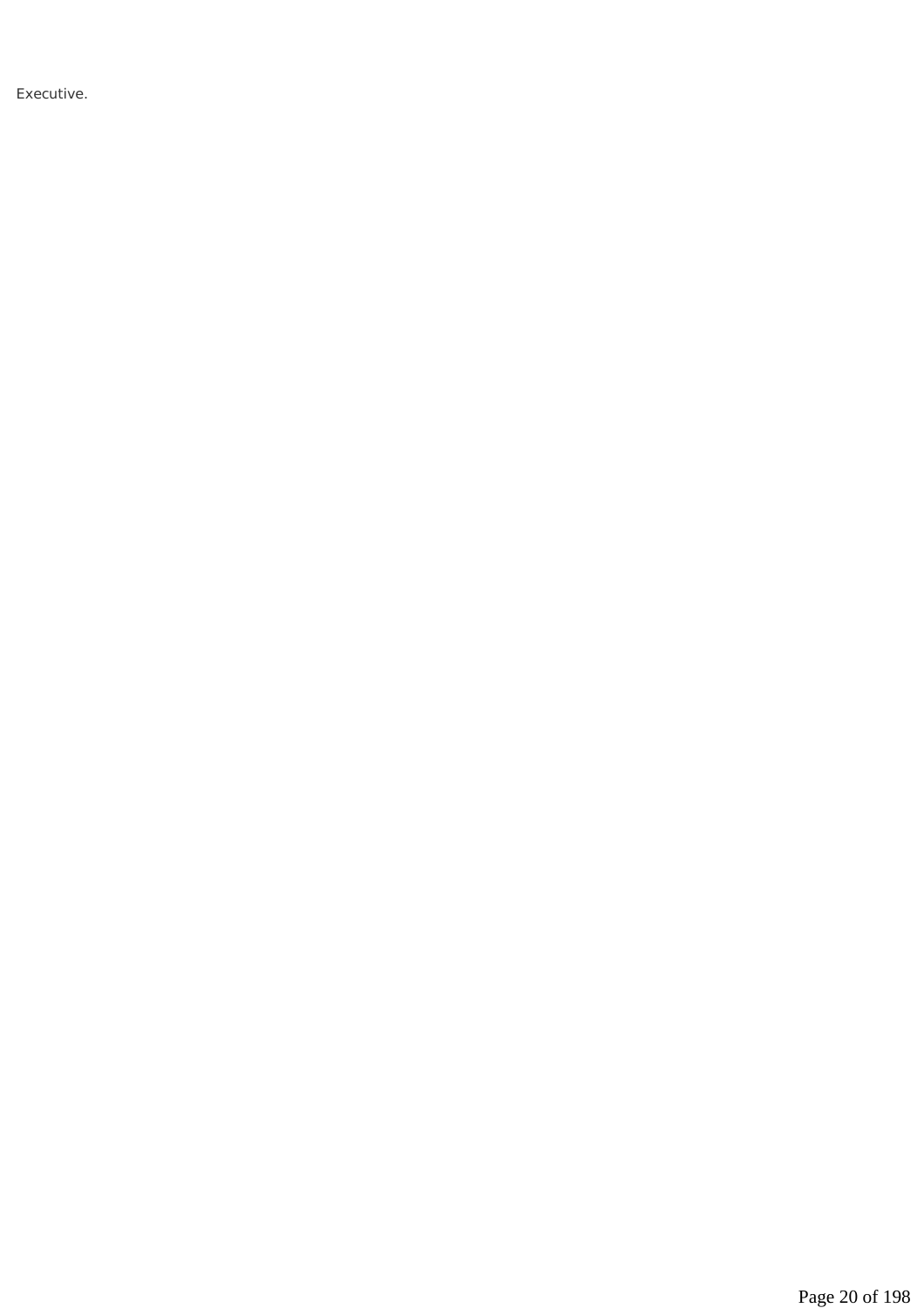Executive.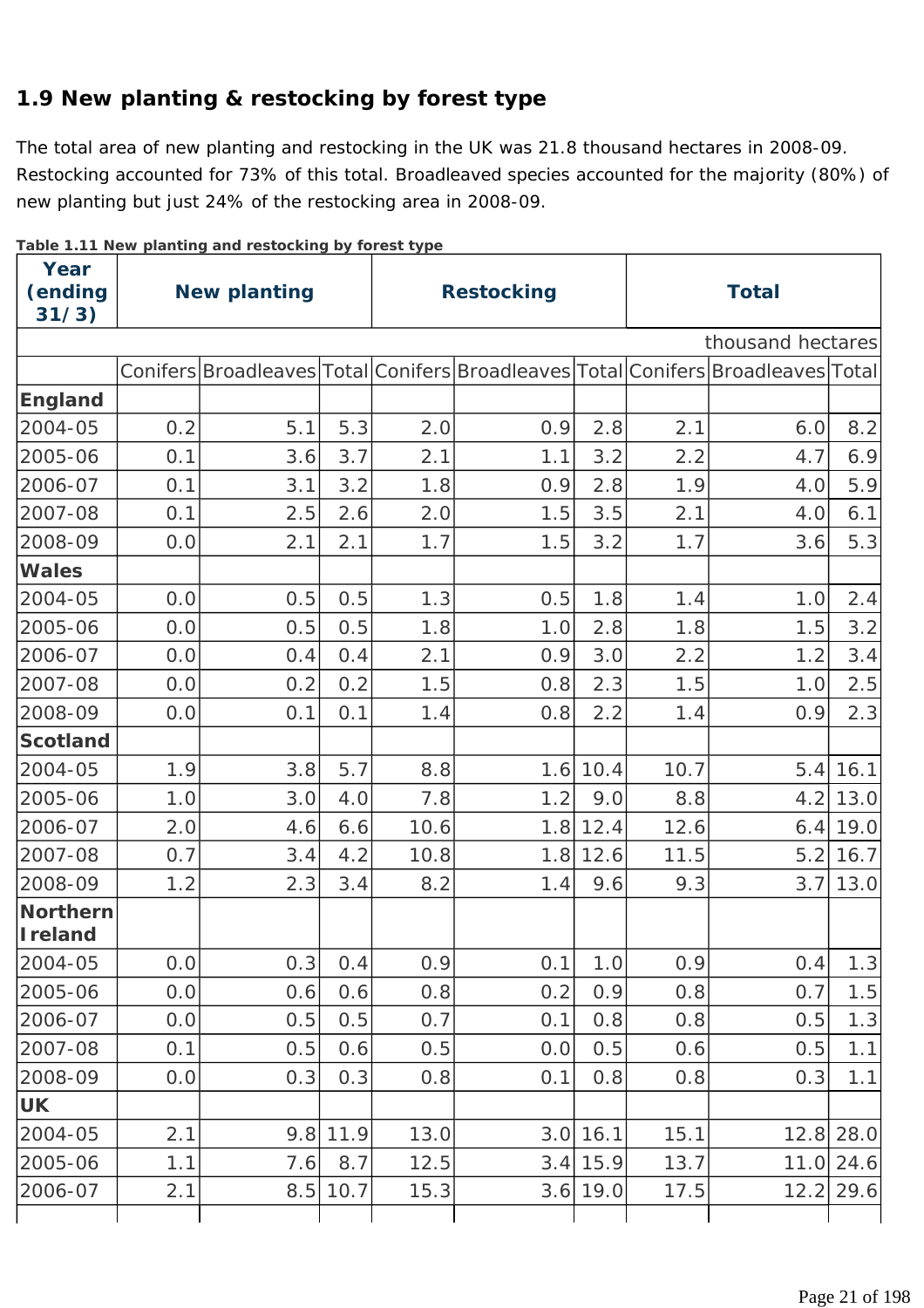## 1.9 New planting & restocking by forest type

The total area of new planting and restocking in the UK was 21.8 thousand hectares in 2008-09. Restocking accounted for 73% of this total. Broadleaved species accounted for the majority (80%) of new planting but just 24% of the restocking area in 2008-09.

**Table 1.11 New planting and restocking by forest type**

| Year (ending 31/3) | New planting | | | Restocking | | | Total | | |
|---|---|---|---|---|---|---|---|---|---|
| | | | | | | | | | thousand hectares |
| | Conifers | Broadleaves | Total | Conifers | Broadleaves | Total | Conifers | Broadleaves | Total |
| **England** | | | | | | | | | |
| 2004-05 | 0.2 | 5.1 | 5.3 | 2.0 | 0.9 | 2.8 | 2.1 | 6.0 | 8.2 |
| 2005-06 | 0.1 | 3.6 | 3.7 | 2.1 | 1.1 | 3.2 | 2.2 | 4.7 | 6.9 |
| 2006-07 | 0.1 | 3.1 | 3.2 | 1.8 | 0.9 | 2.8 | 1.9 | 4.0 | 5.9 |
| 2007-08 | 0.1 | 2.5 | 2.6 | 2.0 | 1.5 | 3.5 | 2.1 | 4.0 | 6.1 |
| 2008-09 | 0.0 | 2.1 | 2.1 | 1.7 | 1.5 | 3.2 | 1.7 | 3.6 | 5.3 |
| **Wales** | | | | | | | | | |
| 2004-05 | 0.0 | 0.5 | 0.5 | 1.3 | 0.5 | 1.8 | 1.4 | 1.0 | 2.4 |
| 2005-06 | 0.0 | 0.5 | 0.5 | 1.8 | 1.0 | 2.8 | 1.8 | 1.5 | 3.2 |
| 2006-07 | 0.0 | 0.4 | 0.4 | 2.1 | 0.9 | 3.0 | 2.2 | 1.2 | 3.4 |
| 2007-08 | 0.0 | 0.2 | 0.2 | 1.5 | 0.8 | 2.3 | 1.5 | 1.0 | 2.5 |
| 2008-09 | 0.0 | 0.1 | 0.1 | 1.4 | 0.8 | 2.2 | 1.4 | 0.9 | 2.3 |
| **Scotland** | | | | | | | | | |
| 2004-05 | 1.9 | 3.8 | 5.7 | 8.8 | 1.6 | 10.4 | 10.7 | 5.4 | 16.1 |
| 2005-06 | 1.0 | 3.0 | 4.0 | 7.8 | 1.2 | 9.0 | 8.8 | 4.2 | 13.0 |
| 2006-07 | 2.0 | 4.6 | 6.6 | 10.6 | 1.8 | 12.4 | 12.6 | 6.4 | 19.0 |
| 2007-08 | 0.7 | 3.4 | 4.2 | 10.8 | 1.8 | 12.6 | 11.5 | 5.2 | 16.7 |
| 2008-09 | 1.2 | 2.3 | 3.4 | 8.2 | 1.4 | 9.6 | 9.3 | 3.7 | 13.0 |
| **Northern Ireland** | | | | | | | | | |
| 2004-05 | 0.0 | 0.3 | 0.4 | 0.9 | 0.1 | 1.0 | 0.9 | 0.4 | 1.3 |
| 2005-06 | 0.0 | 0.6 | 0.6 | 0.8 | 0.2 | 0.9 | 0.8 | 0.7 | 1.5 |
| 2006-07 | 0.0 | 0.5 | 0.5 | 0.7 | 0.1 | 0.8 | 0.8 | 0.5 | 1.3 |
| 2007-08 | 0.1 | 0.5 | 0.6 | 0.5 | 0.0 | 0.5 | 0.6 | 0.5 | 1.1 |
| 2008-09 | 0.0 | 0.3 | 0.3 | 0.8 | 0.1 | 0.8 | 0.8 | 0.3 | 1.1 |
| **UK** | | | | | | | | | |
| 2004-05 | 2.1 | 9.8 | 11.9 | 13.0 | 3.0 | 16.1 | 15.1 | 12.8 | 28.0 |
| 2005-06 | 1.1 | 7.6 | 8.7 | 12.5 | 3.4 | 15.9 | 13.7 | 11.0 | 24.6 |
| 2006-07 | 2.1 | 8.5 | 10.7 | 15.3 | 3.6 | 19.0 | 17.5 | 12.2 | 29.6 |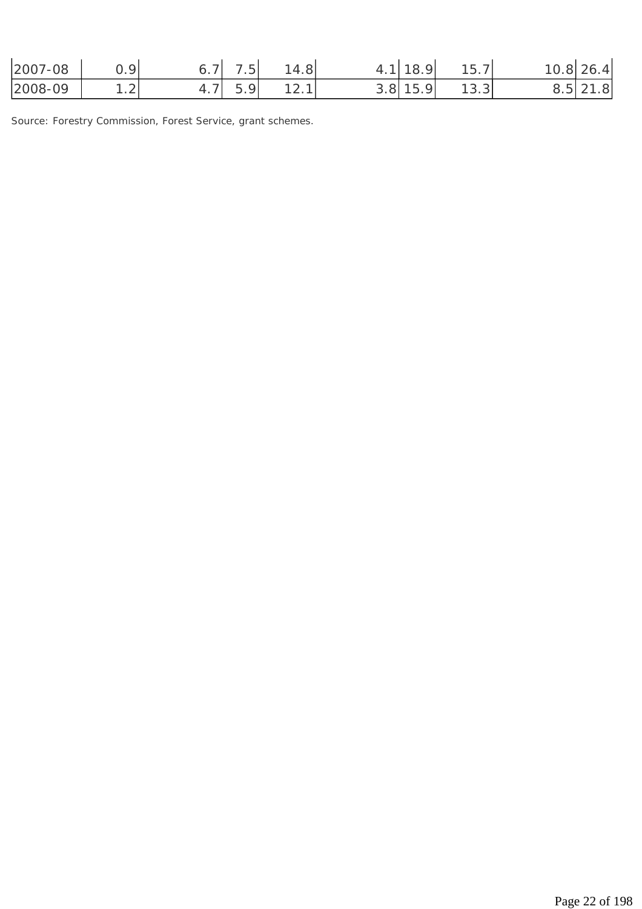| | | | | | | | | | |
|---|---|---|---|---|---|---|---|---|---|
| 2007-08 | 0.9 | 6.7 | 7.5 | 14.8 | 4.1 | 18.9 | 15.7 | 10.8 | 26.4 |
| 2008-09 | 1.2 | 4.7 | 5.9 | 12.1 | 3.8 | 15.9 | 13.3 | 8.5 | 21.8 |

Source: Forestry Commission, Forest Service, grant schemes.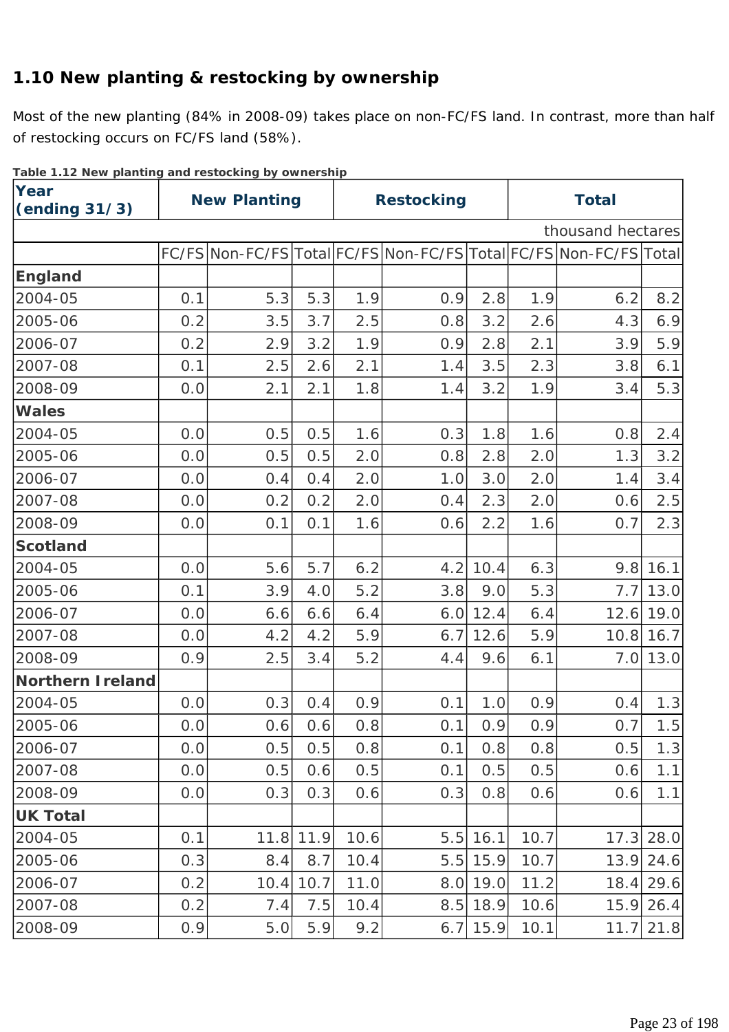## 1.10 New planting & restocking by ownership

Most of the new planting (84% in 2008-09) takes place on non-FC/FS land. In contrast, more than half of restocking occurs on FC/FS land (58%).

**Table 1.12 New planting and restocking by ownership**

| Year (ending 31/3) | New Planting | | | Restocking | | | Total | | |
|---|---|---|---|---|---|---|---|---|---|
| | | | | | | | | | thousand hectares |
| | FC/FS | Non-FC/FS | Total | FC/FS | Non-FC/FS | Total | FC/FS | Non-FC/FS | Total |
| **England** | | | | | | | | | |
| 2004-05 | 0.1 | 5.3 | 5.3 | 1.9 | 0.9 | 2.8 | 1.9 | 6.2 | 8.2 |
| 2005-06 | 0.2 | 3.5 | 3.7 | 2.5 | 0.8 | 3.2 | 2.6 | 4.3 | 6.9 |
| 2006-07 | 0.2 | 2.9 | 3.2 | 1.9 | 0.9 | 2.8 | 2.1 | 3.9 | 5.9 |
| 2007-08 | 0.1 | 2.5 | 2.6 | 2.1 | 1.4 | 3.5 | 2.3 | 3.8 | 6.1 |
| 2008-09 | 0.0 | 2.1 | 2.1 | 1.8 | 1.4 | 3.2 | 1.9 | 3.4 | 5.3 |
| **Wales** | | | | | | | | | |
| 2004-05 | 0.0 | 0.5 | 0.5 | 1.6 | 0.3 | 1.8 | 1.6 | 0.8 | 2.4 |
| 2005-06 | 0.0 | 0.5 | 0.5 | 2.0 | 0.8 | 2.8 | 2.0 | 1.3 | 3.2 |
| 2006-07 | 0.0 | 0.4 | 0.4 | 2.0 | 1.0 | 3.0 | 2.0 | 1.4 | 3.4 |
| 2007-08 | 0.0 | 0.2 | 0.2 | 2.0 | 0.4 | 2.3 | 2.0 | 0.6 | 2.5 |
| 2008-09 | 0.0 | 0.1 | 0.1 | 1.6 | 0.6 | 2.2 | 1.6 | 0.7 | 2.3 |
| **Scotland** | | | | | | | | | |
| 2004-05 | 0.0 | 5.6 | 5.7 | 6.2 | 4.2 | 10.4 | 6.3 | 9.8 | 16.1 |
| 2005-06 | 0.1 | 3.9 | 4.0 | 5.2 | 3.8 | 9.0 | 5.3 | 7.7 | 13.0 |
| 2006-07 | 0.0 | 6.6 | 6.6 | 6.4 | 6.0 | 12.4 | 6.4 | 12.6 | 19.0 |
| 2007-08 | 0.0 | 4.2 | 4.2 | 5.9 | 6.7 | 12.6 | 5.9 | 10.8 | 16.7 |
| 2008-09 | 0.9 | 2.5 | 3.4 | 5.2 | 4.4 | 9.6 | 6.1 | 7.0 | 13.0 |
| **Northern Ireland** | | | | | | | | | |
| 2004-05 | 0.0 | 0.3 | 0.4 | 0.9 | 0.1 | 1.0 | 0.9 | 0.4 | 1.3 |
| 2005-06 | 0.0 | 0.6 | 0.6 | 0.8 | 0.1 | 0.9 | 0.9 | 0.7 | 1.5 |
| 2006-07 | 0.0 | 0.5 | 0.5 | 0.8 | 0.1 | 0.8 | 0.8 | 0.5 | 1.3 |
| 2007-08 | 0.0 | 0.5 | 0.6 | 0.5 | 0.1 | 0.5 | 0.5 | 0.6 | 1.1 |
| 2008-09 | 0.0 | 0.3 | 0.3 | 0.6 | 0.3 | 0.8 | 0.6 | 0.6 | 1.1 |
| **UK Total** | | | | | | | | | |
| 2004-05 | 0.1 | 11.8 | 11.9 | 10.6 | 5.5 | 16.1 | 10.7 | 17.3 | 28.0 |
| 2005-06 | 0.3 | 8.4 | 8.7 | 10.4 | 5.5 | 15.9 | 10.7 | 13.9 | 24.6 |
| 2006-07 | 0.2 | 10.4 | 10.7 | 11.0 | 8.0 | 19.0 | 11.2 | 18.4 | 29.6 |
| 2007-08 | 0.2 | 7.4 | 7.5 | 10.4 | 8.5 | 18.9 | 10.6 | 15.9 | 26.4 |
| 2008-09 | 0.9 | 5.0 | 5.9 | 9.2 | 6.7 | 15.9 | 10.1 | 11.7 | 21.8 |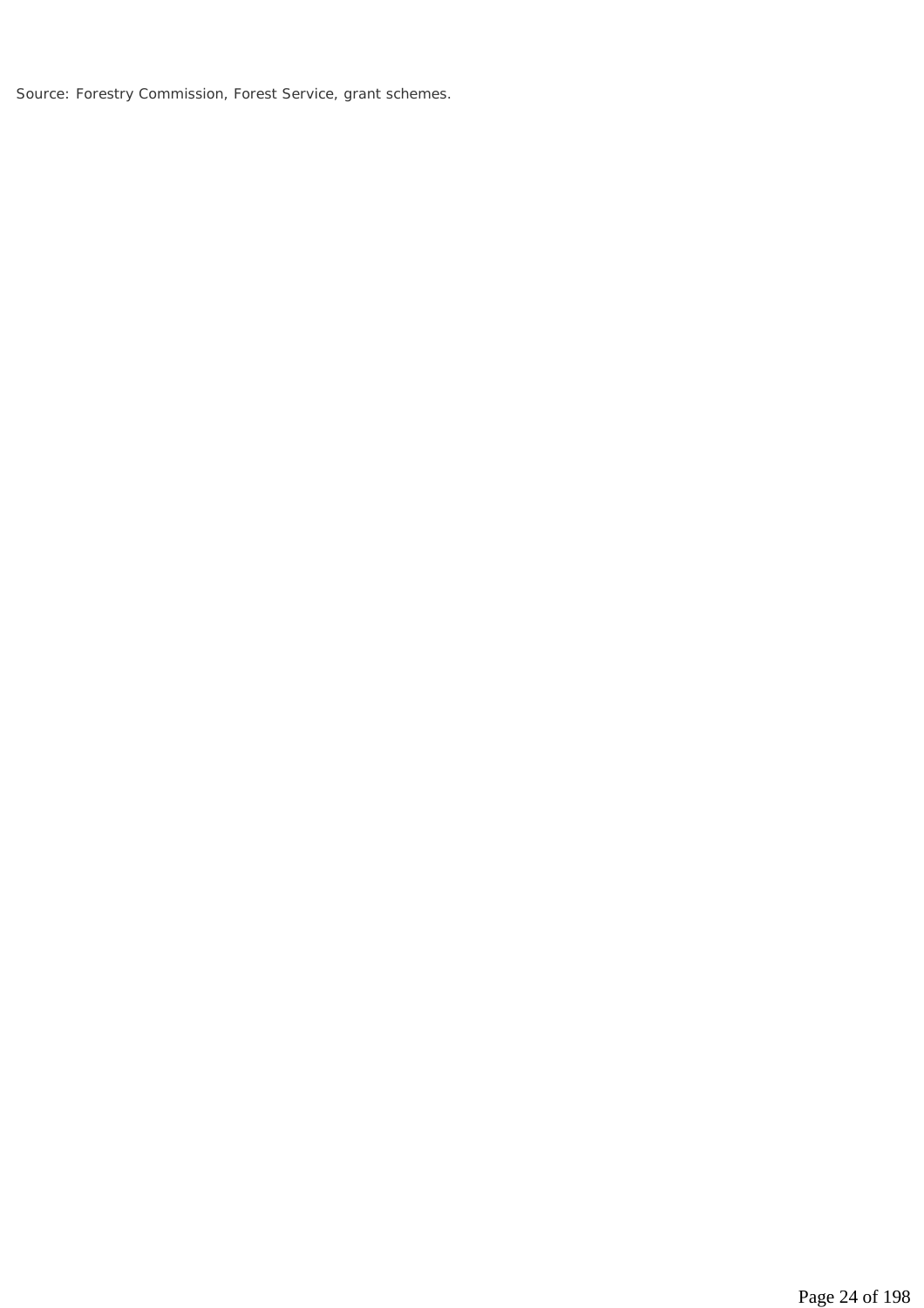Source: Forestry Commission, Forest Service, grant schemes.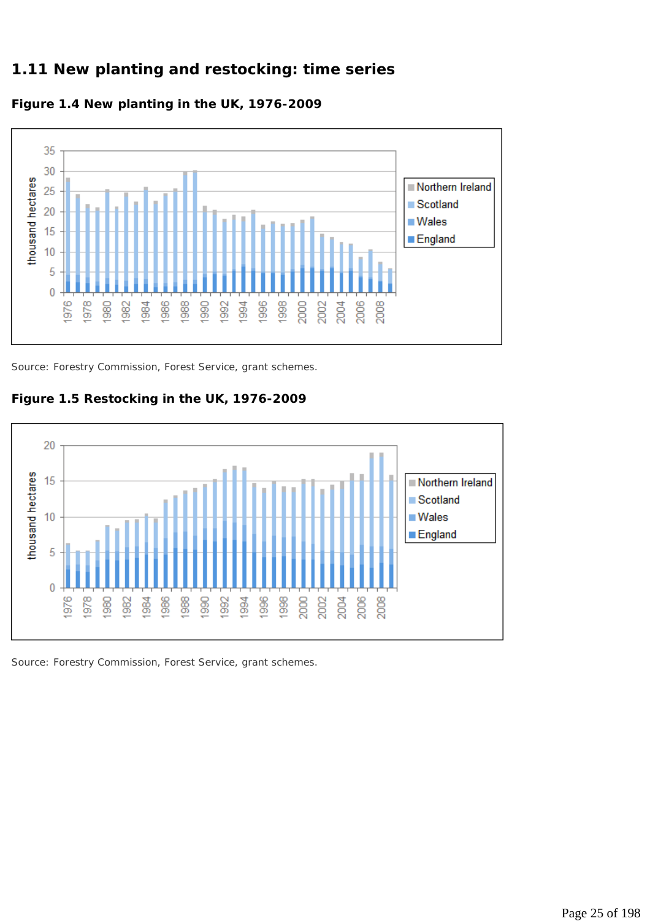## 1.11 New planting and restocking: time series

### Figure 1.4 New planting in the UK, 1976-2009

Source: Forestry Commission, Forest Service, grant schemes.

### Figure 1.5 Restocking in the UK, 1976-2009

Source: Forestry Commission, Forest Service, grant schemes.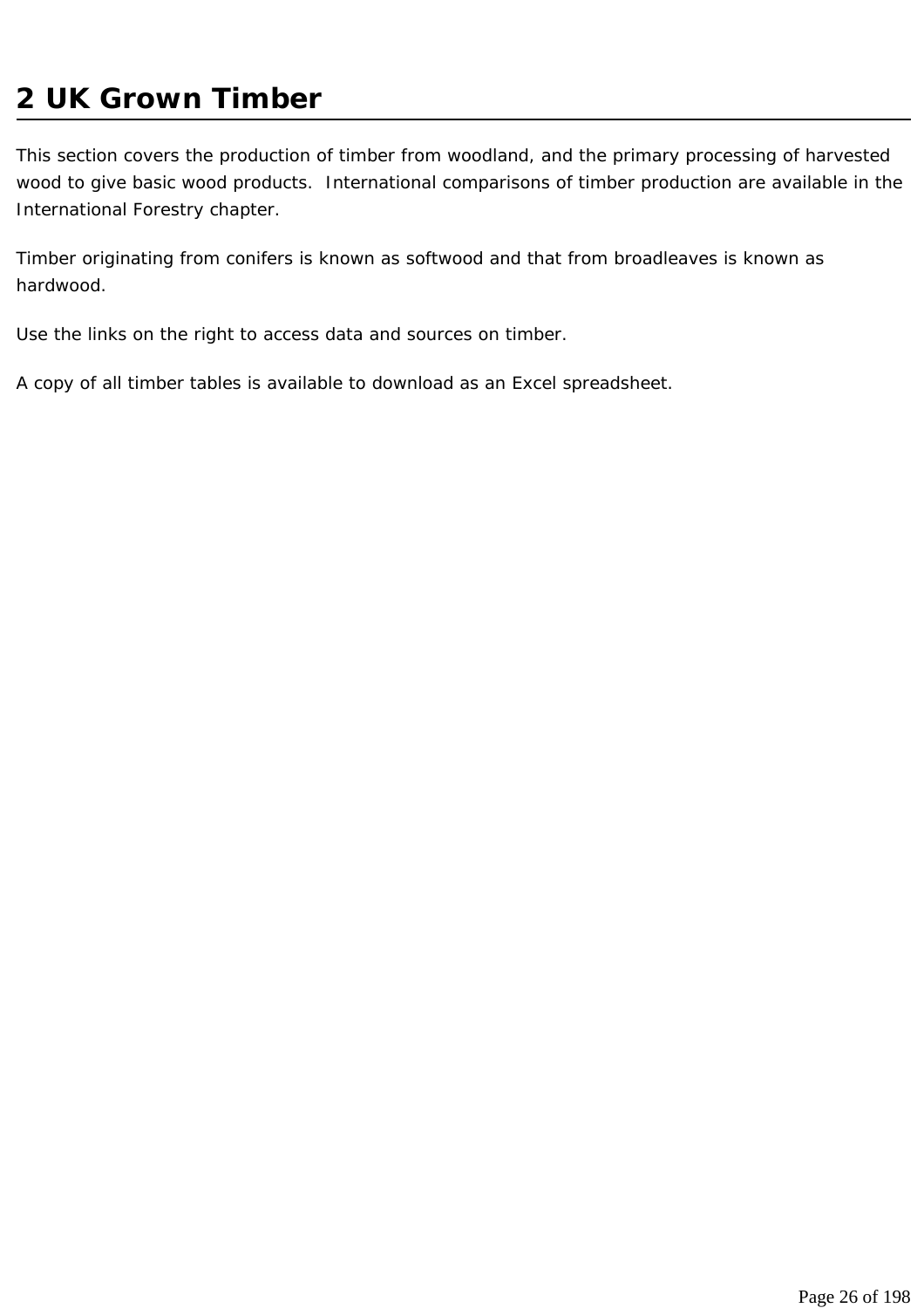# 2 UK Grown Timber

This section covers the production of timber from woodland, and the primary processing of harvested wood to give basic wood products.  International comparisons of timber production are available in the International Forestry chapter.

Timber originating from conifers is known as softwood and that from broadleaves is known as hardwood.

Use the links on the right to access data and sources on timber.

A copy of all timber tables is available to download as an Excel spreadsheet.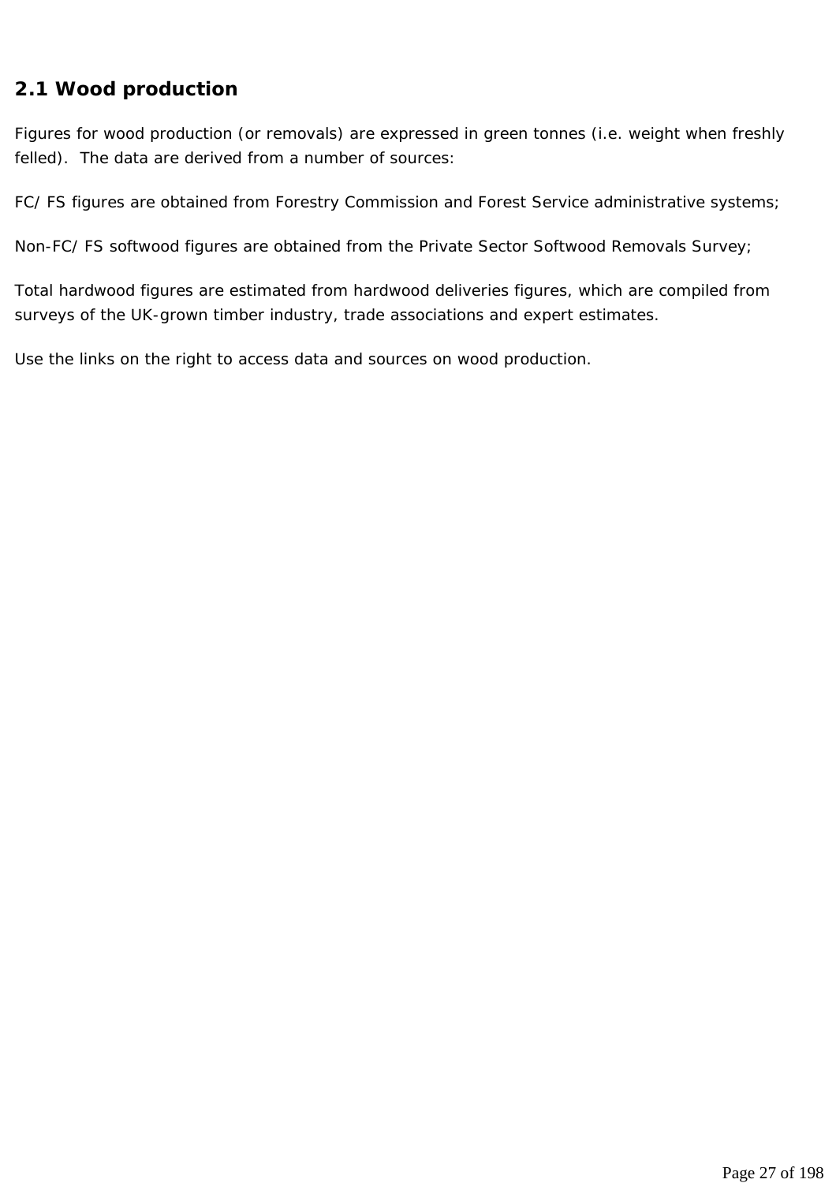## 2.1 Wood production

Figures for wood production (or removals) are expressed in green tonnes (i.e. weight when freshly felled). The data are derived from a number of sources:

FC/FS figures are obtained from Forestry Commission and Forest Service administrative systems;

Non-FC/FS softwood figures are obtained from the Private Sector Softwood Removals Survey;

Total hardwood figures are estimated from hardwood deliveries figures, which are compiled from surveys of the UK-grown timber industry, trade associations and expert estimates.

Use the links on the right to access data and sources on wood production.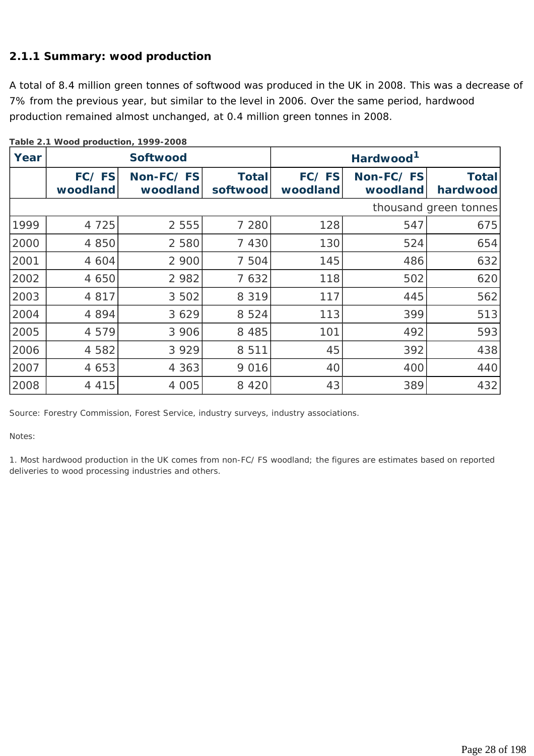### 2.1.1 Summary: wood production

A total of 8.4 million green tonnes of softwood was produced in the UK in 2008. This was a decrease of 7% from the previous year, but similar to the level in 2006. Over the same period, hardwood production remained almost unchanged, at 0.4 million green tonnes in 2008.

**Table 2.1 Wood production, 1999-2008**

| Year | Softwood | | | Hardwood[1] | | |
|---|---|---|---|---|---|---|
| | FC/ FS woodland | Non-FC/ FS woodland | Total softwood | FC/ FS woodland | Non-FC/ FS woodland | Total hardwood |
| | | | | | | thousand green tonnes |
| 1999 | 4 725 | 2 555 | 7 280 | 128 | 547 | 675 |
| 2000 | 4 850 | 2 580 | 7 430 | 130 | 524 | 654 |
| 2001 | 4 604 | 2 900 | 7 504 | 145 | 486 | 632 |
| 2002 | 4 650 | 2 982 | 7 632 | 118 | 502 | 620 |
| 2003 | 4 817 | 3 502 | 8 319 | 117 | 445 | 562 |
| 2004 | 4 894 | 3 629 | 8 524 | 113 | 399 | 513 |
| 2005 | 4 579 | 3 906 | 8 485 | 101 | 492 | 593 |
| 2006 | 4 582 | 3 929 | 8 511 | 45 | 392 | 438 |
| 2007 | 4 653 | 4 363 | 9 016 | 40 | 400 | 440 |
| 2008 | 4 415 | 4 005 | 8 420 | 43 | 389 | 432 |

Source: Forestry Commission, Forest Service, industry surveys, industry associations.

Notes:

1. Most hardwood production in the UK comes from non-FC/ FS woodland; the figures are estimates based on reported deliveries to wood processing industries and others.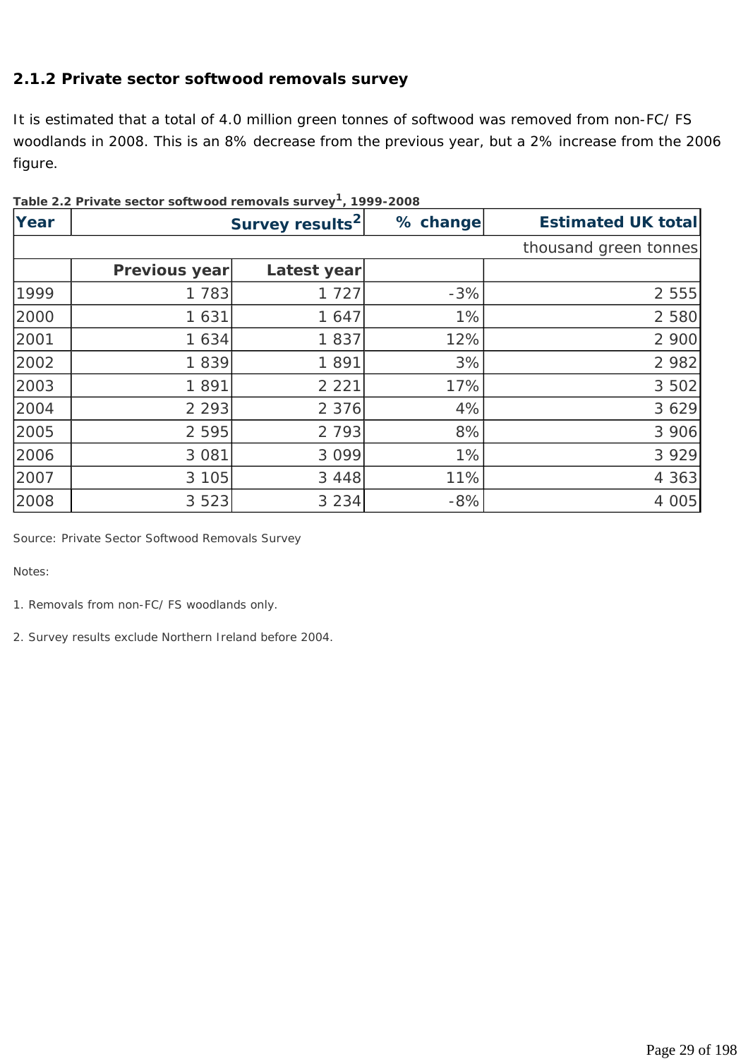### 2.1.2 Private sector softwood removals survey

It is estimated that a total of 4.0 million green tonnes of softwood was removed from non-FC/FS woodlands in 2008. This is an 8% decrease from the previous year, but a 2% increase from the 2006 figure.

**Table 2.2 Private sector softwood removals survey[1], 1999-2008**

| Year | Survey results[2] | | % change | Estimated UK total |
|---|---|---|---|---|
| | | | | thousand green tonnes |
| | Previous year | Latest year | | |
| 1999 | 1 783 | 1 727 | -3% | 2 555 |
| 2000 | 1 631 | 1 647 | 1% | 2 580 |
| 2001 | 1 634 | 1 837 | 12% | 2 900 |
| 2002 | 1 839 | 1 891 | 3% | 2 982 |
| 2003 | 1 891 | 2 221 | 17% | 3 502 |
| 2004 | 2 293 | 2 376 | 4% | 3 629 |
| 2005 | 2 595 | 2 793 | 8% | 3 906 |
| 2006 | 3 081 | 3 099 | 1% | 3 929 |
| 2007 | 3 105 | 3 448 | 11% | 4 363 |
| 2008 | 3 523 | 3 234 | -8% | 4 005 |

Source: Private Sector Softwood Removals Survey

Notes:

1. Removals from non-FC/FS woodlands only.

2. Survey results exclude Northern Ireland before 2004.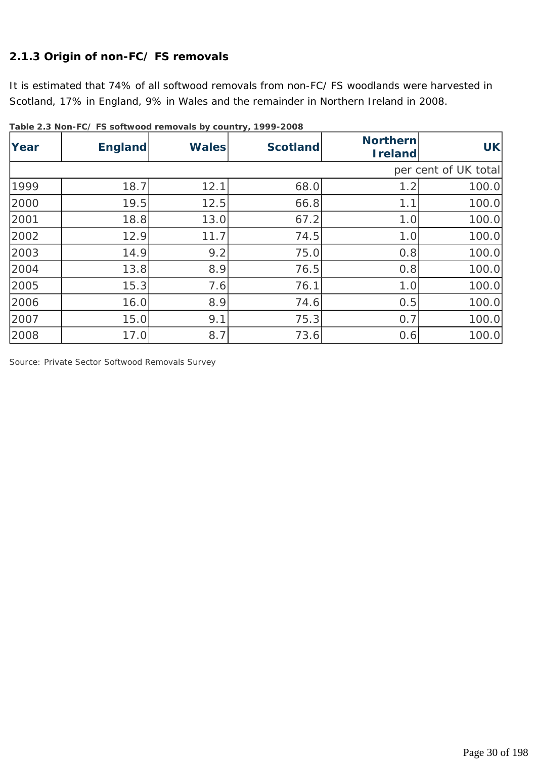### 2.1.3 Origin of non-FC/ FS removals

It is estimated that 74% of all softwood removals from non-FC/ FS woodlands were harvested in Scotland, 17% in England, 9% in Wales and the remainder in Northern Ireland in 2008.

**Table 2.3 Non-FC/ FS softwood removals by country, 1999-2008**

| Year | England | Wales | Scotland | Northern Ireland | UK |
|---|---|---|---|---|---|
| | | | | | per cent of UK total |
| 1999 | 18.7 | 12.1 | 68.0 | 1.2 | 100.0 |
| 2000 | 19.5 | 12.5 | 66.8 | 1.1 | 100.0 |
| 2001 | 18.8 | 13.0 | 67.2 | 1.0 | 100.0 |
| 2002 | 12.9 | 11.7 | 74.5 | 1.0 | 100.0 |
| 2003 | 14.9 | 9.2 | 75.0 | 0.8 | 100.0 |
| 2004 | 13.8 | 8.9 | 76.5 | 0.8 | 100.0 |
| 2005 | 15.3 | 7.6 | 76.1 | 1.0 | 100.0 |
| 2006 | 16.0 | 8.9 | 74.6 | 0.5 | 100.0 |
| 2007 | 15.0 | 9.1 | 75.3 | 0.7 | 100.0 |
| 2008 | 17.0 | 8.7 | 73.6 | 0.6 | 100.0 |

Source: Private Sector Softwood Removals Survey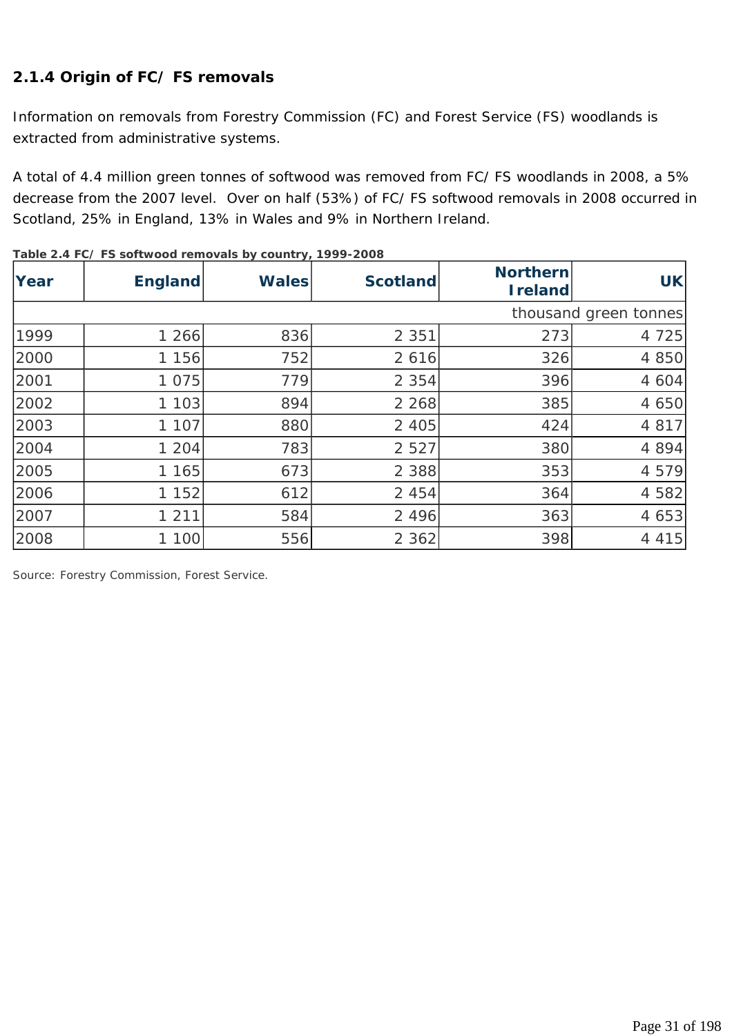### 2.1.4 Origin of FC/ FS removals

Information on removals from Forestry Commission (FC) and Forest Service (FS) woodlands is extracted from administrative systems.

A total of 4.4 million green tonnes of softwood was removed from FC/ FS woodlands in 2008, a 5% decrease from the 2007 level. Over on half (53%) of FC/ FS softwood removals in 2008 occurred in Scotland, 25% in England, 13% in Wales and 9% in Northern Ireland.

**Table 2.4 FC/ FS softwood removals by country, 1999-2008**

| Year | England | Wales | Scotland | Northern Ireland | UK |
|---|---|---|---|---|---|
| | | | | | thousand green tonnes |
| 1999 | 1 266 | 836 | 2 351 | 273 | 4 725 |
| 2000 | 1 156 | 752 | 2 616 | 326 | 4 850 |
| 2001 | 1 075 | 779 | 2 354 | 396 | 4 604 |
| 2002 | 1 103 | 894 | 2 268 | 385 | 4 650 |
| 2003 | 1 107 | 880 | 2 405 | 424 | 4 817 |
| 2004 | 1 204 | 783 | 2 527 | 380 | 4 894 |
| 2005 | 1 165 | 673 | 2 388 | 353 | 4 579 |
| 2006 | 1 152 | 612 | 2 454 | 364 | 4 582 |
| 2007 | 1 211 | 584 | 2 496 | 363 | 4 653 |
| 2008 | 1 100 | 556 | 2 362 | 398 | 4 415 |

Source: Forestry Commission, Forest Service.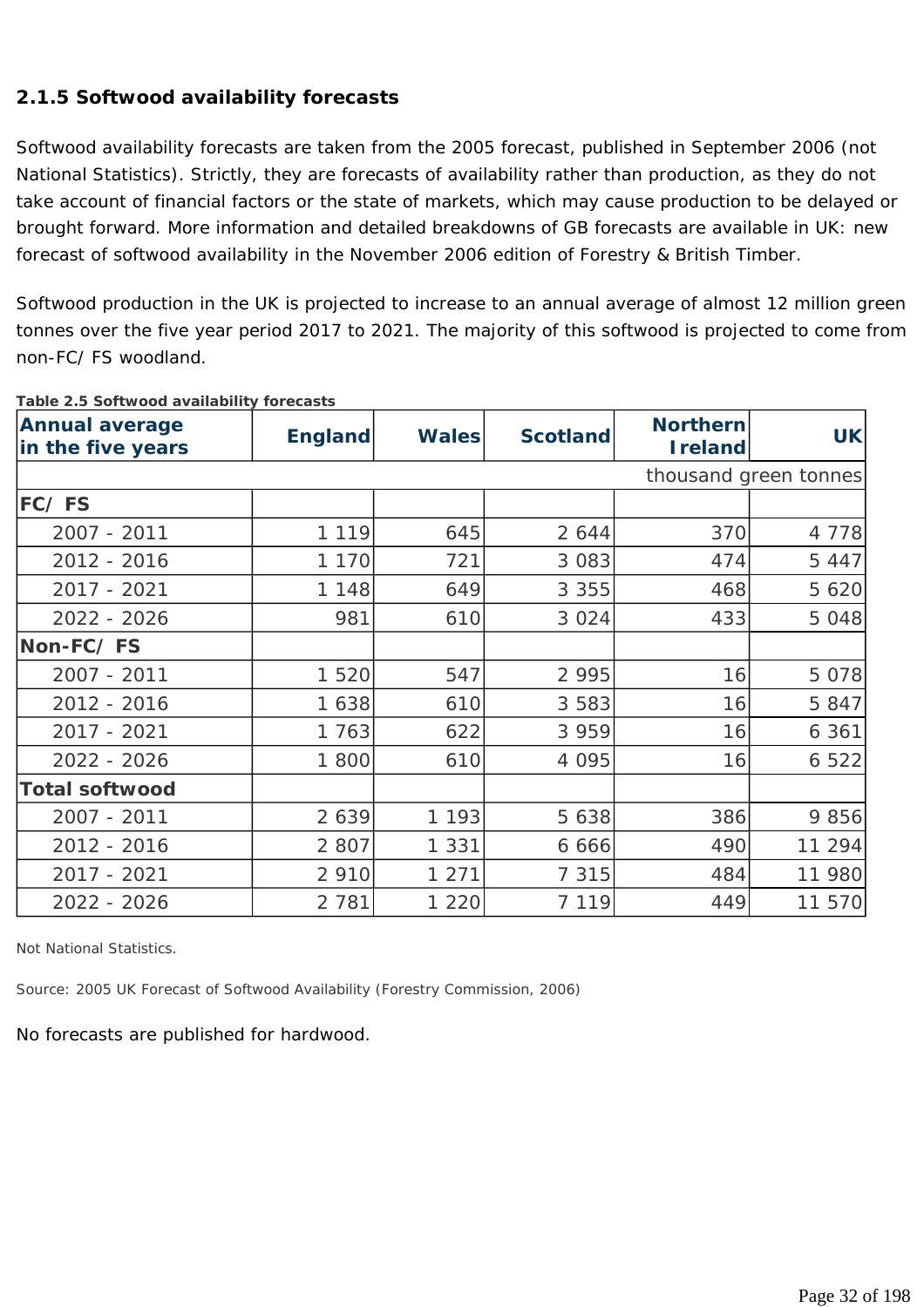### 2.1.5 Softwood availability forecasts

Softwood availability forecasts are taken from the 2005 forecast, published in September 2006 (not National Statistics). Strictly, they are forecasts of availability rather than production, as they do not take account of financial factors or the state of markets, which may cause production to be delayed or brought forward. More information and detailed breakdowns of GB forecasts are available in UK: new forecast of softwood availability in the November 2006 edition of Forestry & British Timber.

Softwood production in the UK is projected to increase to an annual average of almost 12 million green tonnes over the five year period 2017 to 2021. The majority of this softwood is projected to come from non-FC/FS woodland.

**Table 2.5 Softwood availability forecasts**

| Annual average in the five years | England | Wales | Scotland | Northern Ireland | UK |
|---|---|---|---|---|---|
| | | | | | thousand green tonnes |
| **FC/FS** | | | | | |
| 2007 - 2011 | 1 119 | 645 | 2 644 | 370 | 4 778 |
| 2012 - 2016 | 1 170 | 721 | 3 083 | 474 | 5 447 |
| 2017 - 2021 | 1 148 | 649 | 3 355 | 468 | 5 620 |
| 2022 - 2026 | 981 | 610 | 3 024 | 433 | 5 048 |
| **Non-FC/FS** | | | | | |
| 2007 - 2011 | 1 520 | 547 | 2 995 | 16 | 5 078 |
| 2012 - 2016 | 1 638 | 610 | 3 583 | 16 | 5 847 |
| 2017 - 2021 | 1 763 | 622 | 3 959 | 16 | 6 361 |
| 2022 - 2026 | 1 800 | 610 | 4 095 | 16 | 6 522 |
| **Total softwood** | | | | | |
| 2007 - 2011 | 2 639 | 1 193 | 5 638 | 386 | 9 856 |
| 2012 - 2016 | 2 807 | 1 331 | 6 666 | 490 | 11 294 |
| 2017 - 2021 | 2 910 | 1 271 | 7 315 | 484 | 11 980 |
| 2022 - 2026 | 2 781 | 1 220 | 7 119 | 449 | 11 570 |

Not National Statistics.

Source: 2005 UK Forecast of Softwood Availability (Forestry Commission, 2006)

No forecasts are published for hardwood.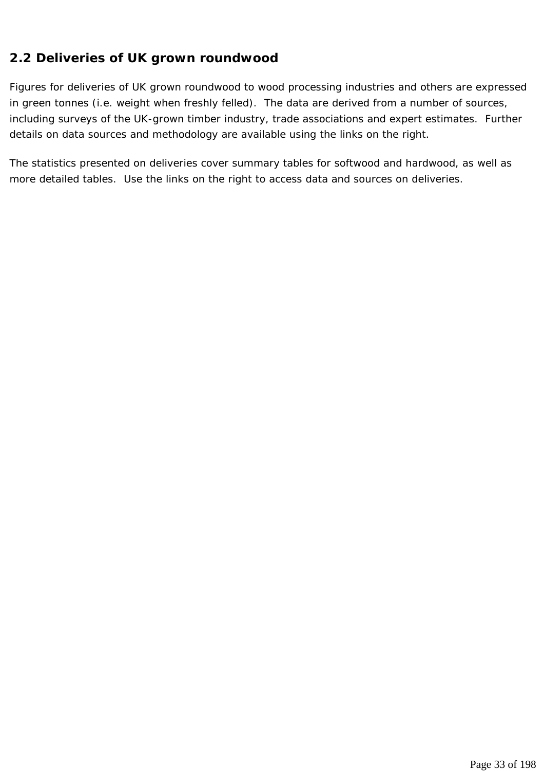## 2.2 Deliveries of UK grown roundwood

Figures for deliveries of UK grown roundwood to wood processing industries and others are expressed in green tonnes (i.e. weight when freshly felled). The data are derived from a number of sources, including surveys of the UK-grown timber industry, trade associations and expert estimates. Further details on data sources and methodology are available using the links on the right.

The statistics presented on deliveries cover summary tables for softwood and hardwood, as well as more detailed tables. Use the links on the right to access data and sources on deliveries.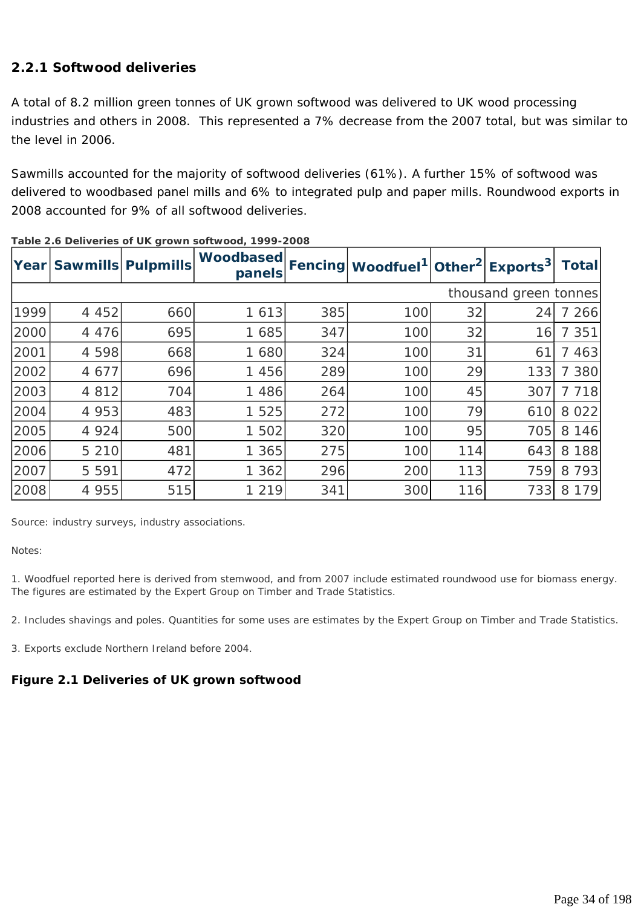### 2.2.1 Softwood deliveries

A total of 8.2 million green tonnes of UK grown softwood was delivered to UK wood processing industries and others in 2008. This represented a 7% decrease from the 2007 total, but was similar to the level in 2006.

Sawmills accounted for the majority of softwood deliveries (61%). A further 15% of softwood was delivered to woodbased panel mills and 6% to integrated pulp and paper mills. Roundwood exports in 2008 accounted for 9% of all softwood deliveries.

**Table 2.6 Deliveries of UK grown softwood, 1999-2008**

| Year | Sawmills | Pulpmills | Woodbased panels | Fencing | Woodfuel[1] | Other[2] | Exports[3] | Total |
|---|---|---|---|---|---|---|---|---|
| | | | | | | | | thousand green tonnes |
| 1999 | 4 452 | 660 | 1 613 | 385 | 100 | 32 | 24 | 7 266 |
| 2000 | 4 476 | 695 | 1 685 | 347 | 100 | 32 | 16 | 7 351 |
| 2001 | 4 598 | 668 | 1 680 | 324 | 100 | 31 | 61 | 7 463 |
| 2002 | 4 677 | 696 | 1 456 | 289 | 100 | 29 | 133 | 7 380 |
| 2003 | 4 812 | 704 | 1 486 | 264 | 100 | 45 | 307 | 7 718 |
| 2004 | 4 953 | 483 | 1 525 | 272 | 100 | 79 | 610 | 8 022 |
| 2005 | 4 924 | 500 | 1 502 | 320 | 100 | 95 | 705 | 8 146 |
| 2006 | 5 210 | 481 | 1 365 | 275 | 100 | 114 | 643 | 8 188 |
| 2007 | 5 591 | 472 | 1 362 | 296 | 200 | 113 | 759 | 8 793 |
| 2008 | 4 955 | 515 | 1 219 | 341 | 300 | 116 | 733 | 8 179 |

Source: industry surveys, industry associations.

Notes:

1. Woodfuel reported here is derived from stemwood, and from 2007 include estimated roundwood use for biomass energy. The figures are estimated by the Expert Group on Timber and Trade Statistics.

2. Includes shavings and poles. Quantities for some uses are estimates by the Expert Group on Timber and Trade Statistics.

3. Exports exclude Northern Ireland before 2004.

**Figure 2.1 Deliveries of UK grown softwood**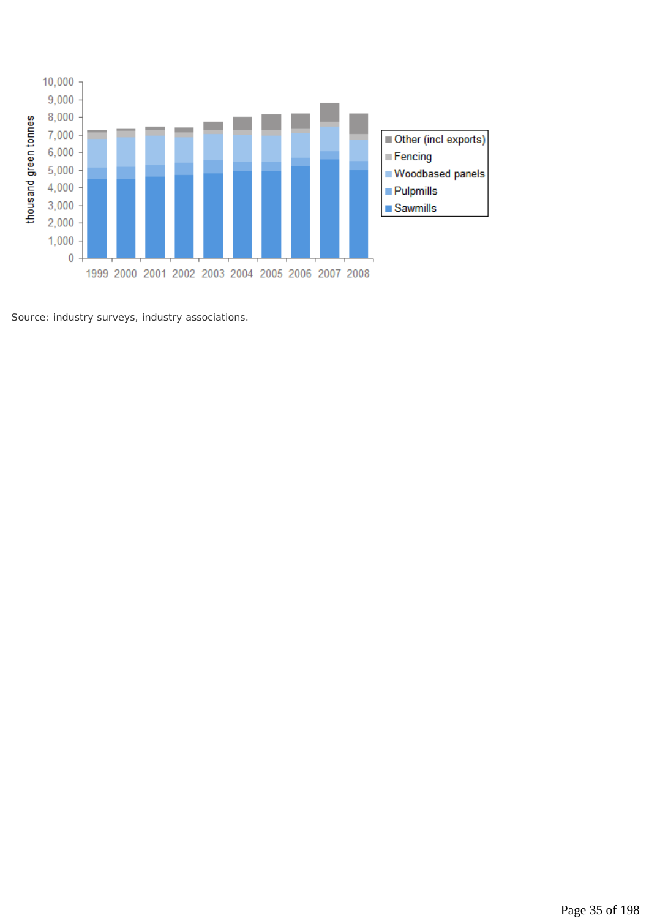Source: industry surveys, industry associations.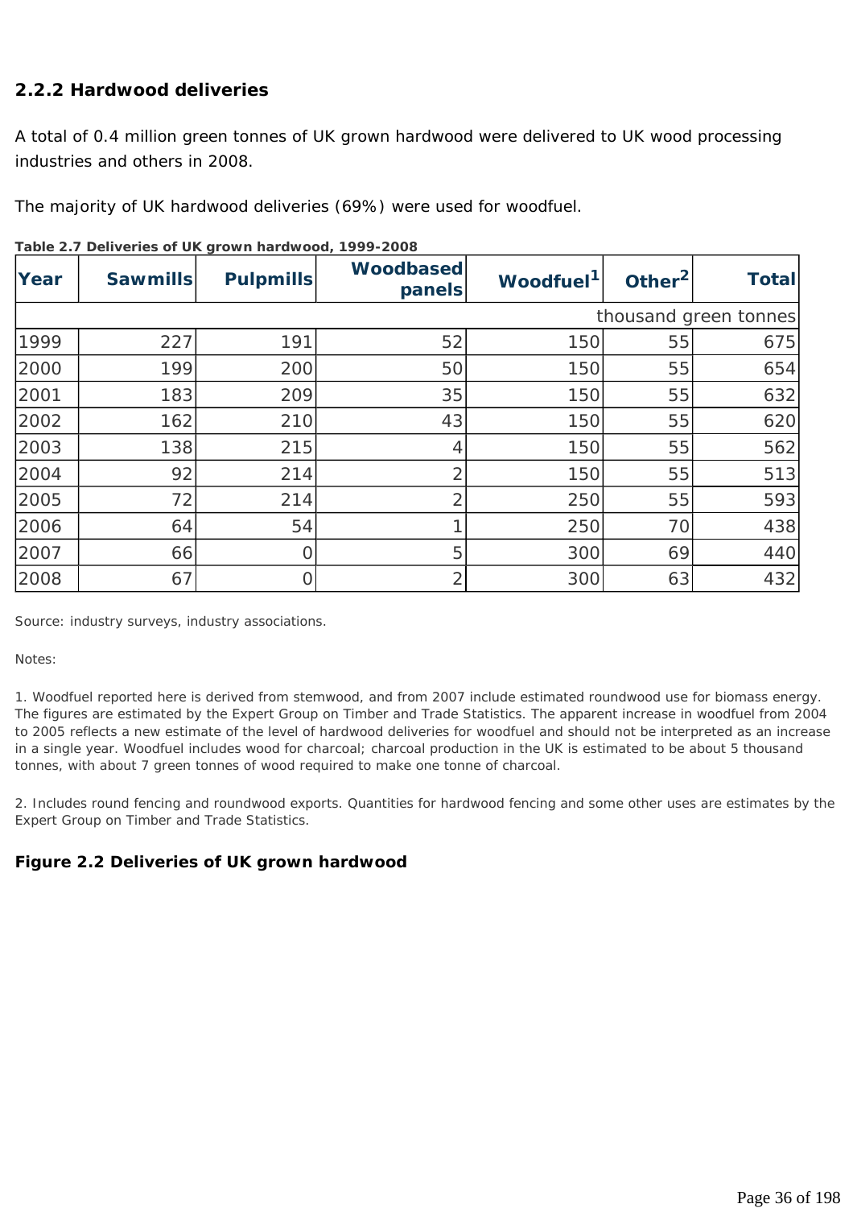### 2.2.2 Hardwood deliveries

A total of 0.4 million green tonnes of UK grown hardwood were delivered to UK wood processing industries and others in 2008.

The majority of UK hardwood deliveries (69%) were used for woodfuel.

**Table 2.7 Deliveries of UK grown hardwood, 1999-2008**

| Year | Sawmills | Pulpmills | Woodbased panels | Woodfuel[1] | Other[2] | Total |
|---|---|---|---|---|---|---|
| | | | | | | thousand green tonnes |
| 1999 | 227 | 191 | 52 | 150 | 55 | 675 |
| 2000 | 199 | 200 | 50 | 150 | 55 | 654 |
| 2001 | 183 | 209 | 35 | 150 | 55 | 632 |
| 2002 | 162 | 210 | 43 | 150 | 55 | 620 |
| 2003 | 138 | 215 | 4 | 150 | 55 | 562 |
| 2004 | 92 | 214 | 2 | 150 | 55 | 513 |
| 2005 | 72 | 214 | 2 | 250 | 55 | 593 |
| 2006 | 64 | 54 | 1 | 250 | 70 | 438 |
| 2007 | 66 | 0 | 5 | 300 | 69 | 440 |
| 2008 | 67 | 0 | 2 | 300 | 63 | 432 |

Source: industry surveys, industry associations.

Notes:

1. Woodfuel reported here is derived from stemwood, and from 2007 include estimated roundwood use for biomass energy. The figures are estimated by the Expert Group on Timber and Trade Statistics. The apparent increase in woodfuel from 2004 to 2005 reflects a new estimate of the level of hardwood deliveries for woodfuel and should not be interpreted as an increase in a single year. Woodfuel includes wood for charcoal; charcoal production in the UK is estimated to be about 5 thousand tonnes, with about 7 green tonnes of wood required to make one tonne of charcoal.

2. Includes round fencing and roundwood exports. Quantities for hardwood fencing and some other uses are estimates by the Expert Group on Timber and Trade Statistics.

**Figure 2.2 Deliveries of UK grown hardwood**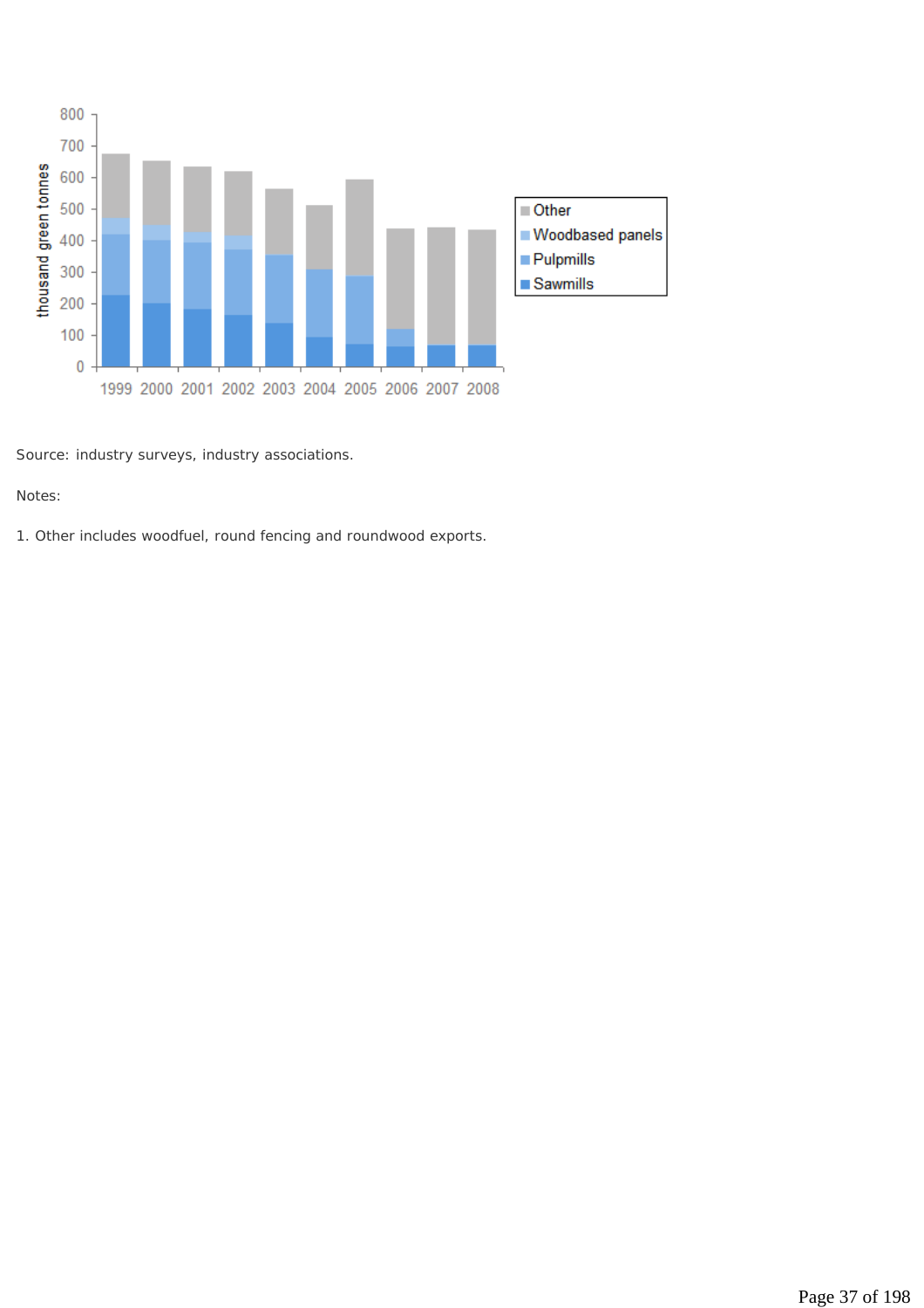Source: industry surveys, industry associations.

Notes:

1. Other includes woodfuel, round fencing and roundwood exports.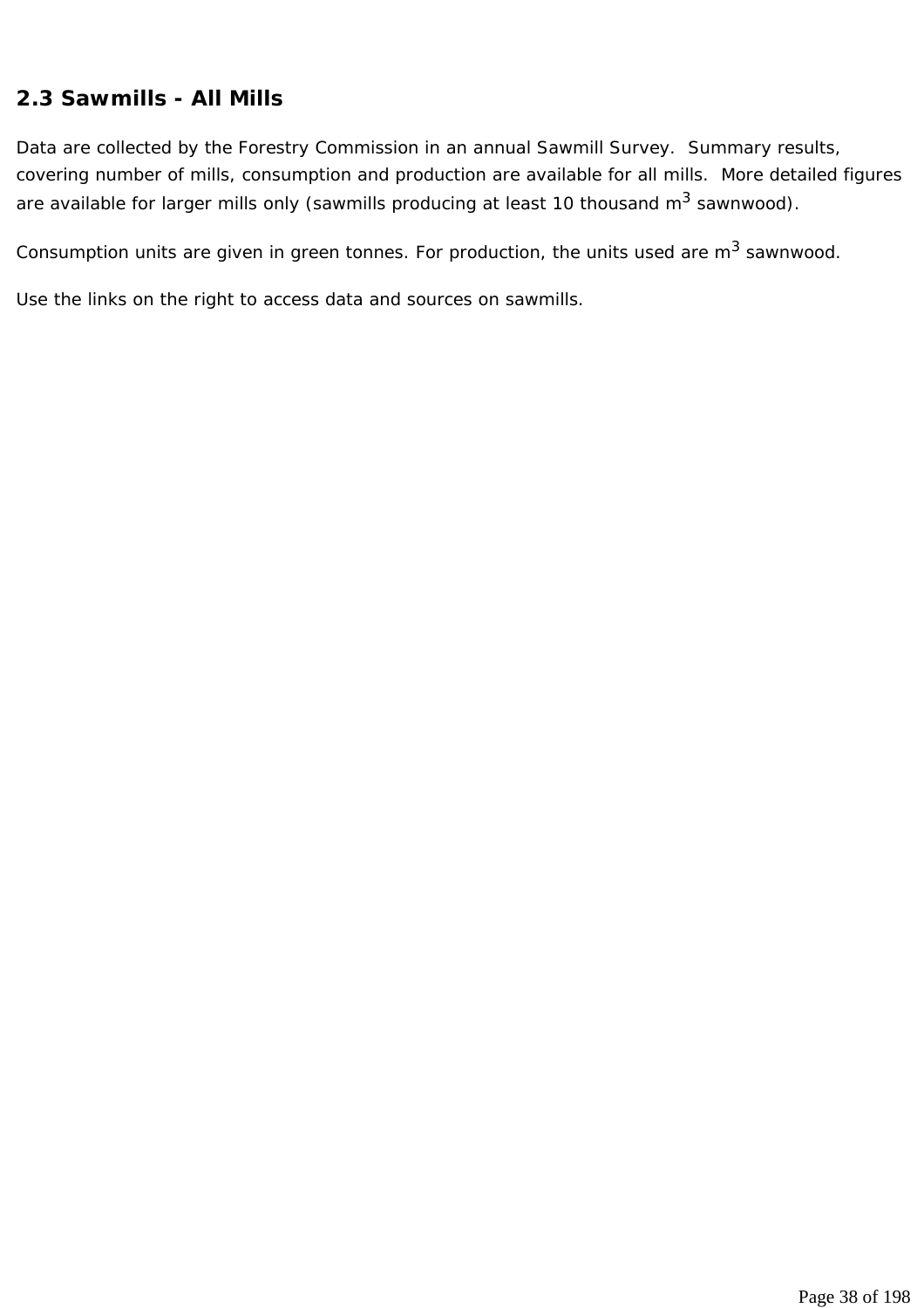## 2.3 Sawmills - All Mills

Data are collected by the Forestry Commission in an annual Sawmill Survey. Summary results, covering number of mills, consumption and production are available for all mills. More detailed figures are available for larger mills only (sawmills producing at least 10 thousand $m^3$ sawnwood).

Consumption units are given in green tonnes. For production, the units used are $m^3$ sawnwood.

Use the links on the right to access data and sources on sawmills.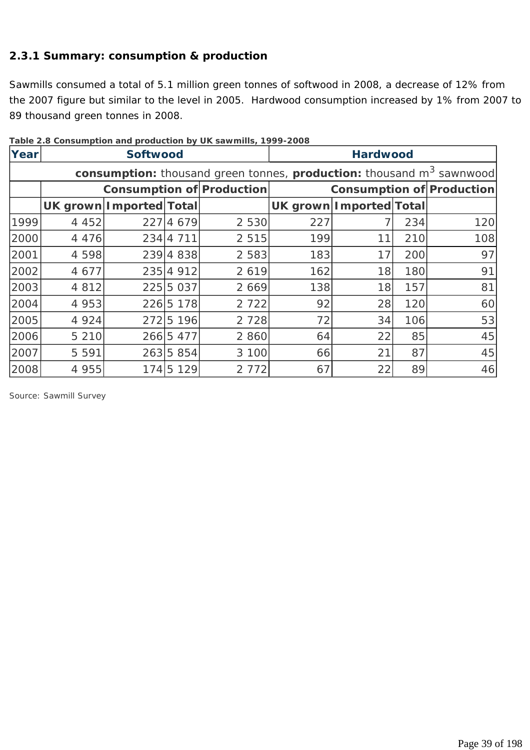### 2.3.1 Summary: consumption & production

Sawmills consumed a total of 5.1 million green tonnes of softwood in 2008, a decrease of 12% from the 2007 figure but similar to the level in 2005. Hardwood consumption increased by 1% from 2007 to 89 thousand green tonnes in 2008.

**Table 2.8 Consumption and production by UK sawmills, 1999-2008**

| Year | Softwood | | | | Hardwood | | | |
|---|---|---|---|---|---|---|---|---|
| | **consumption:** thousand green tonnes, **production:** thousand $m^3$ sawnwood | | | | | | | |
| | Consumption of | | | Production | Consumption of | | | Production |
| | UK grown | Imported | Total | | UK grown | Imported | Total | |
| 1999 | 4 452 | 227 | 4 679 | 2 530 | 227 | 7 | 234 | 120 |
| 2000 | 4 476 | 234 | 4 711 | 2 515 | 199 | 11 | 210 | 108 |
| 2001 | 4 598 | 239 | 4 838 | 2 583 | 183 | 17 | 200 | 97 |
| 2002 | 4 677 | 235 | 4 912 | 2 619 | 162 | 18 | 180 | 91 |
| 2003 | 4 812 | 225 | 5 037 | 2 669 | 138 | 18 | 157 | 81 |
| 2004 | 4 953 | 226 | 5 178 | 2 722 | 92 | 28 | 120 | 60 |
| 2005 | 4 924 | 272 | 5 196 | 2 728 | 72 | 34 | 106 | 53 |
| 2006 | 5 210 | 266 | 5 477 | 2 860 | 64 | 22 | 85 | 45 |
| 2007 | 5 591 | 263 | 5 854 | 3 100 | 66 | 21 | 87 | 45 |
| 2008 | 4 955 | 174 | 5 129 | 2 772 | 67 | 22 | 89 | 46 |

Source: Sawmill Survey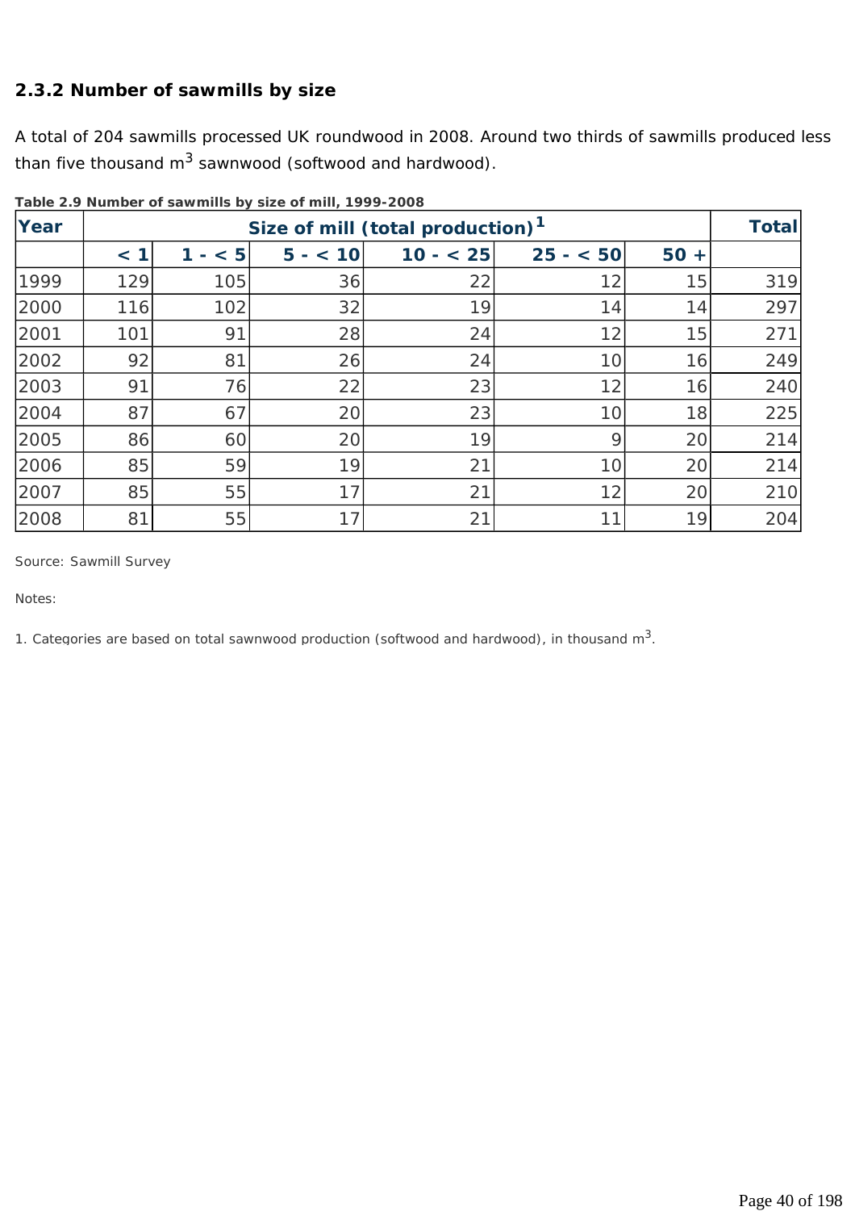### 2.3.2 Number of sawmills by size

A total of 204 sawmills processed UK roundwood in 2008. Around two thirds of sawmills produced less than five thousand $m^3$ sawnwood (softwood and hardwood).

**Table 2.9 Number of sawmills by size of mill, 1999-2008**

| Year | Size of mill (total production)[1] | | | | | | Total |
|---|---|---|---|---|---|---|---|
| | < 1 | 1 - < 5 | 5 - < 10 | 10 - < 25 | 25 - < 50 | 50 + | |
| 1999 | 129 | 105 | 36 | 22 | 12 | 15 | 319 |
| 2000 | 116 | 102 | 32 | 19 | 14 | 14 | 297 |
| 2001 | 101 | 91 | 28 | 24 | 12 | 15 | 271 |
| 2002 | 92 | 81 | 26 | 24 | 10 | 16 | 249 |
| 2003 | 91 | 76 | 22 | 23 | 12 | 16 | 240 |
| 2004 | 87 | 67 | 20 | 23 | 10 | 18 | 225 |
| 2005 | 86 | 60 | 20 | 19 | 9 | 20 | 214 |
| 2006 | 85 | 59 | 19 | 21 | 10 | 20 | 214 |
| 2007 | 85 | 55 | 17 | 21 | 12 | 20 | 210 |
| 2008 | 81 | 55 | 17 | 21 | 11 | 19 | 204 |

Source: Sawmill Survey

Notes:

1. Categories are based on total sawnwood production (softwood and hardwood), in thousand $m^3$.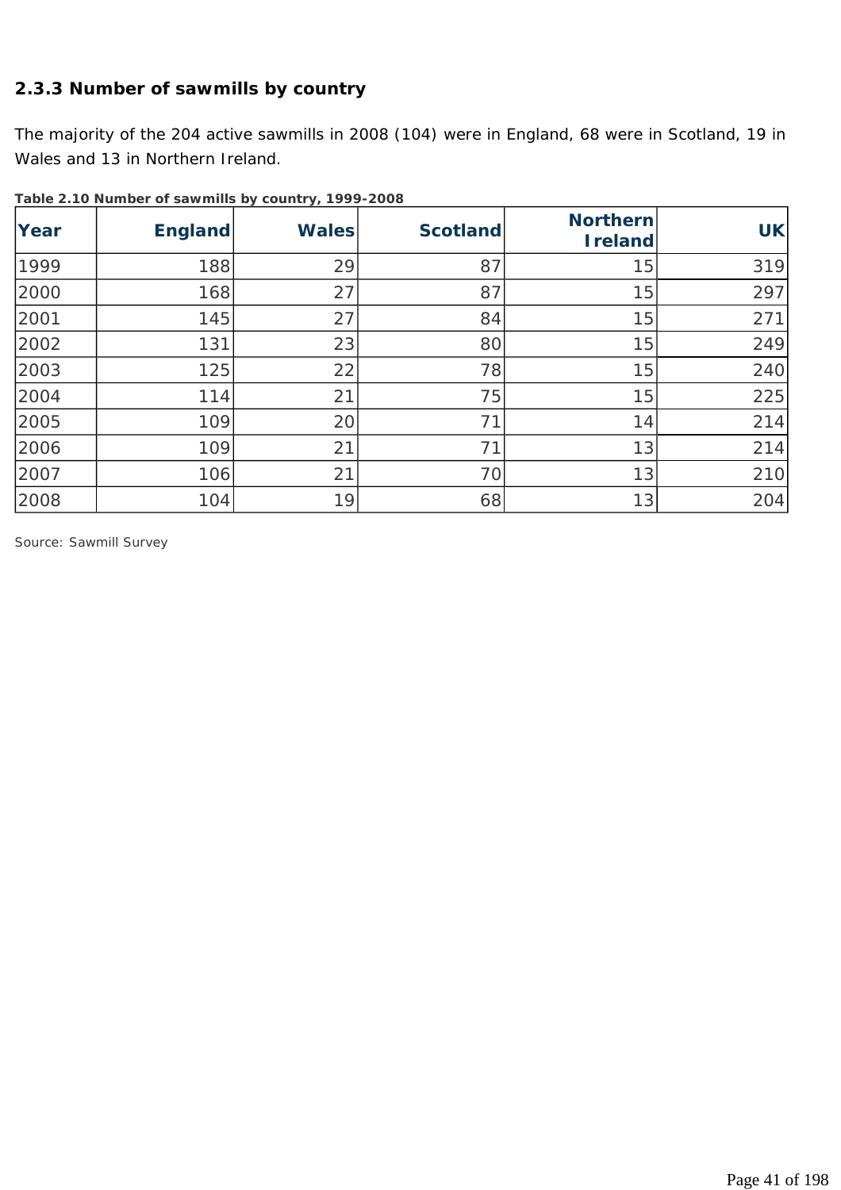### 2.3.3 Number of sawmills by country

The majority of the 204 active sawmills in 2008 (104) were in England, 68 were in Scotland, 19 in Wales and 13 in Northern Ireland.

**Table 2.10 Number of sawmills by country, 1999-2008**

| Year | England | Wales | Scotland | Northern Ireland | UK |
|---|---|---|---|---|---|
| 1999 | 188 | 29 | 87 | 15 | 319 |
| 2000 | 168 | 27 | 87 | 15 | 297 |
| 2001 | 145 | 27 | 84 | 15 | 271 |
| 2002 | 131 | 23 | 80 | 15 | 249 |
| 2003 | 125 | 22 | 78 | 15 | 240 |
| 2004 | 114 | 21 | 75 | 15 | 225 |
| 2005 | 109 | 20 | 71 | 14 | 214 |
| 2006 | 109 | 21 | 71 | 13 | 214 |
| 2007 | 106 | 21 | 70 | 13 | 210 |
| 2008 | 104 | 19 | 68 | 13 | 204 |

Source: Sawmill Survey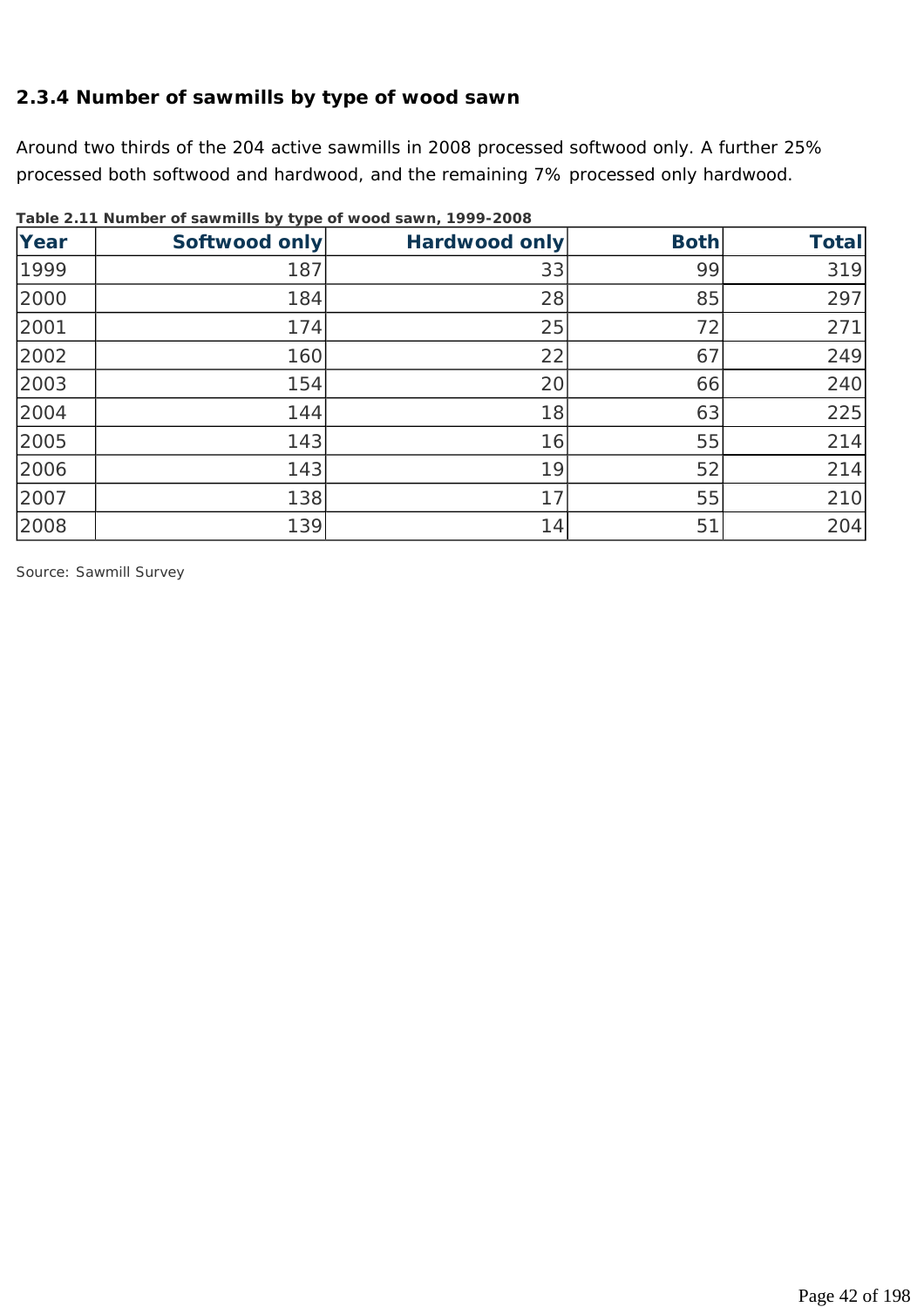### 2.3.4 Number of sawmills by type of wood sawn

Around two thirds of the 204 active sawmills in 2008 processed softwood only. A further 25% processed both softwood and hardwood, and the remaining 7% processed only hardwood.

**Table 2.11 Number of sawmills by type of wood sawn, 1999-2008**

| Year | Softwood only | Hardwood only | Both | Total |
|---|---|---|---|---|
| 1999 | 187 | 33 | 99 | 319 |
| 2000 | 184 | 28 | 85 | 297 |
| 2001 | 174 | 25 | 72 | 271 |
| 2002 | 160 | 22 | 67 | 249 |
| 2003 | 154 | 20 | 66 | 240 |
| 2004 | 144 | 18 | 63 | 225 |
| 2005 | 143 | 16 | 55 | 214 |
| 2006 | 143 | 19 | 52 | 214 |
| 2007 | 138 | 17 | 55 | 210 |
| 2008 | 139 | 14 | 51 | 204 |

Source: Sawmill Survey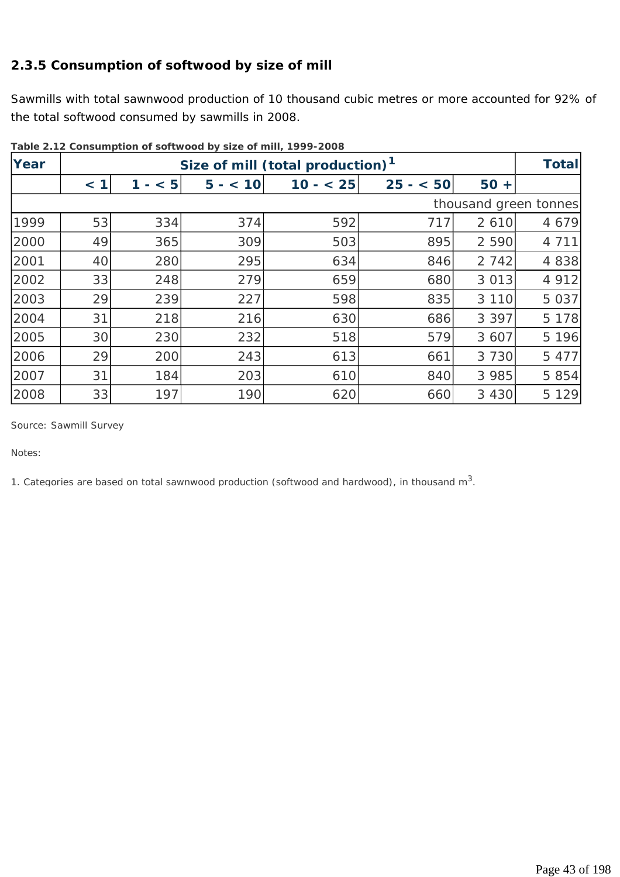### 2.3.5 Consumption of softwood by size of mill

Sawmills with total sawnwood production of 10 thousand cubic metres or more accounted for 92% of the total softwood consumed by sawmills in 2008.

**Table 2.12 Consumption of softwood by size of mill, 1999-2008**

| Year | Size of mill (total production)[1] | | | | | | Total |
|---|---|---|---|---|---|---|---|
| | < 1 | 1 - < 5 | 5 - < 10 | 10 - < 25 | 25 - < 50 | 50 + | |
| | | | | | | | thousand green tonnes |
| 1999 | 53 | 334 | 374 | 592 | 717 | 2 610 | 4 679 |
| 2000 | 49 | 365 | 309 | 503 | 895 | 2 590 | 4 711 |
| 2001 | 40 | 280 | 295 | 634 | 846 | 2 742 | 4 838 |
| 2002 | 33 | 248 | 279 | 659 | 680 | 3 013 | 4 912 |
| 2003 | 29 | 239 | 227 | 598 | 835 | 3 110 | 5 037 |
| 2004 | 31 | 218 | 216 | 630 | 686 | 3 397 | 5 178 |
| 2005 | 30 | 230 | 232 | 518 | 579 | 3 607 | 5 196 |
| 2006 | 29 | 200 | 243 | 613 | 661 | 3 730 | 5 477 |
| 2007 | 31 | 184 | 203 | 610 | 840 | 3 985 | 5 854 |
| 2008 | 33 | 197 | 190 | 620 | 660 | 3 430 | 5 129 |

Source: Sawmill Survey

Notes:

1. Categories are based on total sawnwood production (softwood and hardwood), in thousand $m^3$.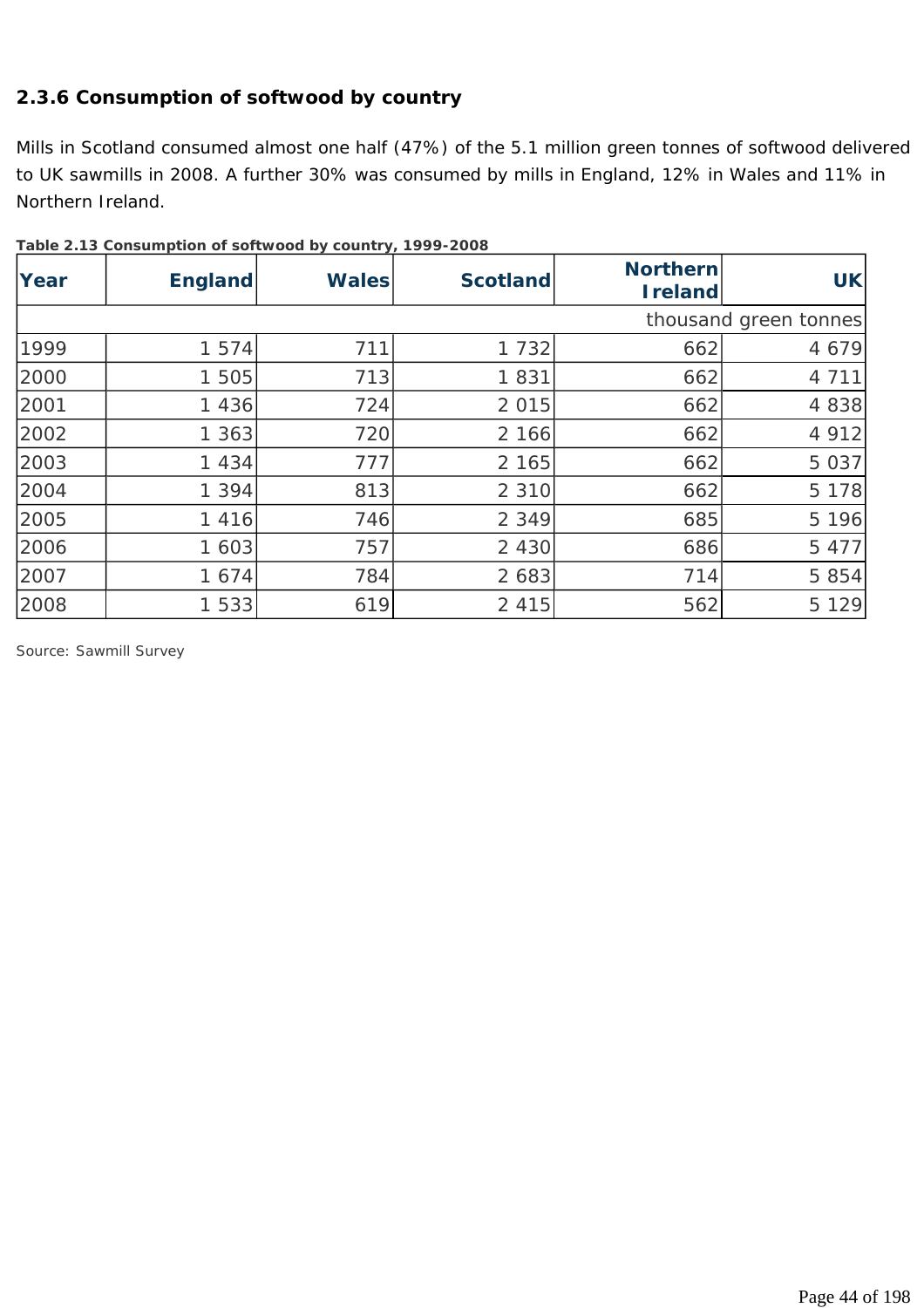### 2.3.6 Consumption of softwood by country

Mills in Scotland consumed almost one half (47%) of the 5.1 million green tonnes of softwood delivered to UK sawmills in 2008. A further 30% was consumed by mills in England, 12% in Wales and 11% in Northern Ireland.

**Table 2.13 Consumption of softwood by country, 1999-2008**

| Year | England | Wales | Scotland | Northern Ireland | UK |
|---|---|---|---|---|---|
| | | | | | thousand green tonnes |
| 1999 | 1 574 | 711 | 1 732 | 662 | 4 679 |
| 2000 | 1 505 | 713 | 1 831 | 662 | 4 711 |
| 2001 | 1 436 | 724 | 2 015 | 662 | 4 838 |
| 2002 | 1 363 | 720 | 2 166 | 662 | 4 912 |
| 2003 | 1 434 | 777 | 2 165 | 662 | 5 037 |
| 2004 | 1 394 | 813 | 2 310 | 662 | 5 178 |
| 2005 | 1 416 | 746 | 2 349 | 685 | 5 196 |
| 2006 | 1 603 | 757 | 2 430 | 686 | 5 477 |
| 2007 | 1 674 | 784 | 2 683 | 714 | 5 854 |
| 2008 | 1 533 | 619 | 2 415 | 562 | 5 129 |

Source: Sawmill Survey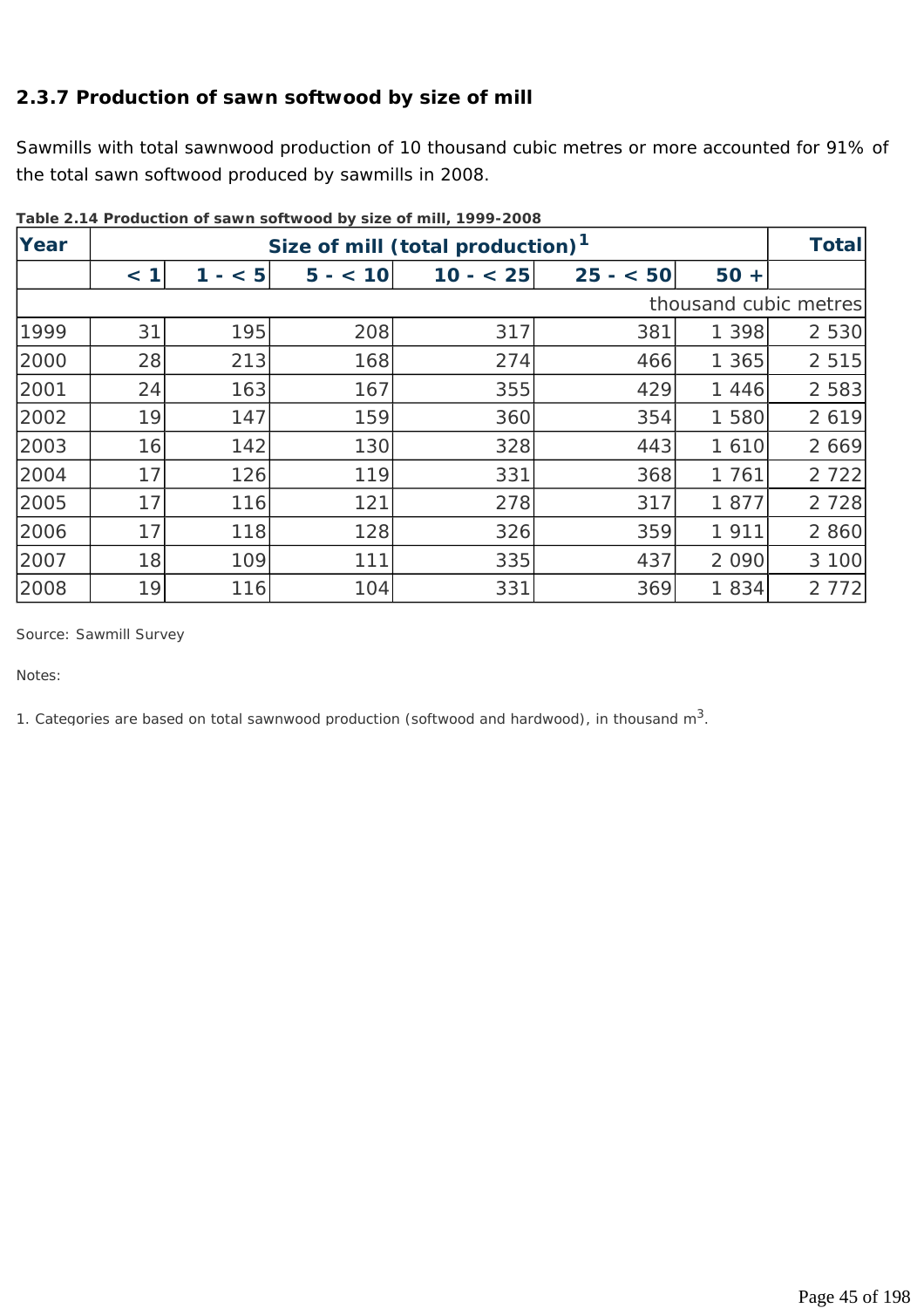### 2.3.7 Production of sawn softwood by size of mill

Sawmills with total sawnwood production of 10 thousand cubic metres or more accounted for 91% of the total sawn softwood produced by sawmills in 2008.

**Table 2.14 Production of sawn softwood by size of mill, 1999-2008**

| Year | Size of mill (total production)[1] | | | | | | Total |
|---|---|---|---|---|---|---|---|
| | < 1 | 1 - < 5 | 5 - < 10 | 10 - < 25 | 25 - < 50 | 50 + | |
| | | | | | | | thousand cubic metres |
| 1999 | 31 | 195 | 208 | 317 | 381 | 1 398 | 2 530 |
| 2000 | 28 | 213 | 168 | 274 | 466 | 1 365 | 2 515 |
| 2001 | 24 | 163 | 167 | 355 | 429 | 1 446 | 2 583 |
| 2002 | 19 | 147 | 159 | 360 | 354 | 1 580 | 2 619 |
| 2003 | 16 | 142 | 130 | 328 | 443 | 1 610 | 2 669 |
| 2004 | 17 | 126 | 119 | 331 | 368 | 1 761 | 2 722 |
| 2005 | 17 | 116 | 121 | 278 | 317 | 1 877 | 2 728 |
| 2006 | 17 | 118 | 128 | 326 | 359 | 1 911 | 2 860 |
| 2007 | 18 | 109 | 111 | 335 | 437 | 2 090 | 3 100 |
| 2008 | 19 | 116 | 104 | 331 | 369 | 1 834 | 2 772 |

Source: Sawmill Survey

Notes:

1. Categories are based on total sawnwood production (softwood and hardwood), in thousand $m^3$.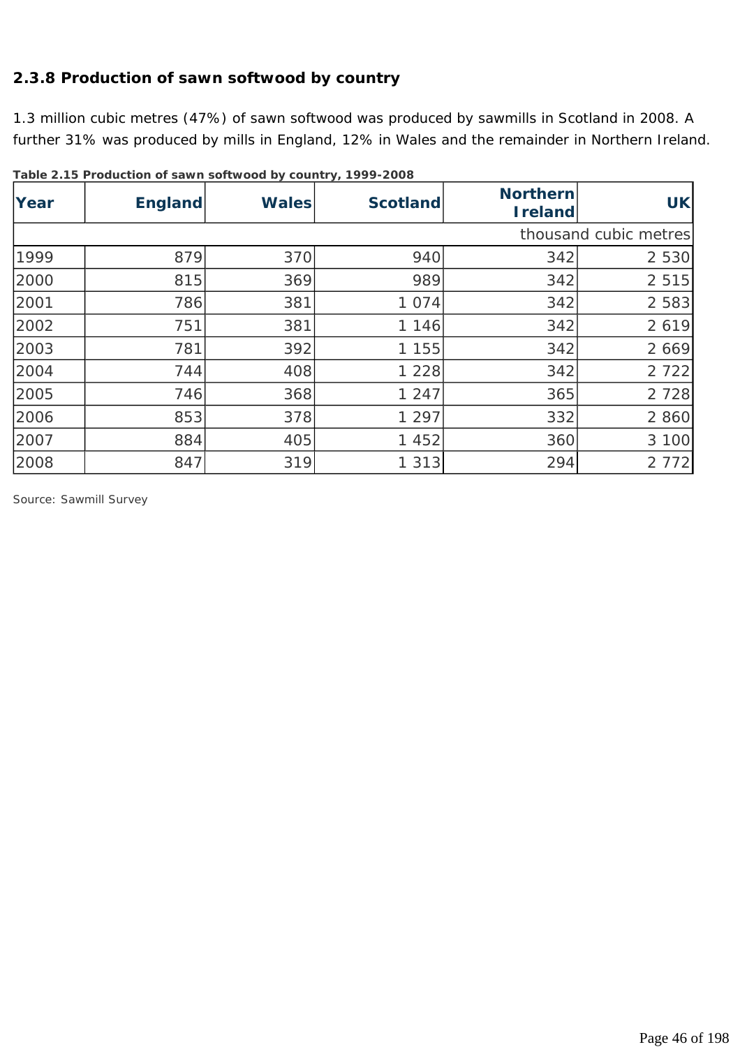### 2.3.8 Production of sawn softwood by country

1.3 million cubic metres (47%) of sawn softwood was produced by sawmills in Scotland in 2008. A further 31% was produced by mills in England, 12% in Wales and the remainder in Northern Ireland.

**Table 2.15 Production of sawn softwood by country, 1999-2008**

| Year | England | Wales | Scotland | Northern Ireland | UK |
|---|---|---|---|---|---|
| | | | | | thousand cubic metres |
| 1999 | 879 | 370 | 940 | 342 | 2 530 |
| 2000 | 815 | 369 | 989 | 342 | 2 515 |
| 2001 | 786 | 381 | 1 074 | 342 | 2 583 |
| 2002 | 751 | 381 | 1 146 | 342 | 2 619 |
| 2003 | 781 | 392 | 1 155 | 342 | 2 669 |
| 2004 | 744 | 408 | 1 228 | 342 | 2 722 |
| 2005 | 746 | 368 | 1 247 | 365 | 2 728 |
| 2006 | 853 | 378 | 1 297 | 332 | 2 860 |
| 2007 | 884 | 405 | 1 452 | 360 | 3 100 |
| 2008 | 847 | 319 | 1 313 | 294 | 2 772 |

Source: Sawmill Survey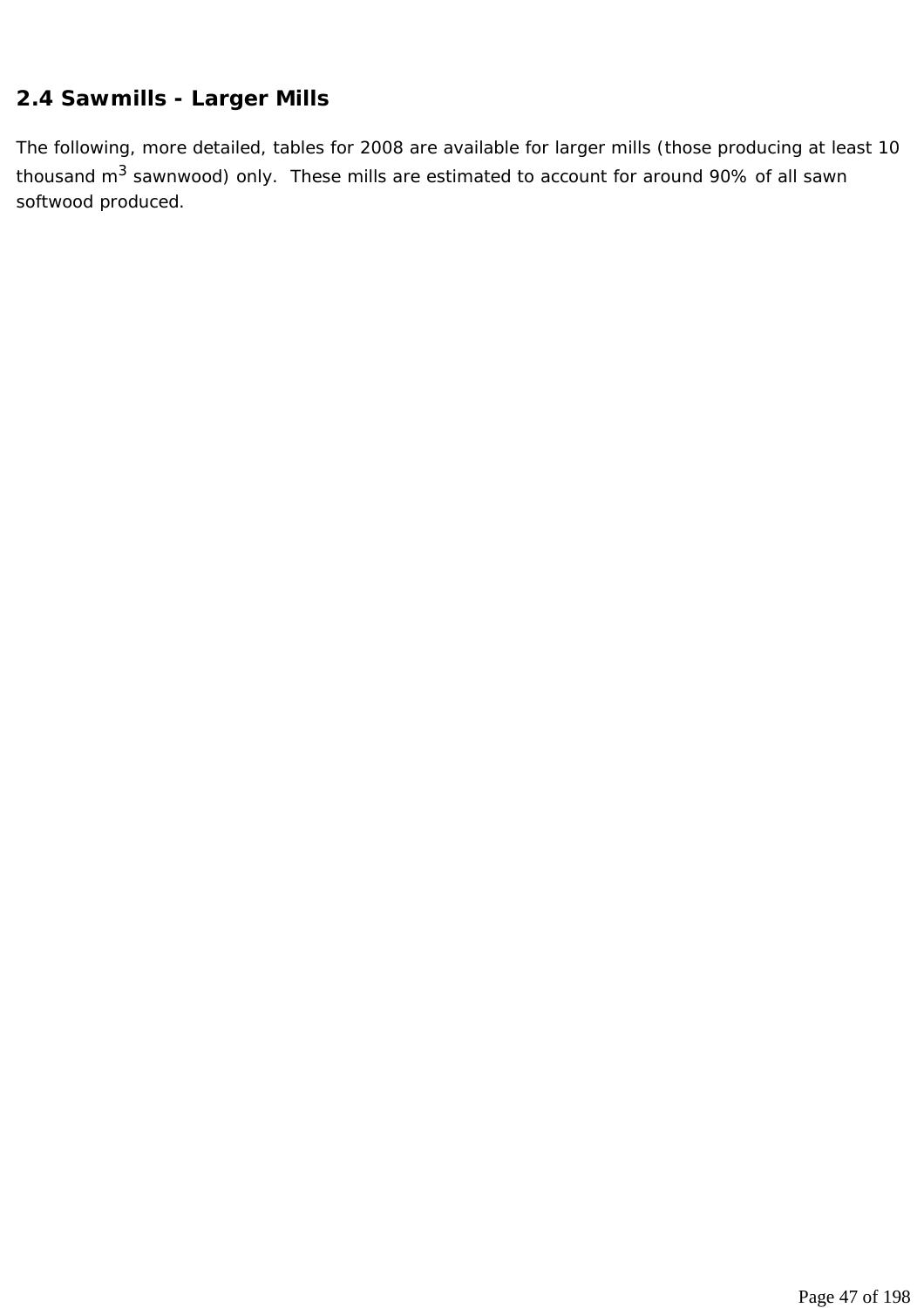## 2.4 Sawmills - Larger Mills

The following, more detailed, tables for 2008 are available for larger mills (those producing at least 10 thousand $m^3$ sawnwood) only.  These mills are estimated to account for around 90% of all sawn softwood produced.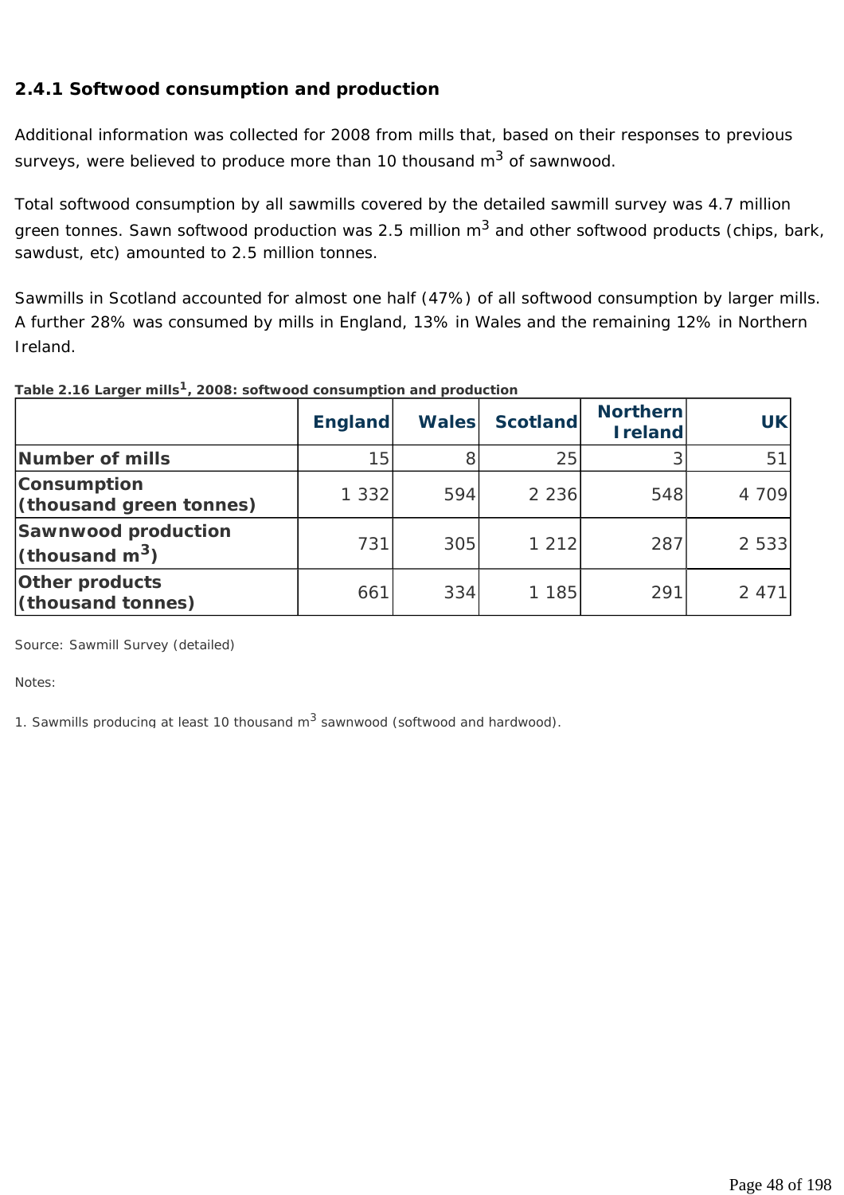### 2.4.1 Softwood consumption and production

Additional information was collected for 2008 from mills that, based on their responses to previous surveys, were believed to produce more than 10 thousand $m^3$ of sawnwood.

Total softwood consumption by all sawmills covered by the detailed sawmill survey was 4.7 million green tonnes. Sawn softwood production was 2.5 million $m^3$ and other softwood products (chips, bark, sawdust, etc) amounted to 2.5 million tonnes.

Sawmills in Scotland accounted for almost one half (47%) of all softwood consumption by larger mills. A further 28% was consumed by mills in England, 13% in Wales and the remaining 12% in Northern Ireland.

**Table 2.16 Larger mills[1], 2008: softwood consumption and production**

| | England | Wales | Scotland | Northern Ireland | UK |
|---|---|---|---|---|---|
| **Number of mills** | 15 | 8 | 25 | 3 | 51 |
| **Consumption (thousand green tonnes)** | 1 332 | 594 | 2 236 | 548 | 4 709 |
| **Sawnwood production (thousand $m^3$)** | 731 | 305 | 1 212 | 287 | 2 533 |
| **Other products (thousand tonnes)** | 661 | 334 | 1 185 | 291 | 2 471 |

Source: Sawmill Survey (detailed)

Notes:

1. Sawmills producing at least 10 thousand $m^3$ sawnwood (softwood and hardwood).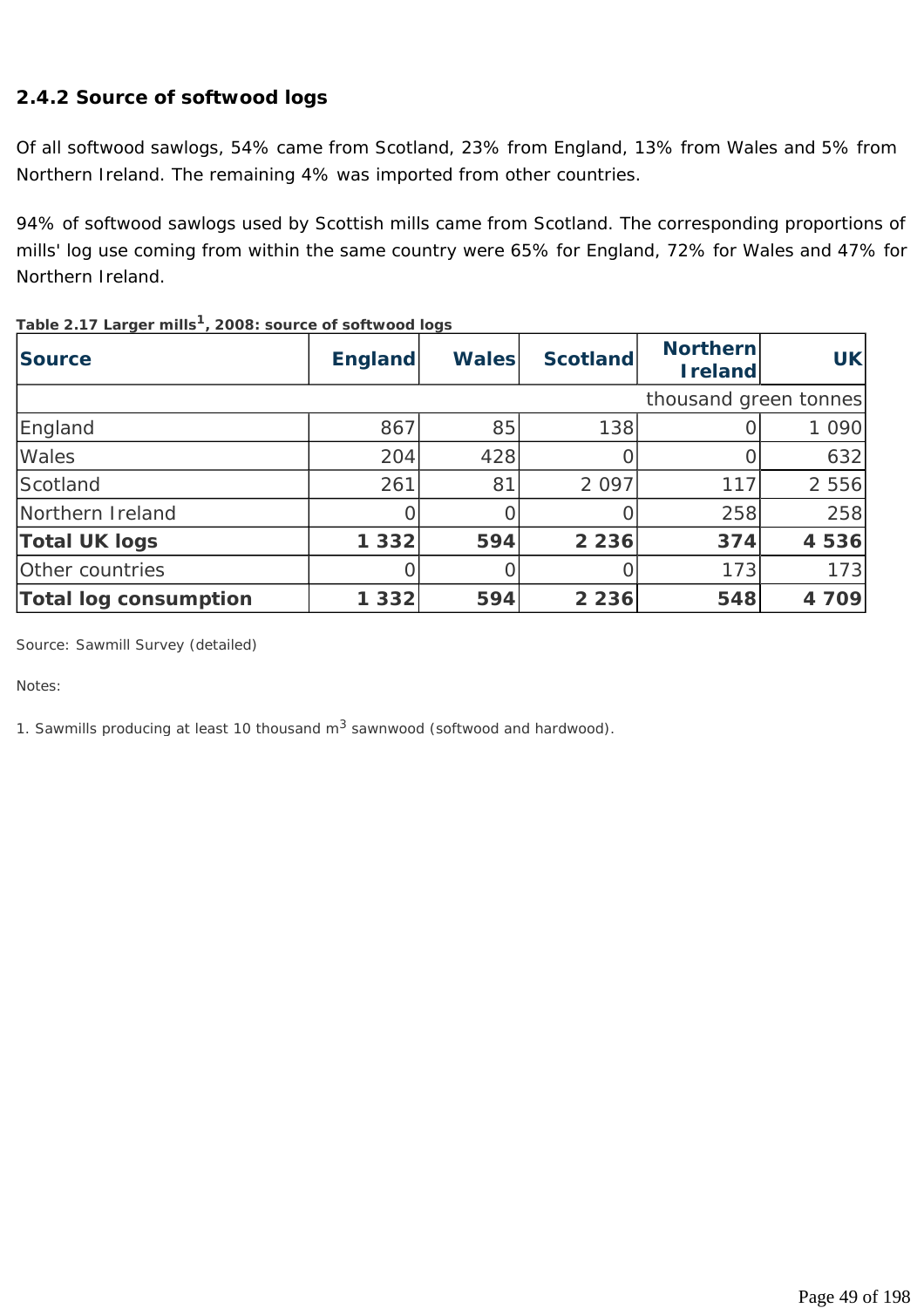### 2.4.2 Source of softwood logs

Of all softwood sawlogs, 54% came from Scotland, 23% from England, 13% from Wales and 5% from Northern Ireland. The remaining 4% was imported from other countries.

94% of softwood sawlogs used by Scottish mills came from Scotland. The corresponding proportions of mills' log use coming from within the same country were 65% for England, 72% for Wales and 47% for Northern Ireland.

**Table 2.17 Larger mills[1], 2008: source of softwood logs**

| Source | England | Wales | Scotland | Northern Ireland | UK |
|---|---|---|---|---|---|
| | | | | | thousand green tonnes |
| England | 867 | 85 | 138 | 0 | 1 090 |
| Wales | 204 | 428 | 0 | 0 | 632 |
| Scotland | 261 | 81 | 2 097 | 117 | 2 556 |
| Northern Ireland | 0 | 0 | 0 | 258 | 258 |
| **Total UK logs** | **1 332** | **594** | **2 236** | **374** | **4 536** |
| Other countries | 0 | 0 | 0 | 173 | 173 |
| **Total log consumption** | **1 332** | **594** | **2 236** | **548** | **4 709** |

Source: Sawmill Survey (detailed)

Notes:

1. Sawmills producing at least 10 thousand $m^3$ sawnwood (softwood and hardwood).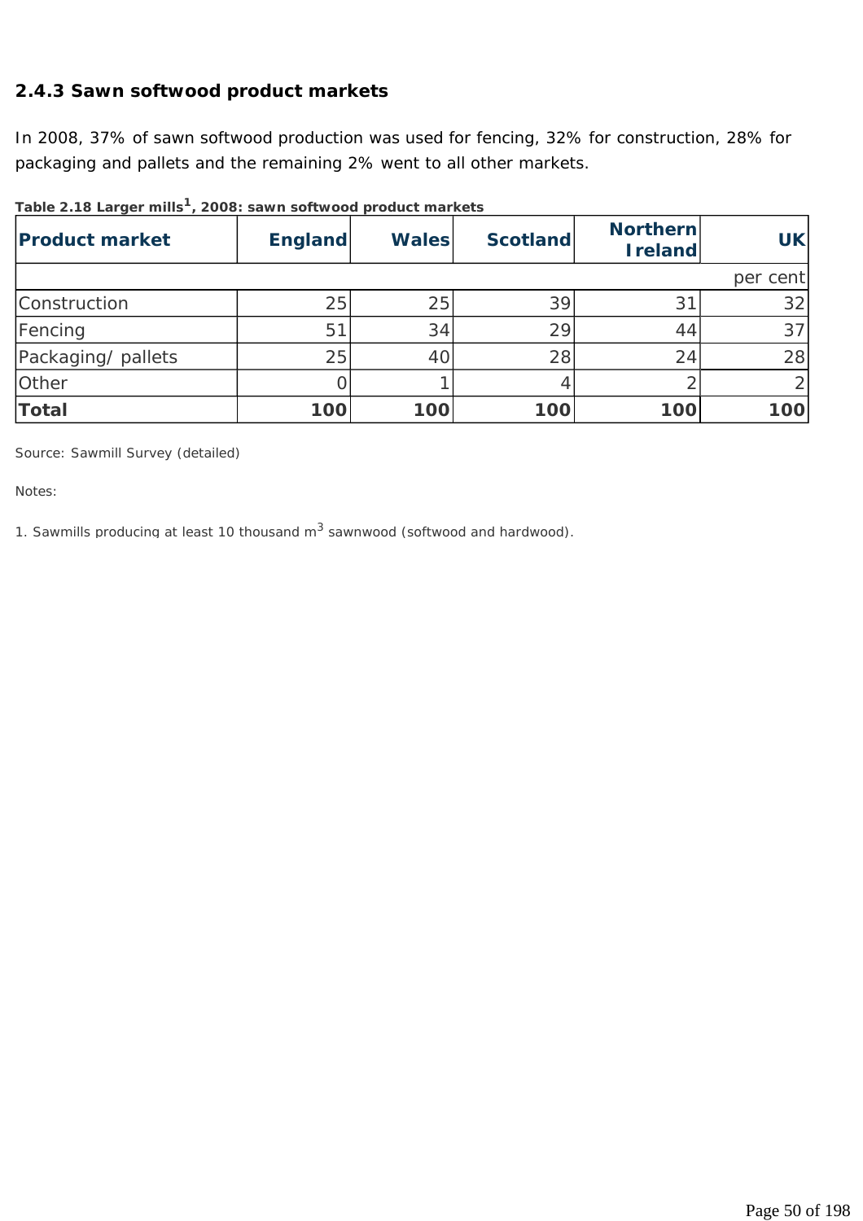### 2.4.3 Sawn softwood product markets

In 2008, 37% of sawn softwood production was used for fencing, 32% for construction, 28% for packaging and pallets and the remaining 2% went to all other markets.

**Table 2.18 Larger mills[1], 2008: sawn softwood product markets**

| Product market | England | Wales | Scotland | Northern Ireland | UK |
|---|---|---|---|---|---|
| | | | | | per cent |
| Construction | 25 | 25 | 39 | 31 | 32 |
| Fencing | 51 | 34 | 29 | 44 | 37 |
| Packaging/ pallets | 25 | 40 | 28 | 24 | 28 |
| Other | 0 | 1 | 4 | 2 | 2 |
| **Total** | **100** | **100** | **100** | **100** | **100** |

Source: Sawmill Survey (detailed)

Notes:

1. Sawmills producing at least 10 thousand $m^3$ sawnwood (softwood and hardwood).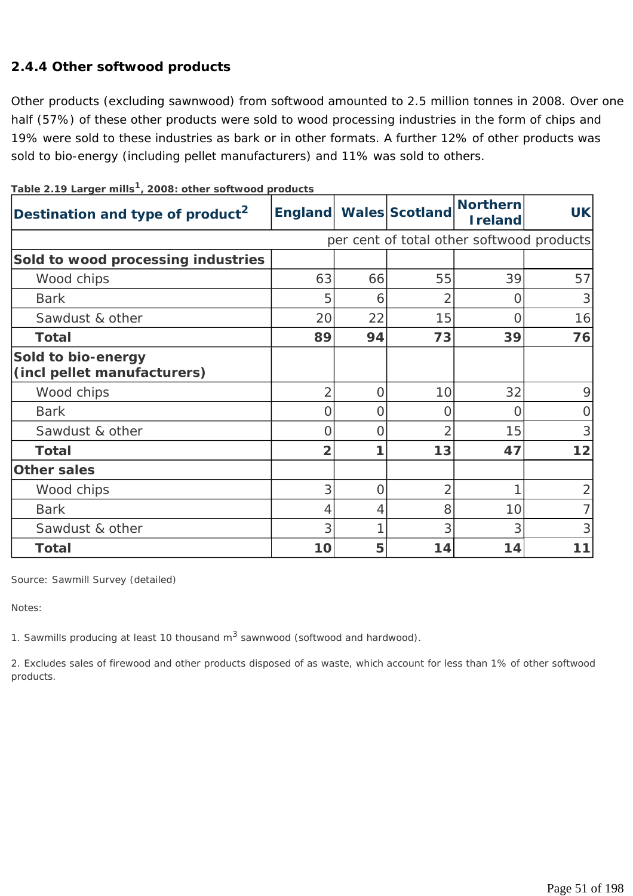### 2.4.4 Other softwood products

Other products (excluding sawnwood) from softwood amounted to 2.5 million tonnes in 2008. Over one half (57%) of these other products were sold to wood processing industries in the form of chips and 19% were sold to these industries as bark or in other formats. A further 12% of other products was sold to bio-energy (including pellet manufacturers) and 11% was sold to others.

**Table 2.19 Larger mills[1], 2008: other softwood products**

| Destination and type of product[2] | England | Wales | Scotland | Northern Ireland | UK |
|---|---|---|---|---|---|
| | | | | | per cent of total other softwood products |
| **Sold to wood processing industries** | | | | | |
| Wood chips | 63 | 66 | 55 | 39 | 57 |
| Bark | 5 | 6 | 2 | 0 | 3 |
| Sawdust & other | 20 | 22 | 15 | 0 | 16 |
| **Total** | **89** | **94** | **73** | **39** | **76** |
| **Sold to bio-energy (incl pellet manufacturers)** | | | | | |
| Wood chips | 2 | 0 | 10 | 32 | 9 |
| Bark | 0 | 0 | 0 | 0 | 0 |
| Sawdust & other | 0 | 0 | 2 | 15 | 3 |
| **Total** | **2** | **1** | **13** | **47** | **12** |
| **Other sales** | | | | | |
| Wood chips | 3 | 0 | 2 | 1 | 2 |
| Bark | 4 | 4 | 8 | 10 | 7 |
| Sawdust & other | 3 | 1 | 3 | 3 | 3 |
| **Total** | **10** | **5** | **14** | **14** | **11** |

Source: Sawmill Survey (detailed)

Notes:

1. Sawmills producing at least 10 thousand $m^3$ sawnwood (softwood and hardwood).

2. Excludes sales of firewood and other products disposed of as waste, which account for less than 1% of other softwood products.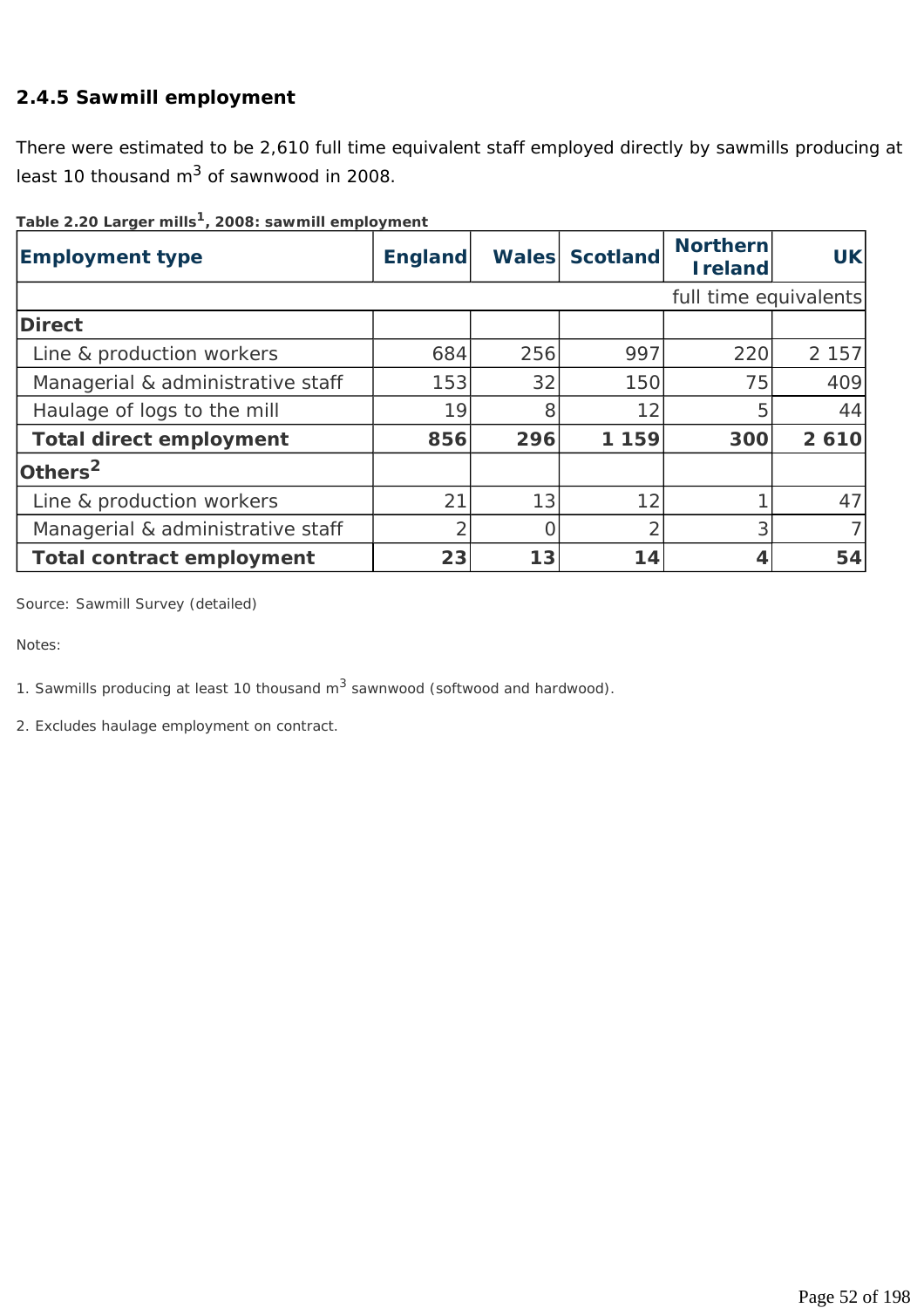### 2.4.5 Sawmill employment

There were estimated to be 2,610 full time equivalent staff employed directly by sawmills producing at least 10 thousand $m^3$ of sawnwood in 2008.

**Table 2.20 Larger mills[1], 2008: sawmill employment**

| Employment type | England | Wales | Scotland | Northern Ireland | UK |
|---|---|---|---|---|---|
| | | | | | full time equivalents |
| **Direct** | | | | | |
| Line & production workers | 684 | 256 | 997 | 220 | 2 157 |
| Managerial & administrative staff | 153 | 32 | 150 | 75 | 409 |
| Haulage of logs to the mill | 19 | 8 | 12 | 5 | 44 |
| **Total direct employment** | **856** | **296** | **1 159** | **300** | **2 610** |
| **Others[2]** | | | | | |
| Line & production workers | 21 | 13 | 12 | 1 | 47 |
| Managerial & administrative staff | 2 | 0 | 2 | 3 | 7 |
| **Total contract employment** | **23** | **13** | **14** | **4** | **54** |

Source: Sawmill Survey (detailed)

Notes:

1. Sawmills producing at least 10 thousand $m^3$ sawnwood (softwood and hardwood).

2. Excludes haulage employment on contract.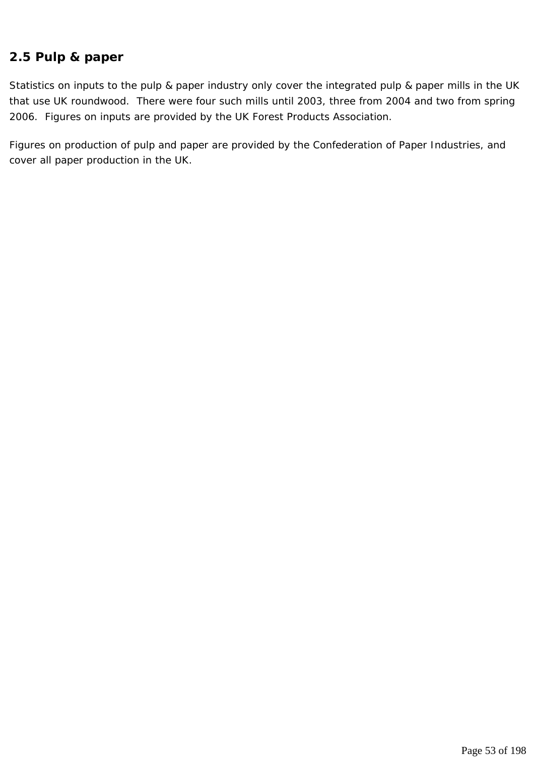## 2.5 Pulp & paper

Statistics on inputs to the pulp & paper industry only cover the integrated pulp & paper mills in the UK that use UK roundwood. There were four such mills until 2003, three from 2004 and two from spring 2006. Figures on inputs are provided by the UK Forest Products Association.

Figures on production of pulp and paper are provided by the Confederation of Paper Industries, and cover all paper production in the UK.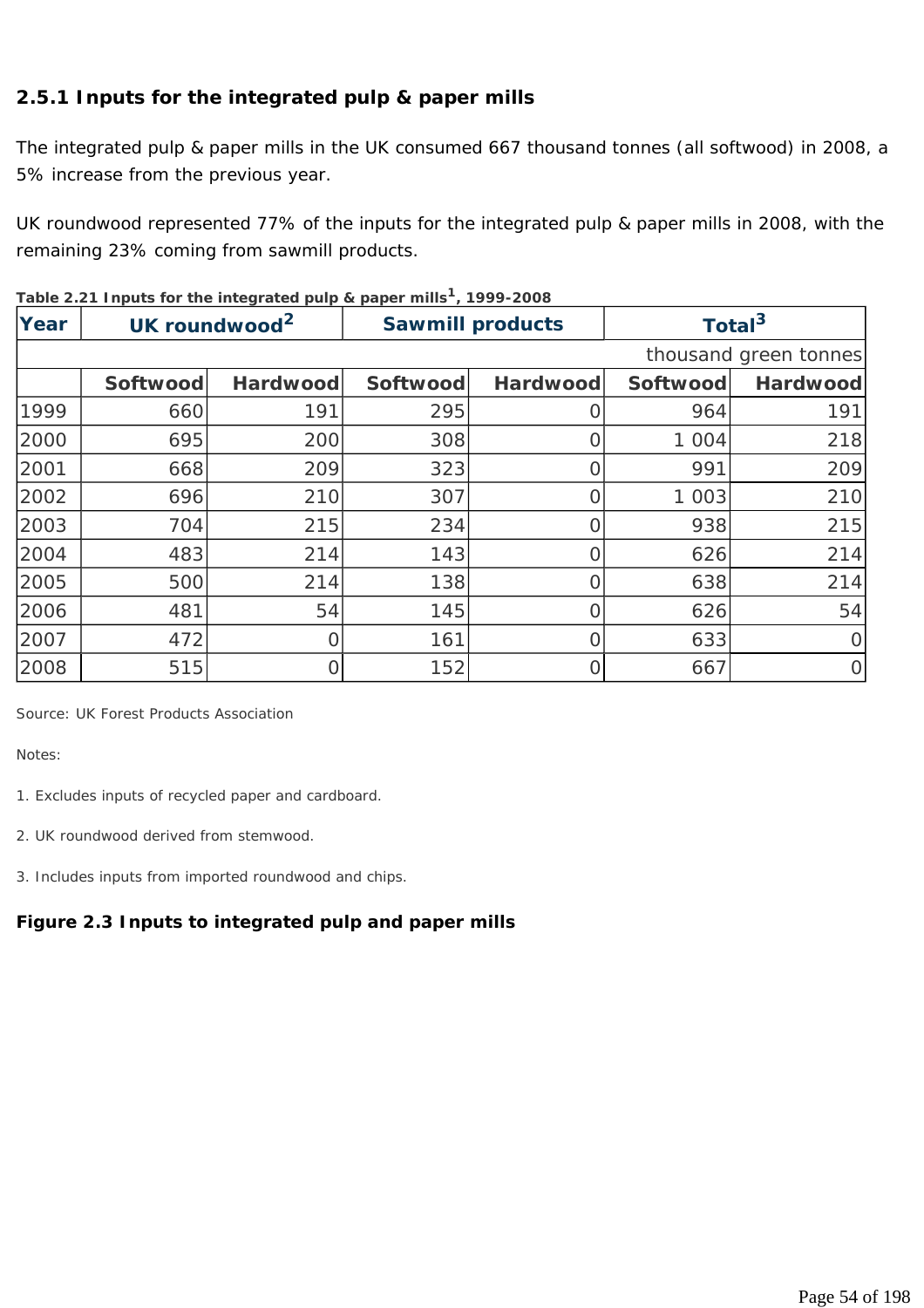### 2.5.1 Inputs for the integrated pulp & paper mills

The integrated pulp & paper mills in the UK consumed 667 thousand tonnes (all softwood) in 2008, a 5% increase from the previous year.

UK roundwood represented 77% of the inputs for the integrated pulp & paper mills in 2008, with the remaining 23% coming from sawmill products.

**Table 2.21 Inputs for the integrated pulp & paper mills[1], 1999-2008**

| Year | UK roundwood[2] | | Sawmill products | | Total[3] | |
|---|---|---|---|---|---|---|
| | | | | | | thousand green tonnes |
| | Softwood | Hardwood | Softwood | Hardwood | Softwood | Hardwood |
| 1999 | 660 | 191 | 295 | 0 | 964 | 191 |
| 2000 | 695 | 200 | 308 | 0 | 1 004 | 218 |
| 2001 | 668 | 209 | 323 | 0 | 991 | 209 |
| 2002 | 696 | 210 | 307 | 0 | 1 003 | 210 |
| 2003 | 704 | 215 | 234 | 0 | 938 | 215 |
| 2004 | 483 | 214 | 143 | 0 | 626 | 214 |
| 2005 | 500 | 214 | 138 | 0 | 638 | 214 |
| 2006 | 481 | 54 | 145 | 0 | 626 | 54 |
| 2007 | 472 | 0 | 161 | 0 | 633 | 0 |
| 2008 | 515 | 0 | 152 | 0 | 667 | 0 |

Source: UK Forest Products Association

Notes:

1. Excludes inputs of recycled paper and cardboard.

2. UK roundwood derived from stemwood.

3. Includes inputs from imported roundwood and chips.

**Figure 2.3 Inputs to integrated pulp and paper mills**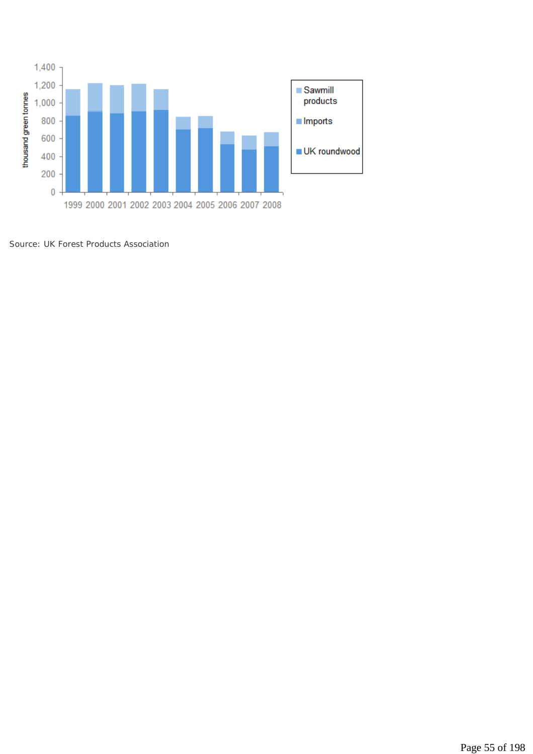Source: UK Forest Products Association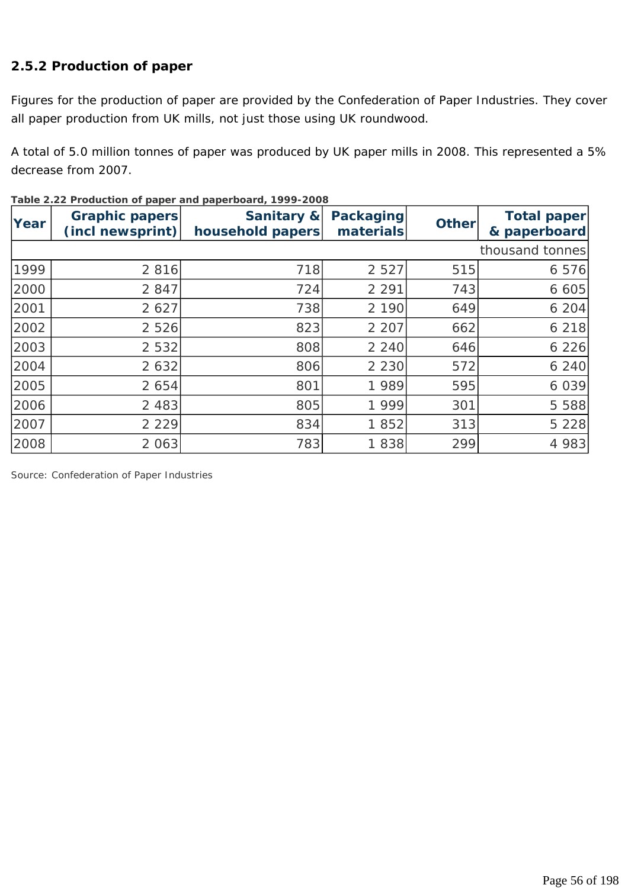## 2.5.2 Production of paper

Figures for the production of paper are provided by the Confederation of Paper Industries. They cover all paper production from UK mills, not just those using UK roundwood.

A total of 5.0 million tonnes of paper was produced by UK paper mills in 2008. This represented a 5% decrease from 2007.

**Table 2.22 Production of paper and paperboard, 1999-2008**

| Year | Graphic papers (incl newsprint) | Sanitary & household papers | Packaging materials | Other | Total paper & paperboard |
|---|---|---|---|---|---|
| | | | | | thousand tonnes |
| 1999 | 2 816 | 718 | 2 527 | 515 | 6 576 |
| 2000 | 2 847 | 724 | 2 291 | 743 | 6 605 |
| 2001 | 2 627 | 738 | 2 190 | 649 | 6 204 |
| 2002 | 2 526 | 823 | 2 207 | 662 | 6 218 |
| 2003 | 2 532 | 808 | 2 240 | 646 | 6 226 |
| 2004 | 2 632 | 806 | 2 230 | 572 | 6 240 |
| 2005 | 2 654 | 801 | 1 989 | 595 | 6 039 |
| 2006 | 2 483 | 805 | 1 999 | 301 | 5 588 |
| 2007 | 2 229 | 834 | 1 852 | 313 | 5 228 |
| 2008 | 2 063 | 783 | 1 838 | 299 | 4 983 |

Source: Confederation of Paper Industries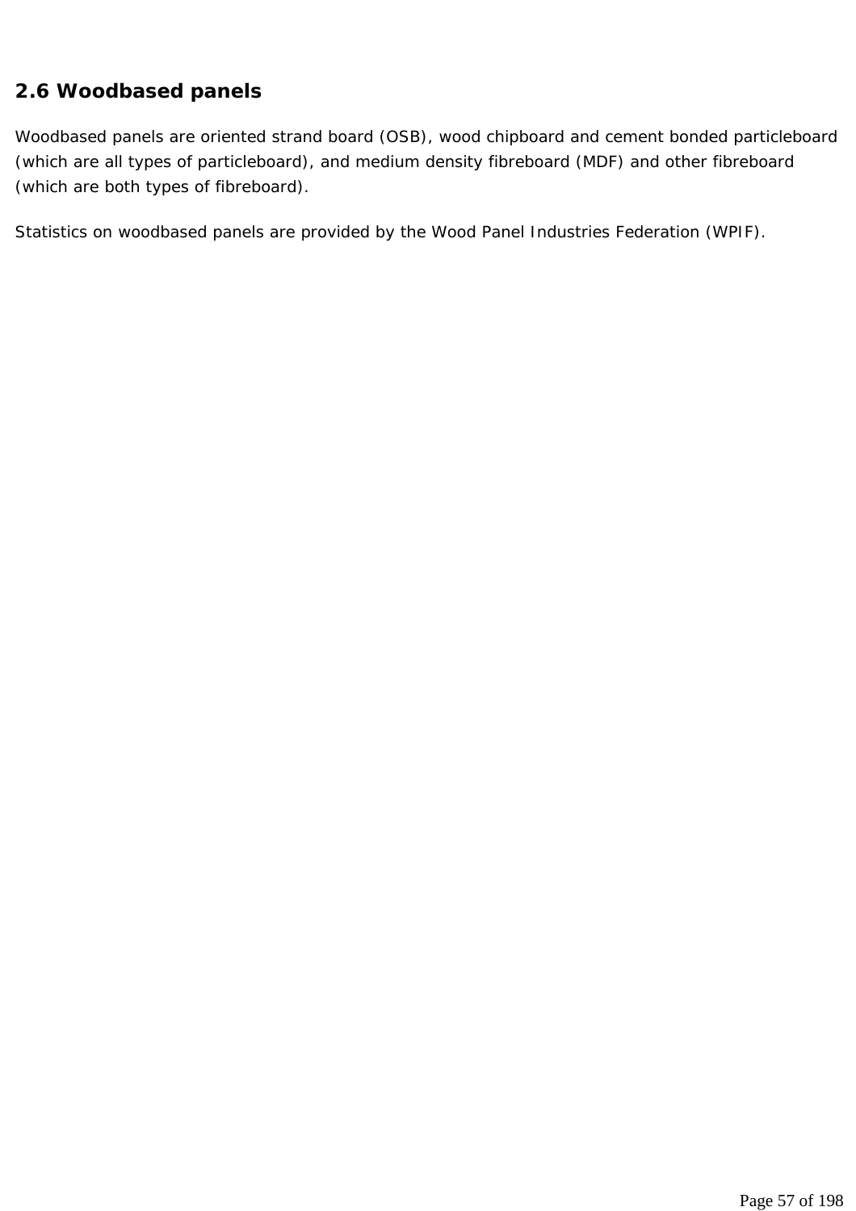## 2.6 Woodbased panels

Woodbased panels are oriented strand board (OSB), wood chipboard and cement bonded particleboard (which are all types of particleboard), and medium density fibreboard (MDF) and other fibreboard (which are both types of fibreboard).

Statistics on woodbased panels are provided by the Wood Panel Industries Federation (WPIF).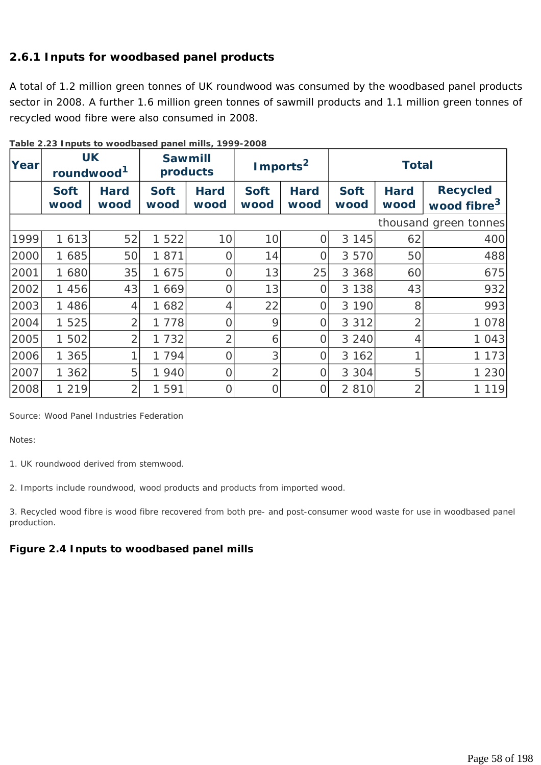### 2.6.1 Inputs for woodbased panel products

A total of 1.2 million green tonnes of UK roundwood was consumed by the woodbased panel products sector in 2008. A further 1.6 million green tonnes of sawmill products and 1.1 million green tonnes of recycled wood fibre were also consumed in 2008.

**Table 2.23 Inputs to woodbased panel mills, 1999-2008**

| Year | UK roundwood[1] | | Sawmill products | | Imports[2] | | Total | | |
|---|---|---|---|---|---|---|---|---|---|
| | Soft wood | Hard wood | Soft wood | Hard wood | Soft wood | Hard wood | Soft wood | Hard wood | Recycled wood fibre[3] |
| | | | | | | | | | thousand green tonnes |
| 1999 | 1 613 | 52 | 1 522 | 10 | 10 | 0 | 3 145 | 62 | 400 |
| 2000 | 1 685 | 50 | 1 871 | 0 | 14 | 0 | 3 570 | 50 | 488 |
| 2001 | 1 680 | 35 | 1 675 | 0 | 13 | 25 | 3 368 | 60 | 675 |
| 2002 | 1 456 | 43 | 1 669 | 0 | 13 | 0 | 3 138 | 43 | 932 |
| 2003 | 1 486 | 4 | 1 682 | 4 | 22 | 0 | 3 190 | 8 | 993 |
| 2004 | 1 525 | 2 | 1 778 | 0 | 9 | 0 | 3 312 | 2 | 1 078 |
| 2005 | 1 502 | 2 | 1 732 | 2 | 6 | 0 | 3 240 | 4 | 1 043 |
| 2006 | 1 365 | 1 | 1 794 | 0 | 3 | 0 | 3 162 | 1 | 1 173 |
| 2007 | 1 362 | 5 | 1 940 | 0 | 2 | 0 | 3 304 | 5 | 1 230 |
| 2008 | 1 219 | 2 | 1 591 | 0 | 0 | 0 | 2 810 | 2 | 1 119 |

Source: Wood Panel Industries Federation

Notes:

1. UK roundwood derived from stemwood.

2. Imports include roundwood, wood products and products from imported wood.

3. Recycled wood fibre is wood fibre recovered from both pre- and post-consumer wood waste for use in woodbased panel production.

**Figure 2.4 Inputs to woodbased panel mills**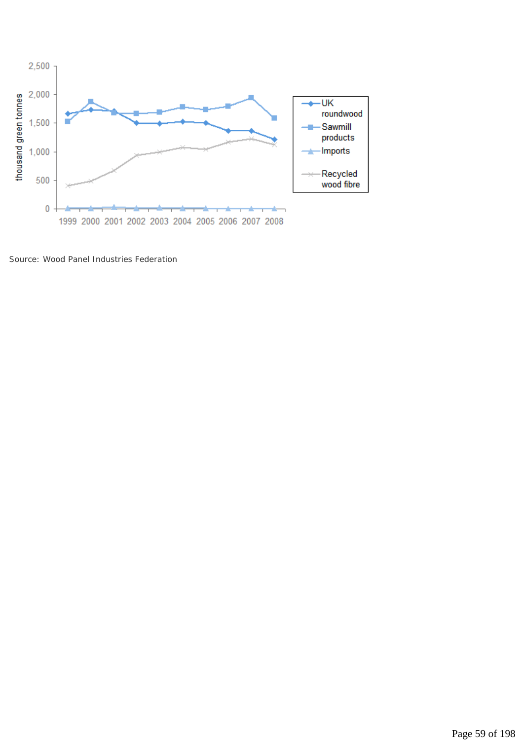Source: Wood Panel Industries Federation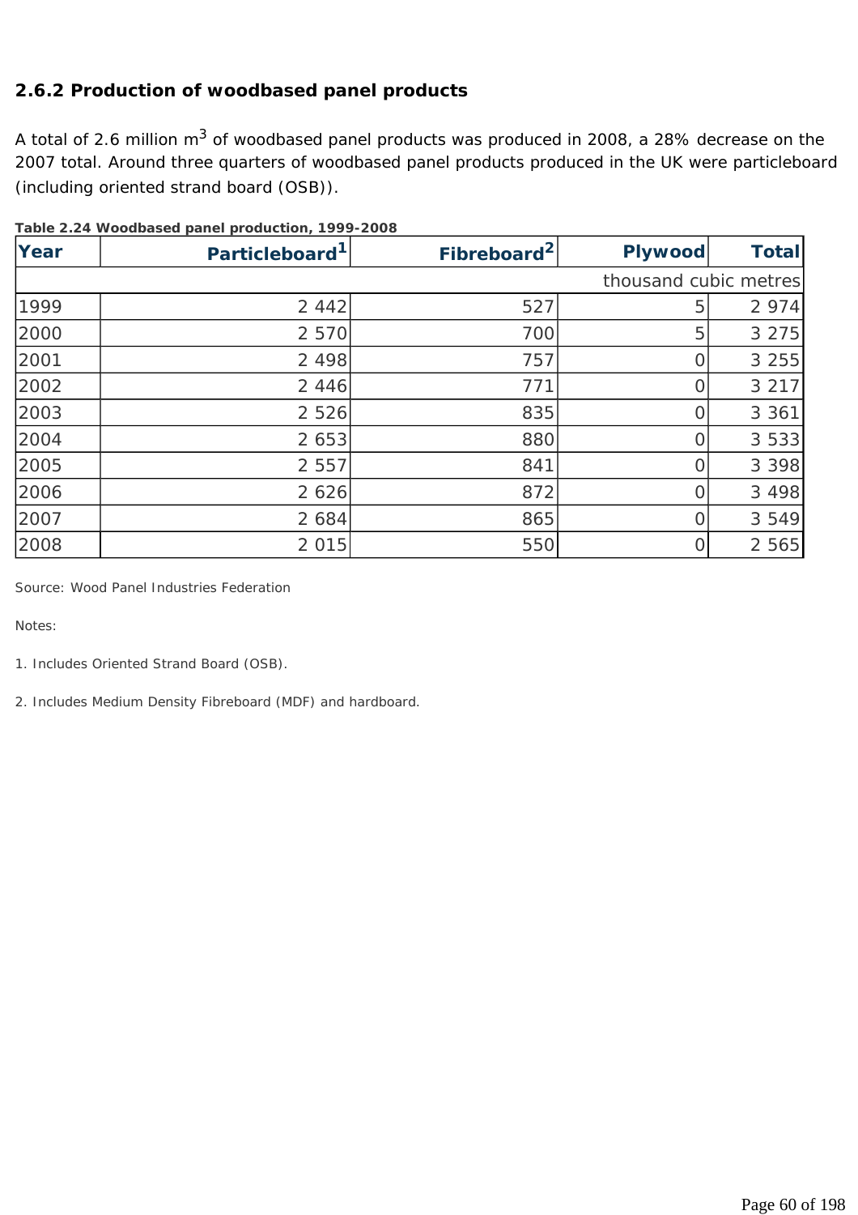### 2.6.2 Production of woodbased panel products

A total of 2.6 million $m^3$ of woodbased panel products was produced in 2008, a 28% decrease on the 2007 total. Around three quarters of woodbased panel products produced in the UK were particleboard (including oriented strand board (OSB)).

**Table 2.24 Woodbased panel production, 1999-2008**

| Year | Particleboard[1] | Fibreboard[2] | Plywood | Total |
|---|---|---|---|---|
| | | | | thousand cubic metres |
| 1999 | 2 442 | 527 | 5 | 2 974 |
| 2000 | 2 570 | 700 | 5 | 3 275 |
| 2001 | 2 498 | 757 | 0 | 3 255 |
| 2002 | 2 446 | 771 | 0 | 3 217 |
| 2003 | 2 526 | 835 | 0 | 3 361 |
| 2004 | 2 653 | 880 | 0 | 3 533 |
| 2005 | 2 557 | 841 | 0 | 3 398 |
| 2006 | 2 626 | 872 | 0 | 3 498 |
| 2007 | 2 684 | 865 | 0 | 3 549 |
| 2008 | 2 015 | 550 | 0 | 2 565 |

Source: Wood Panel Industries Federation

Notes:

1. Includes Oriented Strand Board (OSB).

2. Includes Medium Density Fibreboard (MDF) and hardboard.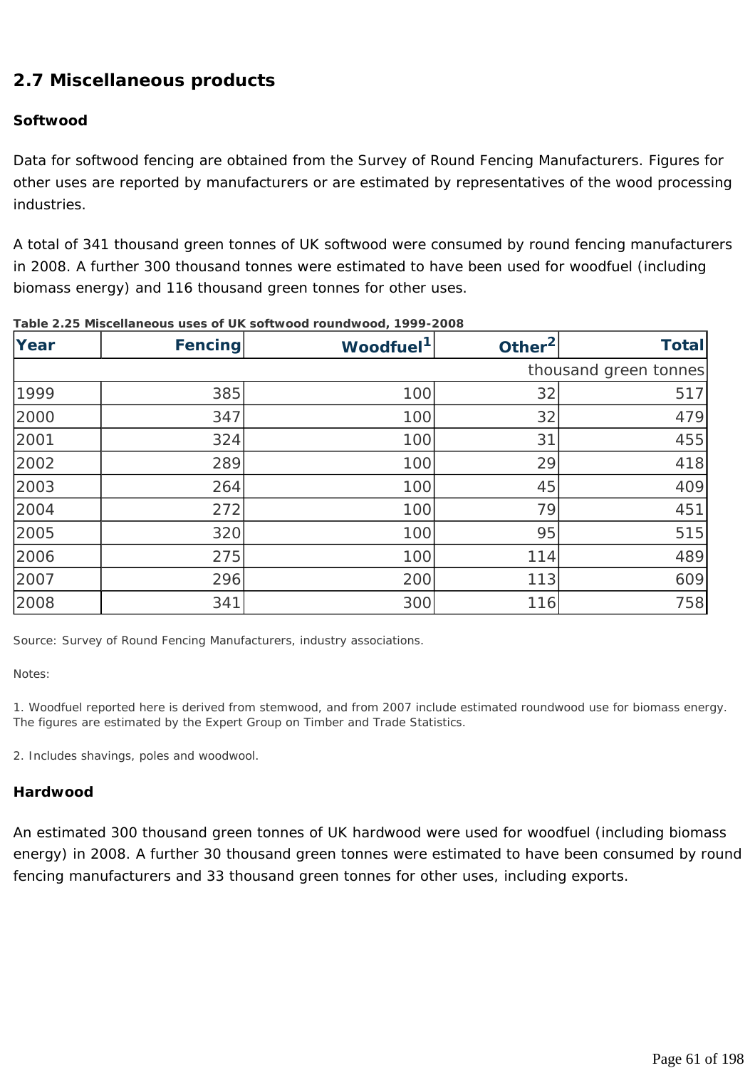## 2.7 Miscellaneous products

**Softwood**

Data for softwood fencing are obtained from the Survey of Round Fencing Manufacturers. Figures for other uses are reported by manufacturers or are estimated by representatives of the wood processing industries.

A total of 341 thousand green tonnes of UK softwood were consumed by round fencing manufacturers in 2008. A further 300 thousand tonnes were estimated to have been used for woodfuel (including biomass energy) and 116 thousand green tonnes for other uses.

**Table 2.25 Miscellaneous uses of UK softwood roundwood, 1999-2008**

| Year | Fencing | Woodfuel[1] | Other[2] | Total |
|---|---:|---:|---:|---:|
| | | | | thousand green tonnes |
| 1999 | 385 | 100 | 32 | 517 |
| 2000 | 347 | 100 | 32 | 479 |
| 2001 | 324 | 100 | 31 | 455 |
| 2002 | 289 | 100 | 29 | 418 |
| 2003 | 264 | 100 | 45 | 409 |
| 2004 | 272 | 100 | 79 | 451 |
| 2005 | 320 | 100 | 95 | 515 |
| 2006 | 275 | 100 | 114 | 489 |
| 2007 | 296 | 200 | 113 | 609 |
| 2008 | 341 | 300 | 116 | 758 |

Source: Survey of Round Fencing Manufacturers, industry associations.

Notes:

1. Woodfuel reported here is derived from stemwood, and from 2007 include estimated roundwood use for biomass energy. The figures are estimated by the Expert Group on Timber and Trade Statistics.

2. Includes shavings, poles and woodwool.

**Hardwood**

An estimated 300 thousand green tonnes of UK hardwood were used for woodfuel (including biomass energy) in 2008. A further 30 thousand green tonnes were estimated to have been consumed by round fencing manufacturers and 33 thousand green tonnes for other uses, including exports.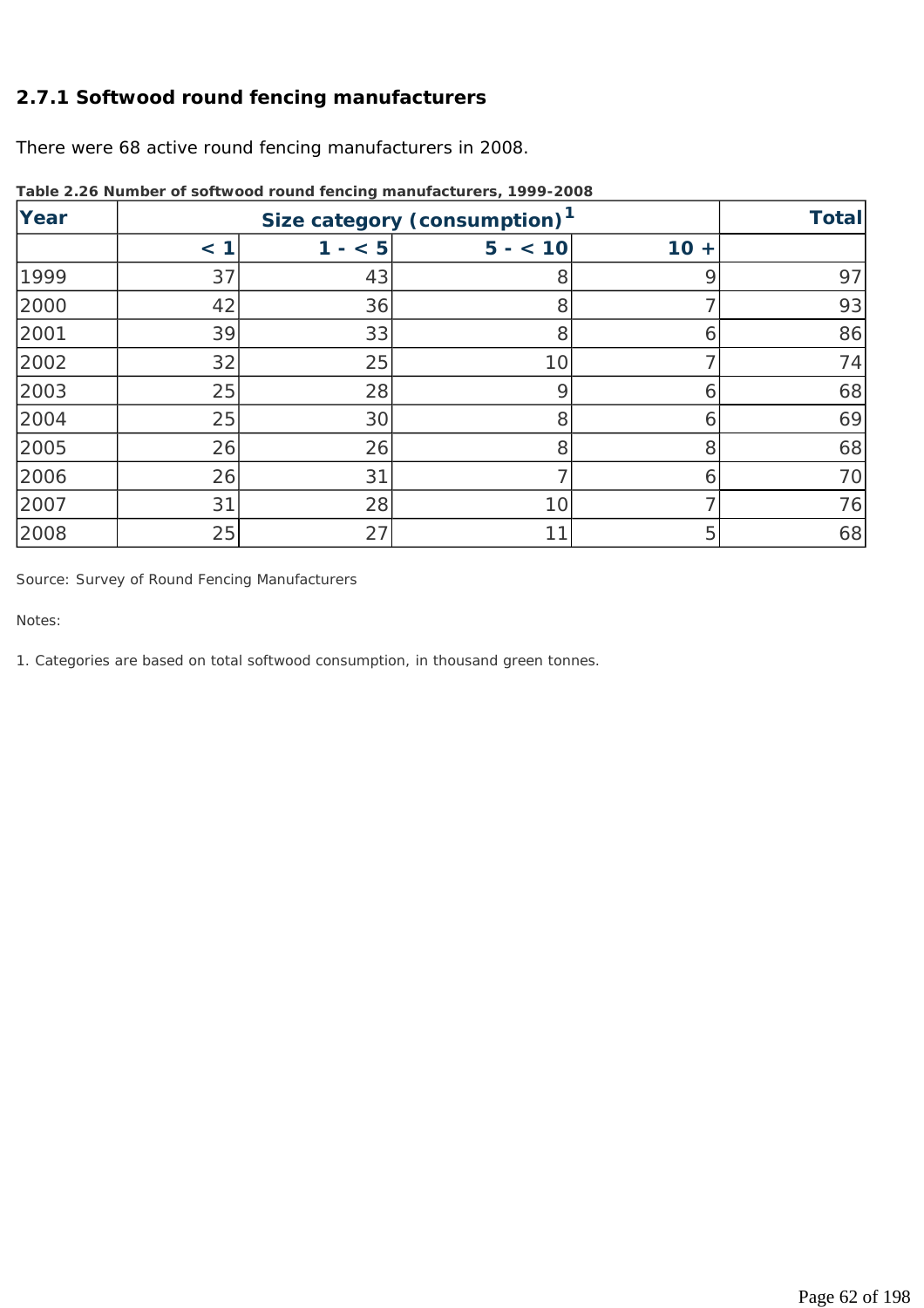### 2.7.1 Softwood round fencing manufacturers

There were 68 active round fencing manufacturers in 2008.

**Table 2.26 Number of softwood round fencing manufacturers, 1999-2008**

| Year | Size category (consumption)[1] | | | | Total |
|---|---|---|---|---|---|
| | < 1 | 1 - < 5 | 5 - < 10 | 10 + | |
| 1999 | 37 | 43 | 8 | 9 | 97 |
| 2000 | 42 | 36 | 8 | 7 | 93 |
| 2001 | 39 | 33 | 8 | 6 | 86 |
| 2002 | 32 | 25 | 10 | 7 | 74 |
| 2003 | 25 | 28 | 9 | 6 | 68 |
| 2004 | 25 | 30 | 8 | 6 | 69 |
| 2005 | 26 | 26 | 8 | 8 | 68 |
| 2006 | 26 | 31 | 7 | 6 | 70 |
| 2007 | 31 | 28 | 10 | 7 | 76 |
| 2008 | 25 | 27 | 11 | 5 | 68 |

Source: Survey of Round Fencing Manufacturers

Notes:

1. Categories are based on total softwood consumption, in thousand green tonnes.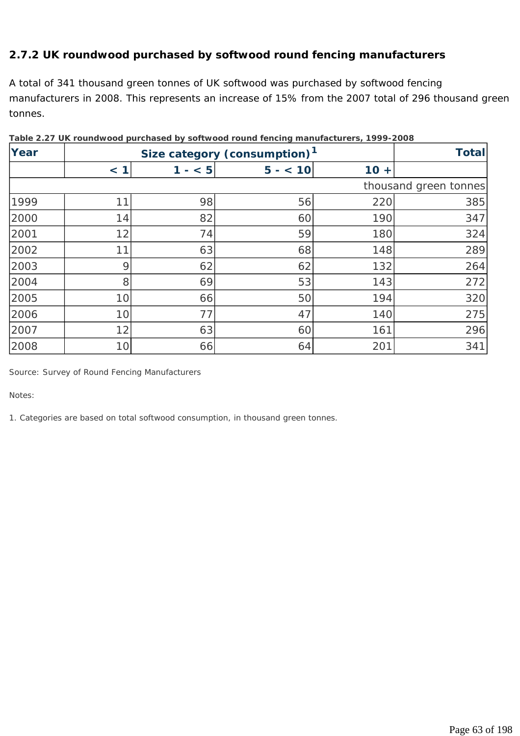### 2.7.2 UK roundwood purchased by softwood round fencing manufacturers

A total of 341 thousand green tonnes of UK softwood was purchased by softwood fencing manufacturers in 2008. This represents an increase of 15% from the 2007 total of 296 thousand green tonnes.

**Table 2.27 UK roundwood purchased by softwood round fencing manufacturers, 1999-2008**

| Year | Size category (consumption)[1] | | | | Total |
|---|---|---|---|---|---|
| | < 1 | 1 - < 5 | 5 - < 10 | 10 + | |
| | | | | | thousand green tonnes |
| 1999 | 11 | 98 | 56 | 220 | 385 |
| 2000 | 14 | 82 | 60 | 190 | 347 |
| 2001 | 12 | 74 | 59 | 180 | 324 |
| 2002 | 11 | 63 | 68 | 148 | 289 |
| 2003 | 9 | 62 | 62 | 132 | 264 |
| 2004 | 8 | 69 | 53 | 143 | 272 |
| 2005 | 10 | 66 | 50 | 194 | 320 |
| 2006 | 10 | 77 | 47 | 140 | 275 |
| 2007 | 12 | 63 | 60 | 161 | 296 |
| 2008 | 10 | 66 | 64 | 201 | 341 |

Source: Survey of Round Fencing Manufacturers

Notes:

1. Categories are based on total softwood consumption, in thousand green tonnes.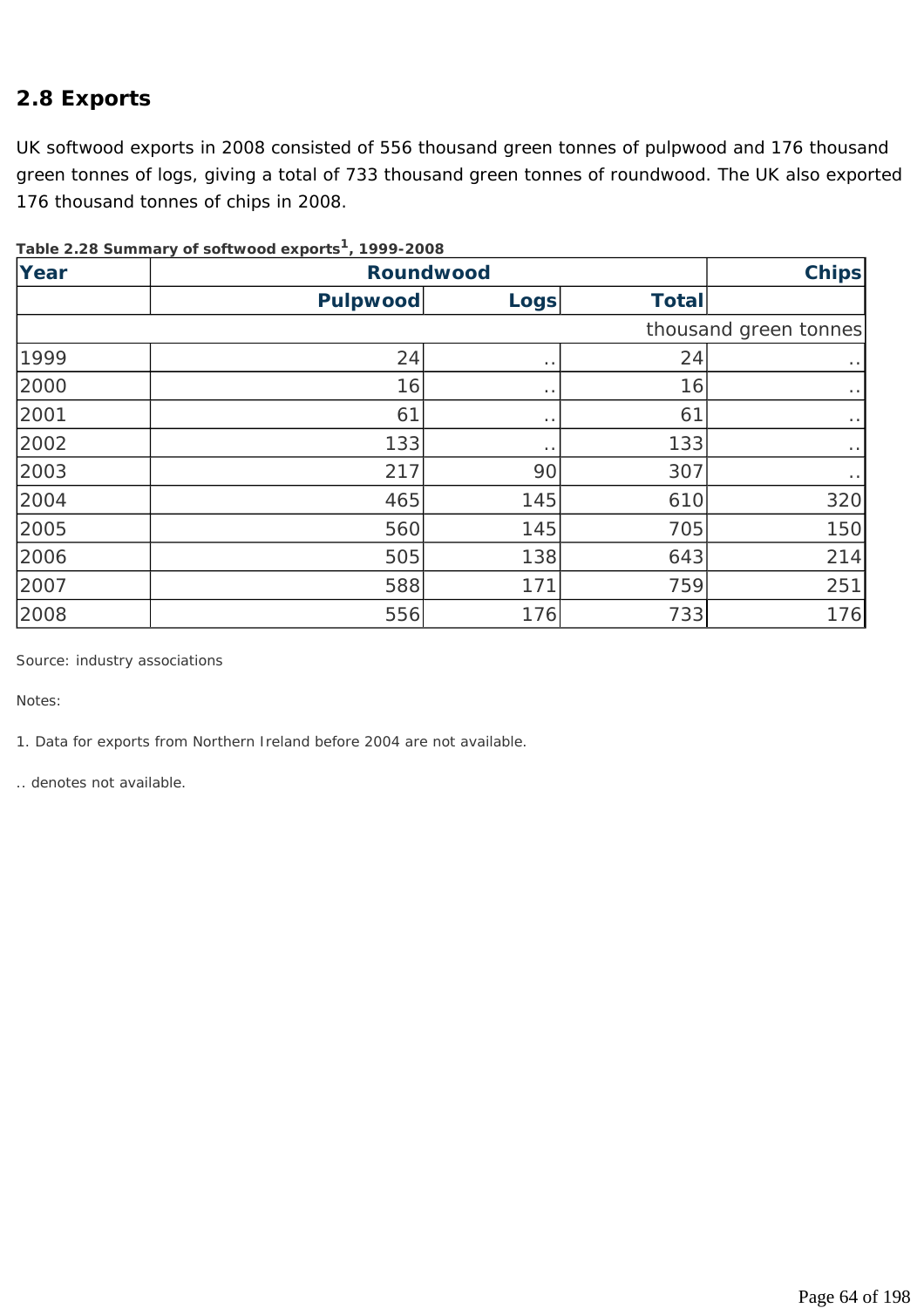## 2.8 Exports

UK softwood exports in 2008 consisted of 556 thousand green tonnes of pulpwood and 176 thousand green tonnes of logs, giving a total of 733 thousand green tonnes of roundwood. The UK also exported 176 thousand tonnes of chips in 2008.

**Table 2.28 Summary of softwood exports[1], 1999-2008**

| Year | Roundwood | | | Chips |
|---|---|---|---|---|
| | Pulpwood | Logs | Total | |
| | | | | thousand green tonnes |
| 1999 | 24 | .. | 24 | .. |
| 2000 | 16 | .. | 16 | .. |
| 2001 | 61 | .. | 61 | .. |
| 2002 | 133 | .. | 133 | .. |
| 2003 | 217 | 90 | 307 | .. |
| 2004 | 465 | 145 | 610 | 320 |
| 2005 | 560 | 145 | 705 | 150 |
| 2006 | 505 | 138 | 643 | 214 |
| 2007 | 588 | 171 | 759 | 251 |
| 2008 | 556 | 176 | 733 | 176 |

Source: industry associations

Notes:

1. Data for exports from Northern Ireland before 2004 are not available.

.. denotes not available.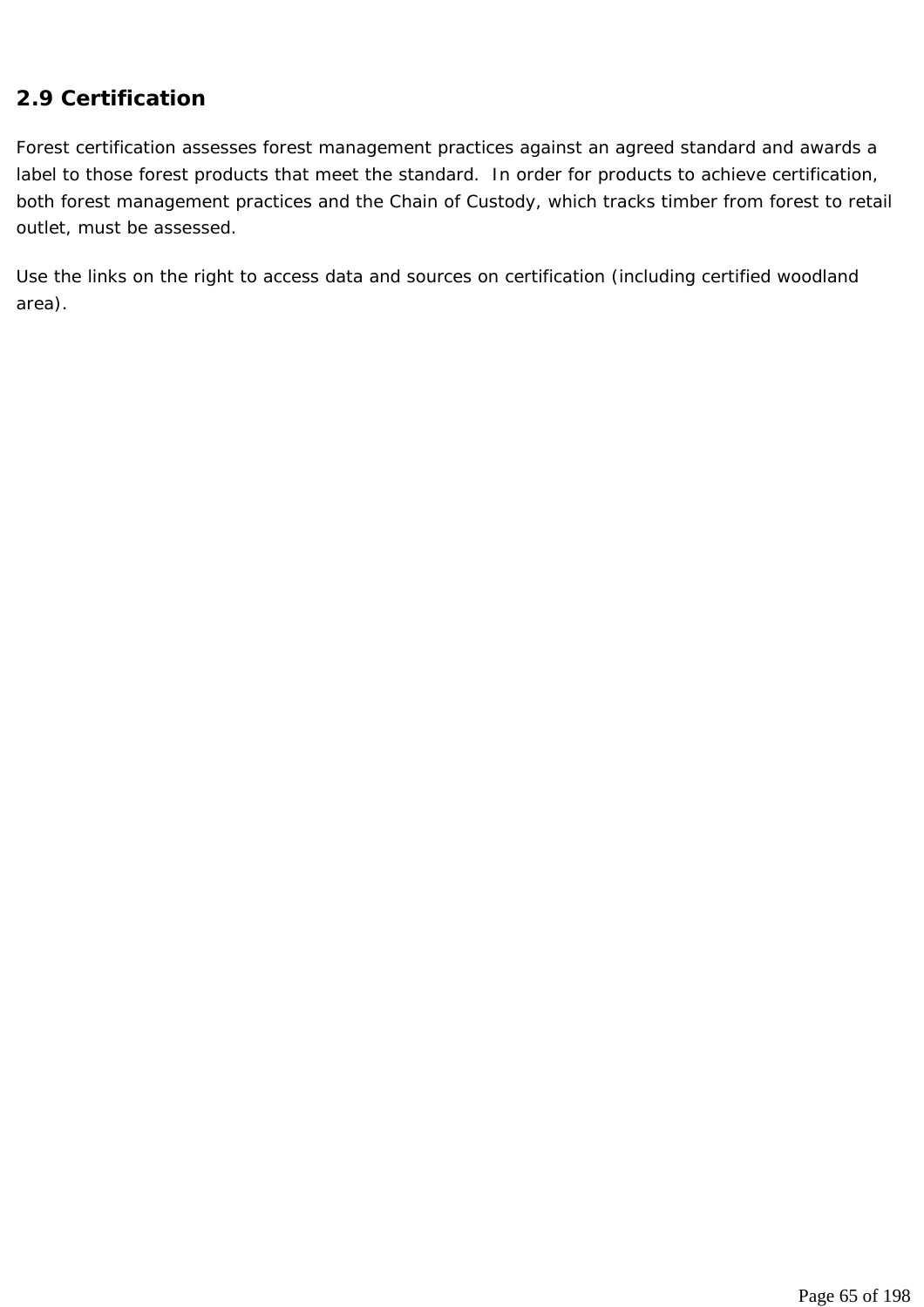## 2.9 Certification

Forest certification assesses forest management practices against an agreed standard and awards a label to those forest products that meet the standard.  In order for products to achieve certification, both forest management practices and the Chain of Custody, which tracks timber from forest to retail outlet, must be assessed.

Use the links on the right to access data and sources on certification (including certified woodland area).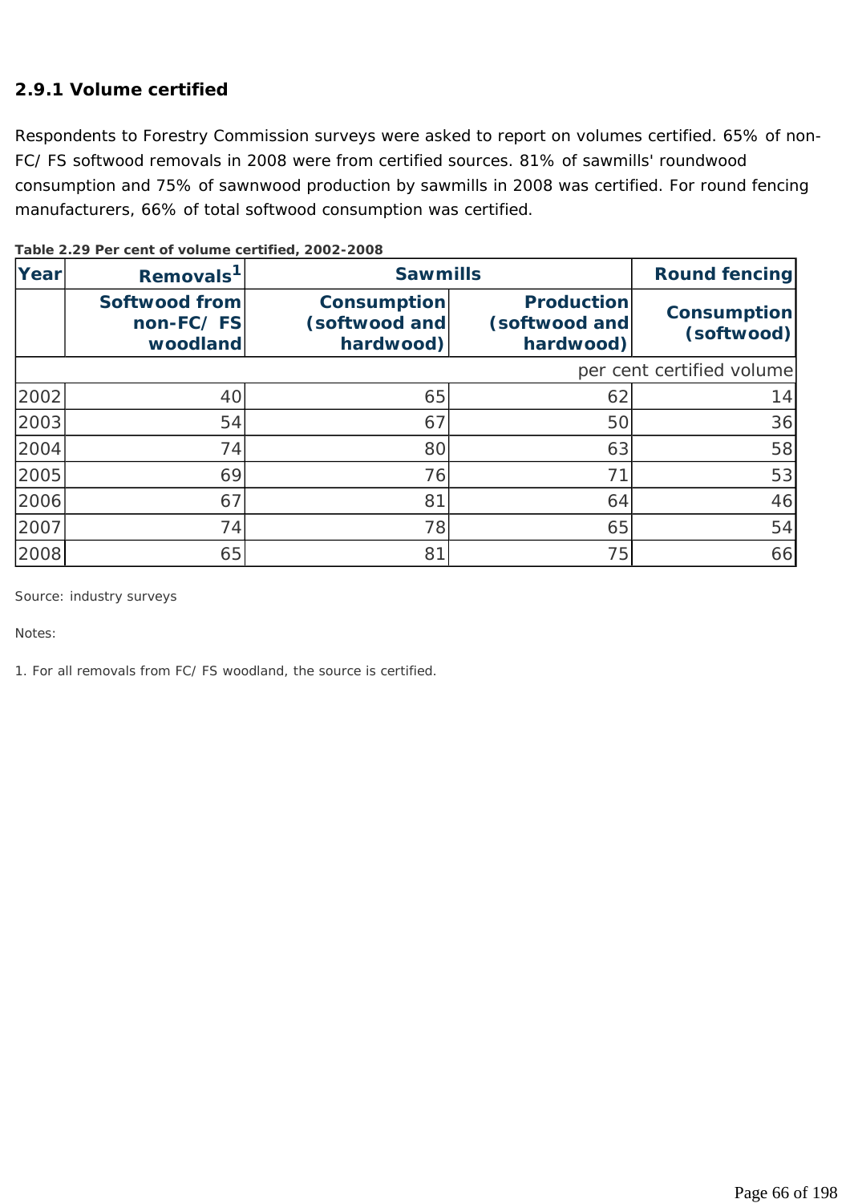### 2.9.1 Volume certified

Respondents to Forestry Commission surveys were asked to report on volumes certified. 65% of non-FC/ FS softwood removals in 2008 were from certified sources. 81% of sawmills' roundwood consumption and 75% of sawnwood production by sawmills in 2008 was certified. For round fencing manufacturers, 66% of total softwood consumption was certified.

**Table 2.29 Per cent of volume certified, 2002-2008**

| Year | Removals[1] | Sawmills | | Round fencing |
|---|---|---|---|---|
| | Softwood from non-FC/ FS woodland | Consumption (softwood and hardwood) | Production (softwood and hardwood) | Consumption (softwood) |
| | | | | per cent certified volume |
| 2002 | 40 | 65 | 62 | 14 |
| 2003 | 54 | 67 | 50 | 36 |
| 2004 | 74 | 80 | 63 | 58 |
| 2005 | 69 | 76 | 71 | 53 |
| 2006 | 67 | 81 | 64 | 46 |
| 2007 | 74 | 78 | 65 | 54 |
| 2008 | 65 | 81 | 75 | 66 |

Source: industry surveys

Notes:

1. For all removals from FC/ FS woodland, the source is certified.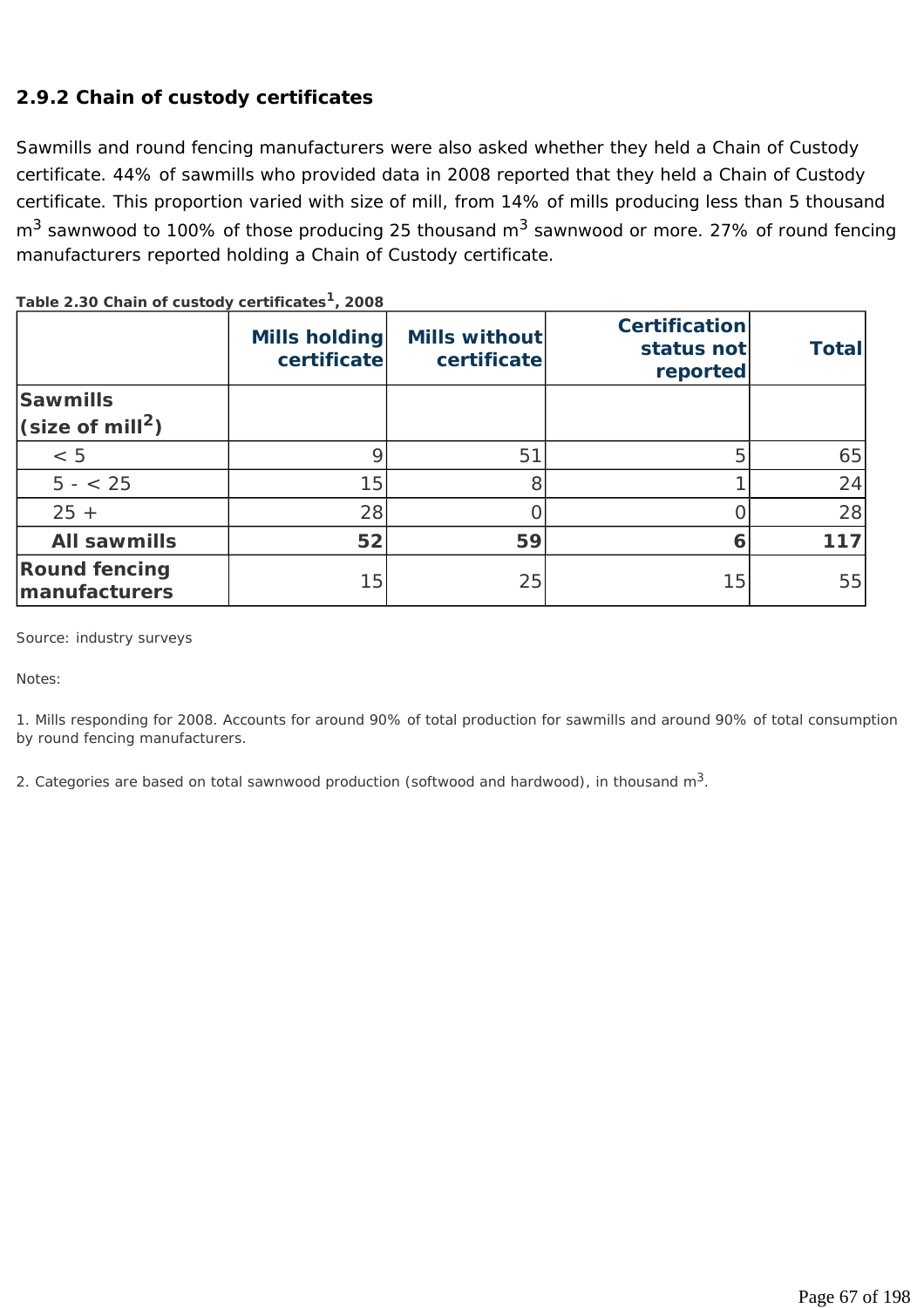### 2.9.2 Chain of custody certificates

Sawmills and round fencing manufacturers were also asked whether they held a Chain of Custody certificate. 44% of sawmills who provided data in 2008 reported that they held a Chain of Custody certificate. This proportion varied with size of mill, from 14% of mills producing less than 5 thousand $m^3$ sawnwood to 100% of those producing 25 thousand $m^3$ sawnwood or more. 27% of round fencing manufacturers reported holding a Chain of Custody certificate.

**Table 2.30 Chain of custody certificates[1], 2008**

| | Mills holding certificate | Mills without certificate | Certification status not reported | Total |
|---|---|---|---|---|
| **Sawmills (size of mill[2])** | | | | |
| < 5 | 9 | 51 | 5 | 65 |
| 5 - < 25 | 15 | 8 | 1 | 24 |
| 25 + | 28 | 0 | 0 | 28 |
| **All sawmills** | **52** | **59** | **6** | **117** |
| **Round fencing manufacturers** | 15 | 25 | 15 | 55 |

Source: industry surveys

Notes:

1. Mills responding for 2008. Accounts for around 90% of total production for sawmills and around 90% of total consumption by round fencing manufacturers.

2. Categories are based on total sawnwood production (softwood and hardwood), in thousand $m^3$.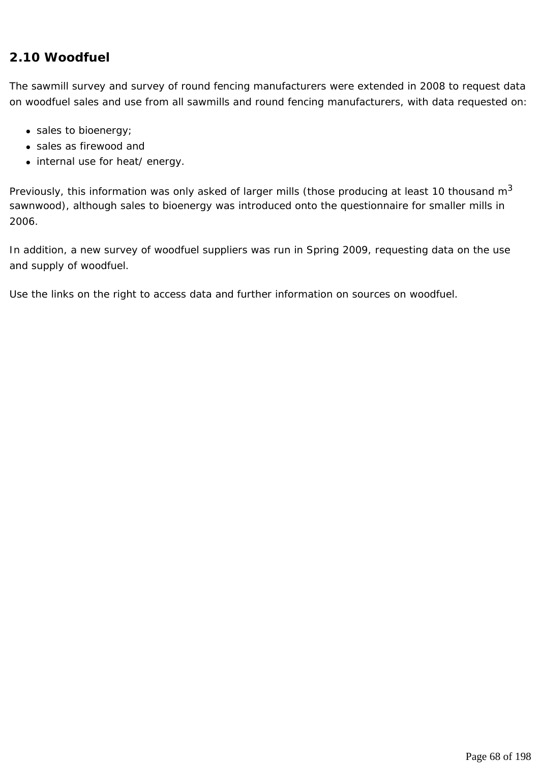## 2.10 Woodfuel

The sawmill survey and survey of round fencing manufacturers were extended in 2008 to request data on woodfuel sales and use from all sawmills and round fencing manufacturers, with data requested on:

- sales to bioenergy;
- sales as firewood and
- internal use for heat/ energy.

Previously, this information was only asked of larger mills (those producing at least 10 thousand $m^3$ sawnwood), although sales to bioenergy was introduced onto the questionnaire for smaller mills in 2006.

In addition, a new survey of woodfuel suppliers was run in Spring 2009, requesting data on the use and supply of woodfuel.

Use the links on the right to access data and further information on sources on woodfuel.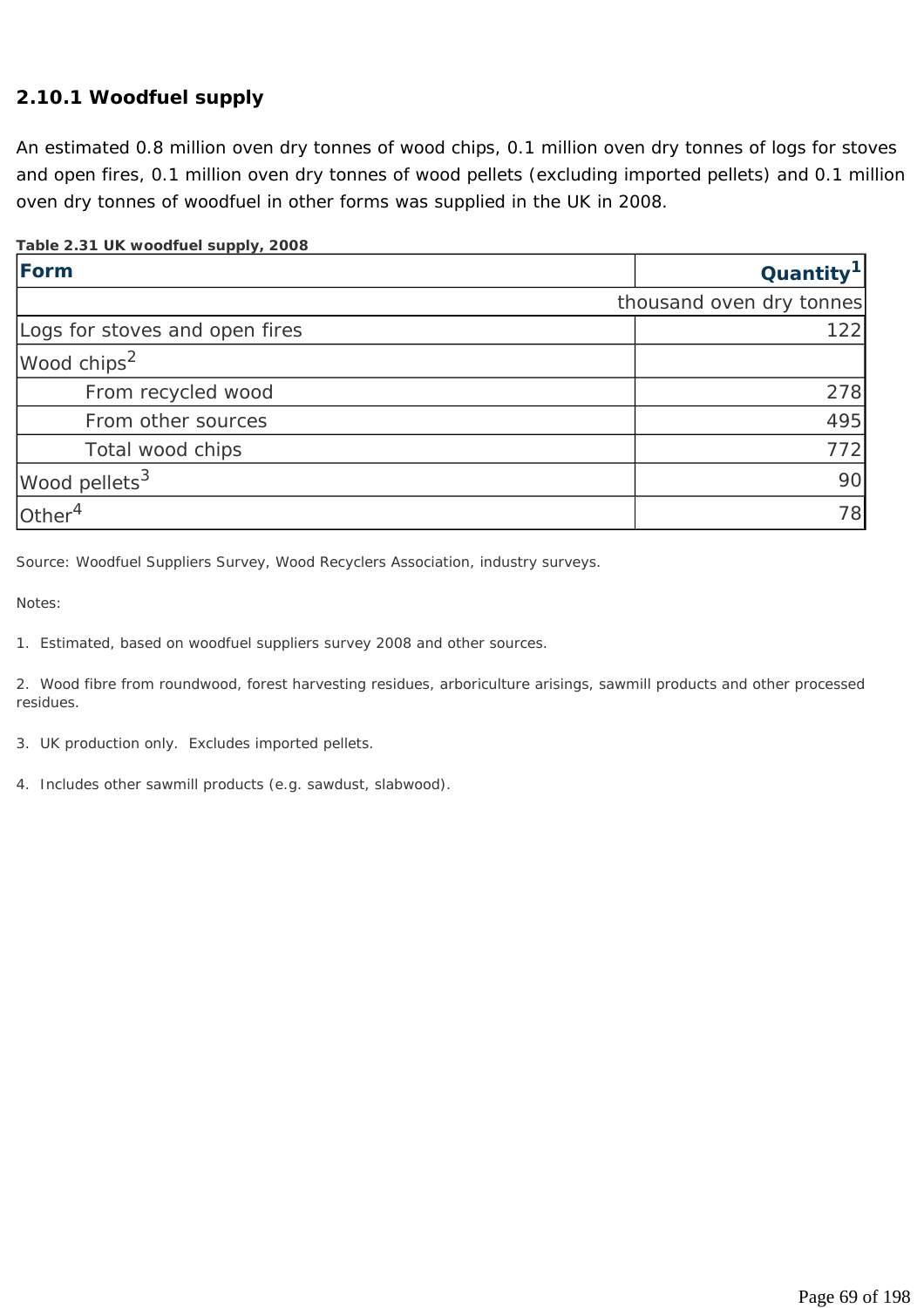### 2.10.1 Woodfuel supply

An estimated 0.8 million oven dry tonnes of wood chips, 0.1 million oven dry tonnes of logs for stoves and open fires, 0.1 million oven dry tonnes of wood pellets (excluding imported pellets) and 0.1 million oven dry tonnes of woodfuel in other forms was supplied in the UK in 2008.

**Table 2.31 UK woodfuel supply, 2008**

| Form | Quantity[1] |
|---|---|
| | thousand oven dry tonnes |
| Logs for stoves and open fires | 122 |
| Wood chips[2] | |
| From recycled wood | 278 |
| From other sources | 495 |
| Total wood chips | 772 |
| Wood pellets[3] | 90 |
| Other[4] | 78 |

Source: Woodfuel Suppliers Survey, Wood Recyclers Association, industry surveys.

Notes:

1. Estimated, based on woodfuel suppliers survey 2008 and other sources.

2. Wood fibre from roundwood, forest harvesting residues, arboriculture arisings, sawmill products and other processed residues.

3. UK production only. Excludes imported pellets.

4. Includes other sawmill products (e.g. sawdust, slabwood).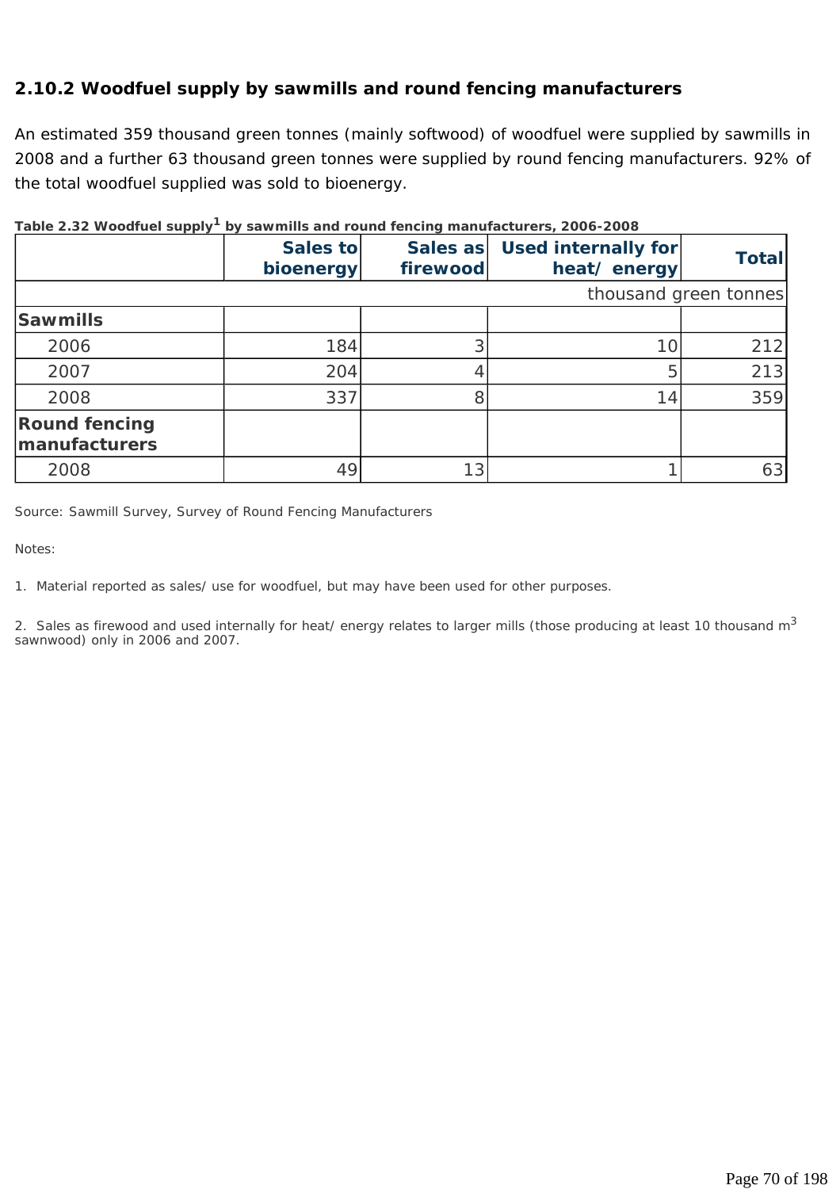### 2.10.2 Woodfuel supply by sawmills and round fencing manufacturers

An estimated 359 thousand green tonnes (mainly softwood) of woodfuel were supplied by sawmills in 2008 and a further 63 thousand green tonnes were supplied by round fencing manufacturers. 92% of the total woodfuel supplied was sold to bioenergy.

**Table 2.32 Woodfuel supply[1] by sawmills and round fencing manufacturers, 2006-2008**

| | Sales to bioenergy | Sales as firewood | Used internally for heat/ energy | Total |
|---|---|---|---|---|
| | | | | thousand green tonnes |
| **Sawmills** | | | | |
| 2006 | 184 | 3 | 10 | 212 |
| 2007 | 204 | 4 | 5 | 213 |
| 2008 | 337 | 8 | 14 | 359 |
| **Round fencing manufacturers** | | | | |
| 2008 | 49 | 13 | 1 | 63 |

Source: Sawmill Survey, Survey of Round Fencing Manufacturers

Notes:

1. Material reported as sales/ use for woodfuel, but may have been used for other purposes.

2. Sales as firewood and used internally for heat/ energy relates to larger mills (those producing at least 10 thousand $m^3$ sawnwood) only in 2006 and 2007.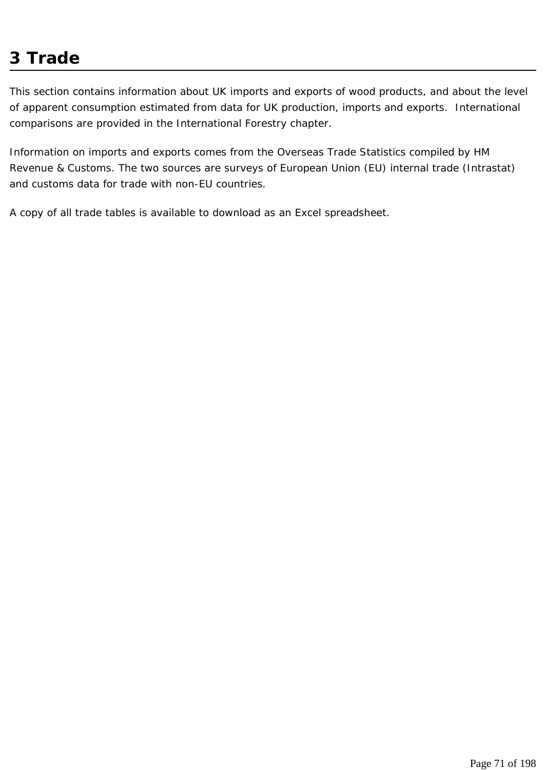# 3 Trade

This section contains information about UK imports and exports of wood products, and about the level of apparent consumption estimated from data for UK production, imports and exports.  International comparisons are provided in the International Forestry chapter.

Information on imports and exports comes from the Overseas Trade Statistics compiled by HM Revenue & Customs. The two sources are surveys of European Union (EU) internal trade (Intrastat) and customs data for trade with non-EU countries.

A copy of all trade tables is available to download as an Excel spreadsheet.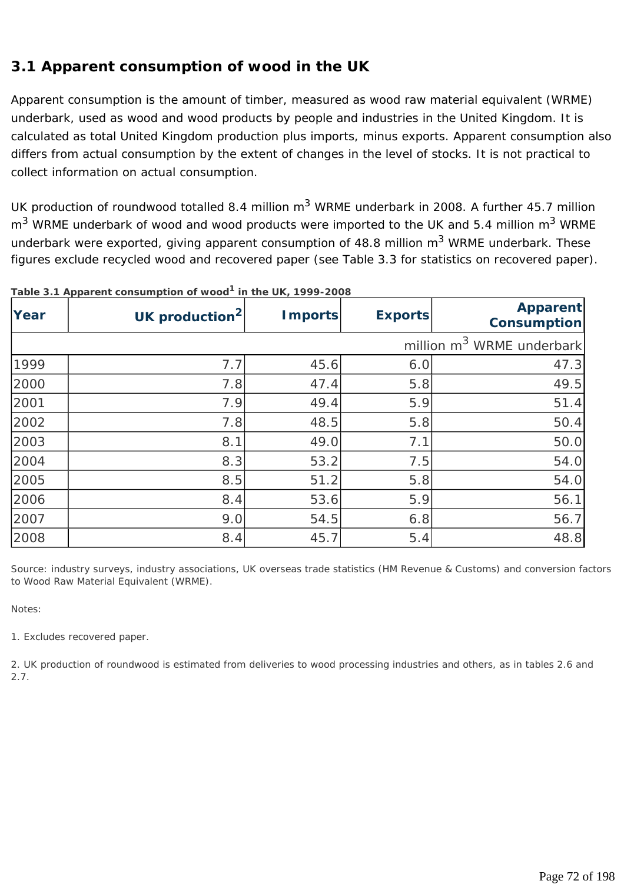## 3.1 Apparent consumption of wood in the UK

Apparent consumption is the amount of timber, measured as wood raw material equivalent (WRME) underbark, used as wood and wood products by people and industries in the United Kingdom. It is calculated as total United Kingdom production plus imports, minus exports. Apparent consumption also differs from actual consumption by the extent of changes in the level of stocks. It is not practical to collect information on actual consumption.

UK production of roundwood totalled 8.4 million $m^3$ WRME underbark in 2008. A further 45.7 million $m^3$ WRME underbark of wood and wood products were imported to the UK and 5.4 million $m^3$ WRME underbark were exported, giving apparent consumption of 48.8 million $m^3$ WRME underbark. These figures exclude recycled wood and recovered paper (see Table 3.3 for statistics on recovered paper).

**Table 3.1 Apparent consumption of wood[1] in the UK, 1999-2008**

| Year | UK production[2] | Imports | Exports | Apparent Consumption |
|---|---|---|---|---|
| | | | | million $m^3$ WRME underbark |
| 1999 | 7.7 | 45.6 | 6.0 | 47.3 |
| 2000 | 7.8 | 47.4 | 5.8 | 49.5 |
| 2001 | 7.9 | 49.4 | 5.9 | 51.4 |
| 2002 | 7.8 | 48.5 | 5.8 | 50.4 |
| 2003 | 8.1 | 49.0 | 7.1 | 50.0 |
| 2004 | 8.3 | 53.2 | 7.5 | 54.0 |
| 2005 | 8.5 | 51.2 | 5.8 | 54.0 |
| 2006 | 8.4 | 53.6 | 5.9 | 56.1 |
| 2007 | 9.0 | 54.5 | 6.8 | 56.7 |
| 2008 | 8.4 | 45.7 | 5.4 | 48.8 |

Source: industry surveys, industry associations, UK overseas trade statistics (HM Revenue & Customs) and conversion factors to Wood Raw Material Equivalent (WRME).

Notes:

1. Excludes recovered paper.

2. UK production of roundwood is estimated from deliveries to wood processing industries and others, as in tables 2.6 and 2.7.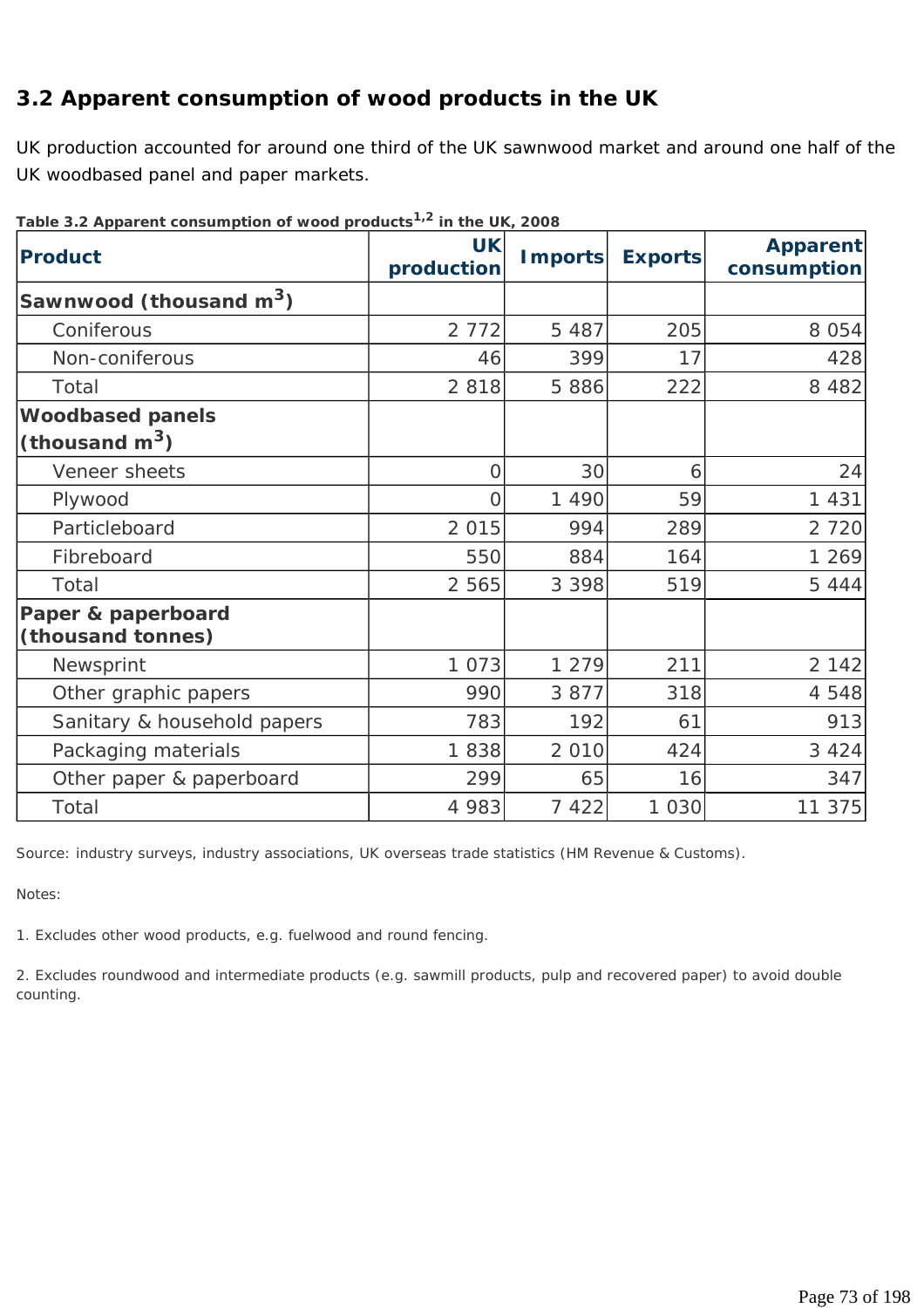## 3.2 Apparent consumption of wood products in the UK

UK production accounted for around one third of the UK sawnwood market and around one half of the UK woodbased panel and paper markets.

**Table 3.2 Apparent consumption of wood products[1,2] in the UK, 2008**

| Product | UK production | Imports | Exports | Apparent consumption |
|---|---|---|---|---|
| **Sawnwood (thousand $m^3$)** | | | | |
| Coniferous | 2 772 | 5 487 | 205 | 8 054 |
| Non-coniferous | 46 | 399 | 17 | 428 |
| Total | 2 818 | 5 886 | 222 | 8 482 |
| **Woodbased panels (thousand $m^3$)** | | | | |
| Veneer sheets | 0 | 30 | 6 | 24 |
| Plywood | 0 | 1 490 | 59 | 1 431 |
| Particleboard | 2 015 | 994 | 289 | 2 720 |
| Fibreboard | 550 | 884 | 164 | 1 269 |
| Total | 2 565 | 3 398 | 519 | 5 444 |
| **Paper & paperboard (thousand tonnes)** | | | | |
| Newsprint | 1 073 | 1 279 | 211 | 2 142 |
| Other graphic papers | 990 | 3 877 | 318 | 4 548 |
| Sanitary & household papers | 783 | 192 | 61 | 913 |
| Packaging materials | 1 838 | 2 010 | 424 | 3 424 |
| Other paper & paperboard | 299 | 65 | 16 | 347 |
| Total | 4 983 | 7 422 | 1 030 | 11 375 |

Source: industry surveys, industry associations, UK overseas trade statistics (HM Revenue & Customs).

Notes:

1. Excludes other wood products, e.g. fuelwood and round fencing.

2. Excludes roundwood and intermediate products (e.g. sawmill products, pulp and recovered paper) to avoid double counting.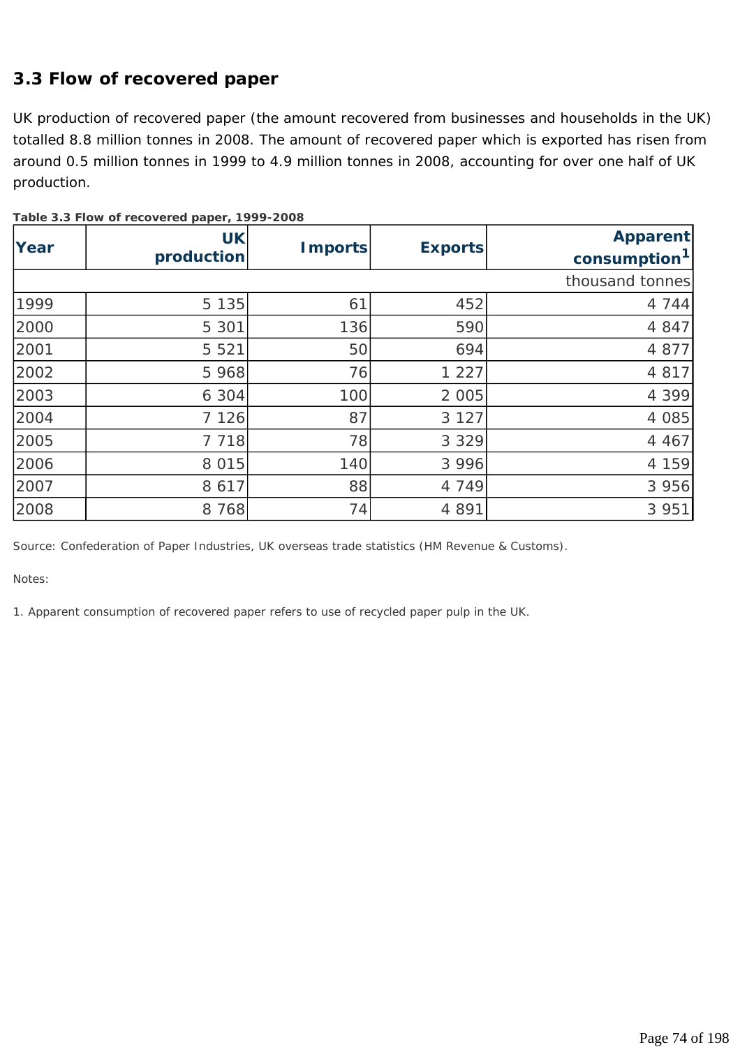## 3.3 Flow of recovered paper

UK production of recovered paper (the amount recovered from businesses and households in the UK) totalled 8.8 million tonnes in 2008. The amount of recovered paper which is exported has risen from around 0.5 million tonnes in 1999 to 4.9 million tonnes in 2008, accounting for over one half of UK production.

**Table 3.3 Flow of recovered paper, 1999-2008**

| Year | UK production | Imports | Exports | Apparent consumption[1] |
|---|---|---|---|---|
| | | | | thousand tonnes |
| 1999 | 5 135 | 61 | 452 | 4 744 |
| 2000 | 5 301 | 136 | 590 | 4 847 |
| 2001 | 5 521 | 50 | 694 | 4 877 |
| 2002 | 5 968 | 76 | 1 227 | 4 817 |
| 2003 | 6 304 | 100 | 2 005 | 4 399 |
| 2004 | 7 126 | 87 | 3 127 | 4 085 |
| 2005 | 7 718 | 78 | 3 329 | 4 467 |
| 2006 | 8 015 | 140 | 3 996 | 4 159 |
| 2007 | 8 617 | 88 | 4 749 | 3 956 |
| 2008 | 8 768 | 74 | 4 891 | 3 951 |

Source: Confederation of Paper Industries, UK overseas trade statistics (HM Revenue & Customs).

Notes:

1. Apparent consumption of recovered paper refers to use of recycled paper pulp in the UK.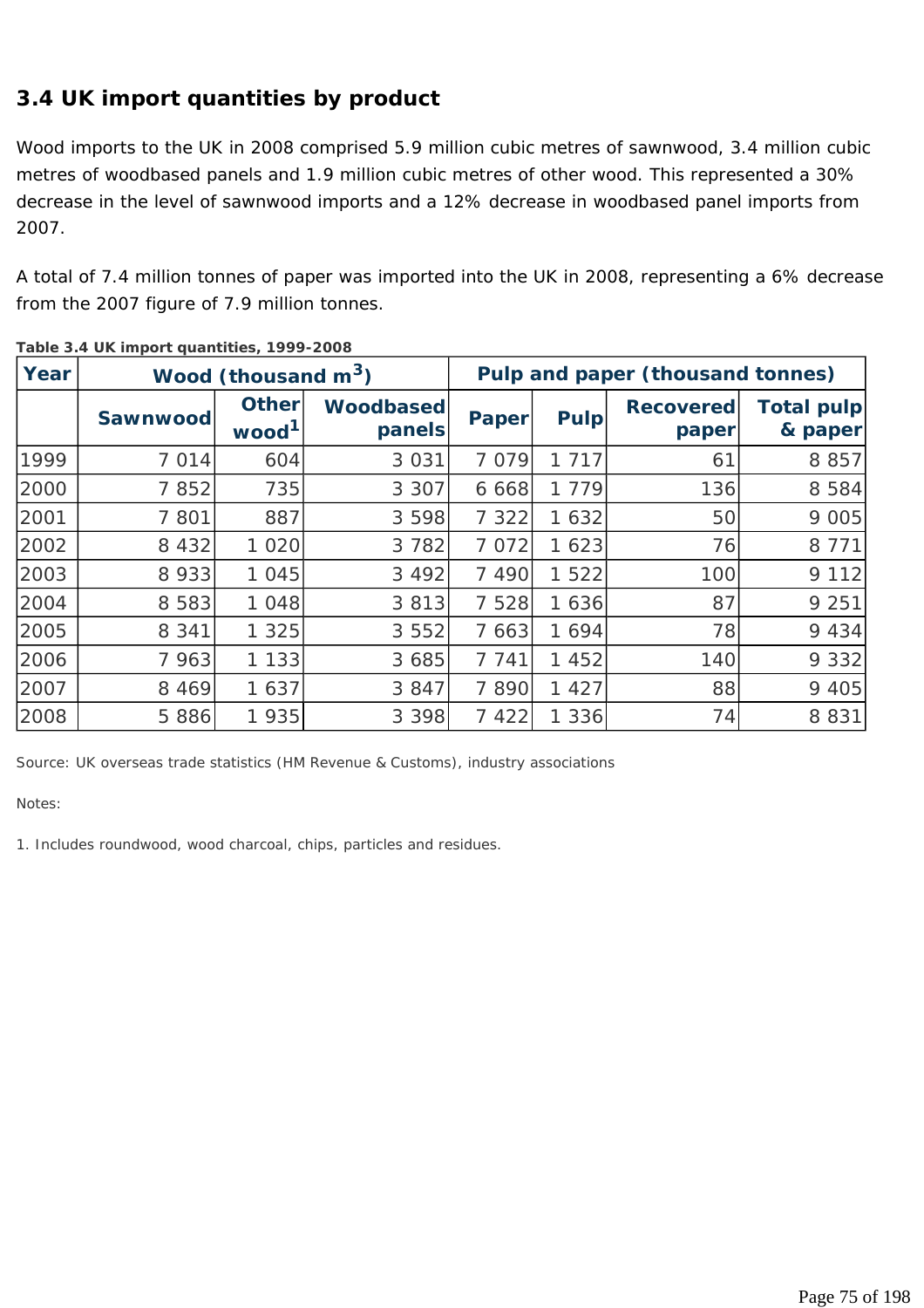## 3.4 UK import quantities by product

Wood imports to the UK in 2008 comprised 5.9 million cubic metres of sawnwood, 3.4 million cubic metres of woodbased panels and 1.9 million cubic metres of other wood. This represented a 30% decrease in the level of sawnwood imports and a 12% decrease in woodbased panel imports from 2007.

A total of 7.4 million tonnes of paper was imported into the UK in 2008, representing a 6% decrease from the 2007 figure of 7.9 million tonnes.

**Table 3.4 UK import quantities, 1999-2008**

| Year | Wood (thousand $m^3$) | | | Pulp and paper (thousand tonnes) | | | |
|---|---|---|---|---|---|---|---|
| | Sawnwood | Other wood[1] | Woodbased panels | Paper | Pulp | Recovered paper | Total pulp & paper |
| 1999 | 7 014 | 604 | 3 031 | 7 079 | 1 717 | 61 | 8 857 |
| 2000 | 7 852 | 735 | 3 307 | 6 668 | 1 779 | 136 | 8 584 |
| 2001 | 7 801 | 887 | 3 598 | 7 322 | 1 632 | 50 | 9 005 |
| 2002 | 8 432 | 1 020 | 3 782 | 7 072 | 1 623 | 76 | 8 771 |
| 2003 | 8 933 | 1 045 | 3 492 | 7 490 | 1 522 | 100 | 9 112 |
| 2004 | 8 583 | 1 048 | 3 813 | 7 528 | 1 636 | 87 | 9 251 |
| 2005 | 8 341 | 1 325 | 3 552 | 7 663 | 1 694 | 78 | 9 434 |
| 2006 | 7 963 | 1 133 | 3 685 | 7 741 | 1 452 | 140 | 9 332 |
| 2007 | 8 469 | 1 637 | 3 847 | 7 890 | 1 427 | 88 | 9 405 |
| 2008 | 5 886 | 1 935 | 3 398 | 7 422 | 1 336 | 74 | 8 831 |

Source: UK overseas trade statistics (HM Revenue & Customs), industry associations

Notes:

1. Includes roundwood, wood charcoal, chips, particles and residues.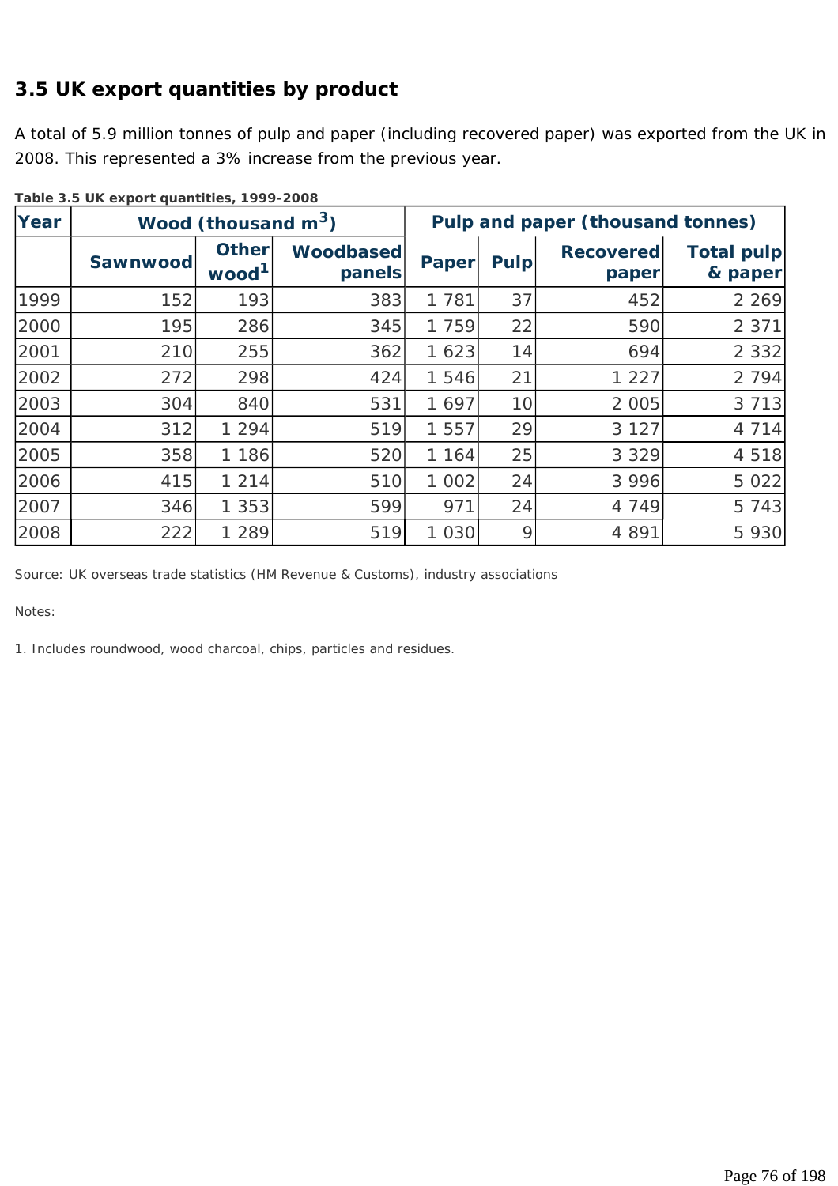## 3.5 UK export quantities by product

A total of 5.9 million tonnes of pulp and paper (including recovered paper) was exported from the UK in 2008. This represented a 3% increase from the previous year.

**Table 3.5 UK export quantities, 1999-2008**

| Year | Wood (thousand $m^3$) | | | Pulp and paper (thousand tonnes) | | | |
|---|---|---|---|---|---|---|---|
| | Sawnwood | Other wood[1] | Woodbased panels | Paper | Pulp | Recovered paper | Total pulp & paper |
| 1999 | 152 | 193 | 383 | 1 781 | 37 | 452 | 2 269 |
| 2000 | 195 | 286 | 345 | 1 759 | 22 | 590 | 2 371 |
| 2001 | 210 | 255 | 362 | 1 623 | 14 | 694 | 2 332 |
| 2002 | 272 | 298 | 424 | 1 546 | 21 | 1 227 | 2 794 |
| 2003 | 304 | 840 | 531 | 1 697 | 10 | 2 005 | 3 713 |
| 2004 | 312 | 1 294 | 519 | 1 557 | 29 | 3 127 | 4 714 |
| 2005 | 358 | 1 186 | 520 | 1 164 | 25 | 3 329 | 4 518 |
| 2006 | 415 | 1 214 | 510 | 1 002 | 24 | 3 996 | 5 022 |
| 2007 | 346 | 1 353 | 599 | 971 | 24 | 4 749 | 5 743 |
| 2008 | 222 | 1 289 | 519 | 1 030 | 9 | 4 891 | 5 930 |

Source: UK overseas trade statistics (HM Revenue & Customs), industry associations

Notes:

1. Includes roundwood, wood charcoal, chips, particles and residues.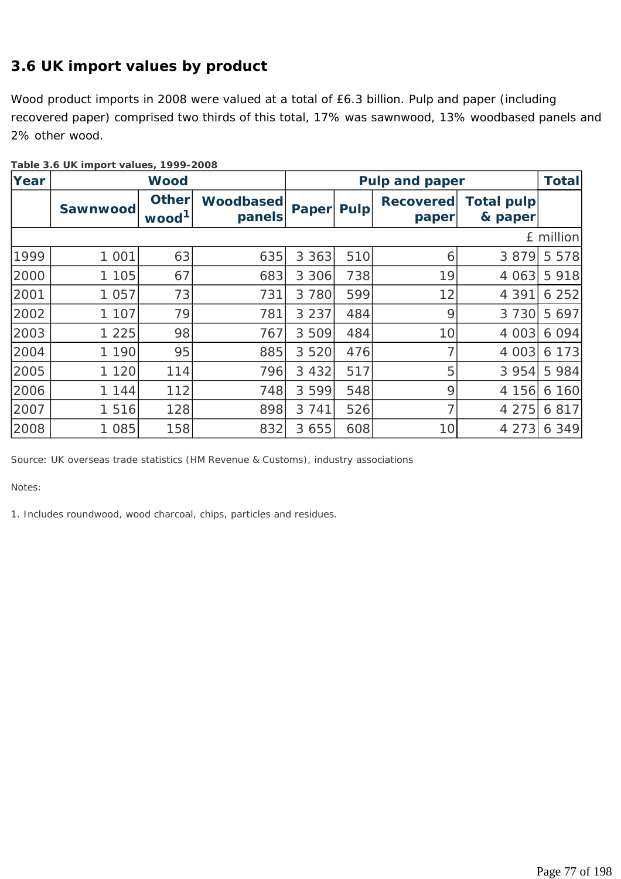## 3.6 UK import values by product

Wood product imports in 2008 were valued at a total of £6.3 billion. Pulp and paper (including recovered paper) comprised two thirds of this total, 17% was sawnwood, 13% woodbased panels and 2% other wood.

**Table 3.6 UK import values, 1999-2008**

| Year | Wood | | | Pulp and paper | | | | Total |
|---|---|---|---|---|---|---|---|---|
| | Sawnwood | Other wood[1] | Woodbased panels | Paper | Pulp | Recovered paper | Total pulp & paper | |
| | | | | | | | | £ million |
| 1999 | 1 001 | 63 | 635 | 3 363 | 510 | 6 | 3 879 | 5 578 |
| 2000 | 1 105 | 67 | 683 | 3 306 | 738 | 19 | 4 063 | 5 918 |
| 2001 | 1 057 | 73 | 731 | 3 780 | 599 | 12 | 4 391 | 6 252 |
| 2002 | 1 107 | 79 | 781 | 3 237 | 484 | 9 | 3 730 | 5 697 |
| 2003 | 1 225 | 98 | 767 | 3 509 | 484 | 10 | 4 003 | 6 094 |
| 2004 | 1 190 | 95 | 885 | 3 520 | 476 | 7 | 4 003 | 6 173 |
| 2005 | 1 120 | 114 | 796 | 3 432 | 517 | 5 | 3 954 | 5 984 |
| 2006 | 1 144 | 112 | 748 | 3 599 | 548 | 9 | 4 156 | 6 160 |
| 2007 | 1 516 | 128 | 898 | 3 741 | 526 | 7 | 4 275 | 6 817 |
| 2008 | 1 085 | 158 | 832 | 3 655 | 608 | 10 | 4 273 | 6 349 |

Source: UK overseas trade statistics (HM Revenue & Customs), industry associations

Notes:

1. Includes roundwood, wood charcoal, chips, particles and residues.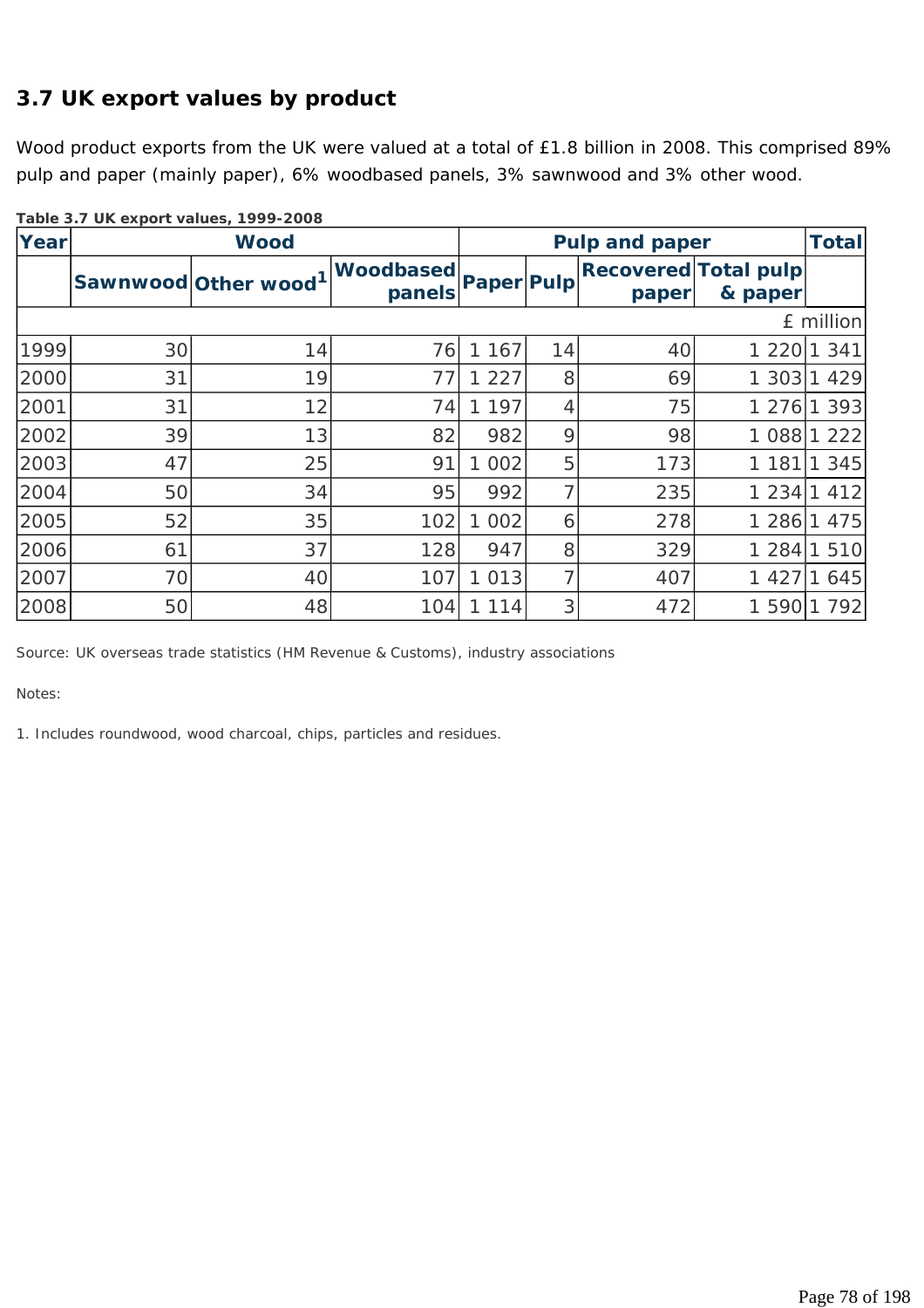## 3.7 UK export values by product

Wood product exports from the UK were valued at a total of £1.8 billion in 2008. This comprised 89% pulp and paper (mainly paper), 6% woodbased panels, 3% sawnwood and 3% other wood.

**Table 3.7 UK export values, 1999-2008**

| Year | Wood | | | Pulp and paper | | | | Total |
|---|---|---|---|---|---|---|---|---|
| | Sawnwood | Other wood[1] | Woodbased panels | Paper | Pulp | Recovered paper | Total pulp & paper | |
| | | | | | | | | £ million |
| 1999 | 30 | 14 | 76 | 1 167 | 14 | 40 | 1 220 | 1 341 |
| 2000 | 31 | 19 | 77 | 1 227 | 8 | 69 | 1 303 | 1 429 |
| 2001 | 31 | 12 | 74 | 1 197 | 4 | 75 | 1 276 | 1 393 |
| 2002 | 39 | 13 | 82 | 982 | 9 | 98 | 1 088 | 1 222 |
| 2003 | 47 | 25 | 91 | 1 002 | 5 | 173 | 1 181 | 1 345 |
| 2004 | 50 | 34 | 95 | 992 | 7 | 235 | 1 234 | 1 412 |
| 2005 | 52 | 35 | 102 | 1 002 | 6 | 278 | 1 286 | 1 475 |
| 2006 | 61 | 37 | 128 | 947 | 8 | 329 | 1 284 | 1 510 |
| 2007 | 70 | 40 | 107 | 1 013 | 7 | 407 | 1 427 | 1 645 |
| 2008 | 50 | 48 | 104 | 1 114 | 3 | 472 | 1 590 | 1 792 |

Source: UK overseas trade statistics (HM Revenue & Customs), industry associations

Notes:

1. Includes roundwood, wood charcoal, chips, particles and residues.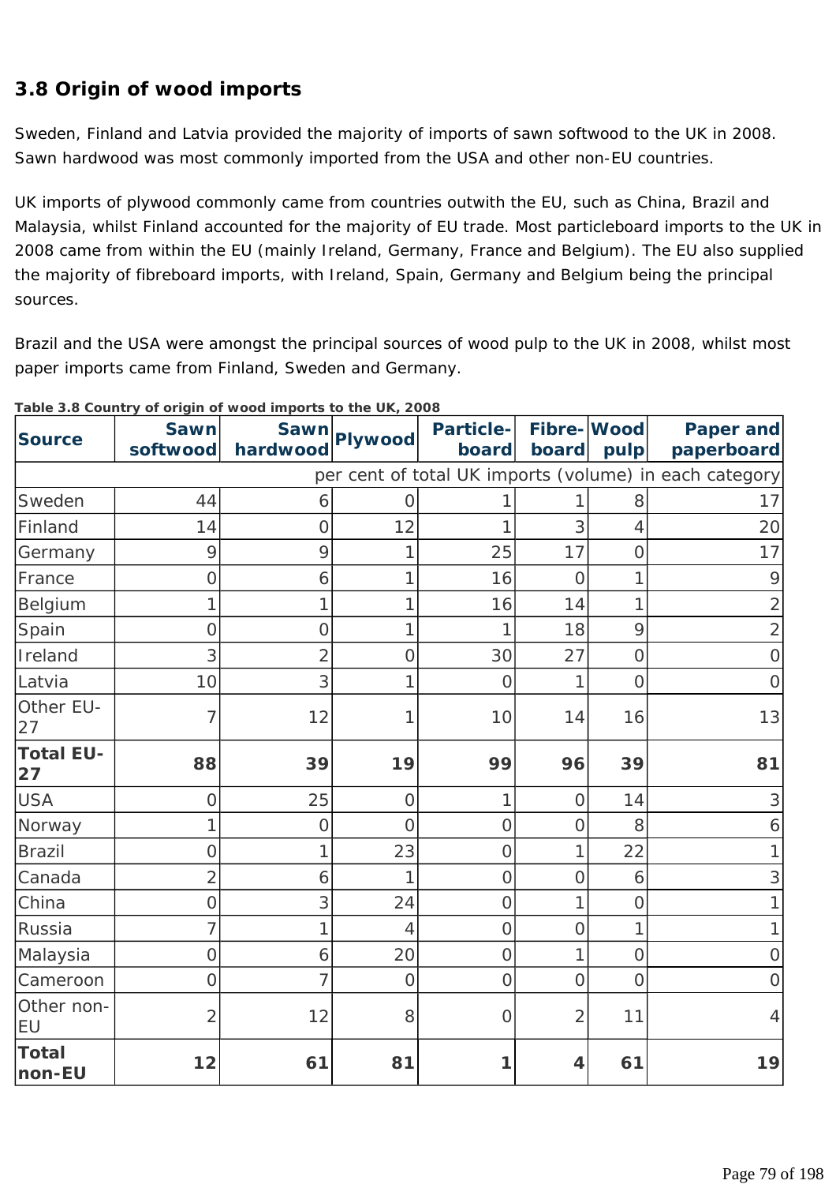## 3.8 Origin of wood imports

Sweden, Finland and Latvia provided the majority of imports of sawn softwood to the UK in 2008. Sawn hardwood was most commonly imported from the USA and other non-EU countries.

UK imports of plywood commonly came from countries outwith the EU, such as China, Brazil and Malaysia, whilst Finland accounted for the majority of EU trade. Most particleboard imports to the UK in 2008 came from within the EU (mainly Ireland, Germany, France and Belgium). The EU also supplied the majority of fibreboard imports, with Ireland, Spain, Germany and Belgium being the principal sources.

Brazil and the USA were amongst the principal sources of wood pulp to the UK in 2008, whilst most paper imports came from Finland, Sweden and Germany.

**Table 3.8 Country of origin of wood imports to the UK, 2008**

| Source | Sawn softwood | Sawn hardwood | Plywood | Particle-board | Fibre-board | Wood pulp | Paper and paperboard |
|---|---|---|---|---|---|---|---|
| | per cent of total UK imports (volume) in each category | | | | | | |
| Sweden | 44 | 6 | 0 | 1 | 1 | 8 | 17 |
| Finland | 14 | 0 | 12 | 1 | 3 | 4 | 20 |
| Germany | 9 | 9 | 1 | 25 | 17 | 0 | 17 |
| France | 0 | 6 | 1 | 16 | 0 | 1 | 9 |
| Belgium | 1 | 1 | 1 | 16 | 14 | 1 | 2 |
| Spain | 0 | 0 | 1 | 1 | 18 | 9 | 2 |
| Ireland | 3 | 2 | 0 | 30 | 27 | 0 | 0 |
| Latvia | 10 | 3 | 1 | 0 | 1 | 0 | 0 |
| Other EU-27 | 7 | 12 | 1 | 10 | 14 | 16 | 13 |
| **Total EU-27** | **88** | **39** | **19** | **99** | **96** | **39** | **81** |
| USA | 0 | 25 | 0 | 1 | 0 | 14 | 3 |
| Norway | 1 | 0 | 0 | 0 | 0 | 8 | 6 |
| Brazil | 0 | 1 | 23 | 0 | 1 | 22 | 1 |
| Canada | 2 | 6 | 1 | 0 | 0 | 6 | 3 |
| China | 0 | 3 | 24 | 0 | 1 | 0 | 1 |
| Russia | 7 | 1 | 4 | 0 | 0 | 1 | 1 |
| Malaysia | 0 | 6 | 20 | 0 | 1 | 0 | 0 |
| Cameroon | 0 | 7 | 0 | 0 | 0 | 0 | 0 |
| Other non-EU | 2 | 12 | 8 | 0 | 2 | 11 | 4 |
| **Total non-EU** | **12** | **61** | **81** | **1** | **4** | **61** | **19** |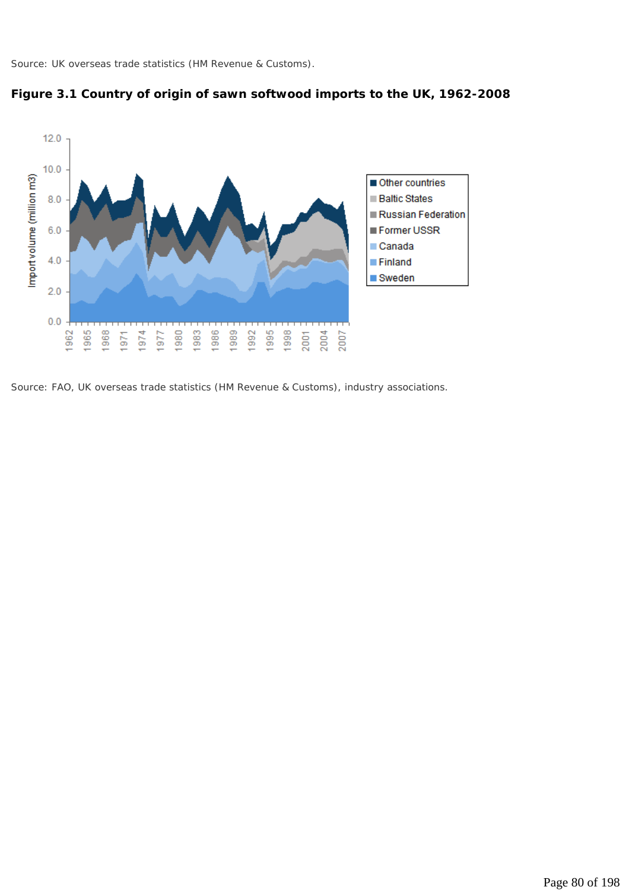Source: UK overseas trade statistics (HM Revenue & Customs).

**Figure 3.1 Country of origin of sawn softwood imports to the UK, 1962-2008**

Source: FAO, UK overseas trade statistics (HM Revenue & Customs), industry associations.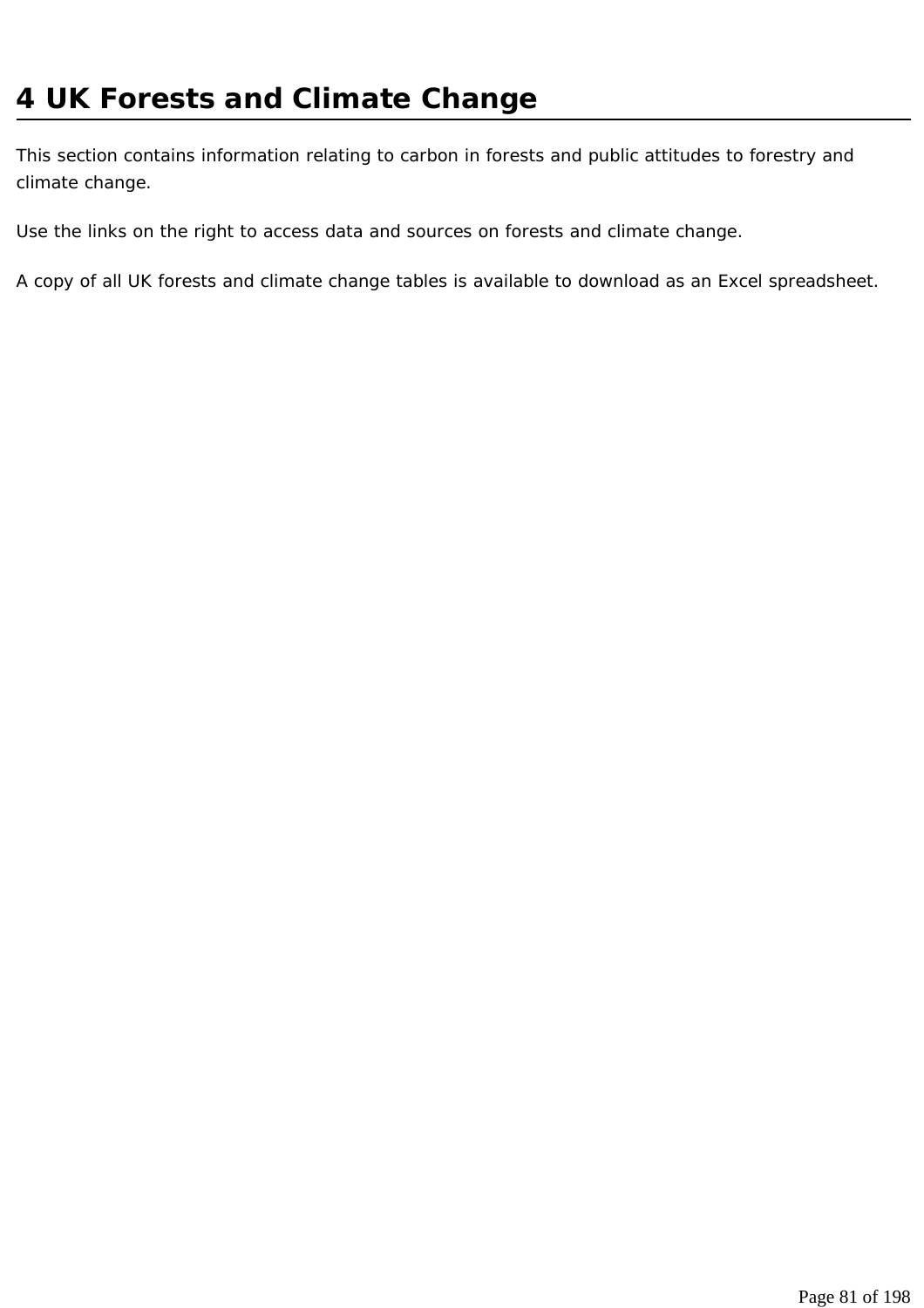# 4 UK Forests and Climate Change

This section contains information relating to carbon in forests and public attitudes to forestry and climate change.

Use the links on the right to access data and sources on forests and climate change.

A copy of all UK forests and climate change tables is available to download as an Excel spreadsheet.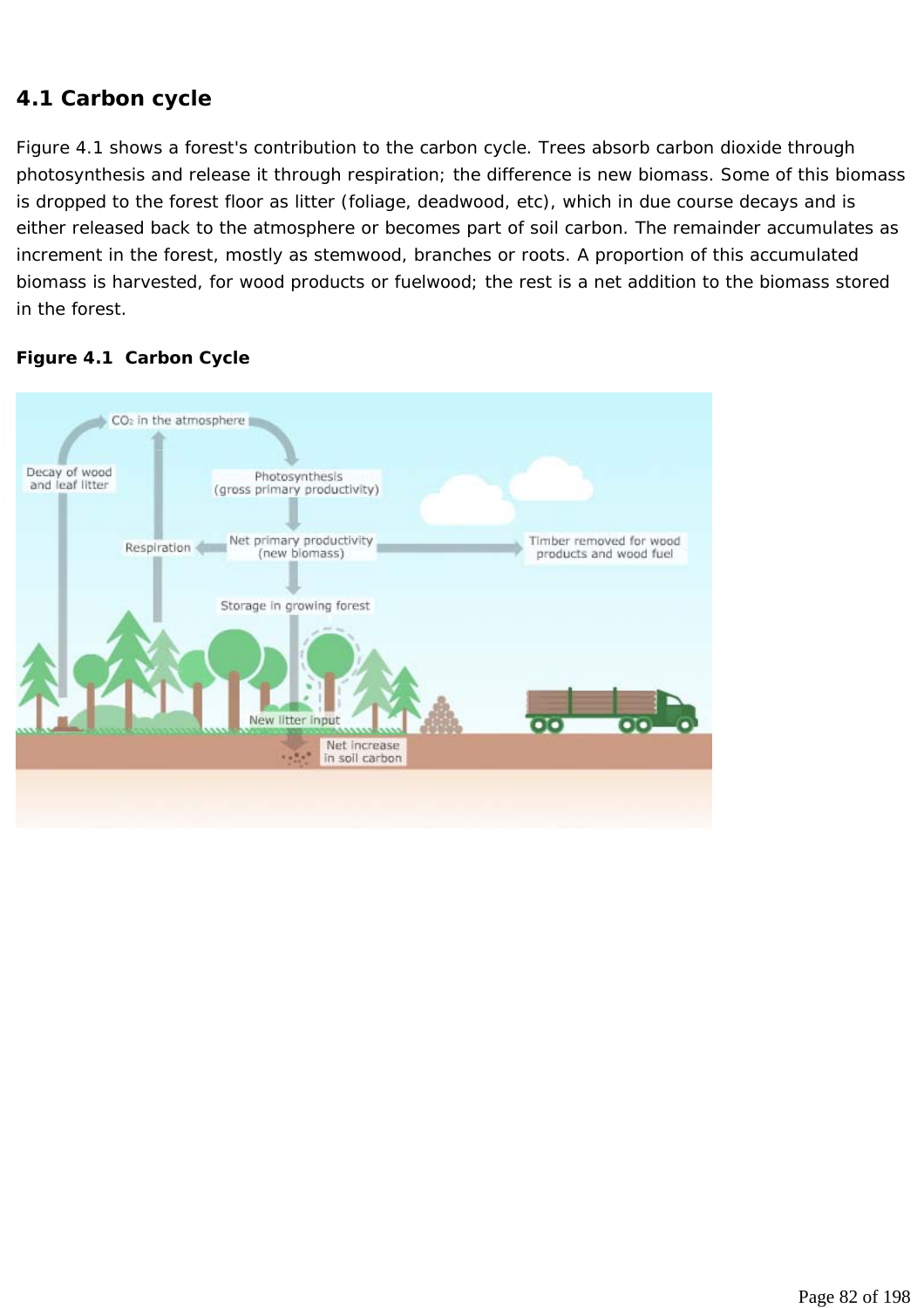## 4.1 Carbon cycle

Figure 4.1 shows a forest's contribution to the carbon cycle. Trees absorb carbon dioxide through photosynthesis and release it through respiration; the difference is new biomass. Some of this biomass is dropped to the forest floor as litter (foliage, deadwood, etc), which in due course decays and is either released back to the atmosphere or becomes part of soil carbon. The remainder accumulates as increment in the forest, mostly as stemwood, branches or roots. A proportion of this accumulated biomass is harvested, for wood products or fuelwood; the rest is a net addition to the biomass stored in the forest.

**Figure 4.1 Carbon Cycle**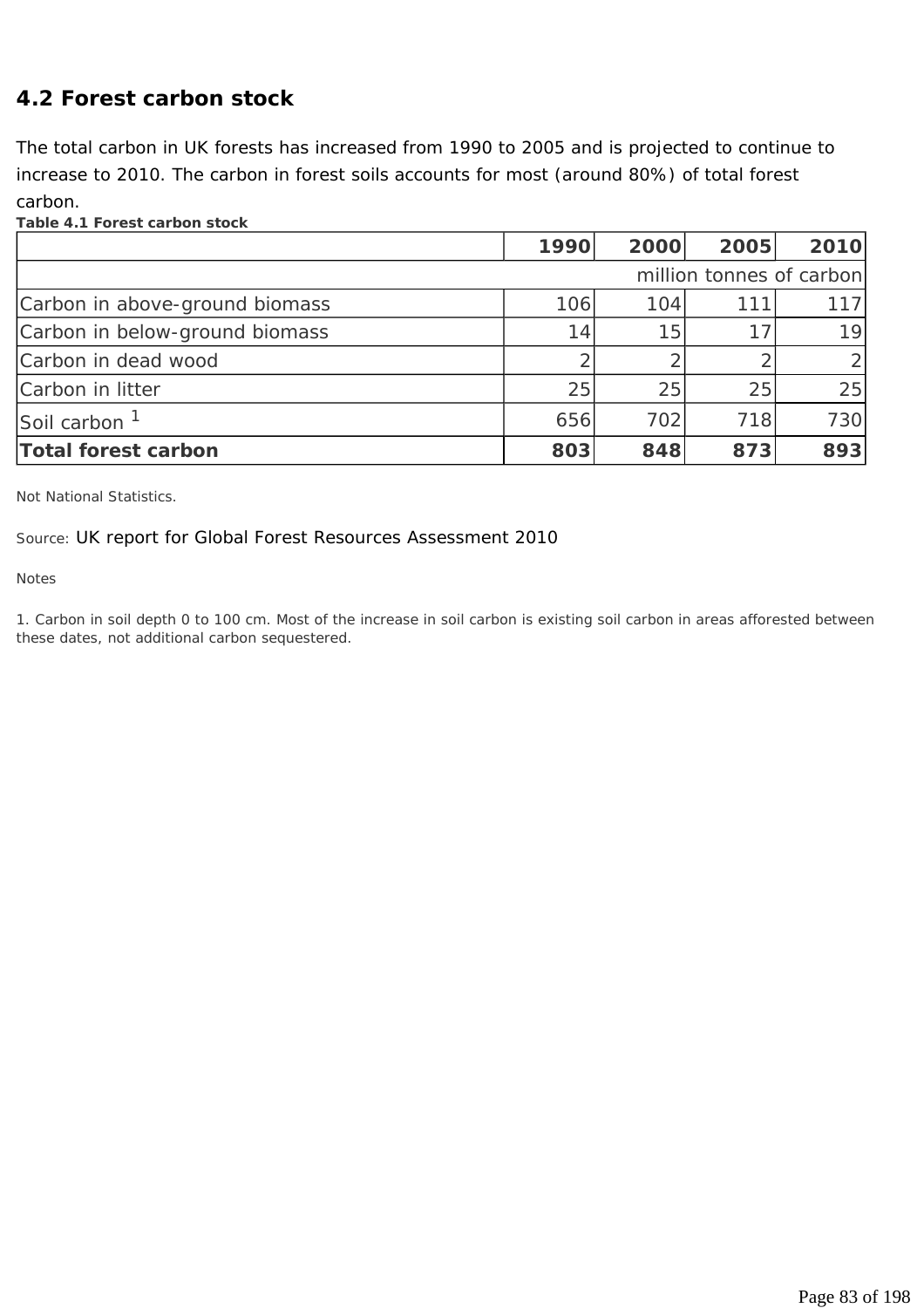## 4.2 Forest carbon stock

The total carbon in UK forests has increased from 1990 to 2005 and is projected to continue to increase to 2010. The carbon in forest soils accounts for most (around 80%) of total forest carbon.

**Table 4.1 Forest carbon stock**

| | 1990 | 2000 | 2005 | 2010 |
|---|---|---|---|---|
| | | | | million tonnes of carbon |
| Carbon in above-ground biomass | 106 | 104 | 111 | 117 |
| Carbon in below-ground biomass | 14 | 15 | 17 | 19 |
| Carbon in dead wood | 2 | 2 | 2 | 2 |
| Carbon in litter | 25 | 25 | 25 | 25 |
| Soil carbon [1] | 656 | 702 | 718 | 730 |
| **Total forest carbon** | **803** | **848** | **873** | **893** |

Not National Statistics.

Source: UK report for Global Forest Resources Assessment 2010

Notes

1. Carbon in soil depth 0 to 100 cm. Most of the increase in soil carbon is existing soil carbon in areas afforested between these dates, not additional carbon sequestered.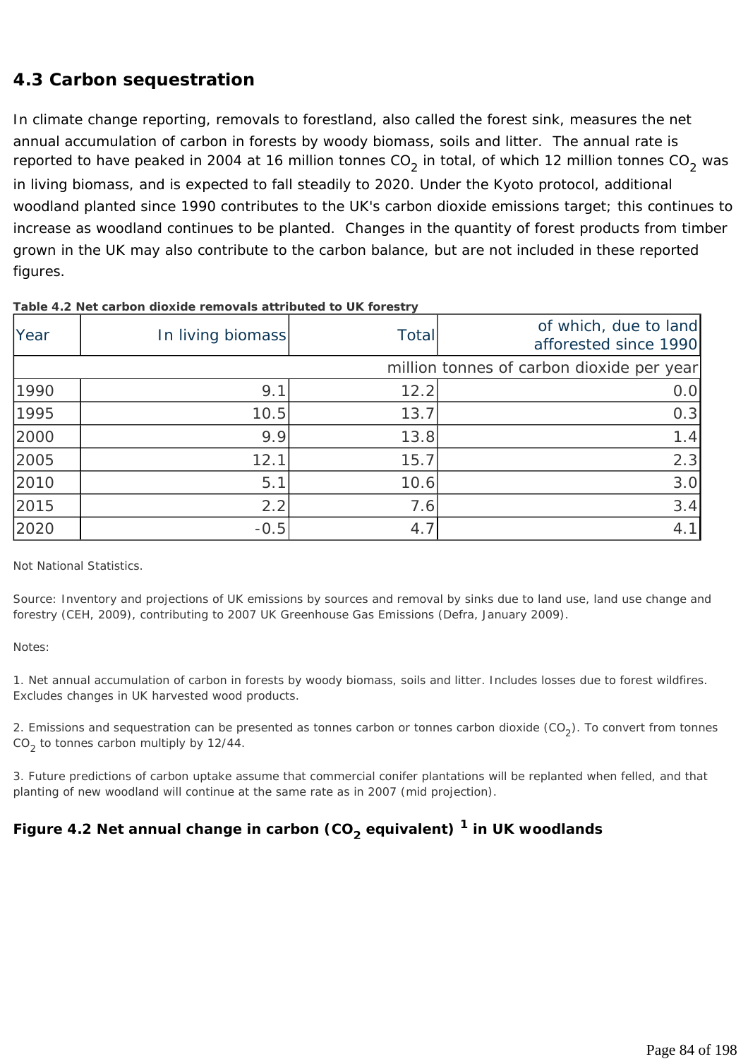## 4.3 Carbon sequestration

In climate change reporting, removals to forestland, also called the forest sink, measures the net annual accumulation of carbon in forests by woody biomass, soils and litter. The annual rate is reported to have peaked in 2004 at 16 million tonnes $CO_2$ in total, of which 12 million tonnes $CO_2$ was in living biomass, and is expected to fall steadily to 2020. Under the Kyoto protocol, additional woodland planted since 1990 contributes to the UK's carbon dioxide emissions target; this continues to increase as woodland continues to be planted. Changes in the quantity of forest products from timber grown in the UK may also contribute to the carbon balance, but are not included in these reported figures.

**Table 4.2 Net carbon dioxide removals attributed to UK forestry**

| Year | In living biomass | Total | of which, due to land afforested since 1990 |
|---|---|---|---|
| | | | million tonnes of carbon dioxide per year |
| 1990 | 9.1 | 12.2 | 0.0 |
| 1995 | 10.5 | 13.7 | 0.3 |
| 2000 | 9.9 | 13.8 | 1.4 |
| 2005 | 12.1 | 15.7 | 2.3 |
| 2010 | 5.1 | 10.6 | 3.0 |
| 2015 | 2.2 | 7.6 | 3.4 |
| 2020 | -0.5 | 4.7 | 4.1 |

Not National Statistics.

Source: Inventory and projections of UK emissions by sources and removal by sinks due to land use, land use change and forestry (CEH, 2009), contributing to 2007 UK Greenhouse Gas Emissions (Defra, January 2009).

Notes:

1. Net annual accumulation of carbon in forests by woody biomass, soils and litter. Includes losses due to forest wildfires. Excludes changes in UK harvested wood products.

2. Emissions and sequestration can be presented as tonnes carbon or tonnes carbon dioxide ($CO_2$). To convert from tonnes $CO_2$ to tonnes carbon multiply by 12/44.

3. Future predictions of carbon uptake assume that commercial conifer plantations will be replanted when felled, and that planting of new woodland will continue at the same rate as in 2007 (mid projection).

**Figure 4.2 Net annual change in carbon ($CO_2$ equivalent) [1] in UK woodlands**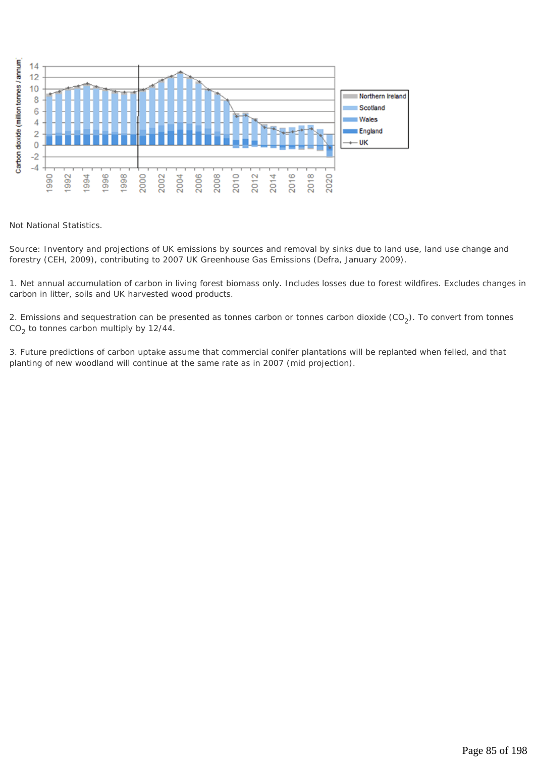Not National Statistics.

Source: Inventory and projections of UK emissions by sources and removal by sinks due to land use, land use change and forestry (CEH, 2009), contributing to 2007 UK Greenhouse Gas Emissions (Defra, January 2009).

1. Net annual accumulation of carbon in living forest biomass only. Includes losses due to forest wildfires. Excludes changes in carbon in litter, soils and UK harvested wood products.

2. Emissions and sequestration can be presented as tonnes carbon or tonnes carbon dioxide ($CO_2$). To convert from tonnes $CO_2$ to tonnes carbon multiply by 12/44.

3. Future predictions of carbon uptake assume that commercial conifer plantations will be replanted when felled, and that planting of new woodland will continue at the same rate as in 2007 (mid projection).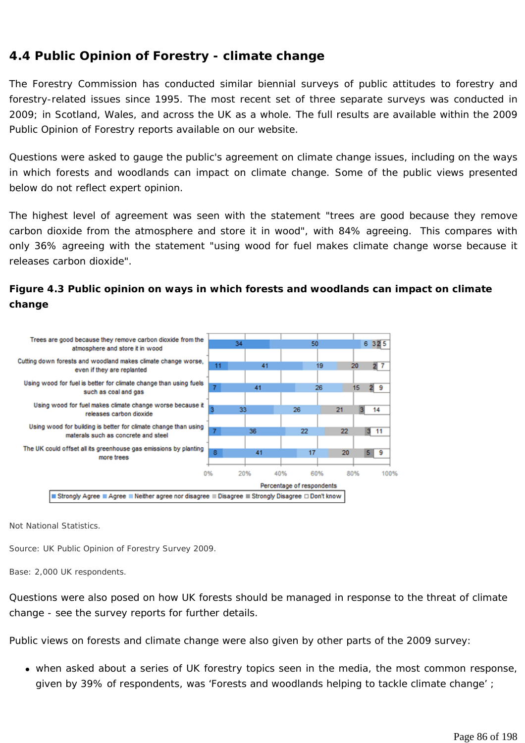## 4.4 Public Opinion of Forestry - climate change

The Forestry Commission has conducted similar biennial surveys of public attitudes to forestry and forestry-related issues since 1995. The most recent set of three separate surveys was conducted in 2009; in Scotland, Wales, and across the UK as a whole. The full results are available within the 2009 Public Opinion of Forestry reports available on our website.

Questions were asked to gauge the public's agreement on climate change issues, including on the ways in which forests and woodlands can impact on climate change. Some of the public views presented below do not reflect expert opinion.

The highest level of agreement was seen with the statement "trees are good because they remove carbon dioxide from the atmosphere and store it in wood", with 84% agreeing. This compares with only 36% agreeing with the statement "using wood for fuel makes climate change worse because it releases carbon dioxide".

**Figure 4.3 Public opinion on ways in which forests and woodlands can impact on climate change**

| Statement | Strongly Agree | Agree | Neither agree nor disagree | Disagree | Strongly Disagree | Don't know |
|---|---|---|---|---|---|---|
| Trees are good because they remove carbon dioxide from the atmosphere and store it in wood | 34 | 50 | 6 | 3 | 2 | 5 |
| Cutting down forests and woodland makes climate change worse, even if they are replanted | 11 | 41 | 19 | 20 | 2 | 7 |
| Using wood for fuel is better for climate change than using fuels such as coal and gas | 7 | 41 | 26 | 15 | 2 | 9 |
| Using wood for fuel makes climate change worse because it releases carbon dioxide | 3 | 33 | 26 | 21 | 3 | 14 |
| Using wood for building is better for climate change than using materals such as concrete and steel | 7 | 36 | 22 | 22 | 3 | 11 |
| The UK could offset all its greenhouse gas emissions by planting more trees | 8 | 41 | 17 | 20 | 5 | 9 |

Percentage of respondents

Not National Statistics.

Source: UK Public Opinion of Forestry Survey 2009.

Base: 2,000 UK respondents.

Questions were also posed on how UK forests should be managed in response to the threat of climate change - see the survey reports for further details.

Public views on forests and climate change were also given by other parts of the 2009 survey:

- when asked about a series of UK forestry topics seen in the media, the most common response, given by 39% of respondents, was 'Forests and woodlands helping to tackle climate change' ;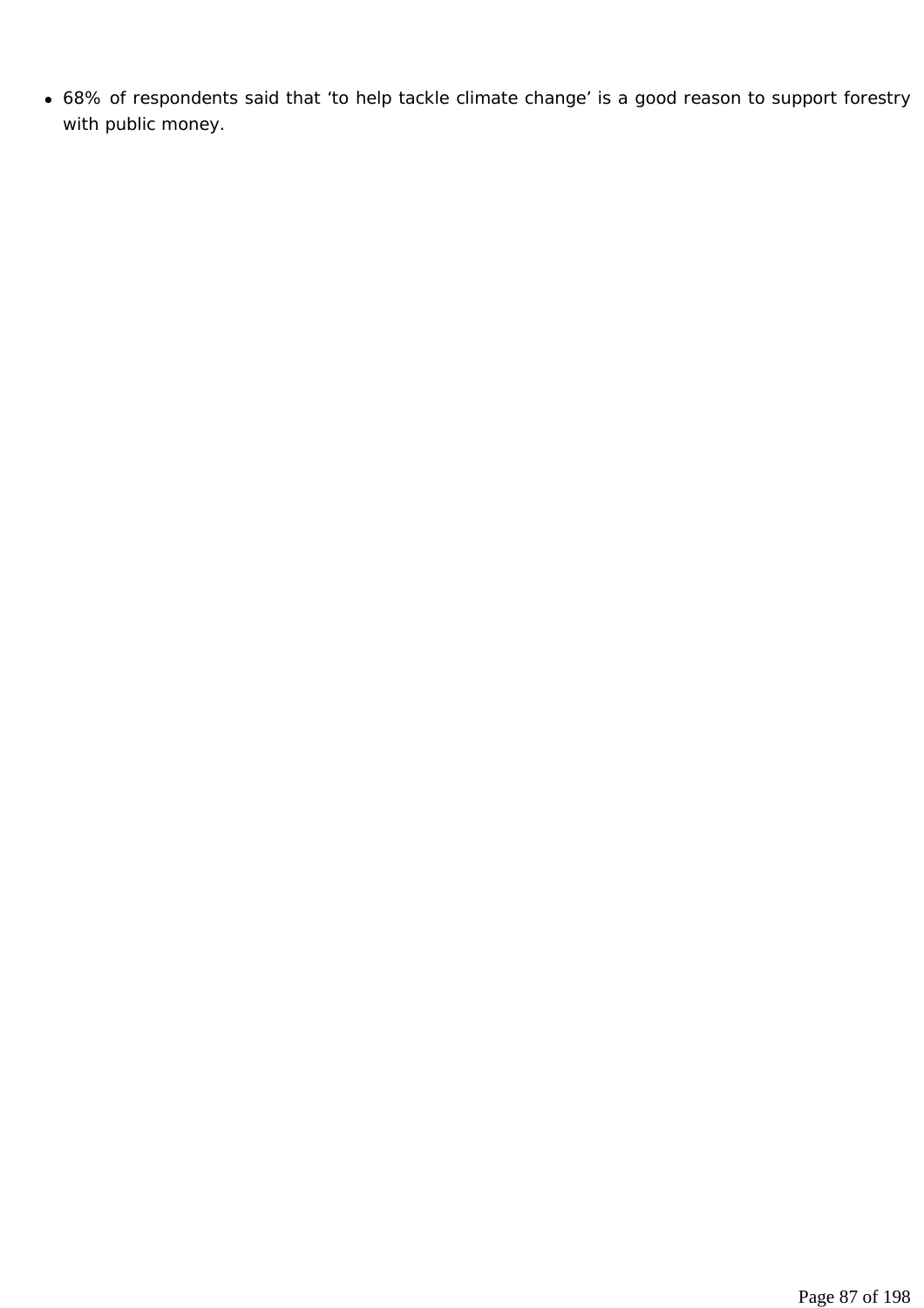- 68% of respondents said that 'to help tackle climate change' is a good reason to support forestry with public money.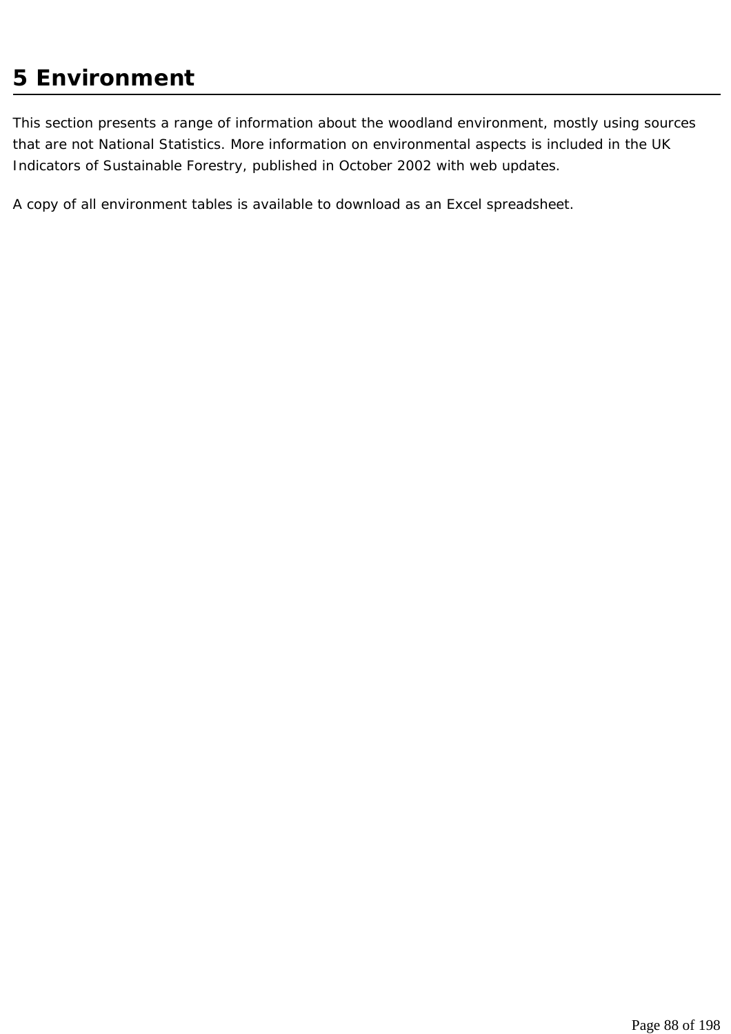# 5 Environment

This section presents a range of information about the woodland environment, mostly using sources that are not National Statistics. More information on environmental aspects is included in the UK Indicators of Sustainable Forestry, published in October 2002 with web updates.

A copy of all environment tables is available to download as an Excel spreadsheet.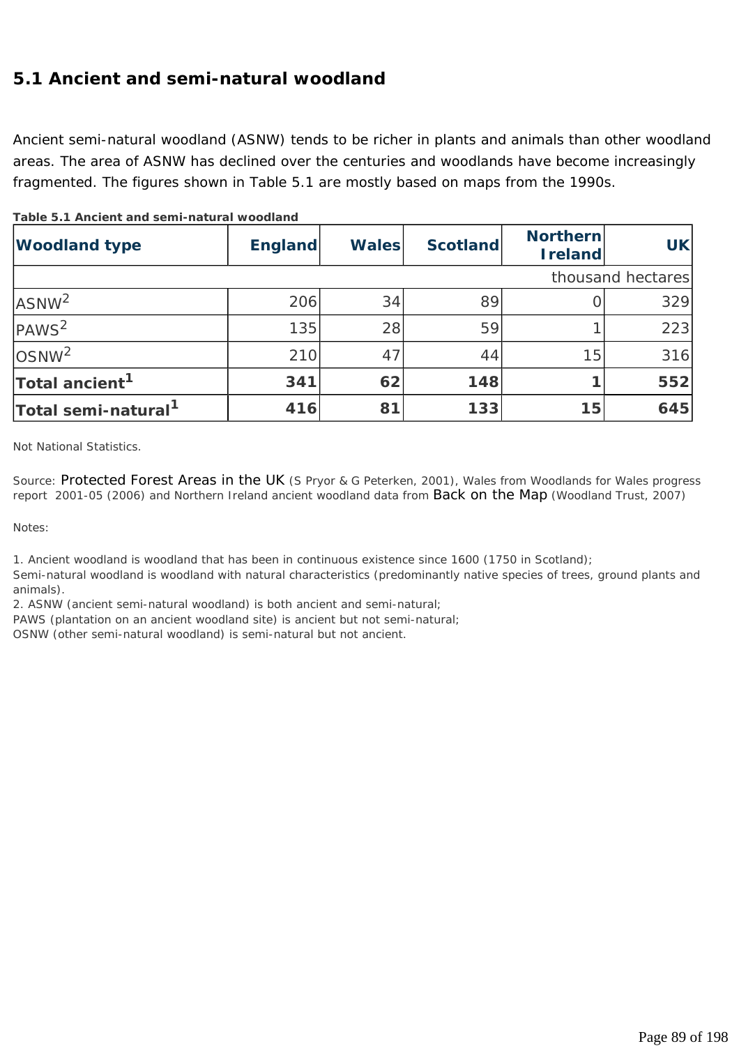## 5.1 Ancient and semi-natural woodland

Ancient semi-natural woodland (ASNW) tends to be richer in plants and animals than other woodland areas. The area of ASNW has declined over the centuries and woodlands have become increasingly fragmented. The figures shown in Table 5.1 are mostly based on maps from the 1990s.

**Table 5.1 Ancient and semi-natural woodland**

| Woodland type | England | Wales | Scotland | Northern Ireland | UK |
|---|---|---|---|---|---|
| | | | | | thousand hectares |
| ASNW[2] | 206 | 34 | 89 | 0 | 329 |
| PAWS[2] | 135 | 28 | 59 | 1 | 223 |
| OSNW[2] | 210 | 47 | 44 | 15 | 316 |
| **Total ancient[1]** | **341** | **62** | **148** | **1** | **552** |
| **Total semi-natural[1]** | **416** | **81** | **133** | **15** | **645** |

Not National Statistics.

Source: Protected Forest Areas in the UK (S Pryor & G Peterken, 2001), Wales from Woodlands for Wales progress report 2001-05 (2006) and Northern Ireland ancient woodland data from Back on the Map (Woodland Trust, 2007)

Notes:

1. Ancient woodland is woodland that has been in continuous existence since 1600 (1750 in Scotland);
Semi-natural woodland is woodland with natural characteristics (predominantly native species of trees, ground plants and animals).
2. ASNW (ancient semi-natural woodland) is both ancient and semi-natural;
PAWS (plantation on an ancient woodland site) is ancient but not semi-natural;
OSNW (other semi-natural woodland) is semi-natural but not ancient.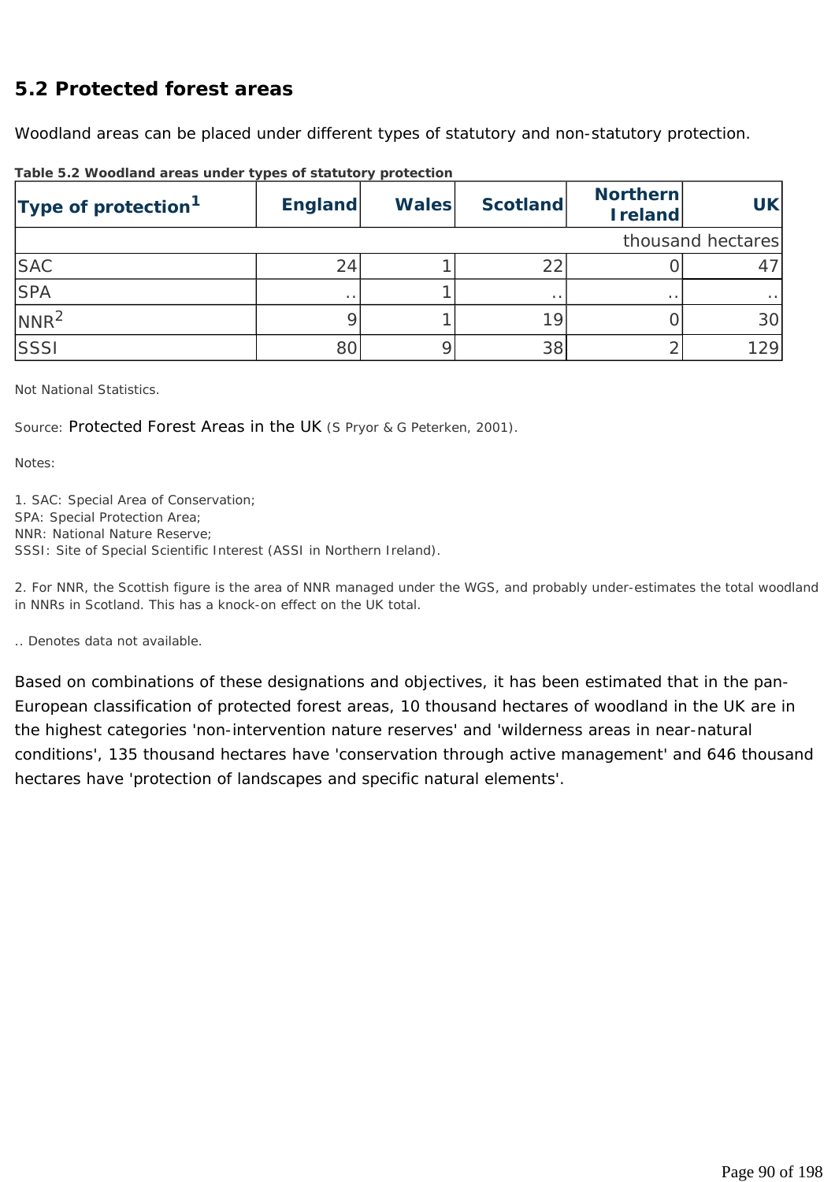## 5.2 Protected forest areas

Woodland areas can be placed under different types of statutory and non-statutory protection.

**Table 5.2 Woodland areas under types of statutory protection**

| Type of protection[1] | England | Wales | Scotland | Northern Ireland | UK |
|---|---|---|---|---|---|
| | | | | | thousand hectares |
| SAC | 24 | 1 | 22 | 0 | 47 |
| SPA | .. | 1 | .. | .. | .. |
| NNR[2] | 9 | 1 | 19 | 0 | 30 |
| SSSI | 80 | 9 | 38 | 2 | 129 |

Not National Statistics.

Source: Protected Forest Areas in the UK (S Pryor & G Peterken, 2001).

Notes:

1. SAC: Special Area of Conservation;
SPA: Special Protection Area;
NNR: National Nature Reserve;
SSSI: Site of Special Scientific Interest (ASSI in Northern Ireland).

2. For NNR, the Scottish figure is the area of NNR managed under the WGS, and probably under-estimates the total woodland in NNRs in Scotland. This has a knock-on effect on the UK total.

.. Denotes data not available.

Based on combinations of these designations and objectives, it has been estimated that in the pan-European classification of protected forest areas, 10 thousand hectares of woodland in the UK are in the highest categories 'non-intervention nature reserves' and 'wilderness areas in near-natural conditions', 135 thousand hectares have 'conservation through active management' and 646 thousand hectares have 'protection of landscapes and specific natural elements'.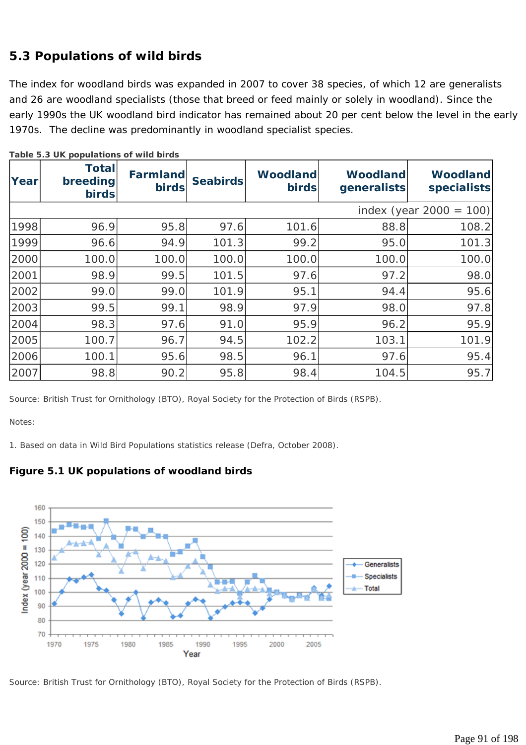## 5.3 Populations of wild birds

The index for woodland birds was expanded in 2007 to cover 38 species, of which 12 are generalists and 26 are woodland specialists (those that breed or feed mainly or solely in woodland). Since the early 1990s the UK woodland bird indicator has remained about 20 per cent below the level in the early 1970s. The decline was predominantly in woodland specialist species.

**Table 5.3 UK populations of wild birds**

| Year | Total breeding birds | Farmland birds | Seabirds | Woodland birds | Woodland generalists | Woodland specialists |
|---|---|---|---|---|---|---|
| | | | | | | index (year 2000 = 100) |
| 1998 | 96.9 | 95.8 | 97.6 | 101.6 | 88.8 | 108.2 |
| 1999 | 96.6 | 94.9 | 101.3 | 99.2 | 95.0 | 101.3 |
| 2000 | 100.0 | 100.0 | 100.0 | 100.0 | 100.0 | 100.0 |
| 2001 | 98.9 | 99.5 | 101.5 | 97.6 | 97.2 | 98.0 |
| 2002 | 99.0 | 99.0 | 101.9 | 95.1 | 94.4 | 95.6 |
| 2003 | 99.5 | 99.1 | 98.9 | 97.9 | 98.0 | 97.8 |
| 2004 | 98.3 | 97.6 | 91.0 | 95.9 | 96.2 | 95.9 |
| 2005 | 100.7 | 96.7 | 94.5 | 102.2 | 103.1 | 101.9 |
| 2006 | 100.1 | 95.6 | 98.5 | 96.1 | 97.6 | 95.4 |
| 2007 | 98.8 | 90.2 | 95.8 | 98.4 | 104.5 | 95.7 |

Source: British Trust for Ornithology (BTO), Royal Society for the Protection of Birds (RSPB).

Notes:

1. Based on data in Wild Bird Populations statistics release (Defra, October 2008).

**Figure 5.1 UK populations of woodland birds**

Source: British Trust for Ornithology (BTO), Royal Society for the Protection of Birds (RSPB).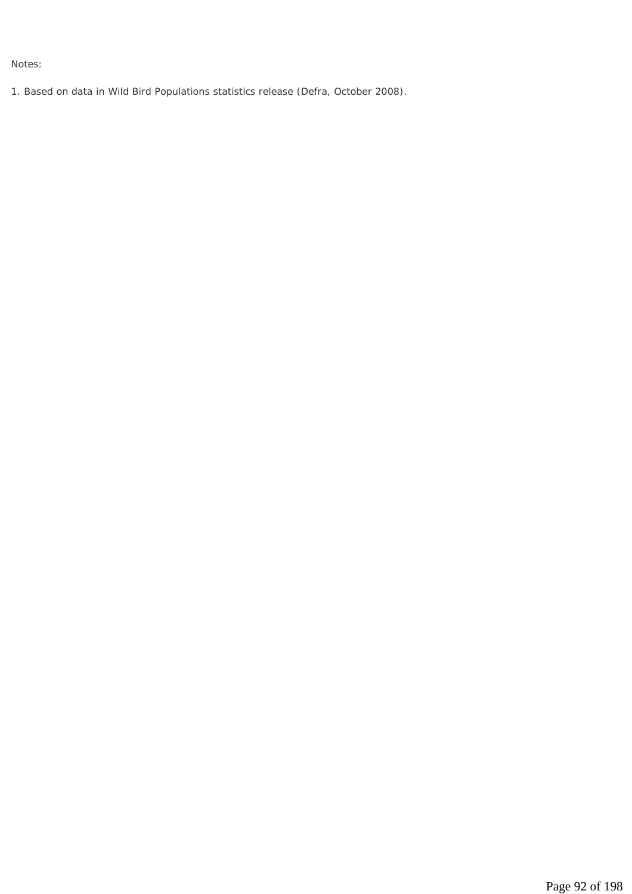Notes:

1. Based on data in Wild Bird Populations statistics release (Defra, October 2008).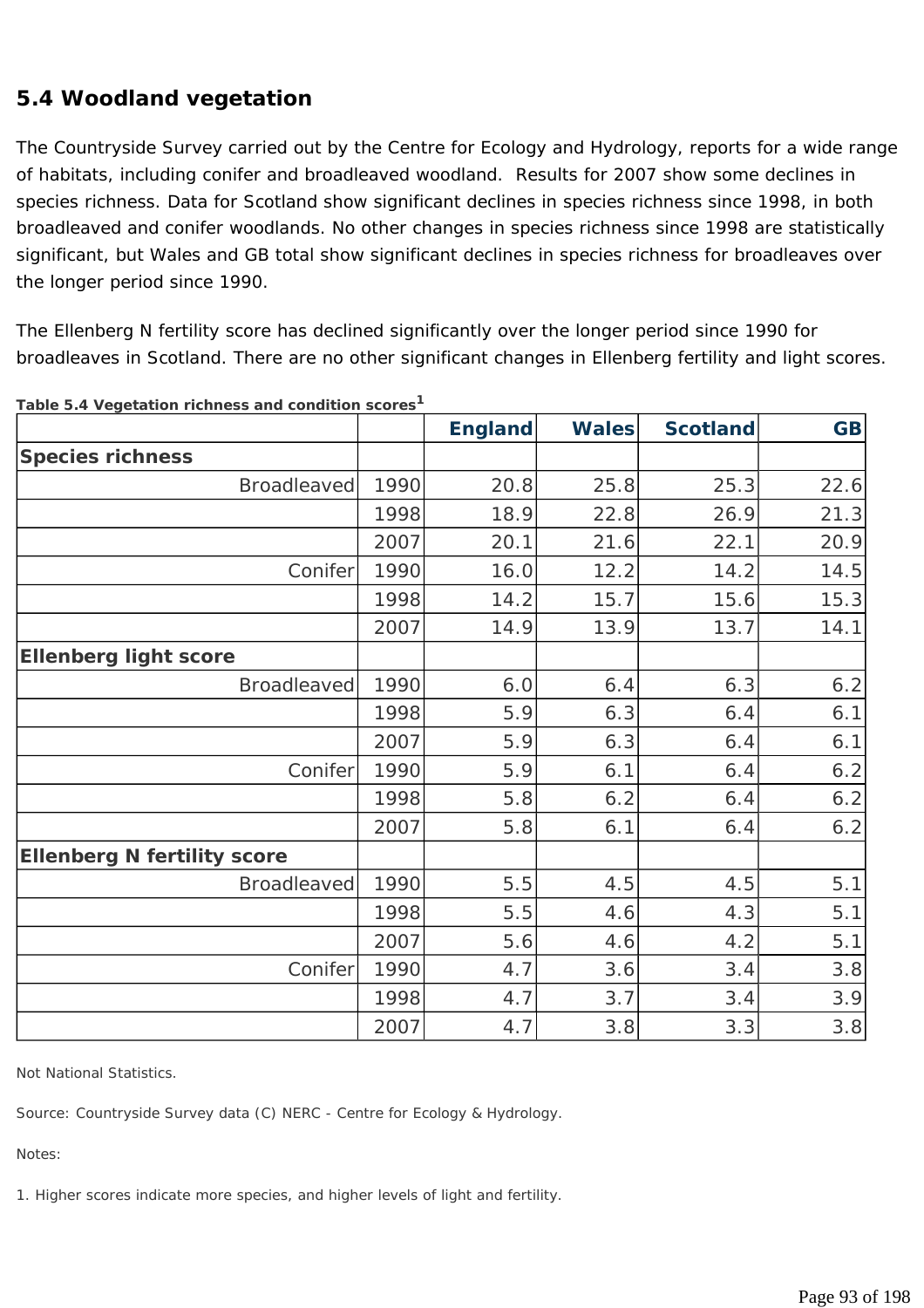## 5.4 Woodland vegetation

The Countryside Survey carried out by the Centre for Ecology and Hydrology, reports for a wide range of habitats, including conifer and broadleaved woodland. Results for 2007 show some declines in species richness. Data for Scotland show significant declines in species richness since 1998, in both broadleaved and conifer woodlands. No other changes in species richness since 1998 are statistically significant, but Wales and GB total show significant declines in species richness for broadleaves over the longer period since 1990.

The Ellenberg N fertility score has declined significantly over the longer period since 1990 for broadleaves in Scotland. There are no other significant changes in Ellenberg fertility and light scores.

**Table 5.4 Vegetation richness and condition scores[1]**

| | | England | Wales | Scotland | GB |
|---|---|---|---|---|---|
| **Species richness** | | | | | |
| Broadleaved | 1990 | 20.8 | 25.8 | 25.3 | 22.6 |
| | 1998 | 18.9 | 22.8 | 26.9 | 21.3 |
| | 2007 | 20.1 | 21.6 | 22.1 | 20.9 |
| Conifer | 1990 | 16.0 | 12.2 | 14.2 | 14.5 |
| | 1998 | 14.2 | 15.7 | 15.6 | 15.3 |
| | 2007 | 14.9 | 13.9 | 13.7 | 14.1 |
| **Ellenberg light score** | | | | | |
| Broadleaved | 1990 | 6.0 | 6.4 | 6.3 | 6.2 |
| | 1998 | 5.9 | 6.3 | 6.4 | 6.1 |
| | 2007 | 5.9 | 6.3 | 6.4 | 6.1 |
| Conifer | 1990 | 5.9 | 6.1 | 6.4 | 6.2 |
| | 1998 | 5.8 | 6.2 | 6.4 | 6.2 |
| | 2007 | 5.8 | 6.1 | 6.4 | 6.2 |
| **Ellenberg N fertility score** | | | | | |
| Broadleaved | 1990 | 5.5 | 4.5 | 4.5 | 5.1 |
| | 1998 | 5.5 | 4.6 | 4.3 | 5.1 |
| | 2007 | 5.6 | 4.6 | 4.2 | 5.1 |
| Conifer | 1990 | 4.7 | 3.6 | 3.4 | 3.8 |
| | 1998 | 4.7 | 3.7 | 3.4 | 3.9 |
| | 2007 | 4.7 | 3.8 | 3.3 | 3.8 |

Not National Statistics.

Source: Countryside Survey data (C) NERC - Centre for Ecology & Hydrology.

Notes:

1. Higher scores indicate more species, and higher levels of light and fertility.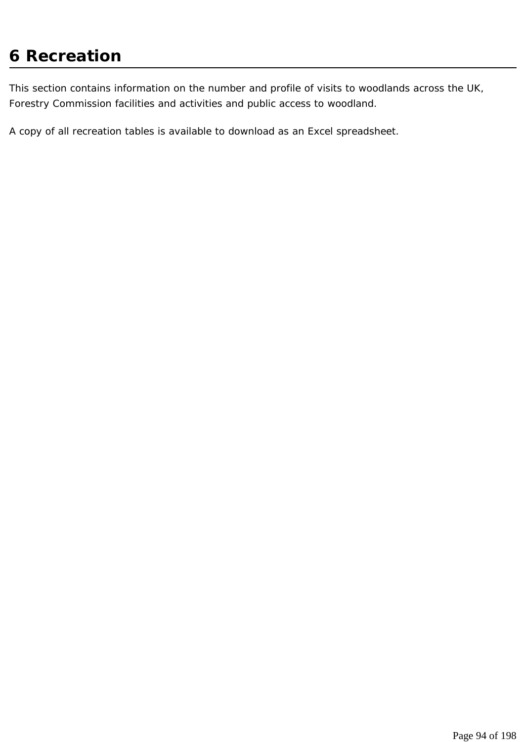# 6 Recreation

This section contains information on the number and profile of visits to woodlands across the UK, Forestry Commission facilities and activities and public access to woodland.

A copy of all recreation tables is available to download as an Excel spreadsheet.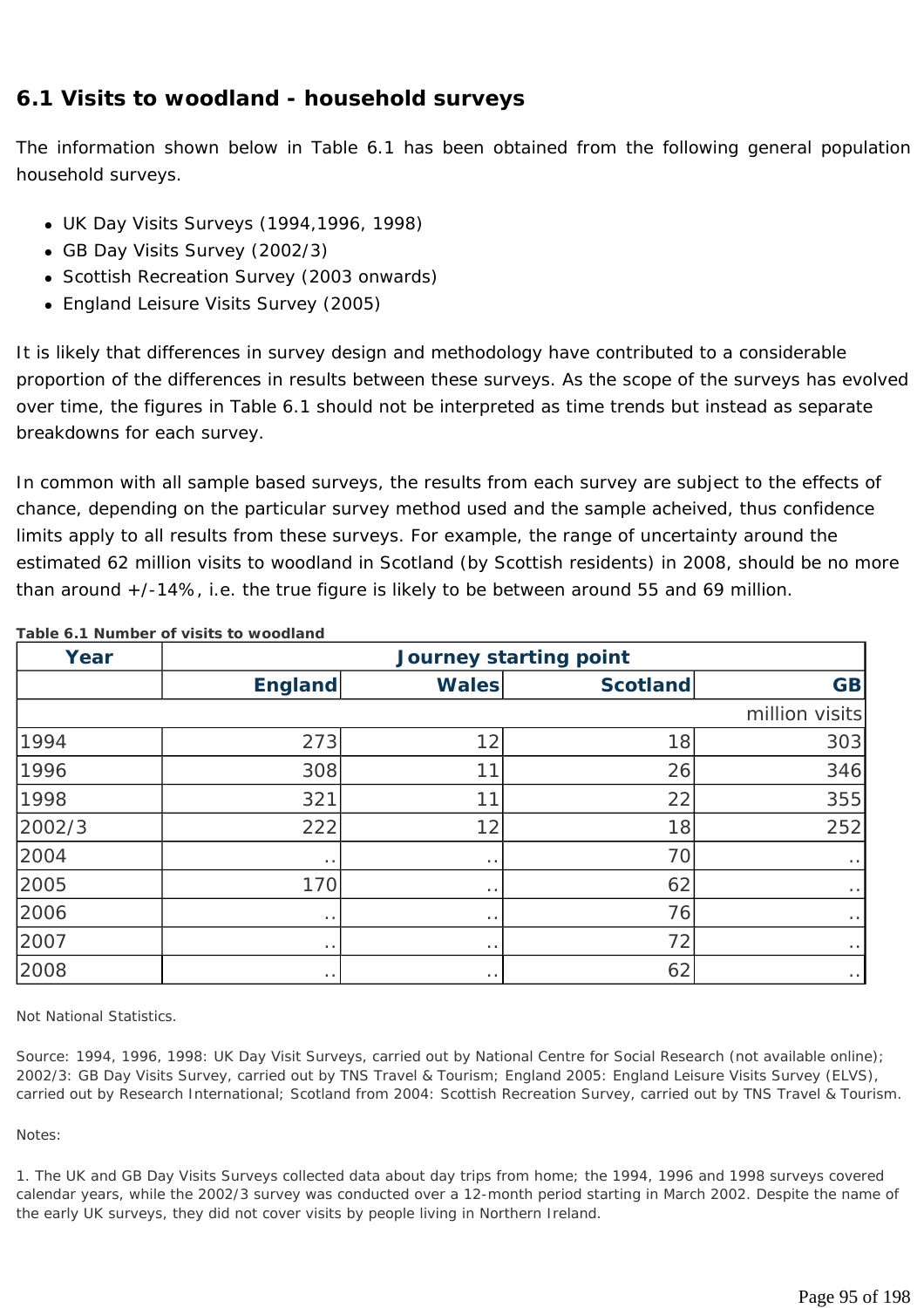## 6.1 Visits to woodland - household surveys

The information shown below in Table 6.1 has been obtained from the following general population household surveys.

- UK Day Visits Surveys (1994,1996, 1998)
- GB Day Visits Survey (2002/3)
- Scottish Recreation Survey (2003 onwards)
- England Leisure Visits Survey (2005)

It is likely that differences in survey design and methodology have contributed to a considerable proportion of the differences in results between these surveys. As the scope of the surveys has evolved over time, the figures in Table 6.1 should not be interpreted as time trends but instead as separate breakdowns for each survey.

In common with all sample based surveys, the results from each survey are subject to the effects of chance, depending on the particular survey method used and the sample acheived, thus confidence limits apply to all results from these surveys. For example, the range of uncertainty around the estimated 62 million visits to woodland in Scotland (by Scottish residents) in 2008, should be no more than around +/-14%, i.e. the true figure is likely to be between around 55 and 69 million.

**Table 6.1 Number of visits to woodland**

| Year | Journey starting point | | | |
|---|---|---|---|---|
| | England | Wales | Scotland | GB |
| | | | | million visits |
| 1994 | 273 | 12 | 18 | 303 |
| 1996 | 308 | 11 | 26 | 346 |
| 1998 | 321 | 11 | 22 | 355 |
| 2002/3 | 222 | 12 | 18 | 252 |
| 2004 | .. | .. | 70 | .. |
| 2005 | 170 | .. | 62 | .. |
| 2006 | .. | .. | 76 | .. |
| 2007 | .. | .. | 72 | .. |
| 2008 | .. | .. | 62 | .. |

Not National Statistics.

Source: 1994, 1996, 1998: UK Day Visit Surveys, carried out by National Centre for Social Research (not available online); 2002/3: GB Day Visits Survey, carried out by TNS Travel & Tourism; England 2005: England Leisure Visits Survey (ELVS), carried out by Research International; Scotland from 2004: Scottish Recreation Survey, carried out by TNS Travel & Tourism.

Notes:

1. The UK and GB Day Visits Surveys collected data about day trips from home; the 1994, 1996 and 1998 surveys covered calendar years, while the 2002/3 survey was conducted over a 12-month period starting in March 2002. Despite the name of the early UK surveys, they did not cover visits by people living in Northern Ireland.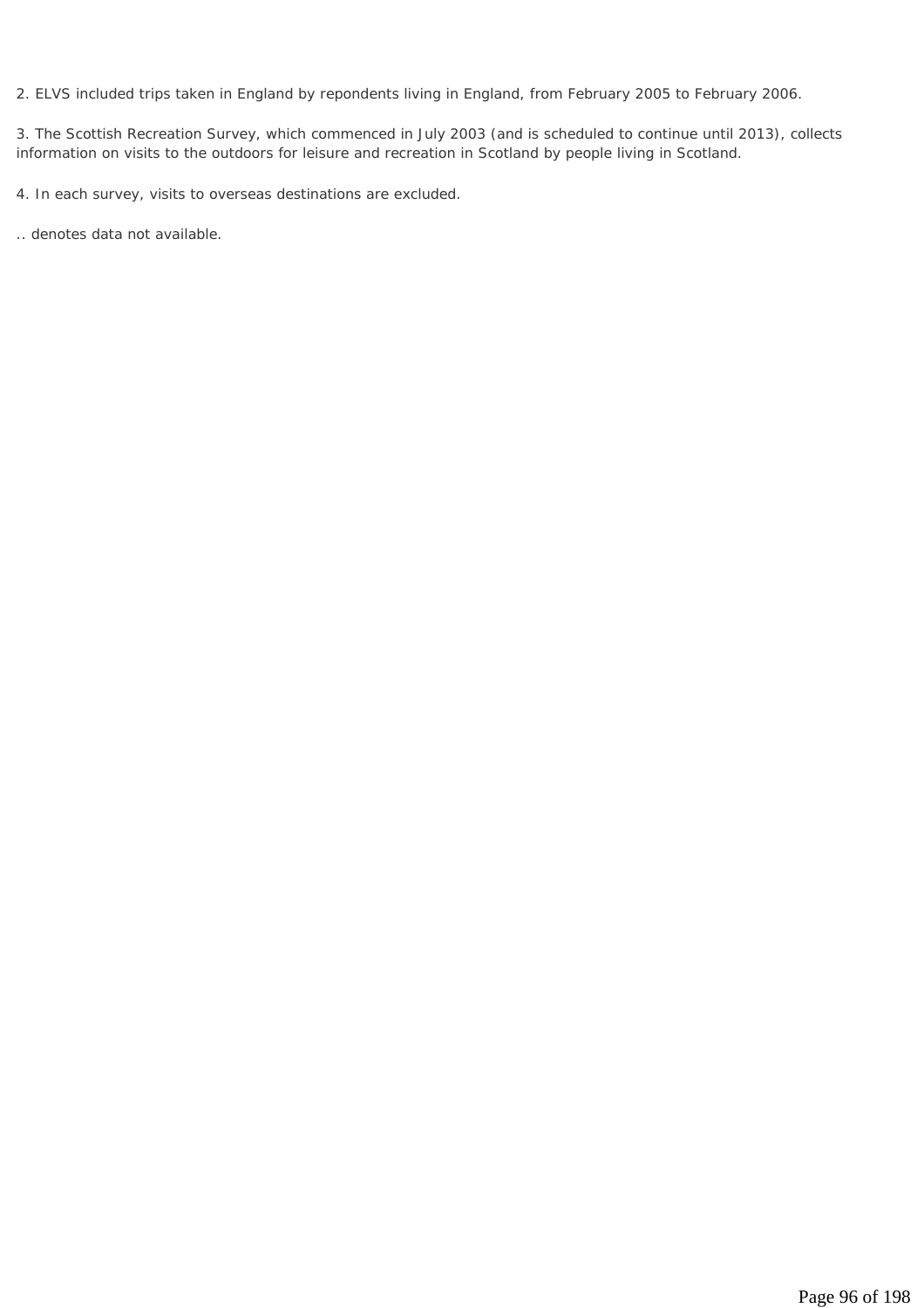2. ELVS included trips taken in England by repondents living in England, from February 2005 to February 2006.

3. The Scottish Recreation Survey, which commenced in July 2003 (and is scheduled to continue until 2013), collects information on visits to the outdoors for leisure and recreation in Scotland by people living in Scotland.

4. In each survey, visits to overseas destinations are excluded.

.. denotes data not available.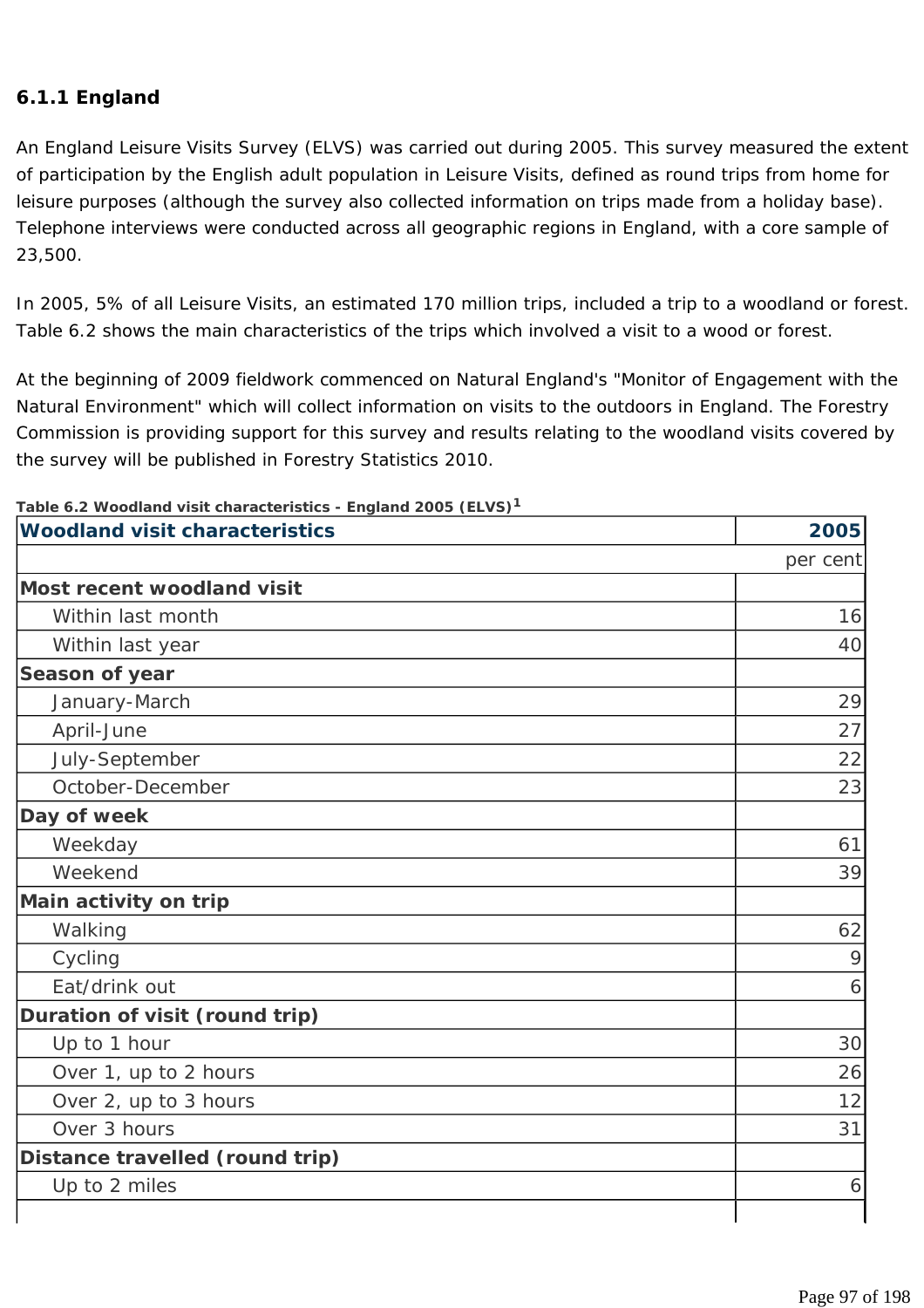### 6.1.1 England

An England Leisure Visits Survey (ELVS) was carried out during 2005. This survey measured the extent of participation by the English adult population in Leisure Visits, defined as round trips from home for leisure purposes (although the survey also collected information on trips made from a holiday base). Telephone interviews were conducted across all geographic regions in England, with a core sample of 23,500.

In 2005, 5% of all Leisure Visits, an estimated 170 million trips, included a trip to a woodland or forest. Table 6.2 shows the main characteristics of the trips which involved a visit to a wood or forest.

At the beginning of 2009 fieldwork commenced on Natural England's "Monitor of Engagement with the Natural Environment" which will collect information on visits to the outdoors in England. The Forestry Commission is providing support for this survey and results relating to the woodland visits covered by the survey will be published in Forestry Statistics 2010.

**Table 6.2 Woodland visit characteristics - England 2005 (ELVS)[1]**

| Woodland visit characteristics | 2005 |
|---|---|
| | per cent |
| **Most recent woodland visit** | |
| Within last month | 16 |
| Within last year | 40 |
| **Season of year** | |
| January-March | 29 |
| April-June | 27 |
| July-September | 22 |
| October-December | 23 |
| **Day of week** | |
| Weekday | 61 |
| Weekend | 39 |
| **Main activity on trip** | |
| Walking | 62 |
| Cycling | 9 |
| Eat/drink out | 6 |
| **Duration of visit (round trip)** | |
| Up to 1 hour | 30 |
| Over 1, up to 2 hours | 26 |
| Over 2, up to 3 hours | 12 |
| Over 3 hours | 31 |
| **Distance travelled (round trip)** | |
| Up to 2 miles | 6 |
| | |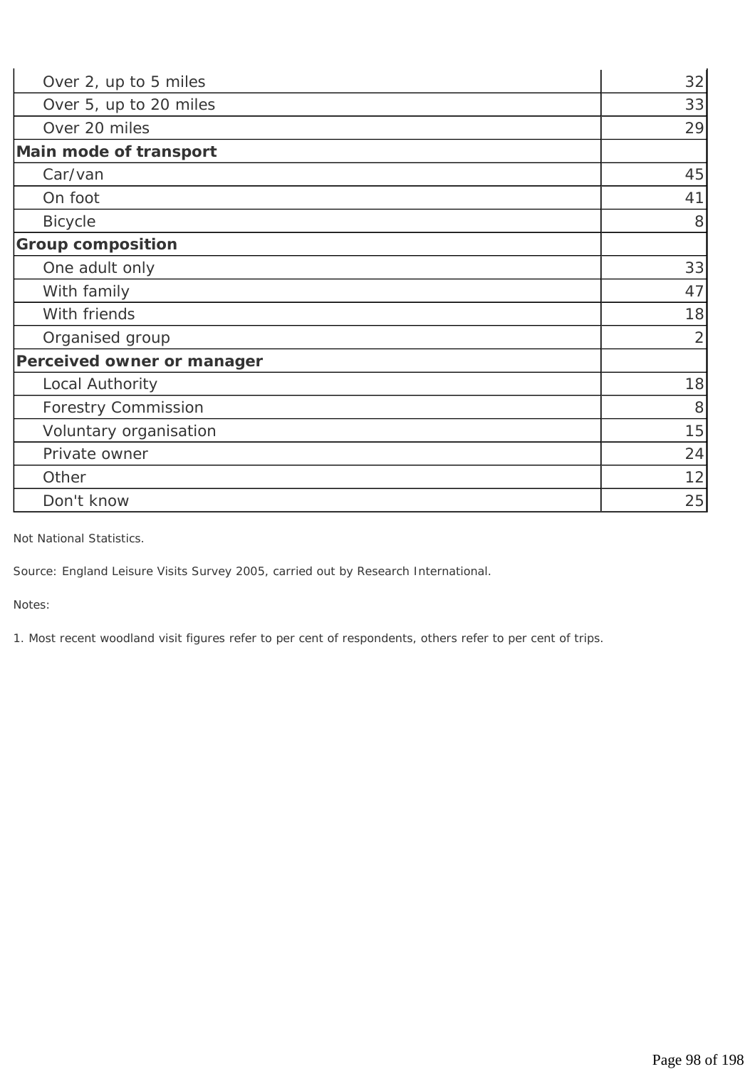| | |
|---|---|
| Over 2, up to 5 miles | 32 |
| Over 5, up to 20 miles | 33 |
| Over 20 miles | 29 |
| **Main mode of transport** | |
| Car/van | 45 |
| On foot | 41 |
| Bicycle | 8 |
| **Group composition** | |
| One adult only | 33 |
| With family | 47 |
| With friends | 18 |
| Organised group | 2 |
| **Perceived owner or manager** | |
| Local Authority | 18 |
| Forestry Commission | 8 |
| Voluntary organisation | 15 |
| Private owner | 24 |
| Other | 12 |
| Don't know | 25 |

Not National Statistics.

Source: England Leisure Visits Survey 2005, carried out by Research International.

Notes:

1. Most recent woodland visit figures refer to per cent of respondents, others refer to per cent of trips.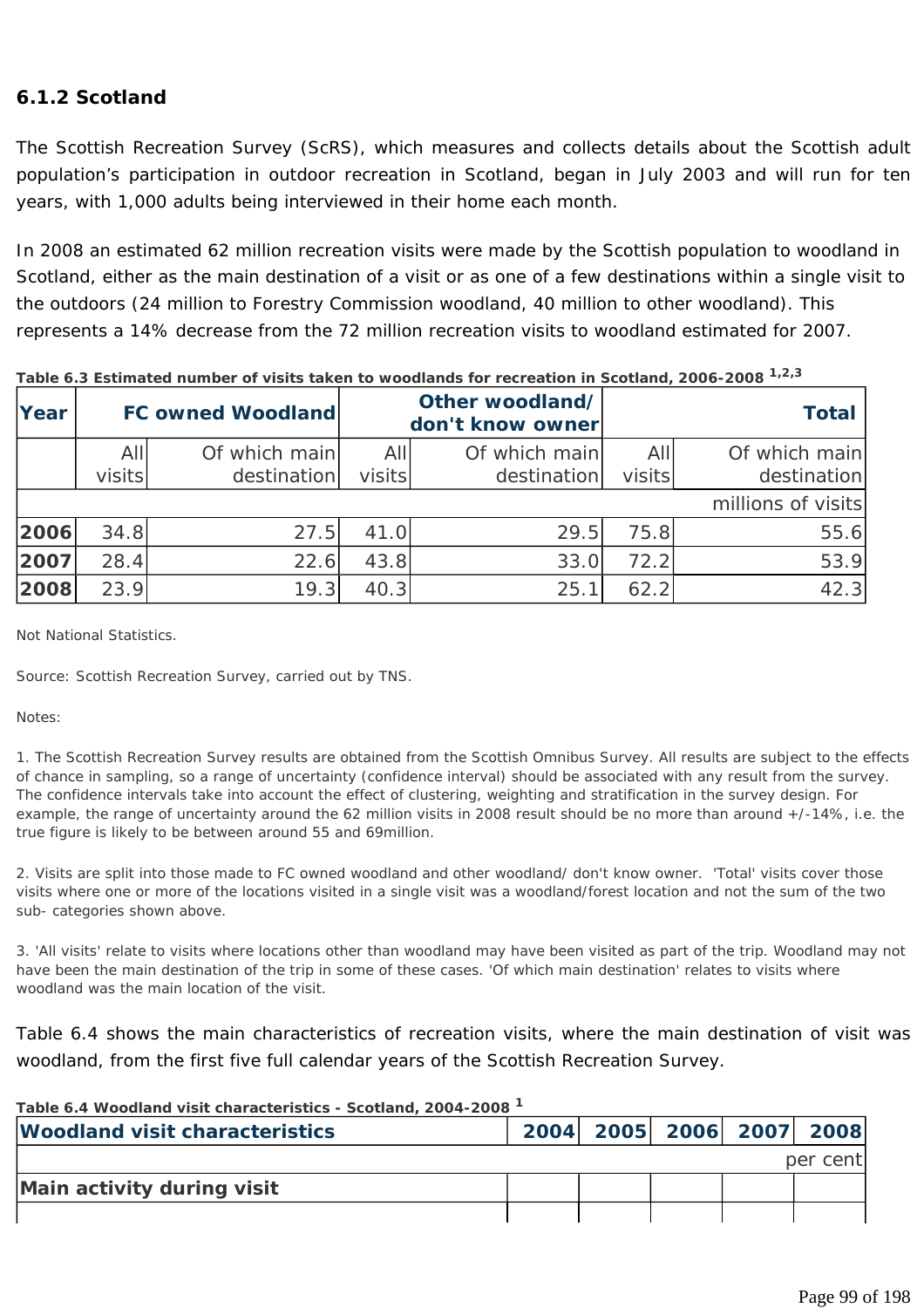### 6.1.2 Scotland

The Scottish Recreation Survey (ScRS), which measures and collects details about the Scottish adult population's participation in outdoor recreation in Scotland, began in July 2003 and will run for ten years, with 1,000 adults being interviewed in their home each month.

In 2008 an estimated 62 million recreation visits were made by the Scottish population to woodland in Scotland, either as the main destination of a visit or as one of a few destinations within a single visit to the outdoors (24 million to Forestry Commission woodland, 40 million to other woodland). This represents a 14% decrease from the 72 million recreation visits to woodland estimated for 2007.

**Table 6.3 Estimated number of visits taken to woodlands for recreation in Scotland, 2006-2008 [1,2,3]**

| Year | FC owned Woodland | | Other woodland/ don't know owner | | Total | |
|---|---|---|---|---|---|---|
| | All visits | Of which main destination | All visits | Of which main destination | All visits | Of which main destination |
| | | | | | | millions of visits |
| **2006** | 34.8 | 27.5 | 41.0 | 29.5 | 75.8 | 55.6 |
| **2007** | 28.4 | 22.6 | 43.8 | 33.0 | 72.2 | 53.9 |
| **2008** | 23.9 | 19.3 | 40.3 | 25.1 | 62.2 | 42.3 |

Not National Statistics.

Source: Scottish Recreation Survey, carried out by TNS.

Notes:

1. The Scottish Recreation Survey results are obtained from the Scottish Omnibus Survey. All results are subject to the effects of chance in sampling, so a range of uncertainty (confidence interval) should be associated with any result from the survey. The confidence intervals take into account the effect of clustering, weighting and stratification in the survey design. For example, the range of uncertainty around the 62 million visits in 2008 result should be no more than around +/-14%, i.e. the true figure is likely to be between around 55 and 69million.

2. Visits are split into those made to FC owned woodland and other woodland/ don't know owner. 'Total' visits cover those visits where one or more of the locations visited in a single visit was a woodland/forest location and not the sum of the two sub- categories shown above.

3. 'All visits' relate to visits where locations other than woodland may have been visited as part of the trip. Woodland may not have been the main destination of the trip in some of these cases. 'Of which main destination' relates to visits where woodland was the main location of the visit.

Table 6.4 shows the main characteristics of recreation visits, where the main destination of visit was woodland, from the first five full calendar years of the Scottish Recreation Survey.

**Table 6.4 Woodland visit characteristics - Scotland, 2004-2008 [1]**

| Woodland visit characteristics | 2004 | 2005 | 2006 | 2007 | 2008 |
|---|---|---|---|---|---|
| | | | | | per cent |
| **Main activity during visit** | | | | | |
| | | | | | |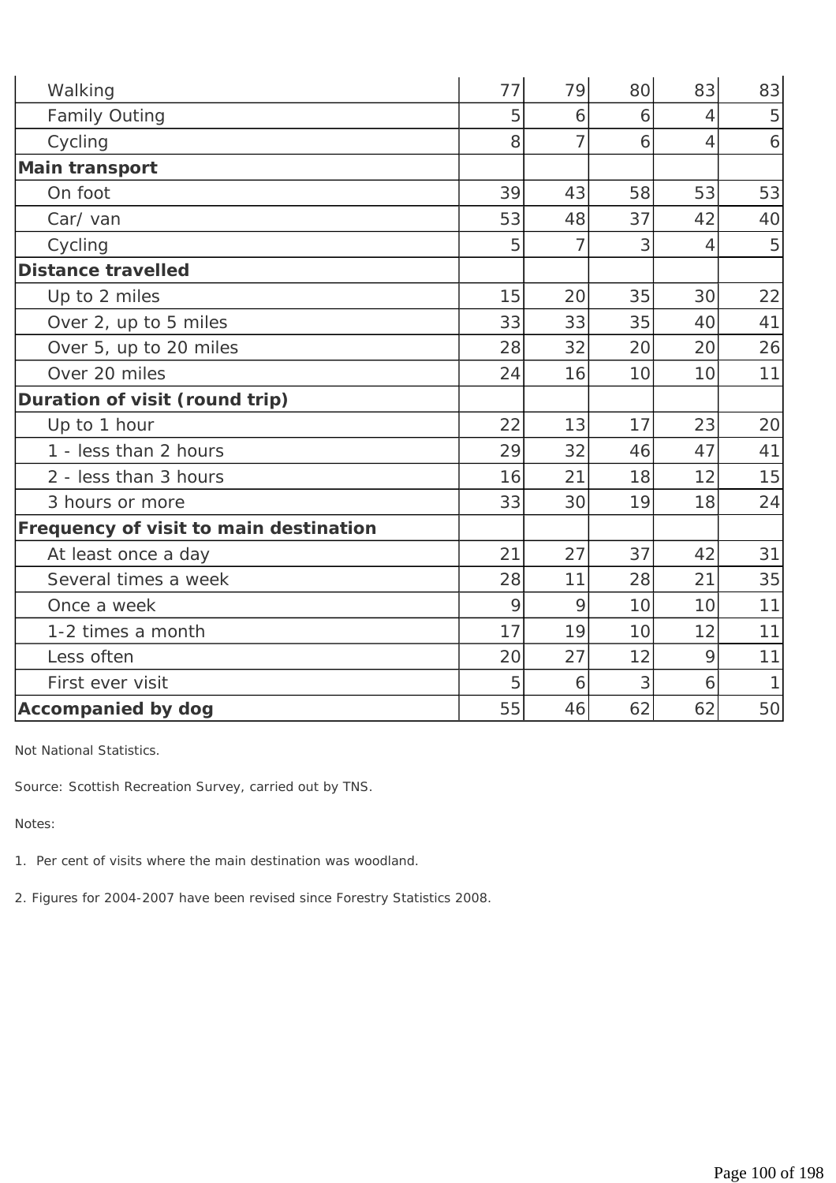| | | | | | |
|---|---|---|---|---|---|
| Walking | 77 | 79 | 80 | 83 | 83 |
| Family Outing | 5 | 6 | 6 | 4 | 5 |
| Cycling | 8 | 7 | 6 | 4 | 6 |
| **Main transport** | | | | | |
| On foot | 39 | 43 | 58 | 53 | 53 |
| Car/ van | 53 | 48 | 37 | 42 | 40 |
| Cycling | 5 | 7 | 3 | 4 | 5 |
| **Distance travelled** | | | | | |
| Up to 2 miles | 15 | 20 | 35 | 30 | 22 |
| Over 2, up to 5 miles | 33 | 33 | 35 | 40 | 41 |
| Over 5, up to 20 miles | 28 | 32 | 20 | 20 | 26 |
| Over 20 miles | 24 | 16 | 10 | 10 | 11 |
| **Duration of visit (round trip)** | | | | | |
| Up to 1 hour | 22 | 13 | 17 | 23 | 20 |
| 1 - less than 2 hours | 29 | 32 | 46 | 47 | 41 |
| 2 - less than 3 hours | 16 | 21 | 18 | 12 | 15 |
| 3 hours or more | 33 | 30 | 19 | 18 | 24 |
| **Frequency of visit to main destination** | | | | | |
| At least once a day | 21 | 27 | 37 | 42 | 31 |
| Several times a week | 28 | 11 | 28 | 21 | 35 |
| Once a week | 9 | 9 | 10 | 10 | 11 |
| 1-2 times a month | 17 | 19 | 10 | 12 | 11 |
| Less often | 20 | 27 | 12 | 9 | 11 |
| First ever visit | 5 | 6 | 3 | 6 | 1 |
| **Accompanied by dog** | 55 | 46 | 62 | 62 | 50 |

Not National Statistics.

Source: Scottish Recreation Survey, carried out by TNS.

Notes:

1. Per cent of visits where the main destination was woodland.

2. Figures for 2004-2007 have been revised since Forestry Statistics 2008.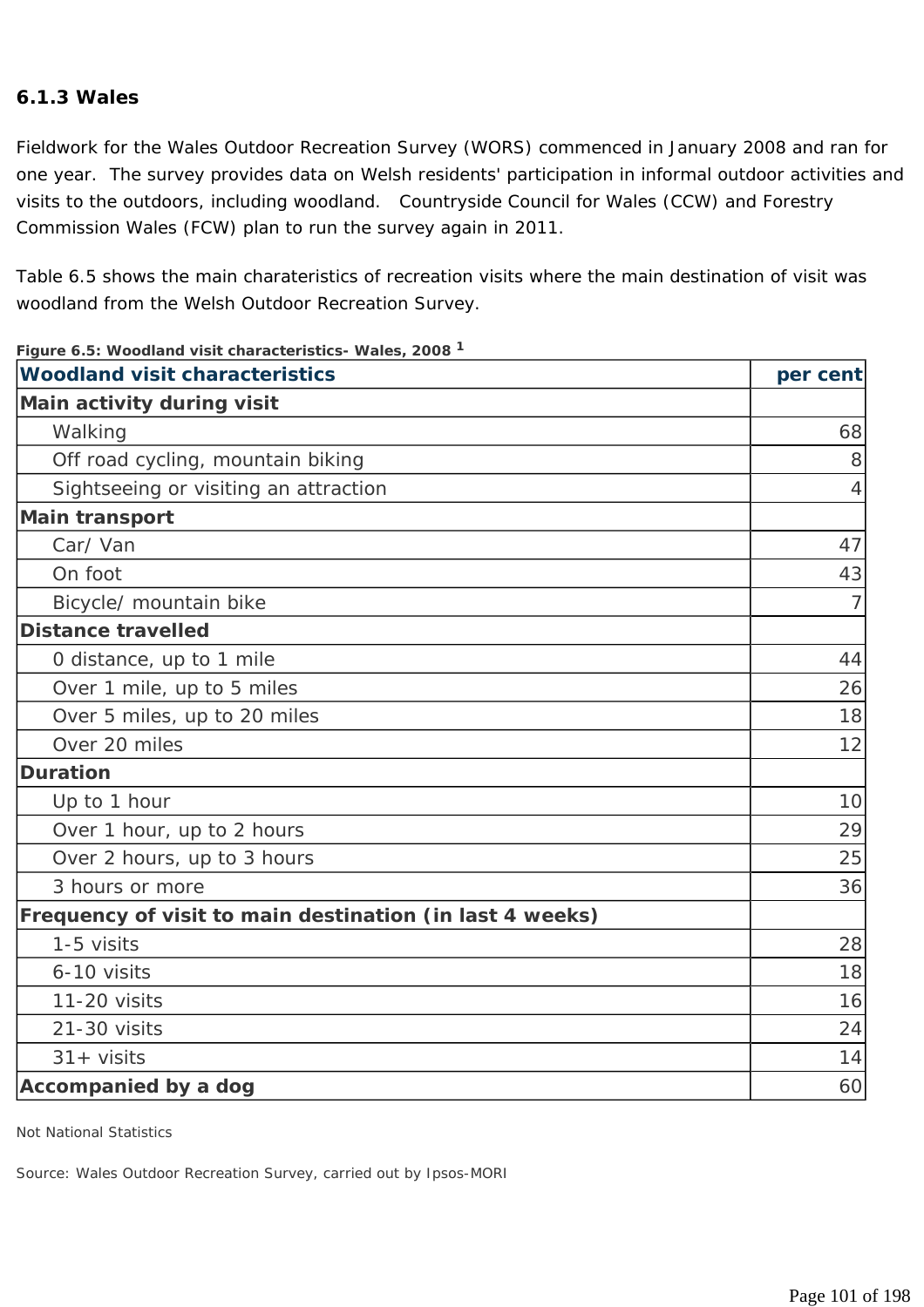### 6.1.3 Wales

Fieldwork for the Wales Outdoor Recreation Survey (WORS) commenced in January 2008 and ran for one year. The survey provides data on Welsh residents' participation in informal outdoor activities and visits to the outdoors, including woodland. Countryside Council for Wales (CCW) and Forestry Commission Wales (FCW) plan to run the survey again in 2011.

Table 6.5 shows the main charateristics of recreation visits where the main destination of visit was woodland from the Welsh Outdoor Recreation Survey.

**Figure 6.5: Woodland visit characteristics- Wales, 2008 [1]**

| Woodland visit characteristics | per cent |
|---|---|
| **Main activity during visit** | |
| Walking | 68 |
| Off road cycling, mountain biking | 8 |
| Sightseeing or visiting an attraction | 4 |
| **Main transport** | |
| Car/ Van | 47 |
| On foot | 43 |
| Bicycle/ mountain bike | 7 |
| **Distance travelled** | |
| 0 distance, up to 1 mile | 44 |
| Over 1 mile, up to 5 miles | 26 |
| Over 5 miles, up to 20 miles | 18 |
| Over 20 miles | 12 |
| **Duration** | |
| Up to 1 hour | 10 |
| Over 1 hour, up to 2 hours | 29 |
| Over 2 hours, up to 3 hours | 25 |
| 3 hours or more | 36 |
| **Frequency of visit to main destination (in last 4 weeks)** | |
| 1-5 visits | 28 |
| 6-10 visits | 18 |
| 11-20 visits | 16 |
| 21-30 visits | 24 |
| 31+ visits | 14 |
| **Accompanied by a dog** | 60 |

Not National Statistics

Source: Wales Outdoor Recreation Survey, carried out by Ipsos-MORI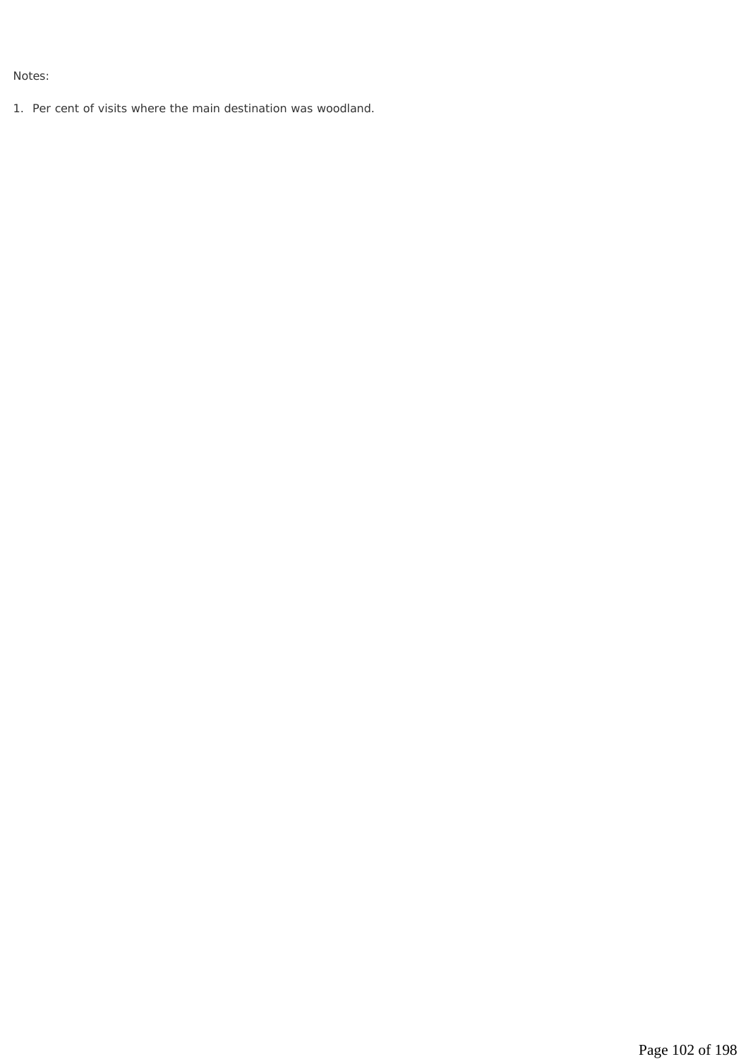Notes:

1. Per cent of visits where the main destination was woodland.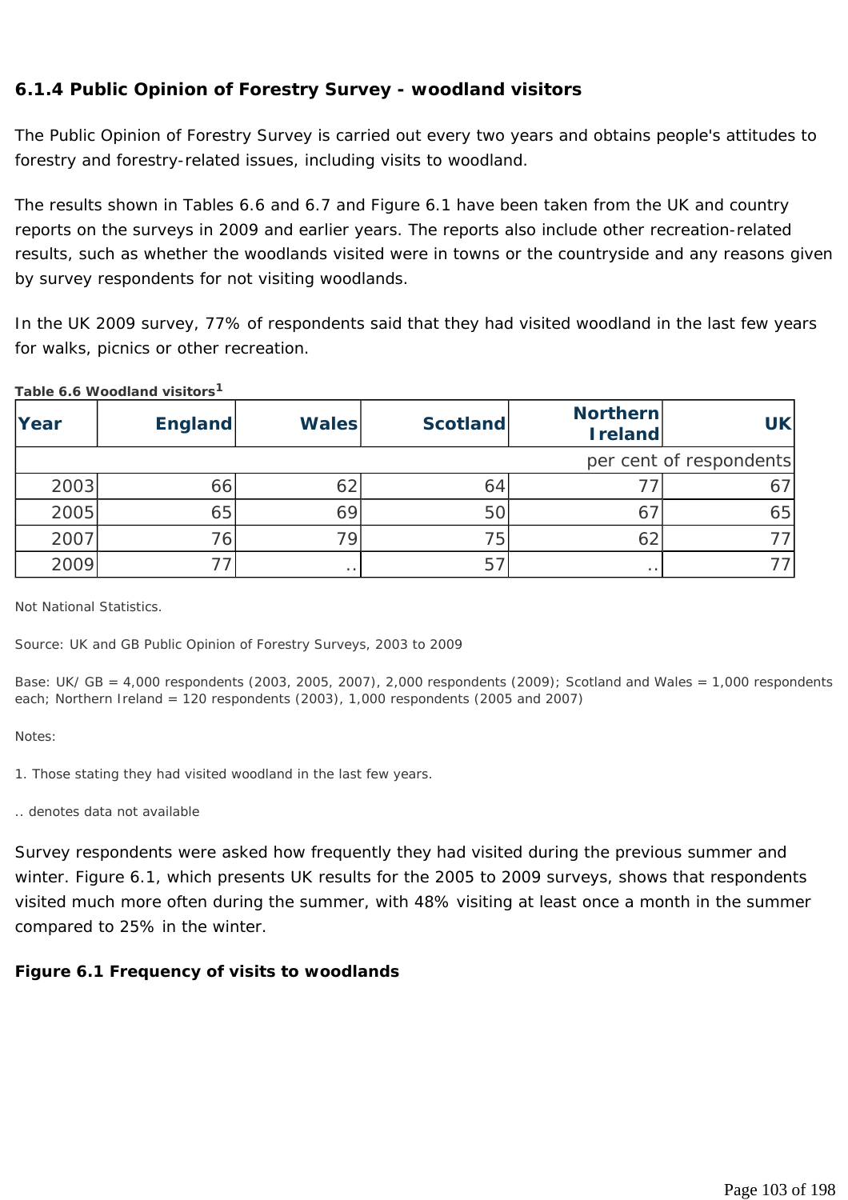### 6.1.4 Public Opinion of Forestry Survey - woodland visitors

The Public Opinion of Forestry Survey is carried out every two years and obtains people's attitudes to forestry and forestry-related issues, including visits to woodland.

The results shown in Tables 6.6 and 6.7 and Figure 6.1 have been taken from the UK and country reports on the surveys in 2009 and earlier years. The reports also include other recreation-related results, such as whether the woodlands visited were in towns or the countryside and any reasons given by survey respondents for not visiting woodlands.

In the UK 2009 survey, 77% of respondents said that they had visited woodland in the last few years for walks, picnics or other recreation.

**Table 6.6 Woodland visitors[1]**

| Year | England | Wales | Scotland | Northern Ireland | UK |
|---|---|---|---|---|---|
| | | | | | per cent of respondents |
| 2003 | 66 | 62 | 64 | 77 | 67 |
| 2005 | 65 | 69 | 50 | 67 | 65 |
| 2007 | 76 | 79 | 75 | 62 | 77 |
| 2009 | 77 | .. | 57 | .. | 77 |

Not National Statistics.

Source: UK and GB Public Opinion of Forestry Surveys, 2003 to 2009

Base: UK/ GB = 4,000 respondents (2003, 2005, 2007), 2,000 respondents (2009); Scotland and Wales = 1,000 respondents each; Northern Ireland = 120 respondents (2003), 1,000 respondents (2005 and 2007)

Notes:

1. Those stating they had visited woodland in the last few years.

.. denotes data not available

Survey respondents were asked how frequently they had visited during the previous summer and winter. Figure 6.1, which presents UK results for the 2005 to 2009 surveys, shows that respondents visited much more often during the summer, with 48% visiting at least once a month in the summer compared to 25% in the winter.

**Figure 6.1 Frequency of visits to woodlands**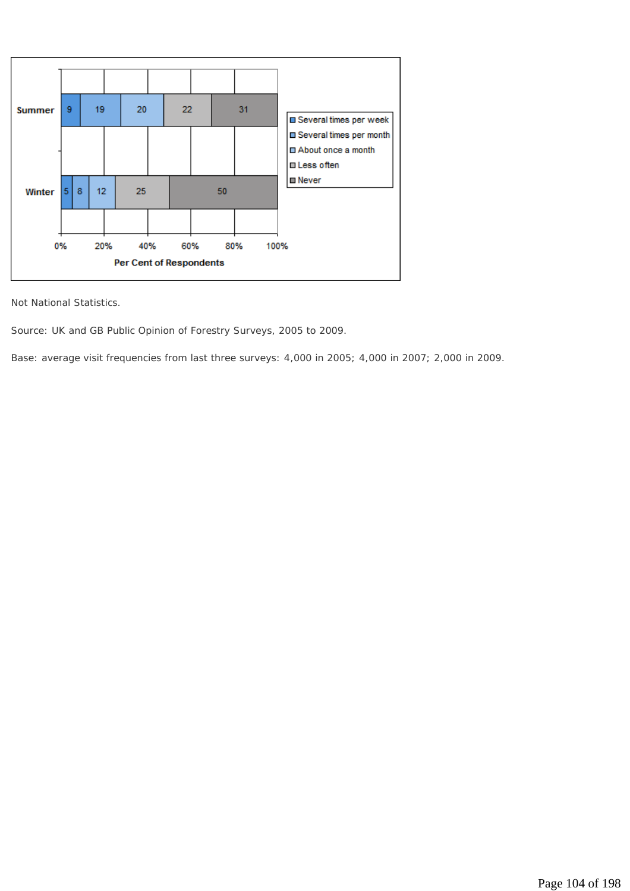| | Several times per week | Several times per month | About once a month | Less often | Never |
|---|---|---|---|---|---|
| Summer | 9 | 19 | 20 | 22 | 31 |
| Winter | 5 | 8 | 12 | 25 | 50 |

Per Cent of Respondents

Not National Statistics.

Source: UK and GB Public Opinion of Forestry Surveys, 2005 to 2009.

Base: average visit frequencies from last three surveys: 4,000 in 2005; 4,000 in 2007; 2,000 in 2009.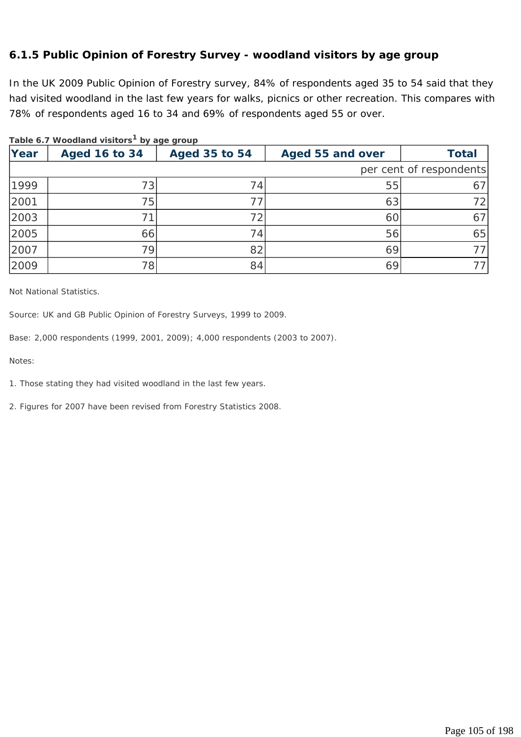### 6.1.5 Public Opinion of Forestry Survey - woodland visitors by age group

In the UK 2009 Public Opinion of Forestry survey, 84% of respondents aged 35 to 54 said that they had visited woodland in the last few years for walks, picnics or other recreation. This compares with 78% of respondents aged 16 to 34 and 69% of respondents aged 55 or over.

**Table 6.7 Woodland visitors[1] by age group**

| Year | Aged 16 to 34 | Aged 35 to 54 | Aged 55 and over | Total |
|---|---|---|---|---|
| | | | | per cent of respondents |
| 1999 | 73 | 74 | 55 | 67 |
| 2001 | 75 | 77 | 63 | 72 |
| 2003 | 71 | 72 | 60 | 67 |
| 2005 | 66 | 74 | 56 | 65 |
| 2007 | 79 | 82 | 69 | 77 |
| 2009 | 78 | 84 | 69 | 77 |

Not National Statistics.

Source: UK and GB Public Opinion of Forestry Surveys, 1999 to 2009.

Base: 2,000 respondents (1999, 2001, 2009); 4,000 respondents (2003 to 2007).

Notes:

1. Those stating they had visited woodland in the last few years.

2. Figures for 2007 have been revised from Forestry Statistics 2008.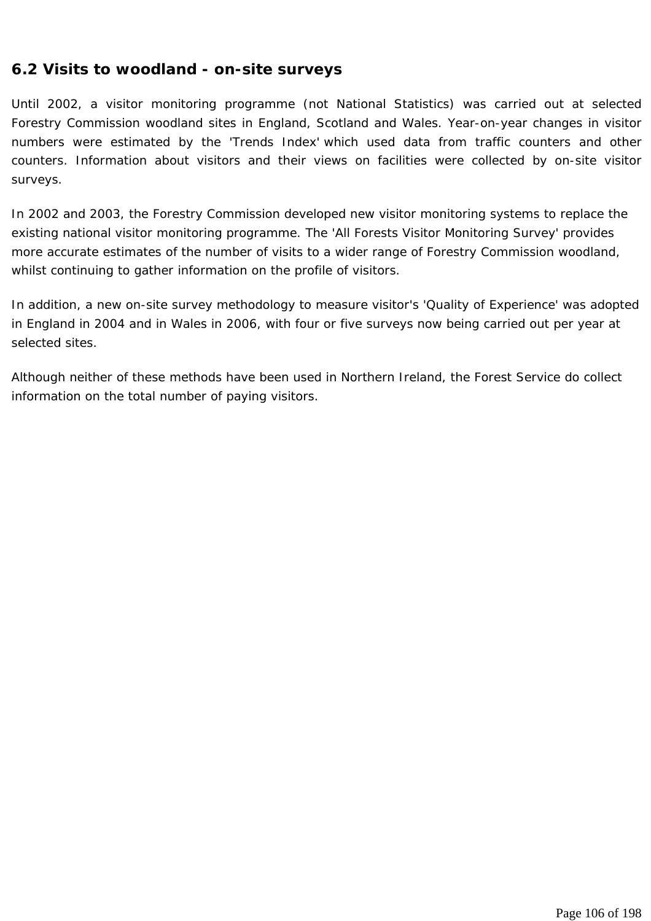## 6.2 Visits to woodland - on-site surveys

Until 2002, a visitor monitoring programme (not National Statistics) was carried out at selected Forestry Commission woodland sites in England, Scotland and Wales. Year-on-year changes in visitor numbers were estimated by the 'Trends Index' which used data from traffic counters and other counters. Information about visitors and their views on facilities were collected by on-site visitor surveys.

In 2002 and 2003, the Forestry Commission developed new visitor monitoring systems to replace the existing national visitor monitoring programme. The 'All Forests Visitor Monitoring Survey' provides more accurate estimates of the number of visits to a wider range of Forestry Commission woodland, whilst continuing to gather information on the profile of visitors.

In addition, a new on-site survey methodology to measure visitor's 'Quality of Experience' was adopted in England in 2004 and in Wales in 2006, with four or five surveys now being carried out per year at selected sites.

Although neither of these methods have been used in Northern Ireland, the Forest Service do collect information on the total number of paying visitors.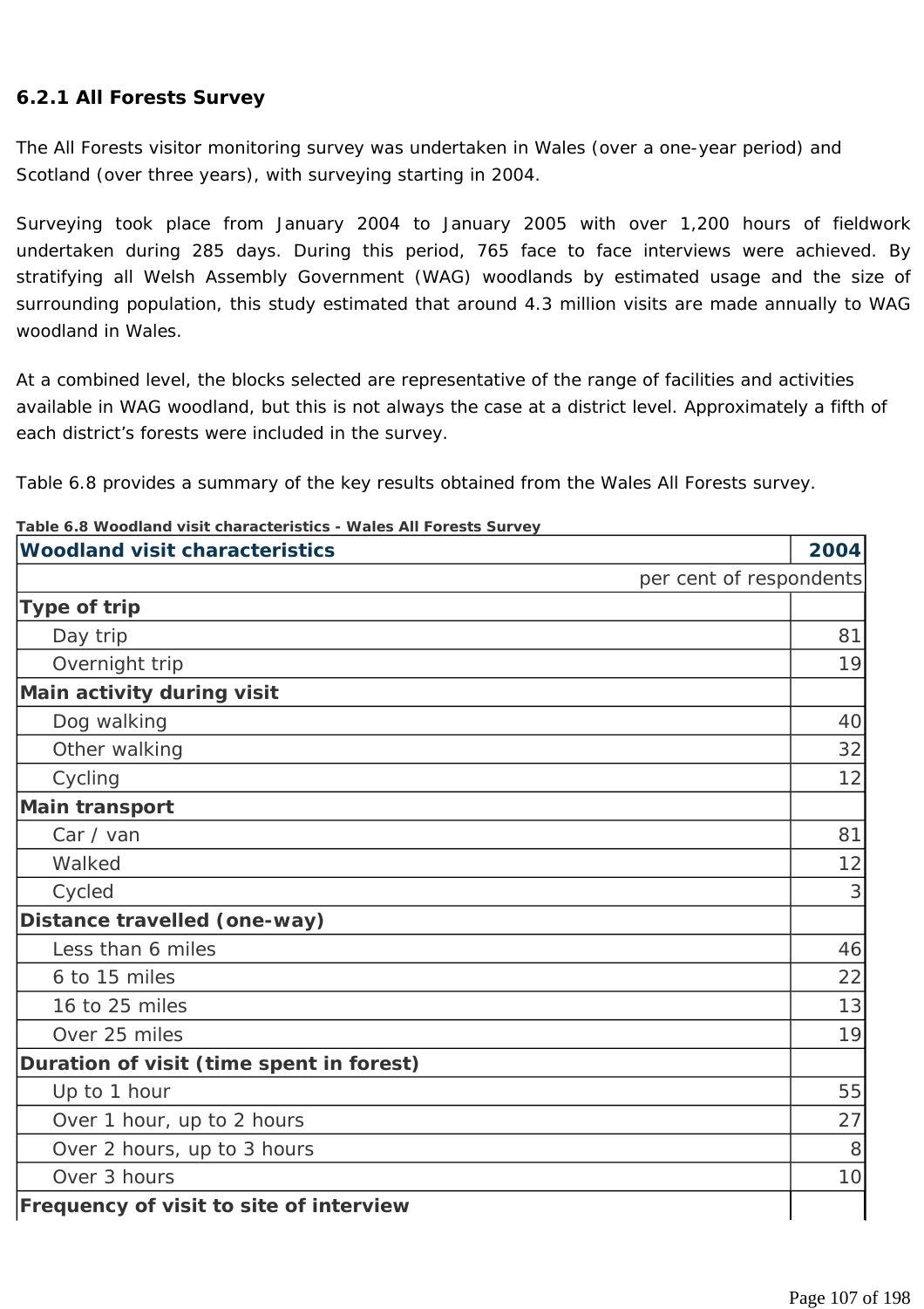### 6.2.1 All Forests Survey

The All Forests visitor monitoring survey was undertaken in Wales (over a one-year period) and Scotland (over three years), with surveying starting in 2004.

Surveying took place from January 2004 to January 2005 with over 1,200 hours of fieldwork undertaken during 285 days. During this period, 765 face to face interviews were achieved. By stratifying all Welsh Assembly Government (WAG) woodlands by estimated usage and the size of surrounding population, this study estimated that around 4.3 million visits are made annually to WAG woodland in Wales.

At a combined level, the blocks selected are representative of the range of facilities and activities available in WAG woodland, but this is not always the case at a district level. Approximately a fifth of each district's forests were included in the survey.

Table 6.8 provides a summary of the key results obtained from the Wales All Forests survey.

**Table 6.8 Woodland visit characteristics - Wales All Forests Survey**

| Woodland visit characteristics | 2004 |
|---|---|
| | per cent of respondents |
| **Type of trip** | |
| Day trip | 81 |
| Overnight trip | 19 |
| **Main activity during visit** | |
| Dog walking | 40 |
| Other walking | 32 |
| Cycling | 12 |
| **Main transport** | |
| Car / van | 81 |
| Walked | 12 |
| Cycled | 3 |
| **Distance travelled (one-way)** | |
| Less than 6 miles | 46 |
| 6 to 15 miles | 22 |
| 16 to 25 miles | 13 |
| Over 25 miles | 19 |
| **Duration of visit (time spent in forest)** | |
| Up to 1 hour | 55 |
| Over 1 hour, up to 2 hours | 27 |
| Over 2 hours, up to 3 hours | 8 |
| Over 3 hours | 10 |
| **Frequency of visit to site of interview** | |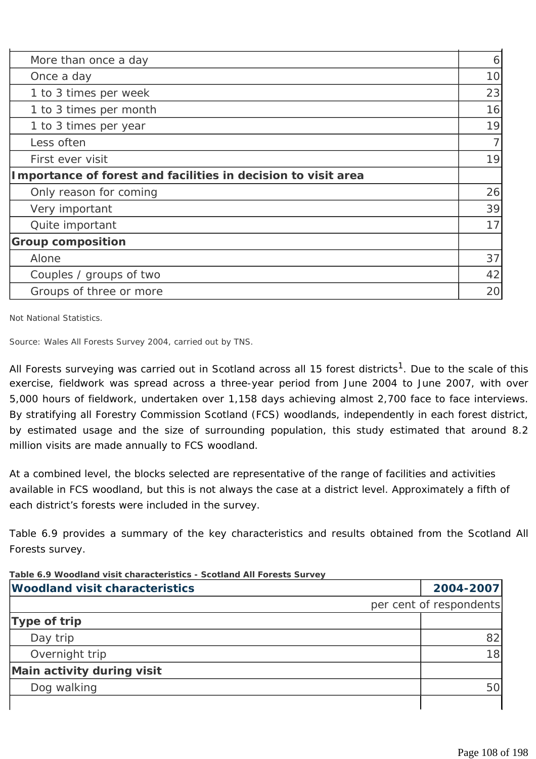| | |
|---|---|
| More than once a day | 6 |
| Once a day | 10 |
| 1 to 3 times per week | 23 |
| 1 to 3 times per month | 16 |
| 1 to 3 times per year | 19 |
| Less often | 7 |
| First ever visit | 19 |
| **Importance of forest and facilities in decision to visit area** | |
| Only reason for coming | 26 |
| Very important | 39 |
| Quite important | 17 |
| **Group composition** | |
| Alone | 37 |
| Couples / groups of two | 42 |
| Groups of three or more | 20 |

Not National Statistics.

Source: Wales All Forests Survey 2004, carried out by TNS.

All Forests surveying was carried out in Scotland across all 15 forest districts[1]. Due to the scale of this exercise, fieldwork was spread across a three-year period from June 2004 to June 2007, with over 5,000 hours of fieldwork, undertaken over 1,158 days achieving almost 2,700 face to face interviews. By stratifying all Forestry Commission Scotland (FCS) woodlands, independently in each forest district, by estimated usage and the size of surrounding population, this study estimated that around 8.2 million visits are made annually to FCS woodland.

At a combined level, the blocks selected are representative of the range of facilities and activities available in FCS woodland, but this is not always the case at a district level. Approximately a fifth of each district's forests were included in the survey.

Table 6.9 provides a summary of the key characteristics and results obtained from the Scotland All Forests survey.

**Table 6.9 Woodland visit characteristics - Scotland All Forests Survey**

| Woodland visit characteristics | 2004-2007 |
|---|---|
| | per cent of respondents |
| **Type of trip** | |
| Day trip | 82 |
| Overnight trip | 18 |
| **Main activity during visit** | |
| Dog walking | 50 |
| | |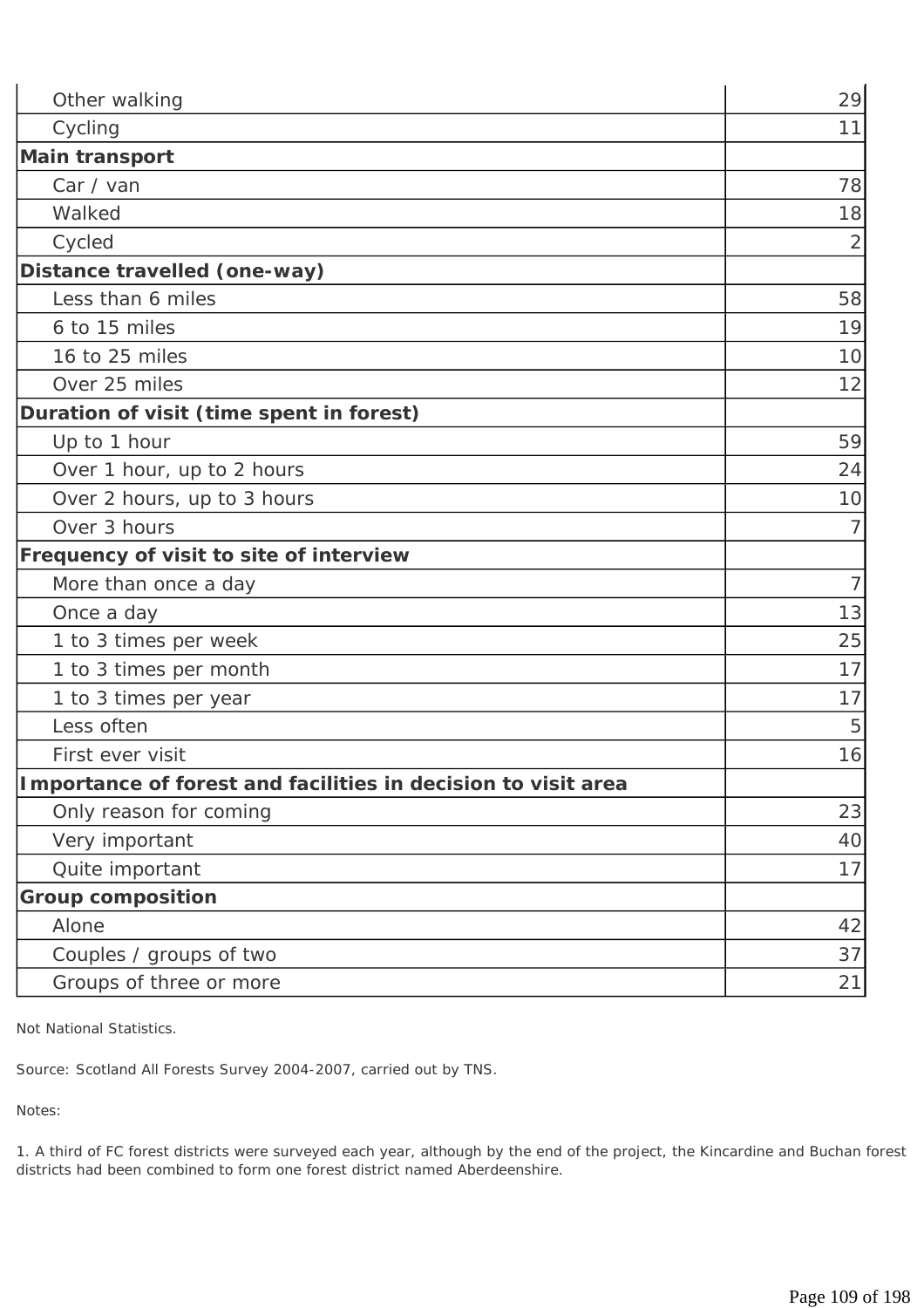| | |
|---|---|
| Other walking | 29 |
| Cycling | 11 |
| **Main transport** | |
| Car / van | 78 |
| Walked | 18 |
| Cycled | 2 |
| **Distance travelled (one-way)** | |
| Less than 6 miles | 58 |
| 6 to 15 miles | 19 |
| 16 to 25 miles | 10 |
| Over 25 miles | 12 |
| **Duration of visit (time spent in forest)** | |
| Up to 1 hour | 59 |
| Over 1 hour, up to 2 hours | 24 |
| Over 2 hours, up to 3 hours | 10 |
| Over 3 hours | 7 |
| **Frequency of visit to site of interview** | |
| More than once a day | 7 |
| Once a day | 13 |
| 1 to 3 times per week | 25 |
| 1 to 3 times per month | 17 |
| 1 to 3 times per year | 17 |
| Less often | 5 |
| First ever visit | 16 |
| **Importance of forest and facilities in decision to visit area** | |
| Only reason for coming | 23 |
| Very important | 40 |
| Quite important | 17 |
| **Group composition** | |
| Alone | 42 |
| Couples / groups of two | 37 |
| Groups of three or more | 21 |

Not National Statistics.

Source: Scotland All Forests Survey 2004-2007, carried out by TNS.

Notes:

1. A third of FC forest districts were surveyed each year, although by the end of the project, the Kincardine and Buchan forest districts had been combined to form one forest district named Aberdeenshire.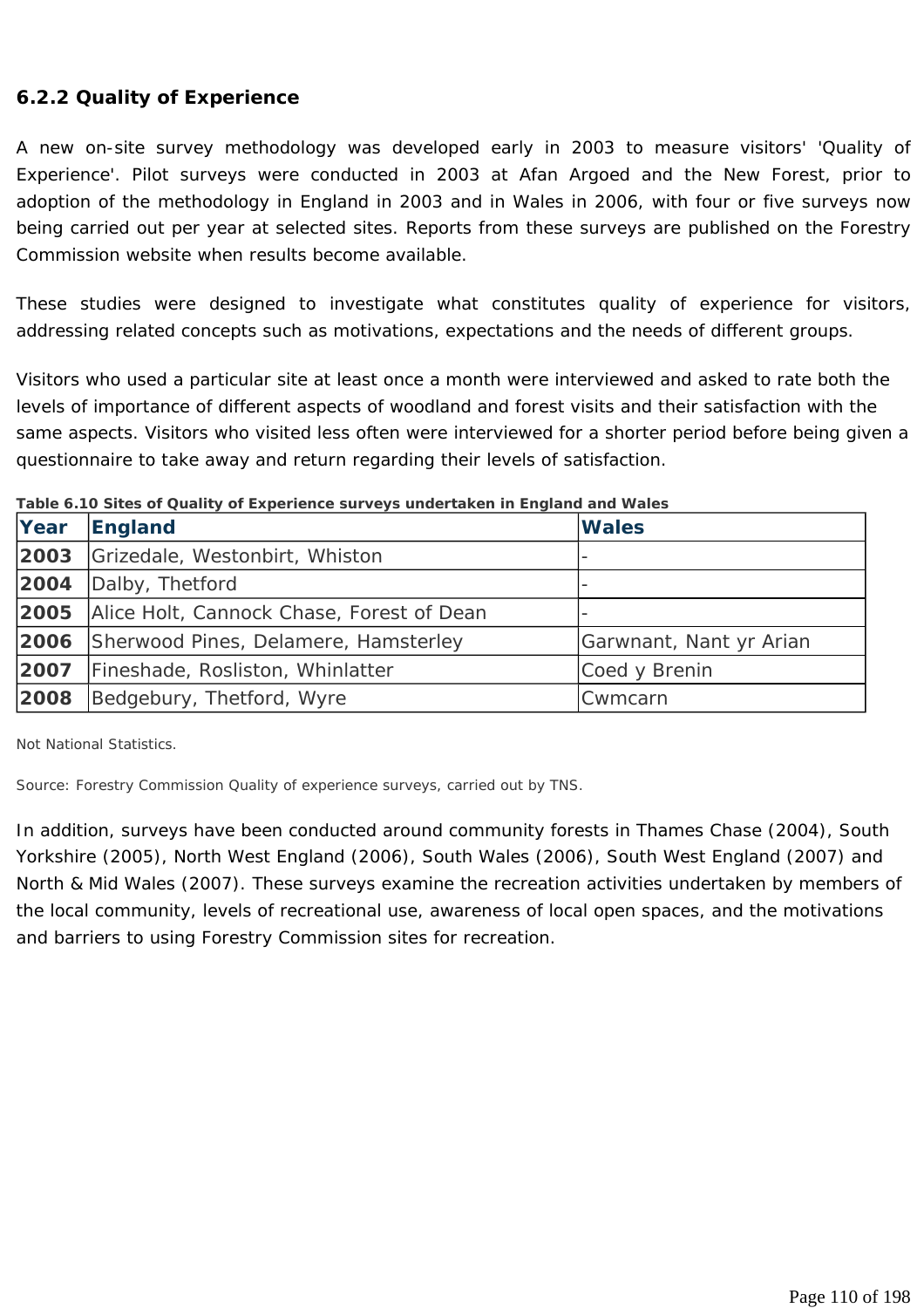### 6.2.2 Quality of Experience

A new on-site survey methodology was developed early in 2003 to measure visitors' 'Quality of Experience'. Pilot surveys were conducted in 2003 at Afan Argoed and the New Forest, prior to adoption of the methodology in England in 2003 and in Wales in 2006, with four or five surveys now being carried out per year at selected sites. Reports from these surveys are published on the Forestry Commission website when results become available.

These studies were designed to investigate what constitutes quality of experience for visitors, addressing related concepts such as motivations, expectations and the needs of different groups.

Visitors who used a particular site at least once a month were interviewed and asked to rate both the levels of importance of different aspects of woodland and forest visits and their satisfaction with the same aspects. Visitors who visited less often were interviewed for a shorter period before being given a questionnaire to take away and return regarding their levels of satisfaction.

**Table 6.10 Sites of Quality of Experience surveys undertaken in England and Wales**

| Year | England | Wales |
|---|---|---|
| **2003** | Grizedale, Westonbirt, Whiston | - |
| **2004** | Dalby, Thetford | - |
| **2005** | Alice Holt, Cannock Chase, Forest of Dean | - |
| **2006** | Sherwood Pines, Delamere, Hamsterley | Garwnant, Nant yr Arian |
| **2007** | Fineshade, Rosliston, Whinlatter | Coed y Brenin |
| **2008** | Bedgebury, Thetford, Wyre | Cwmcarn |

Not National Statistics.

Source: Forestry Commission Quality of experience surveys, carried out by TNS.

In addition, surveys have been conducted around community forests in Thames Chase (2004), South Yorkshire (2005), North West England (2006), South Wales (2006), South West England (2007) and North & Mid Wales (2007). These surveys examine the recreation activities undertaken by members of the local community, levels of recreational use, awareness of local open spaces, and the motivations and barriers to using Forestry Commission sites for recreation.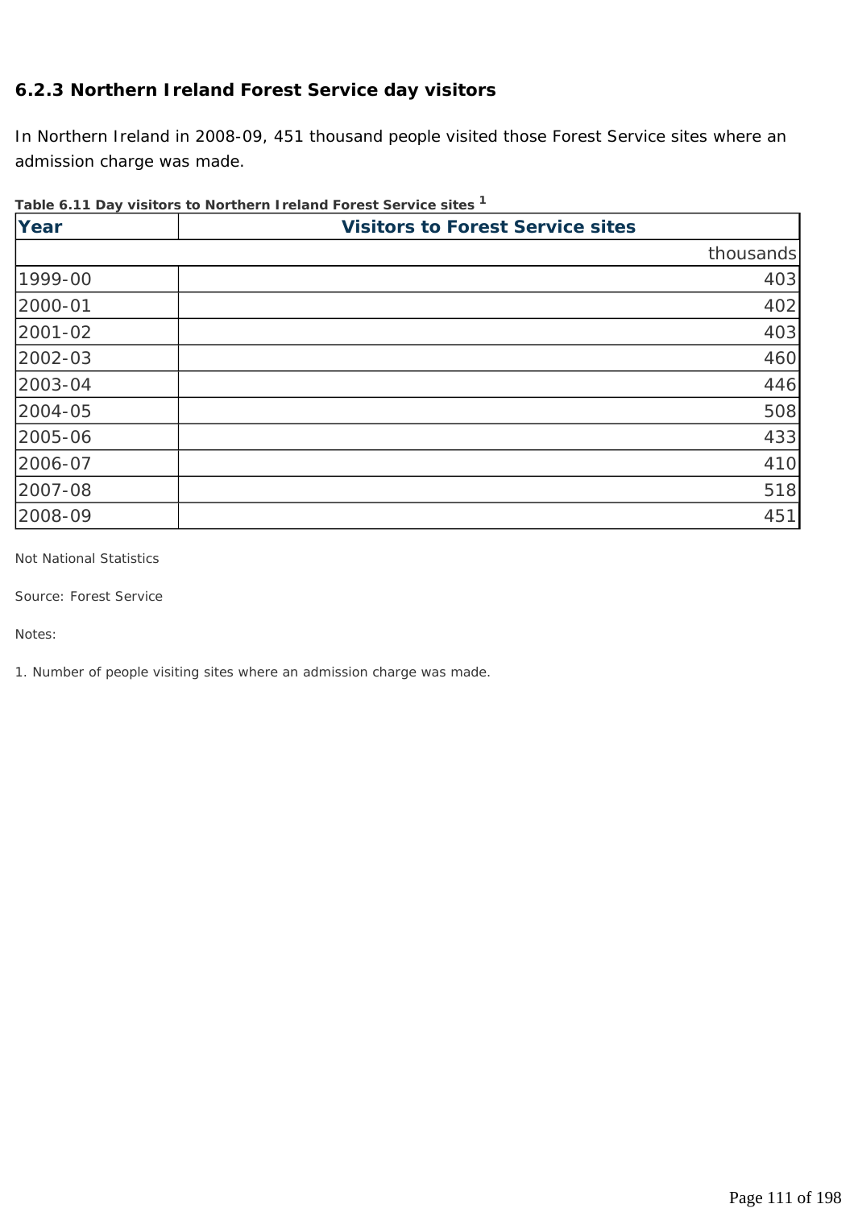### 6.2.3 Northern Ireland Forest Service day visitors

In Northern Ireland in 2008-09, 451 thousand people visited those Forest Service sites where an admission charge was made.

**Table 6.11 Day visitors to Northern Ireland Forest Service sites [1]**

| Year | Visitors to Forest Service sites |
|---|---|
| | thousands |
| 1999-00 | 403 |
| 2000-01 | 402 |
| 2001-02 | 403 |
| 2002-03 | 460 |
| 2003-04 | 446 |
| 2004-05 | 508 |
| 2005-06 | 433 |
| 2006-07 | 410 |
| 2007-08 | 518 |
| 2008-09 | 451 |

Not National Statistics

Source: Forest Service

Notes:

1. Number of people visiting sites where an admission charge was made.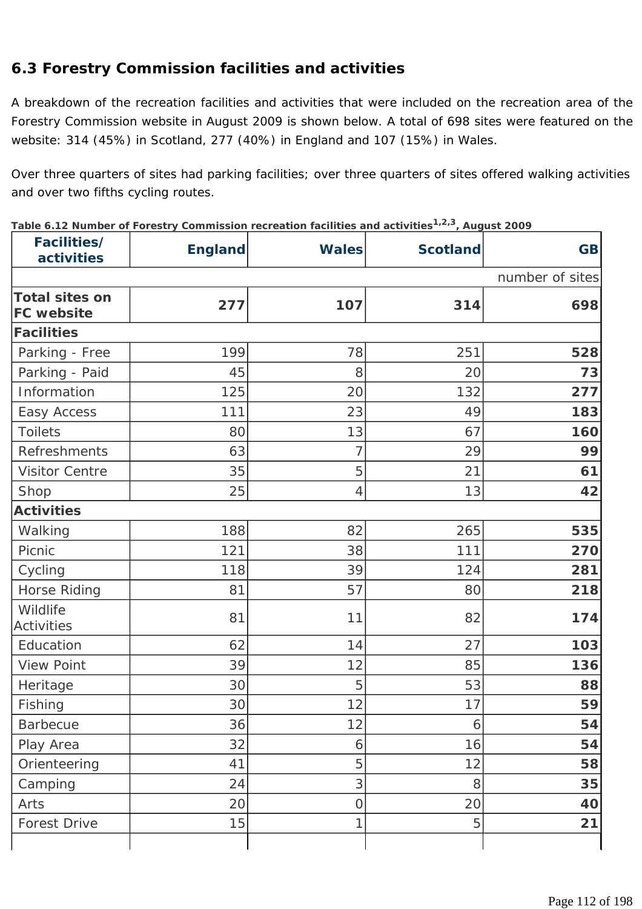## 6.3 Forestry Commission facilities and activities

A breakdown of the recreation facilities and activities that were included on the recreation area of the Forestry Commission website in August 2009 is shown below. A total of 698 sites were featured on the website: 314 (45%) in Scotland, 277 (40%) in England and 107 (15%) in Wales.

Over three quarters of sites had parking facilities; over three quarters of sites offered walking activities and over two fifths cycling routes.

**Table 6.12 Number of Forestry Commission recreation facilities and activities[1,2,3], August 2009**

| Facilities/ activities | England | Wales | Scotland | GB |
|---|---|---|---|---|
| | | | | number of sites |
| **Total sites on FC website** | **277** | **107** | **314** | **698** |
| **Facilities** | | | | |
| Parking - Free | 199 | 78 | 251 | **528** |
| Parking - Paid | 45 | 8 | 20 | **73** |
| Information | 125 | 20 | 132 | **277** |
| Easy Access | 111 | 23 | 49 | **183** |
| Toilets | 80 | 13 | 67 | **160** |
| Refreshments | 63 | 7 | 29 | **99** |
| Visitor Centre | 35 | 5 | 21 | **61** |
| Shop | 25 | 4 | 13 | **42** |
| **Activities** | | | | |
| Walking | 188 | 82 | 265 | **535** |
| Picnic | 121 | 38 | 111 | **270** |
| Cycling | 118 | 39 | 124 | **281** |
| Horse Riding | 81 | 57 | 80 | **218** |
| Wildlife Activities | 81 | 11 | 82 | **174** |
| Education | 62 | 14 | 27 | **103** |
| View Point | 39 | 12 | 85 | **136** |
| Heritage | 30 | 5 | 53 | **88** |
| Fishing | 30 | 12 | 17 | **59** |
| Barbecue | 36 | 12 | 6 | **54** |
| Play Area | 32 | 6 | 16 | **54** |
| Orienteering | 41 | 5 | 12 | **58** |
| Camping | 24 | 3 | 8 | **35** |
| Arts | 20 | 0 | 20 | **40** |
| Forest Drive | 15 | 1 | 5 | **21** |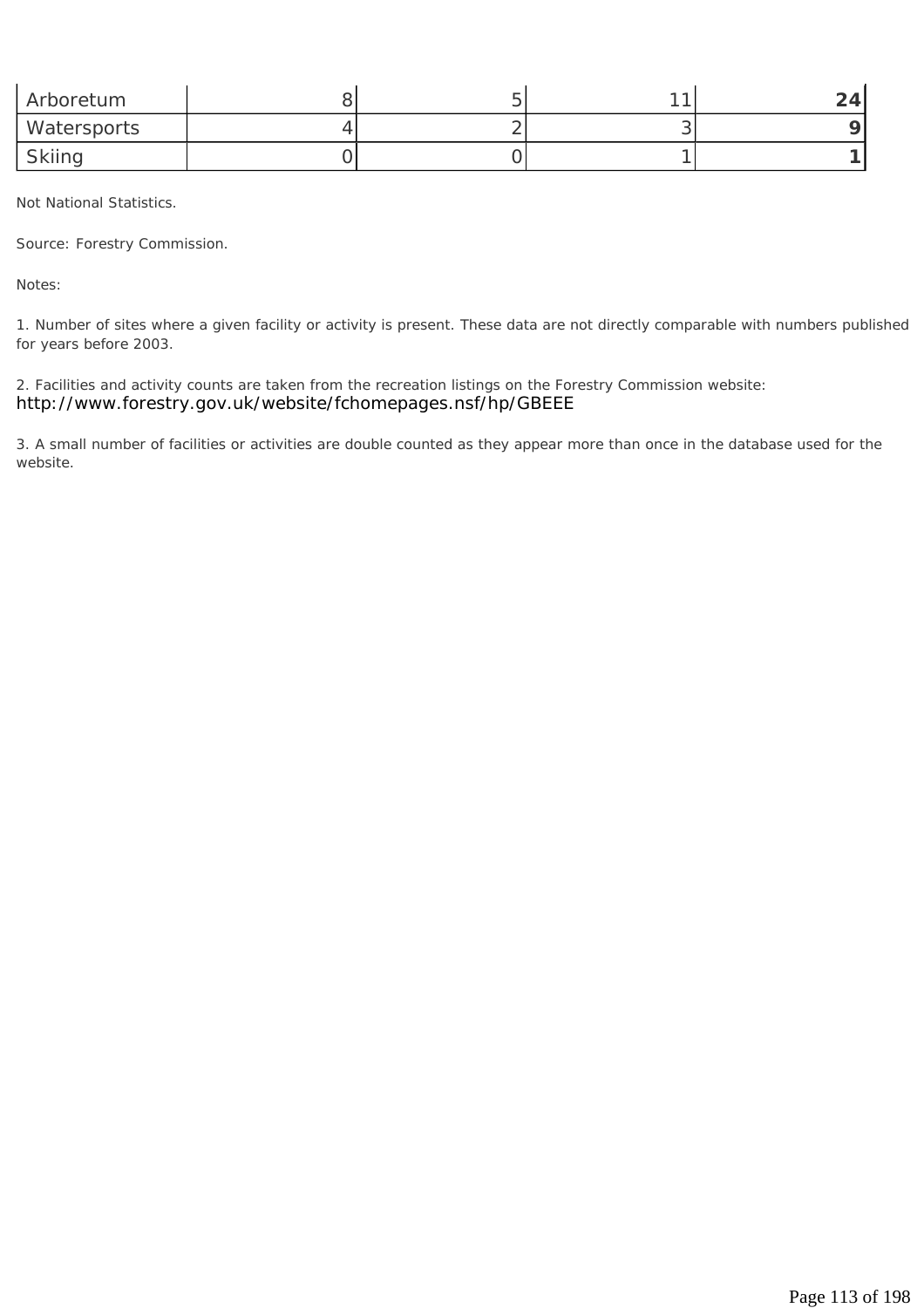| | | | | |
|---|---|---|---|---|
| Arboretum | 8 | 5 | 11 | **24** |
| Watersports | 4 | 2 | 3 | **9** |
| Skiing | 0 | 0 | 1 | **1** |

Not National Statistics.

Source: Forestry Commission.

Notes:

1. Number of sites where a given facility or activity is present. These data are not directly comparable with numbers published for years before 2003.

2. Facilities and activity counts are taken from the recreation listings on the Forestry Commission website: http://www.forestry.gov.uk/website/fchomepages.nsf/hp/GBEEE

3. A small number of facilities or activities are double counted as they appear more than once in the database used for the website.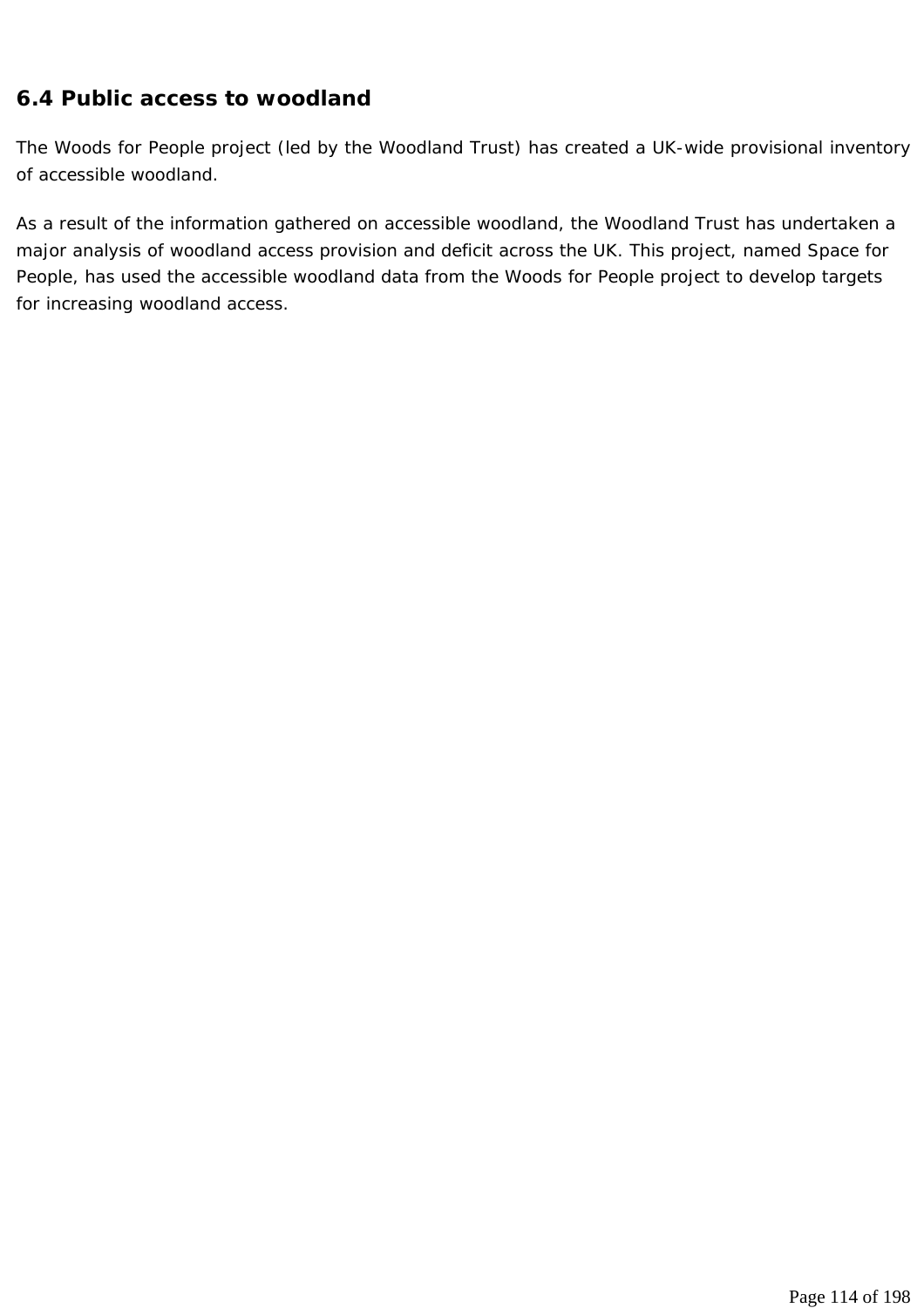## 6.4 Public access to woodland

The Woods for People project (led by the Woodland Trust) has created a UK-wide provisional inventory of accessible woodland.

As a result of the information gathered on accessible woodland, the Woodland Trust has undertaken a major analysis of woodland access provision and deficit across the UK. This project, named Space for People, has used the accessible woodland data from the Woods for People project to develop targets for increasing woodland access.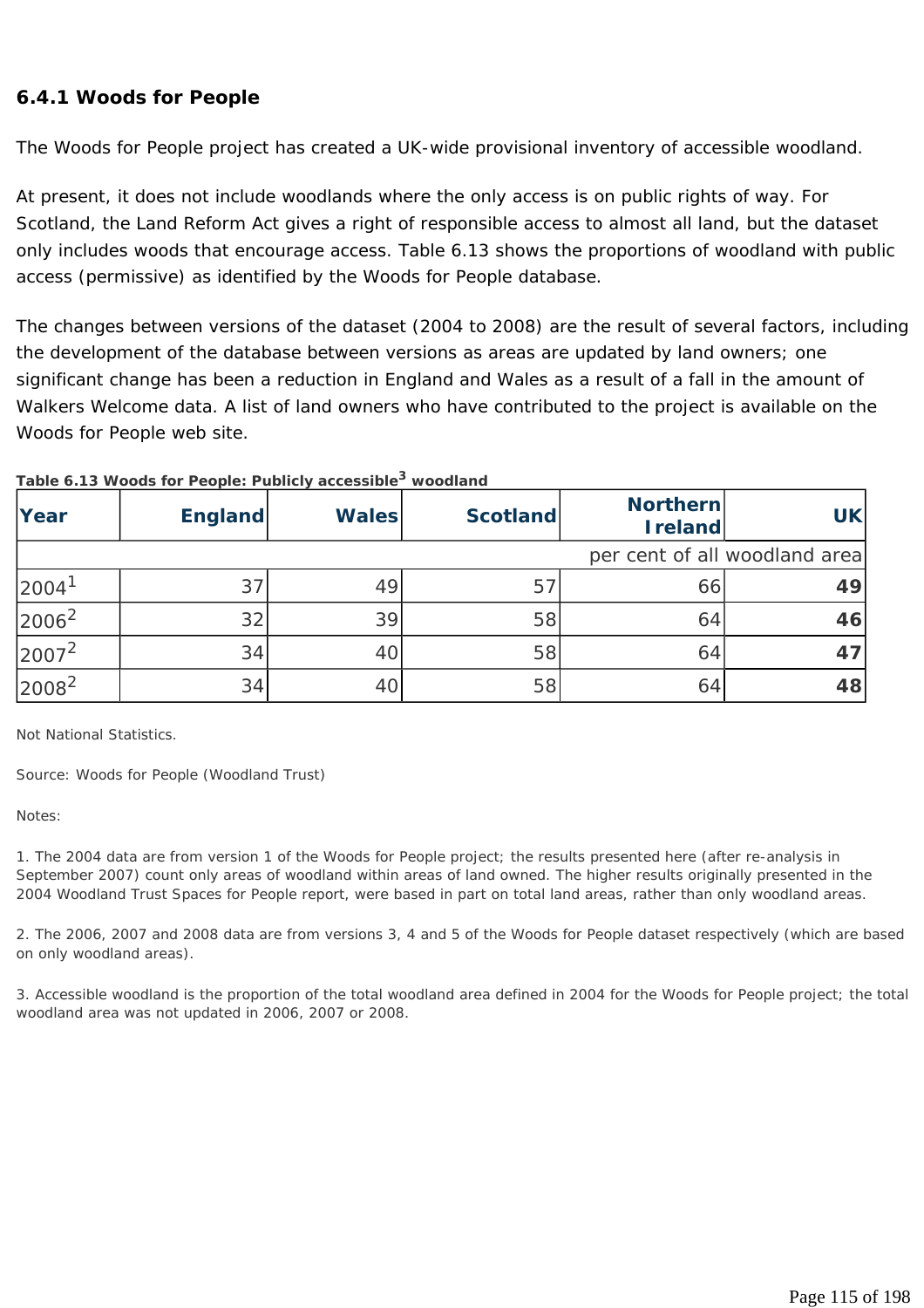### 6.4.1 Woods for People

The Woods for People project has created a UK-wide provisional inventory of accessible woodland.

At present, it does not include woodlands where the only access is on public rights of way. For Scotland, the Land Reform Act gives a right of responsible access to almost all land, but the dataset only includes woods that encourage access. Table 6.13 shows the proportions of woodland with public access (permissive) as identified by the Woods for People database.

The changes between versions of the dataset (2004 to 2008) are the result of several factors, including the development of the database between versions as areas are updated by land owners; one significant change has been a reduction in England and Wales as a result of a fall in the amount of Walkers Welcome data. A list of land owners who have contributed to the project is available on the Woods for People web site.

**Table 6.13 Woods for People: Publicly accessible[3] woodland**

| Year | England | Wales | Scotland | Northern Ireland | UK |
|---|---|---|---|---|---|
| | | | | | per cent of all woodland area |
| 2004[1] | 37 | 49 | 57 | 66 | **49** |
| 2006[2] | 32 | 39 | 58 | 64 | **46** |
| 2007[2] | 34 | 40 | 58 | 64 | **47** |
| 2008[2] | 34 | 40 | 58 | 64 | **48** |

Not National Statistics.

Source: Woods for People (Woodland Trust)

Notes:

1. The 2004 data are from version 1 of the Woods for People project; the results presented here (after re-analysis in September 2007) count only areas of woodland within areas of land owned. The higher results originally presented in the 2004 Woodland Trust Spaces for People report, were based in part on total land areas, rather than only woodland areas.

2. The 2006, 2007 and 2008 data are from versions 3, 4 and 5 of the Woods for People dataset respectively (which are based on only woodland areas).

3. Accessible woodland is the proportion of the total woodland area defined in 2004 for the Woods for People project; the total woodland area was not updated in 2006, 2007 or 2008.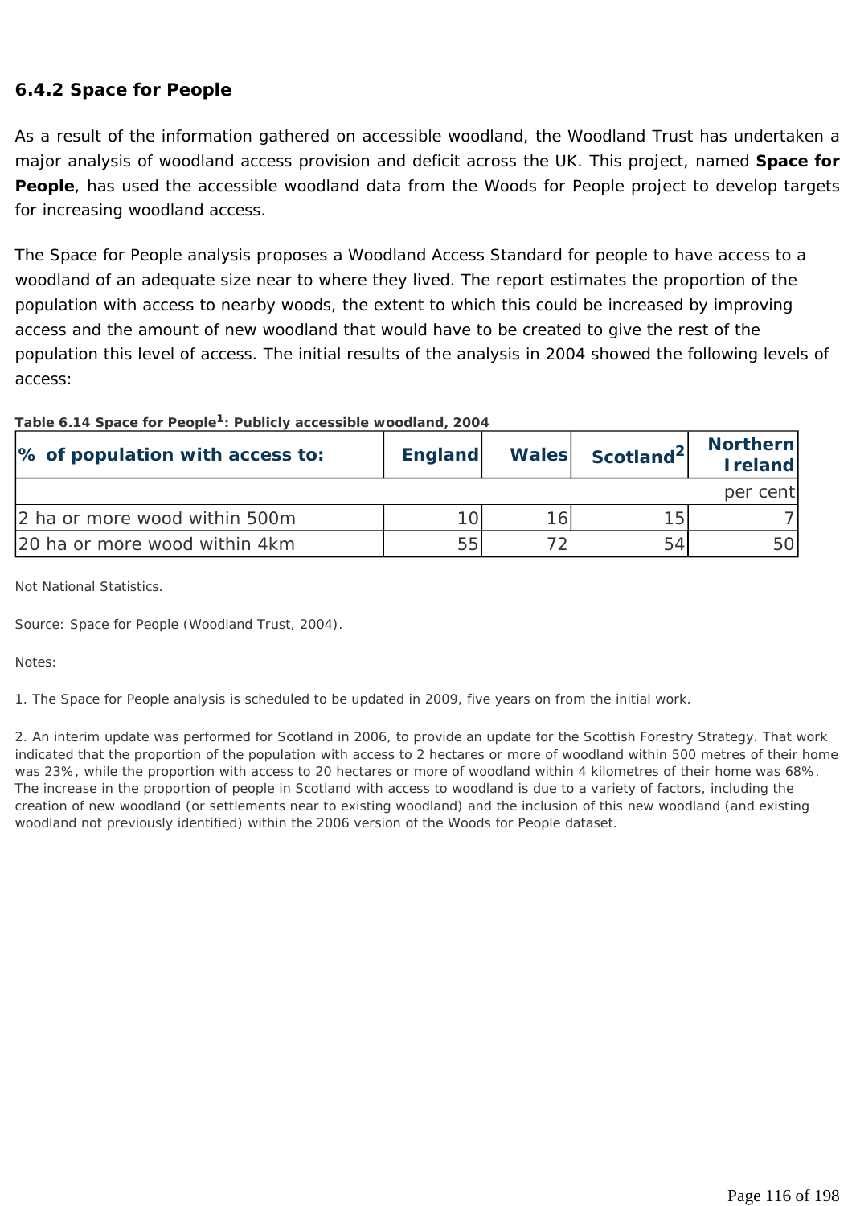### 6.4.2 Space for People

As a result of the information gathered on accessible woodland, the Woodland Trust has undertaken a major analysis of woodland access provision and deficit across the UK. This project, named **Space for People**, has used the accessible woodland data from the Woods for People project to develop targets for increasing woodland access.

The Space for People analysis proposes a Woodland Access Standard for people to have access to a woodland of an adequate size near to where they lived. The report estimates the proportion of the population with access to nearby woods, the extent to which this could be increased by improving access and the amount of new woodland that would have to be created to give the rest of the population this level of access. The initial results of the analysis in 2004 showed the following levels of access:

**Table 6.14 Space for People[1]: Publicly accessible woodland, 2004**

| % of population with access to: | England | Wales | Scotland[2] | Northern Ireland |
|---|---|---|---|---|
| | | | | per cent |
| 2 ha or more wood within 500m | 10 | 16 | 15 | 7 |
| 20 ha or more wood within 4km | 55 | 72 | 54 | 50 |

Not National Statistics.

Source: Space for People (Woodland Trust, 2004).

Notes:

1. The Space for People analysis is scheduled to be updated in 2009, five years on from the initial work.

2. An interim update was performed for Scotland in 2006, to provide an update for the Scottish Forestry Strategy. That work indicated that the proportion of the population with access to 2 hectares or more of woodland within 500 metres of their home was 23%, while the proportion with access to 20 hectares or more of woodland within 4 kilometres of their home was 68%. The increase in the proportion of people in Scotland with access to woodland is due to a variety of factors, including the creation of new woodland (or settlements near to existing woodland) and the inclusion of this new woodland (and existing woodland not previously identified) within the 2006 version of the Woods for People dataset.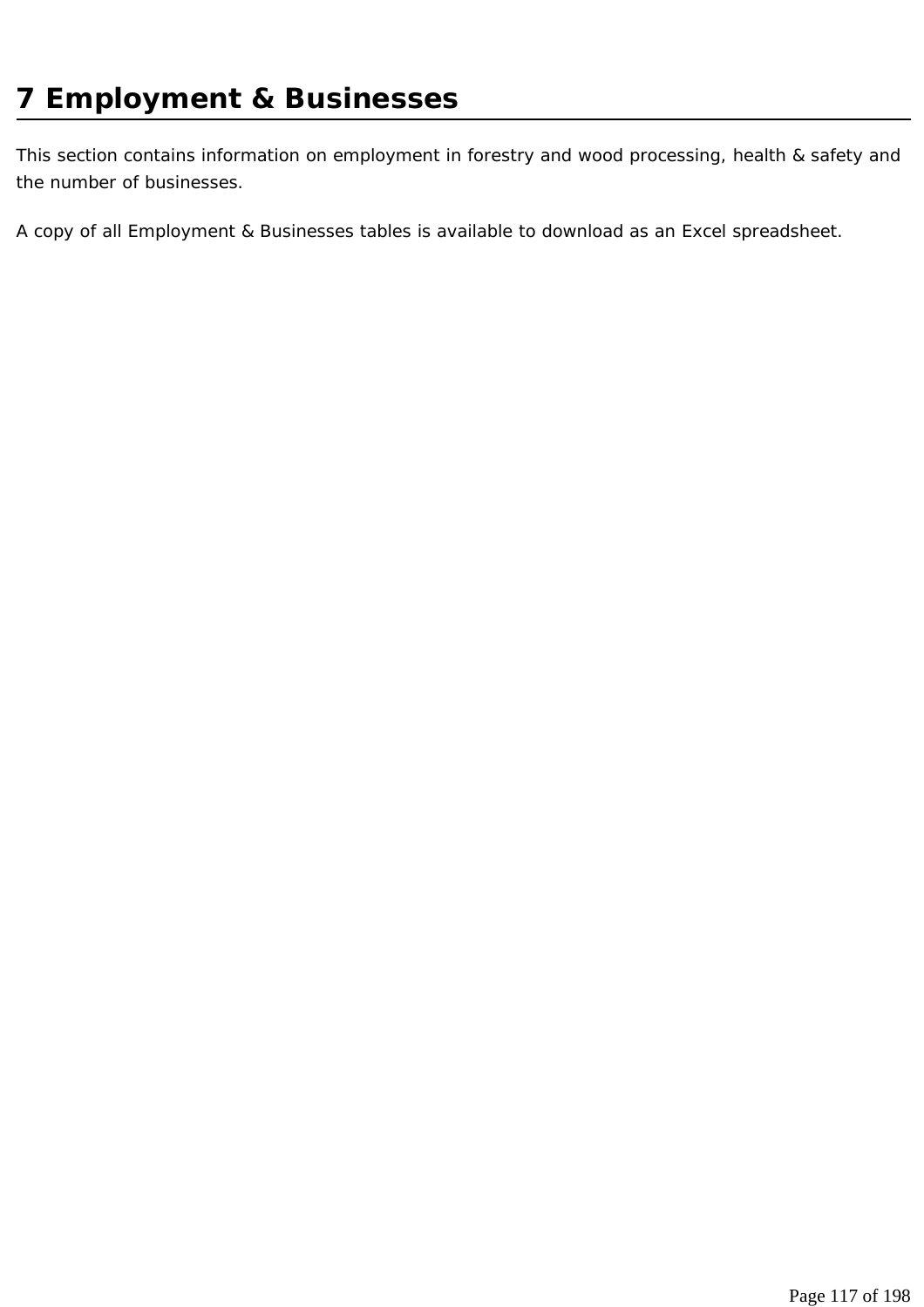# 7 Employment & Businesses

This section contains information on employment in forestry and wood processing, health & safety and the number of businesses.

A copy of all Employment & Businesses tables is available to download as an Excel spreadsheet.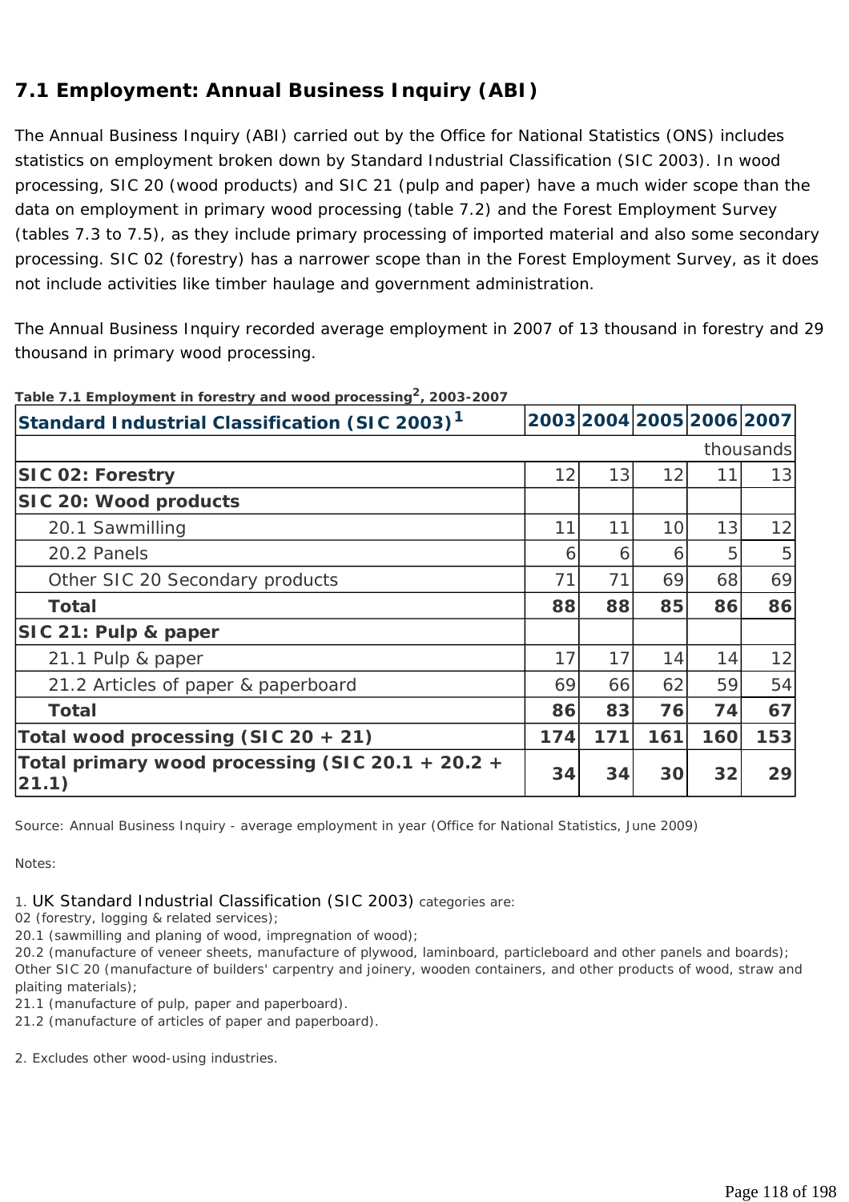## 7.1 Employment: Annual Business Inquiry (ABI)

The Annual Business Inquiry (ABI) carried out by the Office for National Statistics (ONS) includes statistics on employment broken down by Standard Industrial Classification (SIC 2003). In wood processing, SIC 20 (wood products) and SIC 21 (pulp and paper) have a much wider scope than the data on employment in primary wood processing (table 7.2) and the Forest Employment Survey (tables 7.3 to 7.5), as they include primary processing of imported material and also some secondary processing. SIC 02 (forestry) has a narrower scope than in the Forest Employment Survey, as it does not include activities like timber haulage and government administration.

The Annual Business Inquiry recorded average employment in 2007 of 13 thousand in forestry and 29 thousand in primary wood processing.

**Table 7.1 Employment in forestry and wood processing[2], 2003-2007**

| Standard Industrial Classification (SIC 2003)[1] | 2003 | 2004 | 2005 | 2006 | 2007 |
|---|---|---|---|---|---|
| | | | | | thousands |
| **SIC 02: Forestry** | 12 | 13 | 12 | 11 | 13 |
| **SIC 20: Wood products** | | | | | |
| 20.1 Sawmilling | 11 | 11 | 10 | 13 | 12 |
| 20.2 Panels | 6 | 6 | 6 | 5 | 5 |
| Other SIC 20 Secondary products | 71 | 71 | 69 | 68 | 69 |
| **Total** | **88** | **88** | **85** | **86** | **86** |
| **SIC 21: Pulp & paper** | | | | | |
| 21.1 Pulp & paper | 17 | 17 | 14 | 14 | 12 |
| 21.2 Articles of paper & paperboard | 69 | 66 | 62 | 59 | 54 |
| **Total** | **86** | **83** | **76** | **74** | **67** |
| **Total wood processing (SIC 20 + 21)** | **174** | **171** | **161** | **160** | **153** |
| **Total primary wood processing (SIC 20.1 + 20.2 + 21.1)** | **34** | **34** | **30** | **32** | **29** |

Source: Annual Business Inquiry - average employment in year (Office for National Statistics, June 2009)

Notes:

1. UK Standard Industrial Classification (SIC 2003) categories are:
02 (forestry, logging & related services);
20.1 (sawmilling and planing of wood, impregnation of wood);
20.2 (manufacture of veneer sheets, manufacture of plywood, laminboard, particleboard and other panels and boards);
Other SIC 20 (manufacture of builders' carpentry and joinery, wooden containers, and other products of wood, straw and plaiting materials);
21.1 (manufacture of pulp, paper and paperboard).
21.2 (manufacture of articles of paper and paperboard).

2. Excludes other wood-using industries.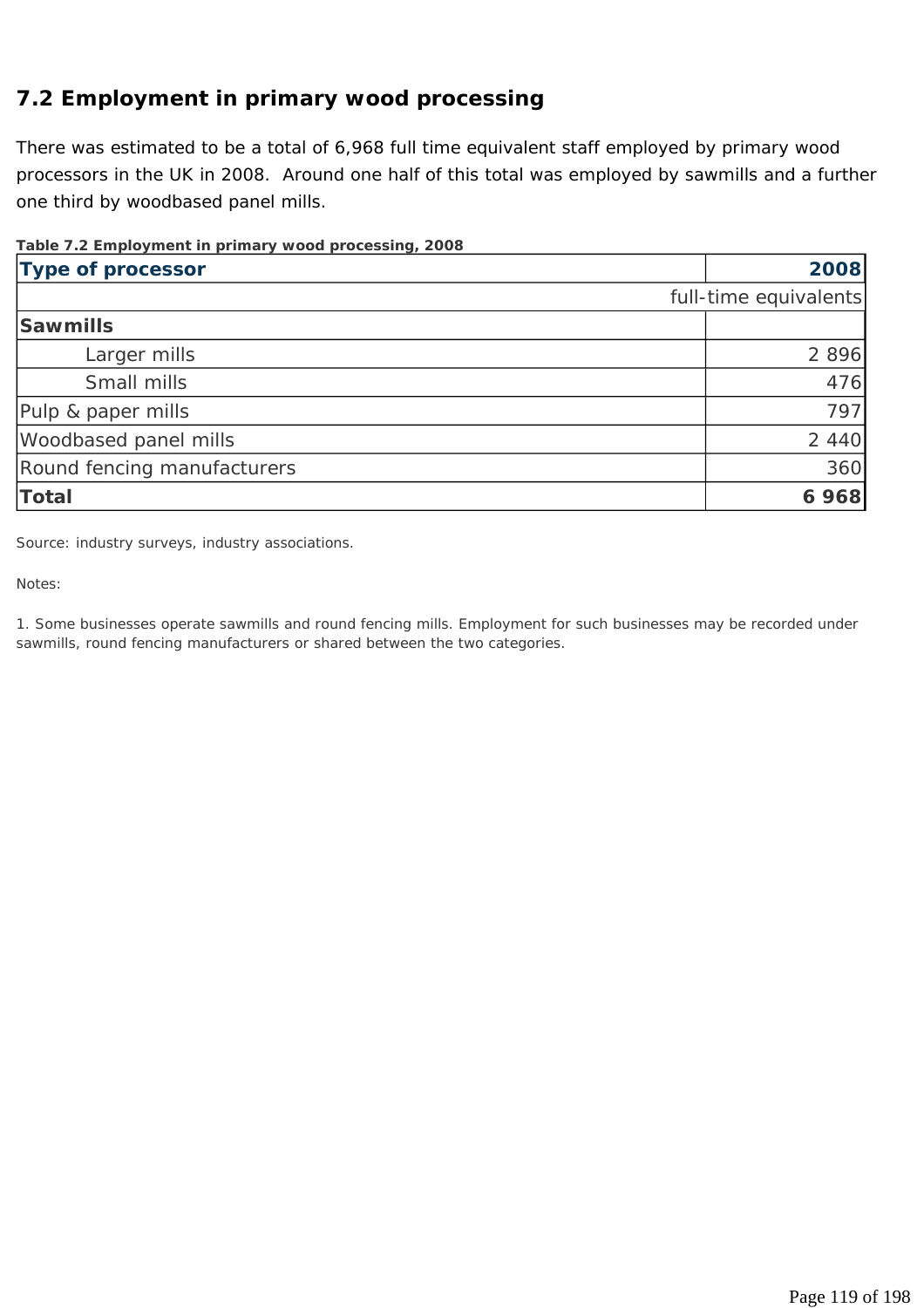## 7.2 Employment in primary wood processing

There was estimated to be a total of 6,968 full time equivalent staff employed by primary wood processors in the UK in 2008. Around one half of this total was employed by sawmills and a further one third by woodbased panel mills.

**Table 7.2 Employment in primary wood processing, 2008**

| Type of processor | 2008 |
|---|---|
| | full-time equivalents |
| **Sawmills** | |
| Larger mills | 2 896 |
| Small mills | 476 |
| Pulp & paper mills | 797 |
| Woodbased panel mills | 2 440 |
| Round fencing manufacturers | 360 |
| **Total** | **6 968** |

Source: industry surveys, industry associations.

Notes:

1. Some businesses operate sawmills and round fencing mills. Employment for such businesses may be recorded under sawmills, round fencing manufacturers or shared between the two categories.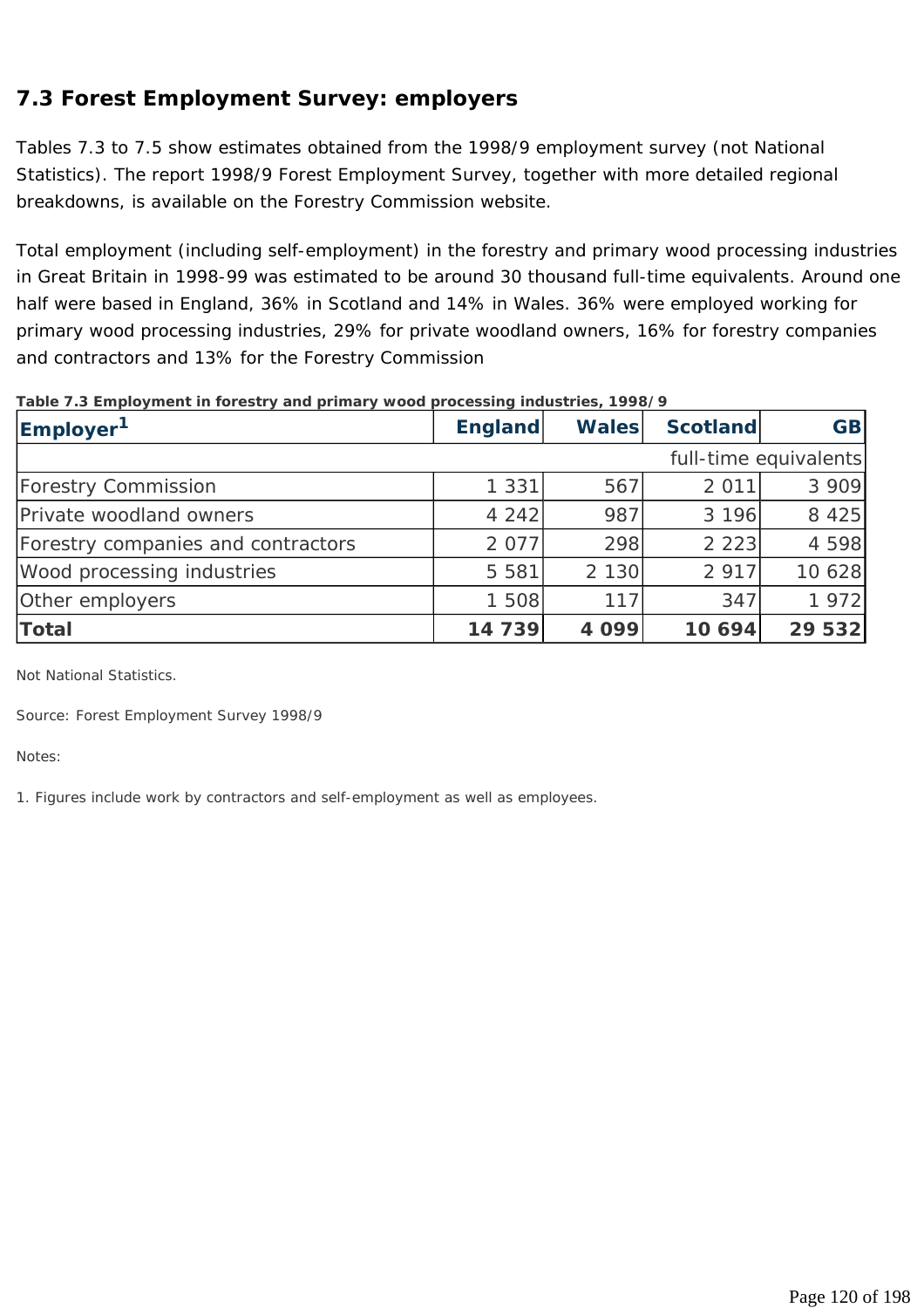## 7.3 Forest Employment Survey: employers

Tables 7.3 to 7.5 show estimates obtained from the 1998/9 employment survey (not National Statistics). The report 1998/9 Forest Employment Survey, together with more detailed regional breakdowns, is available on the Forestry Commission website.

Total employment (including self-employment) in the forestry and primary wood processing industries in Great Britain in 1998-99 was estimated to be around 30 thousand full-time equivalents. Around one half were based in England, 36% in Scotland and 14% in Wales. 36% were employed working for primary wood processing industries, 29% for private woodland owners, 16% for forestry companies and contractors and 13% for the Forestry Commission

**Table 7.3 Employment in forestry and primary wood processing industries, 1998/9**

| Employer[1] | England | Wales | Scotland | GB |
|---|---|---|---|---|
| | | | | full-time equivalents |
| Forestry Commission | 1 331 | 567 | 2 011 | 3 909 |
| Private woodland owners | 4 242 | 987 | 3 196 | 8 425 |
| Forestry companies and contractors | 2 077 | 298 | 2 223 | 4 598 |
| Wood processing industries | 5 581 | 2 130 | 2 917 | 10 628 |
| Other employers | 1 508 | 117 | 347 | 1 972 |
| **Total** | **14 739** | **4 099** | **10 694** | **29 532** |

Not National Statistics.

Source: Forest Employment Survey 1998/9

Notes:

1. Figures include work by contractors and self-employment as well as employees.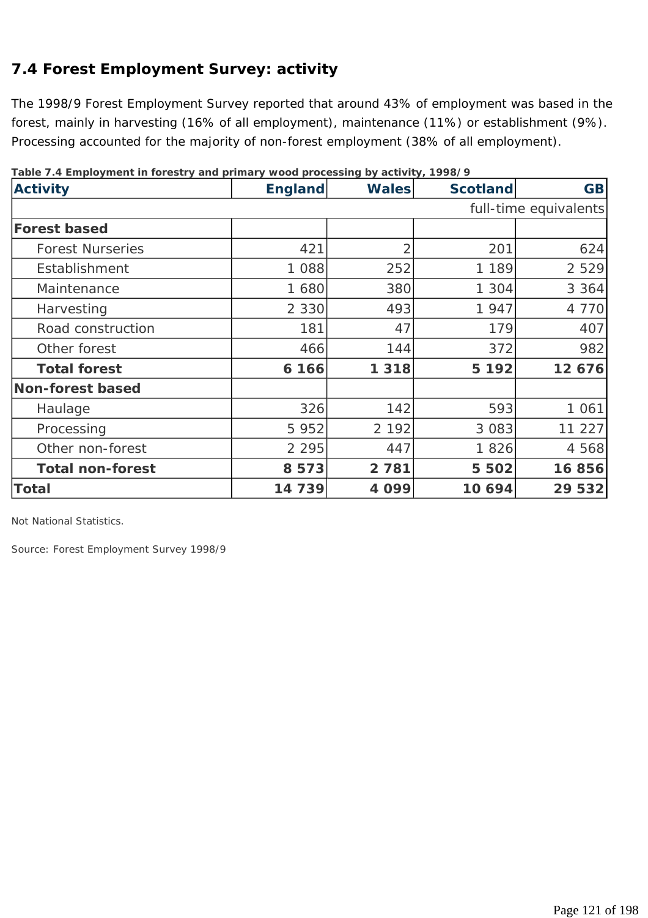## 7.4 Forest Employment Survey: activity

The 1998/9 Forest Employment Survey reported that around 43% of employment was based in the forest, mainly in harvesting (16% of all employment), maintenance (11%) or establishment (9%). Processing accounted for the majority of non-forest employment (38% of all employment).

**Table 7.4 Employment in forestry and primary wood processing by activity, 1998/9**

| Activity | England | Wales | Scotland | GB |
|---|---|---|---|---|
| | | | | full-time equivalents |
| **Forest based** | | | | |
| Forest Nurseries | 421 | 2 | 201 | 624 |
| Establishment | 1 088 | 252 | 1 189 | 2 529 |
| Maintenance | 1 680 | 380 | 1 304 | 3 364 |
| Harvesting | 2 330 | 493 | 1 947 | 4 770 |
| Road construction | 181 | 47 | 179 | 407 |
| Other forest | 466 | 144 | 372 | 982 |
| **Total forest** | **6 166** | **1 318** | **5 192** | **12 676** |
| **Non-forest based** | | | | |
| Haulage | 326 | 142 | 593 | 1 061 |
| Processing | 5 952 | 2 192 | 3 083 | 11 227 |
| Other non-forest | 2 295 | 447 | 1 826 | 4 568 |
| **Total non-forest** | **8 573** | **2 781** | **5 502** | **16 856** |
| **Total** | **14 739** | **4 099** | **10 694** | **29 532** |

Not National Statistics.

Source: Forest Employment Survey 1998/9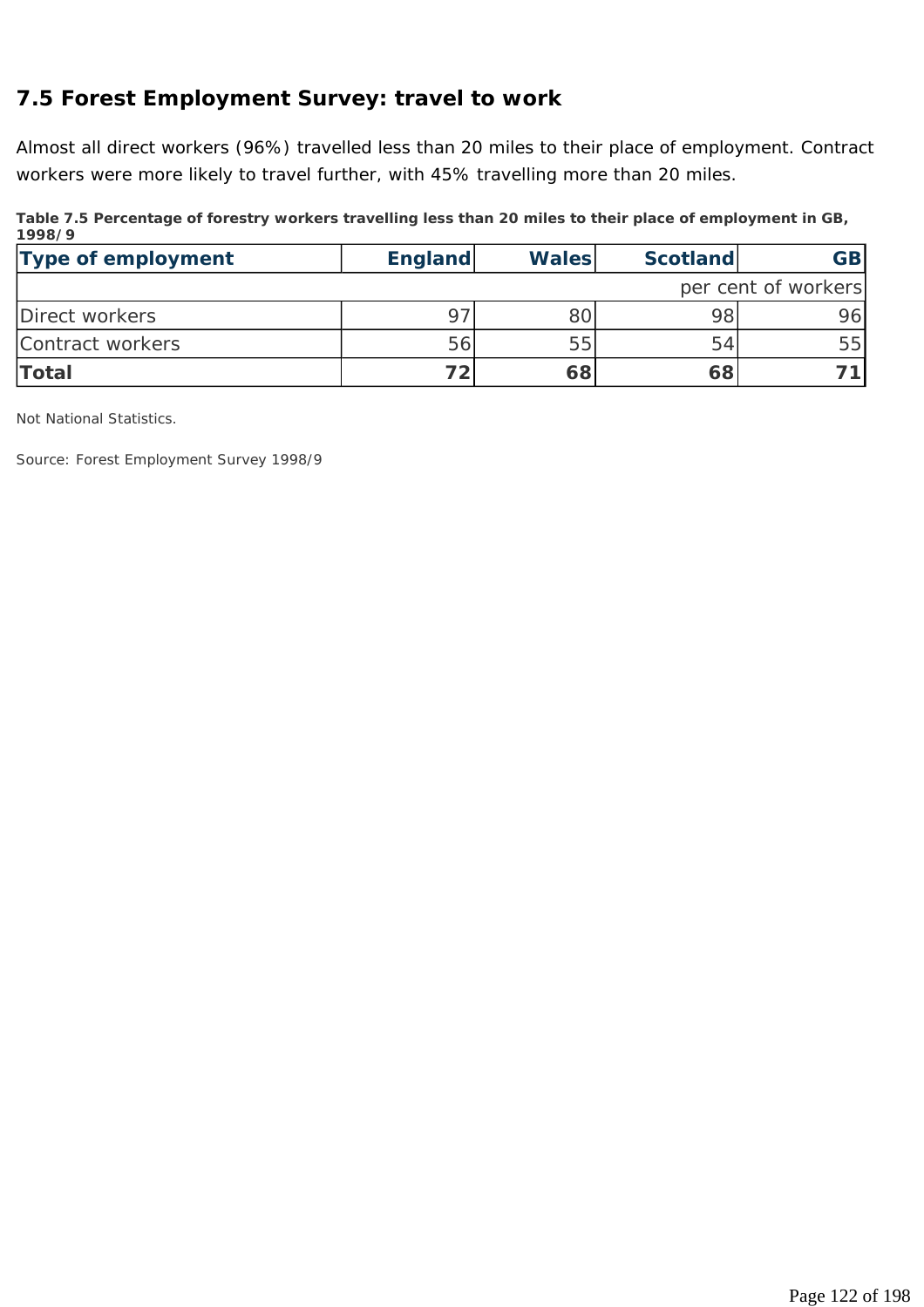## 7.5 Forest Employment Survey: travel to work

Almost all direct workers (96%) travelled less than 20 miles to their place of employment. Contract workers were more likely to travel further, with 45% travelling more than 20 miles.

**Table 7.5 Percentage of forestry workers travelling less than 20 miles to their place of employment in GB, 1998/9**

| Type of employment | England | Wales | Scotland | GB |
|---|---|---|---|---|
| | | | | per cent of workers |
| Direct workers | 97 | 80 | 98 | 96 |
| Contract workers | 56 | 55 | 54 | 55 |
| **Total** | **72** | **68** | **68** | **71** |

Not National Statistics.

Source: Forest Employment Survey 1998/9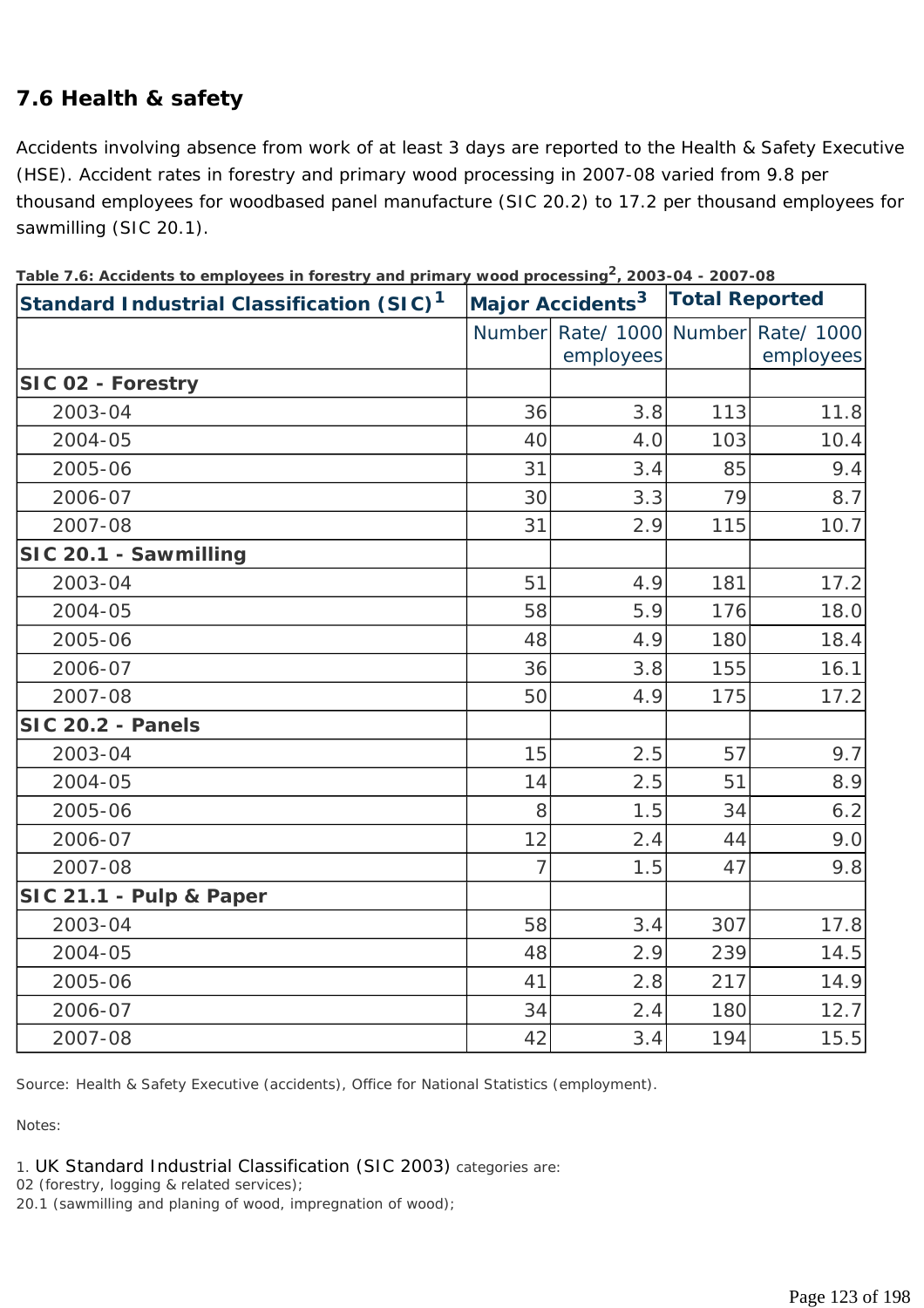## 7.6 Health & safety

Accidents involving absence from work of at least 3 days are reported to the Health & Safety Executive (HSE). Accident rates in forestry and primary wood processing in 2007-08 varied from 9.8 per thousand employees for woodbased panel manufacture (SIC 20.2) to 17.2 per thousand employees for sawmilling (SIC 20.1).

**Table 7.6: Accidents to employees in forestry and primary wood processing[2], 2003-04 - 2007-08**

| Standard Industrial Classification (SIC)[1] | Major Accidents[3] | | Total Reported | |
|---|---|---|---|---|
| | Number | Rate/ 1000 employees | Number | Rate/ 1000 employees |
| **SIC 02 - Forestry** | | | | |
| 2003-04 | 36 | 3.8 | 113 | 11.8 |
| 2004-05 | 40 | 4.0 | 103 | 10.4 |
| 2005-06 | 31 | 3.4 | 85 | 9.4 |
| 2006-07 | 30 | 3.3 | 79 | 8.7 |
| 2007-08 | 31 | 2.9 | 115 | 10.7 |
| **SIC 20.1 - Sawmilling** | | | | |
| 2003-04 | 51 | 4.9 | 181 | 17.2 |
| 2004-05 | 58 | 5.9 | 176 | 18.0 |
| 2005-06 | 48 | 4.9 | 180 | 18.4 |
| 2006-07 | 36 | 3.8 | 155 | 16.1 |
| 2007-08 | 50 | 4.9 | 175 | 17.2 |
| **SIC 20.2 - Panels** | | | | |
| 2003-04 | 15 | 2.5 | 57 | 9.7 |
| 2004-05 | 14 | 2.5 | 51 | 8.9 |
| 2005-06 | 8 | 1.5 | 34 | 6.2 |
| 2006-07 | 12 | 2.4 | 44 | 9.0 |
| 2007-08 | 7 | 1.5 | 47 | 9.8 |
| **SIC 21.1 - Pulp & Paper** | | | | |
| 2003-04 | 58 | 3.4 | 307 | 17.8 |
| 2004-05 | 48 | 2.9 | 239 | 14.5 |
| 2005-06 | 41 | 2.8 | 217 | 14.9 |
| 2006-07 | 34 | 2.4 | 180 | 12.7 |
| 2007-08 | 42 | 3.4 | 194 | 15.5 |

Source: Health & Safety Executive (accidents), Office for National Statistics (employment).

Notes:

1. UK Standard Industrial Classification (SIC 2003) categories are:
02 (forestry, logging & related services);
20.1 (sawmilling and planing of wood, impregnation of wood);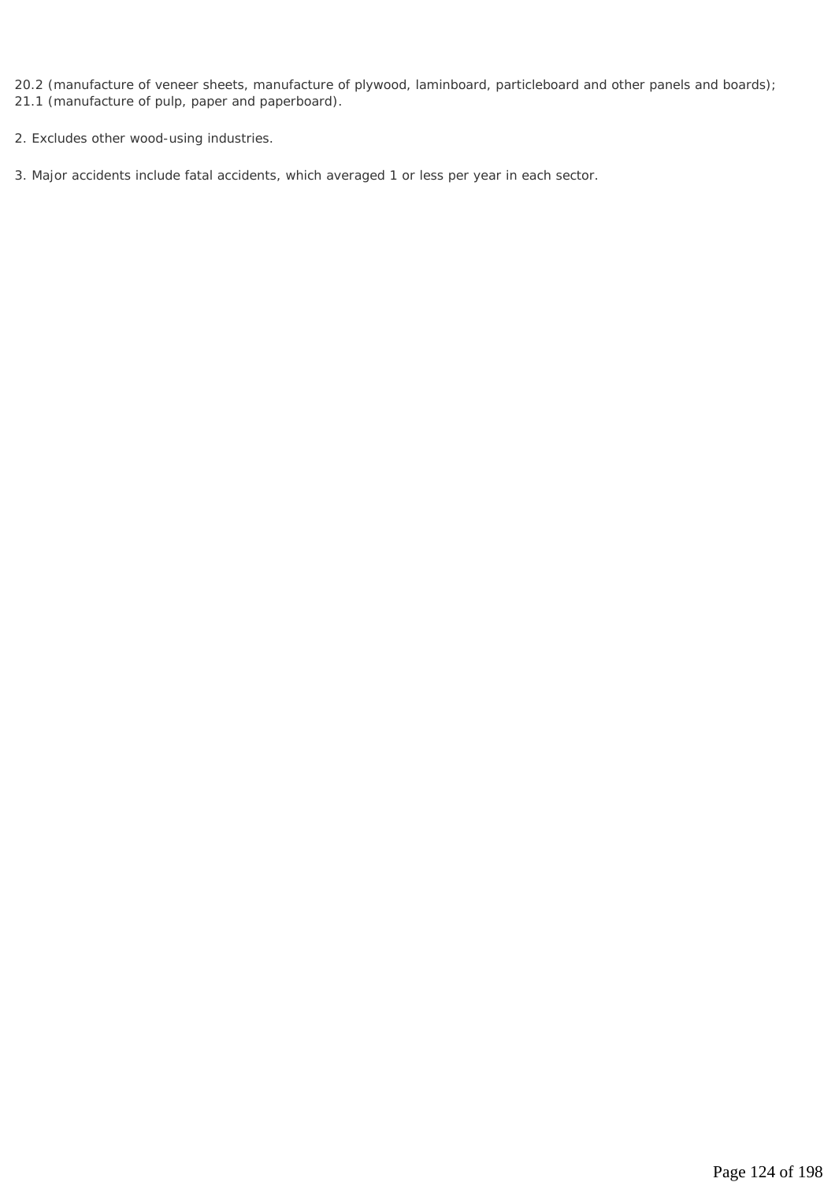20.2 (manufacture of veneer sheets, manufacture of plywood, laminboard, particleboard and other panels and boards);
21.1 (manufacture of pulp, paper and paperboard).

2. Excludes other wood-using industries.

3. Major accidents include fatal accidents, which averaged 1 or less per year in each sector.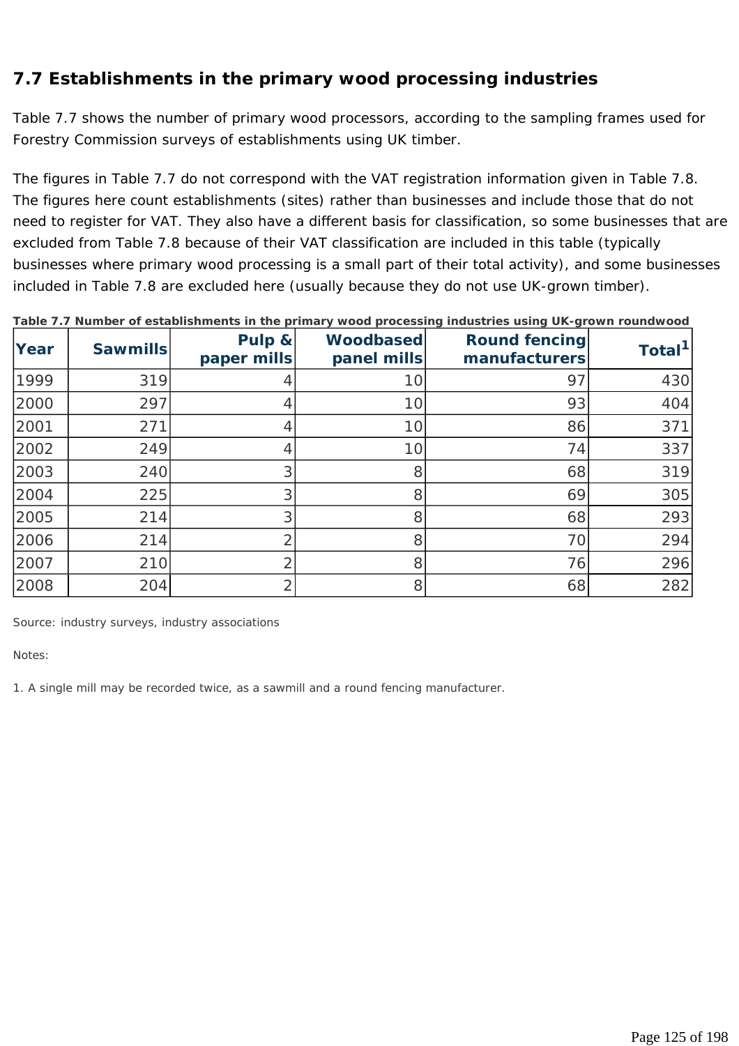## 7.7 Establishments in the primary wood processing industries

Table 7.7 shows the number of primary wood processors, according to the sampling frames used for Forestry Commission surveys of establishments using UK timber.

The figures in Table 7.7 do not correspond with the VAT registration information given in Table 7.8. The figures here count establishments (sites) rather than businesses and include those that do not need to register for VAT. They also have a different basis for classification, so some businesses that are excluded from Table 7.8 because of their VAT classification are included in this table (typically businesses where primary wood processing is a small part of their total activity), and some businesses included in Table 7.8 are excluded here (usually because they do not use UK-grown timber).

**Table 7.7 Number of establishments in the primary wood processing industries using UK-grown roundwood**

| Year | Sawmills | Pulp & paper mills | Woodbased panel mills | Round fencing manufacturers | Total[1] |
|---|---|---|---|---|---|
| 1999 | 319 | 4 | 10 | 97 | 430 |
| 2000 | 297 | 4 | 10 | 93 | 404 |
| 2001 | 271 | 4 | 10 | 86 | 371 |
| 2002 | 249 | 4 | 10 | 74 | 337 |
| 2003 | 240 | 3 | 8 | 68 | 319 |
| 2004 | 225 | 3 | 8 | 69 | 305 |
| 2005 | 214 | 3 | 8 | 68 | 293 |
| 2006 | 214 | 2 | 8 | 70 | 294 |
| 2007 | 210 | 2 | 8 | 76 | 296 |
| 2008 | 204 | 2 | 8 | 68 | 282 |

Source: industry surveys, industry associations

Notes:

1. A single mill may be recorded twice, as a sawmill and a round fencing manufacturer.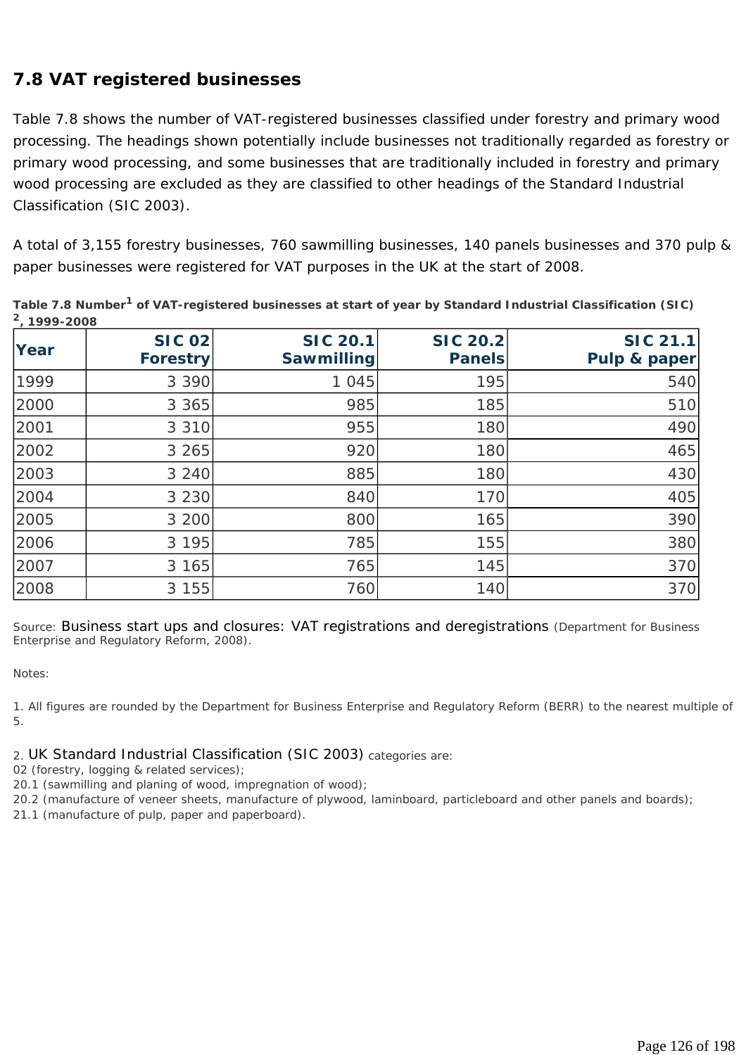## 7.8 VAT registered businesses

Table 7.8 shows the number of VAT-registered businesses classified under forestry and primary wood processing. The headings shown potentially include businesses not traditionally regarded as forestry or primary wood processing, and some businesses that are traditionally included in forestry and primary wood processing are excluded as they are classified to other headings of the Standard Industrial Classification (SIC 2003).

A total of 3,155 forestry businesses, 760 sawmilling businesses, 140 panels businesses and 370 pulp & paper businesses were registered for VAT purposes in the UK at the start of 2008.

**Table 7.8 Number[1] of VAT-registered businesses at start of year by Standard Industrial Classification (SIC) [2], 1999-2008**

| Year | SIC 02 Forestry | SIC 20.1 Sawmilling | SIC 20.2 Panels | SIC 21.1 Pulp & paper |
|---|---|---|---|---|
| 1999 | 3 390 | 1 045 | 195 | 540 |
| 2000 | 3 365 | 985 | 185 | 510 |
| 2001 | 3 310 | 955 | 180 | 490 |
| 2002 | 3 265 | 920 | 180 | 465 |
| 2003 | 3 240 | 885 | 180 | 430 |
| 2004 | 3 230 | 840 | 170 | 405 |
| 2005 | 3 200 | 800 | 165 | 390 |
| 2006 | 3 195 | 785 | 155 | 380 |
| 2007 | 3 165 | 765 | 145 | 370 |
| 2008 | 3 155 | 760 | 140 | 370 |

Source: Business start ups and closures: VAT registrations and deregistrations (Department for Business Enterprise and Regulatory Reform, 2008).

Notes:

1. All figures are rounded by the Department for Business Enterprise and Regulatory Reform (BERR) to the nearest multiple of 5.

2. UK Standard Industrial Classification (SIC 2003) categories are:
02 (forestry, logging & related services);
20.1 (sawmilling and planing of wood, impregnation of wood);
20.2 (manufacture of veneer sheets, manufacture of plywood, laminboard, particleboard and other panels and boards);
21.1 (manufacture of pulp, paper and paperboard).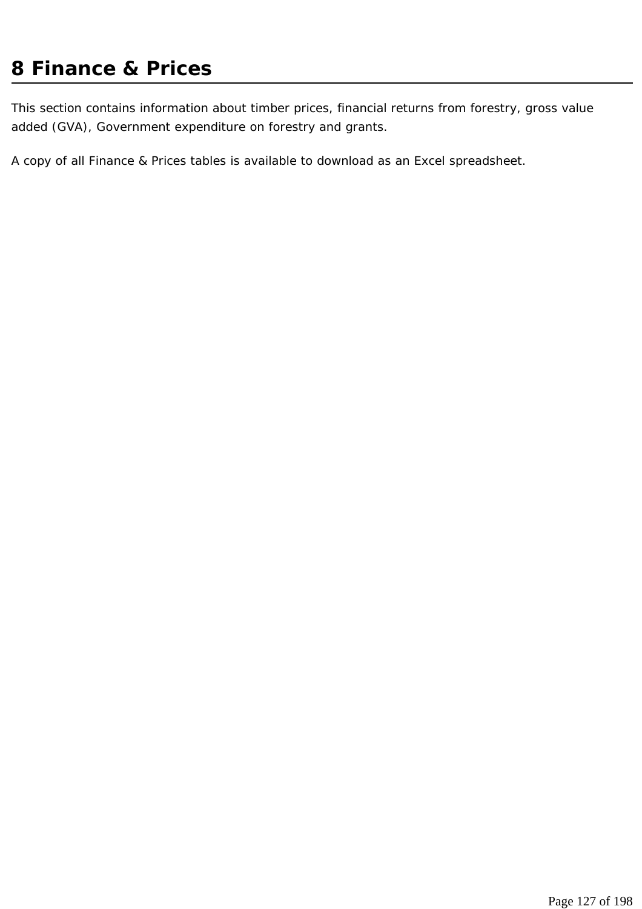# 8 Finance & Prices

This section contains information about timber prices, financial returns from forestry, gross value added (GVA), Government expenditure on forestry and grants.

A copy of all Finance & Prices tables is available to download as an Excel spreadsheet.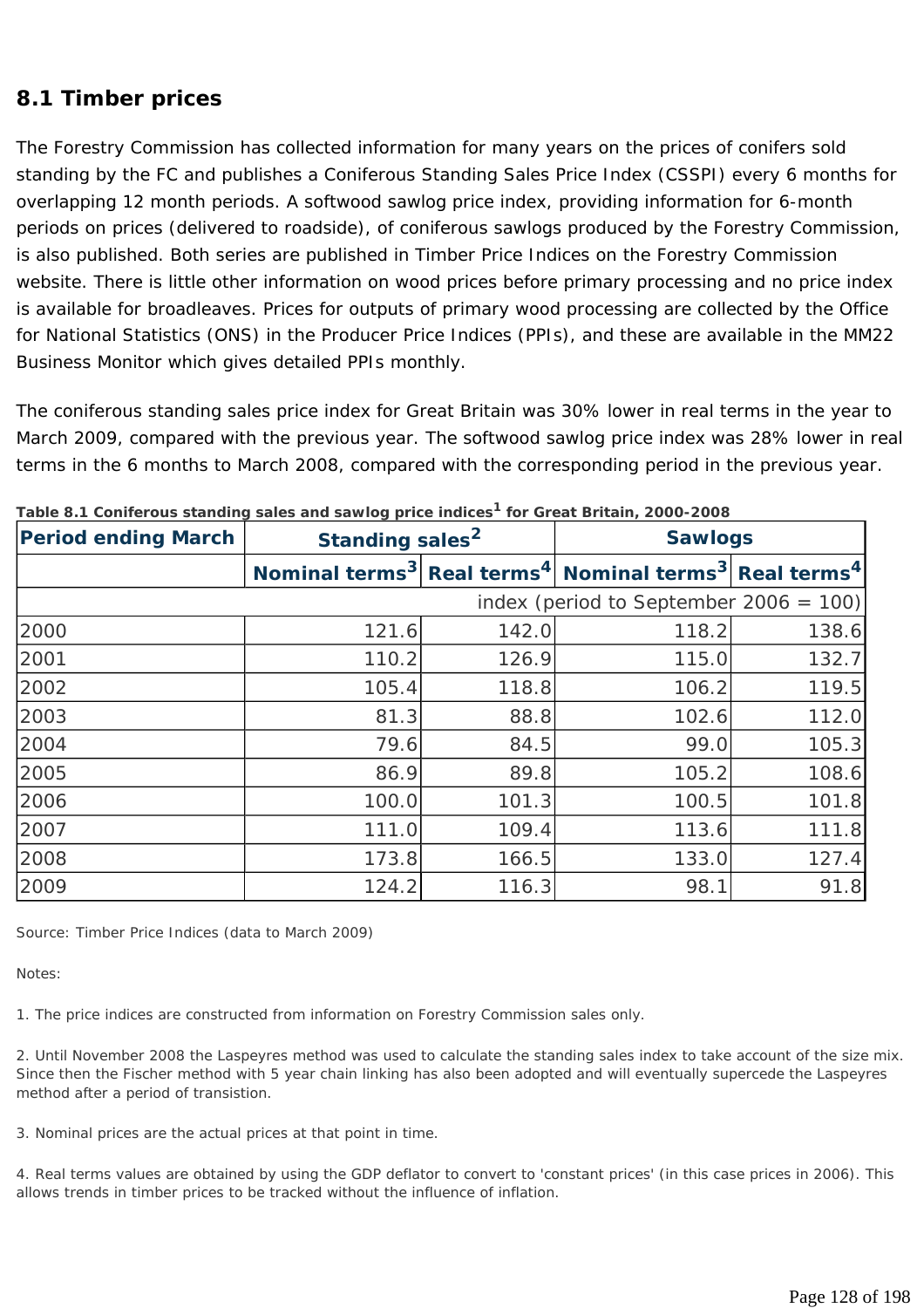## 8.1 Timber prices

The Forestry Commission has collected information for many years on the prices of conifers sold standing by the FC and publishes a Coniferous Standing Sales Price Index (CSSPI) every 6 months for overlapping 12 month periods. A softwood sawlog price index, providing information for 6-month periods on prices (delivered to roadside), of coniferous sawlogs produced by the Forestry Commission, is also published. Both series are published in Timber Price Indices on the Forestry Commission website. There is little other information on wood prices before primary processing and no price index is available for broadleaves. Prices for outputs of primary wood processing are collected by the Office for National Statistics (ONS) in the Producer Price Indices (PPIs), and these are available in the MM22 Business Monitor which gives detailed PPIs monthly.

The coniferous standing sales price index for Great Britain was 30% lower in real terms in the year to March 2009, compared with the previous year. The softwood sawlog price index was 28% lower in real terms in the 6 months to March 2008, compared with the corresponding period in the previous year.

**Table 8.1 Coniferous standing sales and sawlog price indices[1] for Great Britain, 2000-2008**

| Period ending March | Standing sales[2] | | Sawlogs | |
|---|---|---|---|---|
| | Nominal terms[3] | Real terms[4] | Nominal terms[3] | Real terms[4] |
| | index (period to September 2006 = 100) | | | |
| 2000 | 121.6 | 142.0 | 118.2 | 138.6 |
| 2001 | 110.2 | 126.9 | 115.0 | 132.7 |
| 2002 | 105.4 | 118.8 | 106.2 | 119.5 |
| 2003 | 81.3 | 88.8 | 102.6 | 112.0 |
| 2004 | 79.6 | 84.5 | 99.0 | 105.3 |
| 2005 | 86.9 | 89.8 | 105.2 | 108.6 |
| 2006 | 100.0 | 101.3 | 100.5 | 101.8 |
| 2007 | 111.0 | 109.4 | 113.6 | 111.8 |
| 2008 | 173.8 | 166.5 | 133.0 | 127.4 |
| 2009 | 124.2 | 116.3 | 98.1 | 91.8 |

Source: Timber Price Indices (data to March 2009)

Notes:

1. The price indices are constructed from information on Forestry Commission sales only.

2. Until November 2008 the Laspeyres method was used to calculate the standing sales index to take account of the size mix. Since then the Fischer method with 5 year chain linking has also been adopted and will eventually supercede the Laspeyres method after a period of transistion.

3. Nominal prices are the actual prices at that point in time.

4. Real terms values are obtained by using the GDP deflator to convert to 'constant prices' (in this case prices in 2006). This allows trends in timber prices to be tracked without the influence of inflation.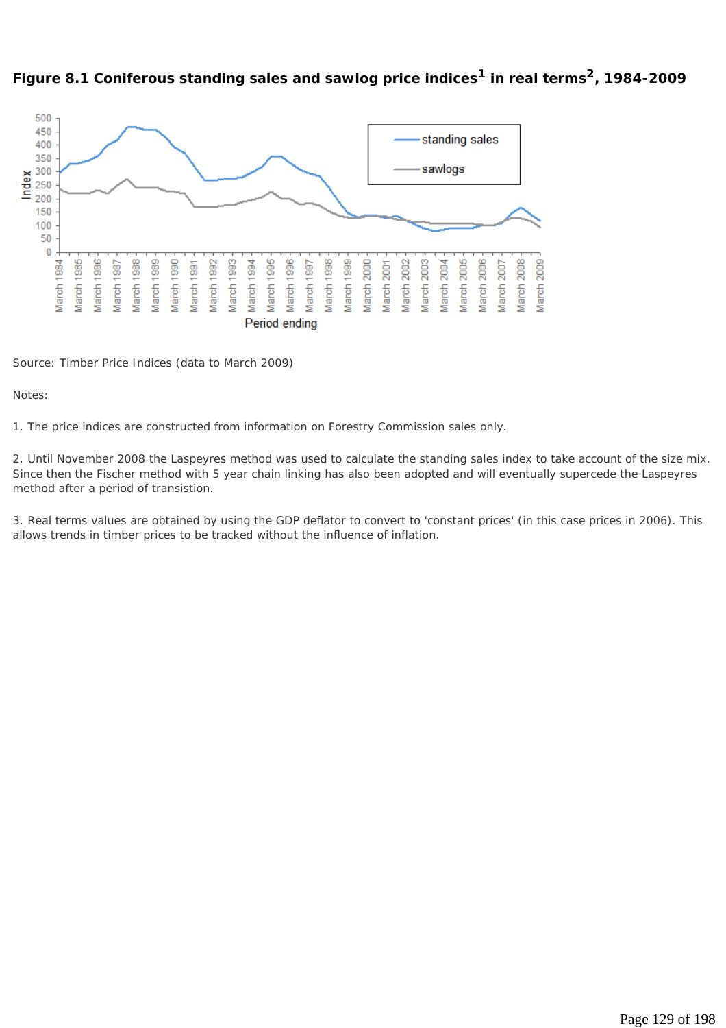**Figure 8.1 Coniferous standing sales and sawlog price indices[1] in real terms[2], 1984-2009**

Source: Timber Price Indices (data to March 2009)

Notes:

1. The price indices are constructed from information on Forestry Commission sales only.

2. Until November 2008 the Laspeyres method was used to calculate the standing sales index to take account of the size mix. Since then the Fischer method with 5 year chain linking has also been adopted and will eventually supercede the Laspeyres method after a period of transistion.

3. Real terms values are obtained by using the GDP deflator to convert to 'constant prices' (in this case prices in 2006). This allows trends in timber prices to be tracked without the influence of inflation.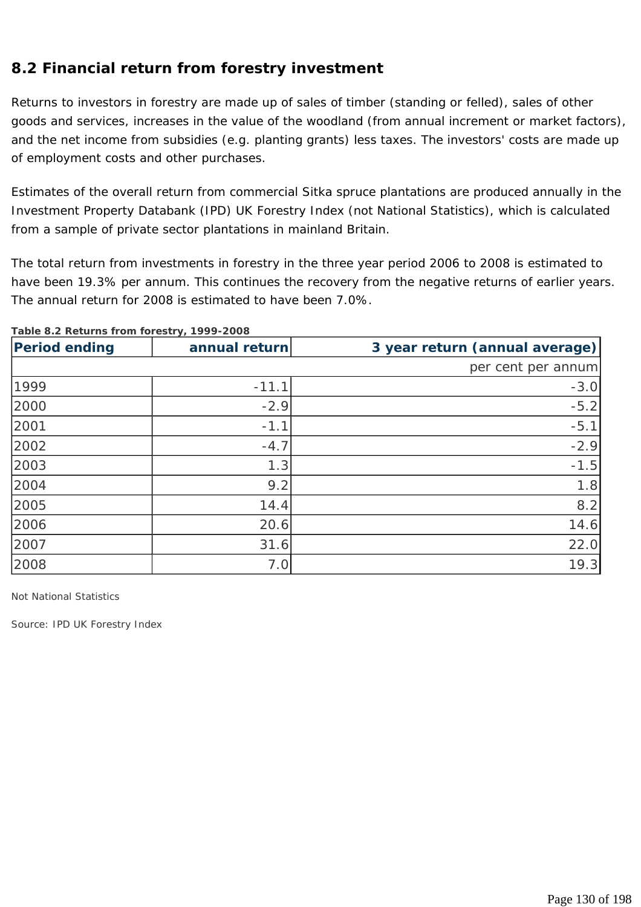## 8.2 Financial return from forestry investment

Returns to investors in forestry are made up of sales of timber (standing or felled), sales of other goods and services, increases in the value of the woodland (from annual increment or market factors), and the net income from subsidies (e.g. planting grants) less taxes. The investors' costs are made up of employment costs and other purchases.

Estimates of the overall return from commercial Sitka spruce plantations are produced annually in the Investment Property Databank (IPD) UK Forestry Index (not National Statistics), which is calculated from a sample of private sector plantations in mainland Britain.

The total return from investments in forestry in the three year period 2006 to 2008 is estimated to have been 19.3% per annum. This continues the recovery from the negative returns of earlier years. The annual return for 2008 is estimated to have been 7.0%.

**Table 8.2 Returns from forestry, 1999-2008**

| Period ending | annual return | 3 year return (annual average) |
|---|---:|---:|
| | | per cent per annum |
| 1999 | -11.1 | -3.0 |
| 2000 | -2.9 | -5.2 |
| 2001 | -1.1 | -5.1 |
| 2002 | -4.7 | -2.9 |
| 2003 | 1.3 | -1.5 |
| 2004 | 9.2 | 1.8 |
| 2005 | 14.4 | 8.2 |
| 2006 | 20.6 | 14.6 |
| 2007 | 31.6 | 22.0 |
| 2008 | 7.0 | 19.3 |

Not National Statistics

Source: IPD UK Forestry Index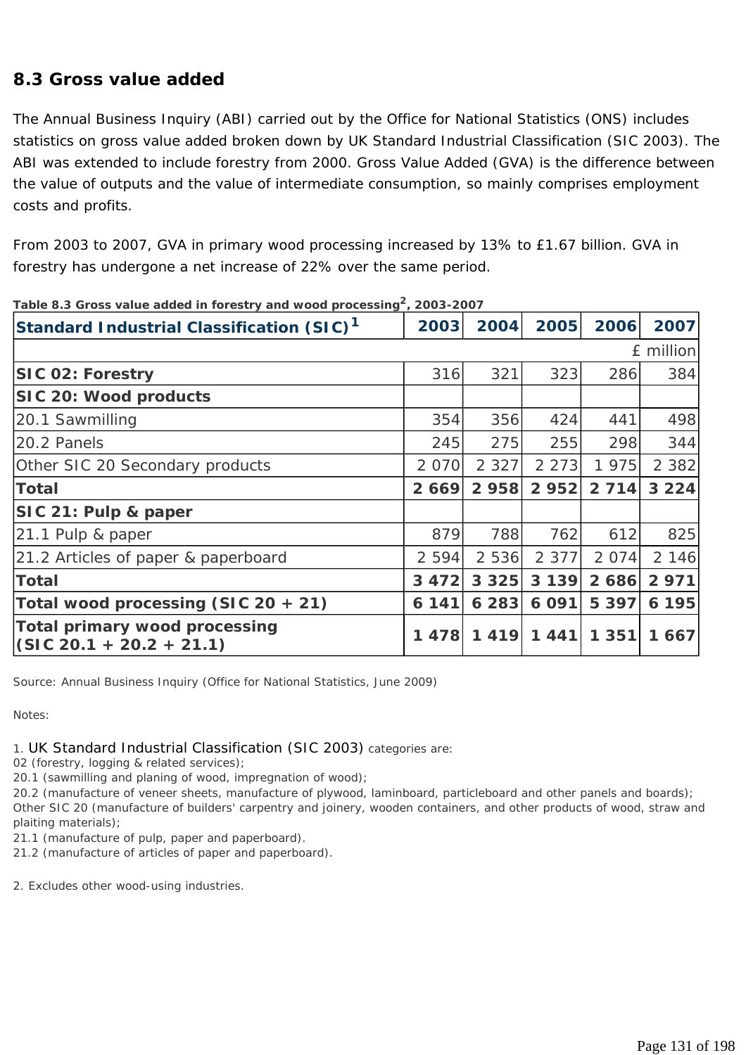## 8.3 Gross value added

The Annual Business Inquiry (ABI) carried out by the Office for National Statistics (ONS) includes statistics on gross value added broken down by UK Standard Industrial Classification (SIC 2003). The ABI was extended to include forestry from 2000. Gross Value Added (GVA) is the difference between the value of outputs and the value of intermediate consumption, so mainly comprises employment costs and profits.

From 2003 to 2007, GVA in primary wood processing increased by 13% to £1.67 billion. GVA in forestry has undergone a net increase of 22% over the same period.

**Table 8.3 Gross value added in forestry and wood processing[2], 2003-2007**

| Standard Industrial Classification (SIC)[1] | 2003 | 2004 | 2005 | 2006 | 2007 |
|---|---|---|---|---|---|
| | | | | | £ million |
| **SIC 02: Forestry** | 316 | 321 | 323 | 286 | 384 |
| **SIC 20: Wood products** | | | | | |
| 20.1 Sawmilling | 354 | 356 | 424 | 441 | 498 |
| 20.2 Panels | 245 | 275 | 255 | 298 | 344 |
| Other SIC 20 Secondary products | 2 070 | 2 327 | 2 273 | 1 975 | 2 382 |
| **Total** | **2 669** | **2 958** | **2 952** | **2 714** | **3 224** |
| **SIC 21: Pulp & paper** | | | | | |
| 21.1 Pulp & paper | 879 | 788 | 762 | 612 | 825 |
| 21.2 Articles of paper & paperboard | 2 594 | 2 536 | 2 377 | 2 074 | 2 146 |
| **Total** | **3 472** | **3 325** | **3 139** | **2 686** | **2 971** |
| **Total wood processing (SIC 20 + 21)** | **6 141** | **6 283** | **6 091** | **5 397** | **6 195** |
| **Total primary wood processing (SIC 20.1 + 20.2 + 21.1)** | **1 478** | **1 419** | **1 441** | **1 351** | **1 667** |

Source: Annual Business Inquiry (Office for National Statistics, June 2009)

Notes:

1. UK Standard Industrial Classification (SIC 2003) categories are:
02 (forestry, logging & related services);
20.1 (sawmilling and planing of wood, impregnation of wood);
20.2 (manufacture of veneer sheets, manufacture of plywood, laminboard, particleboard and other panels and boards);
Other SIC 20 (manufacture of builders' carpentry and joinery, wooden containers, and other products of wood, straw and plaiting materials);
21.1 (manufacture of pulp, paper and paperboard).
21.2 (manufacture of articles of paper and paperboard).

2. Excludes other wood-using industries.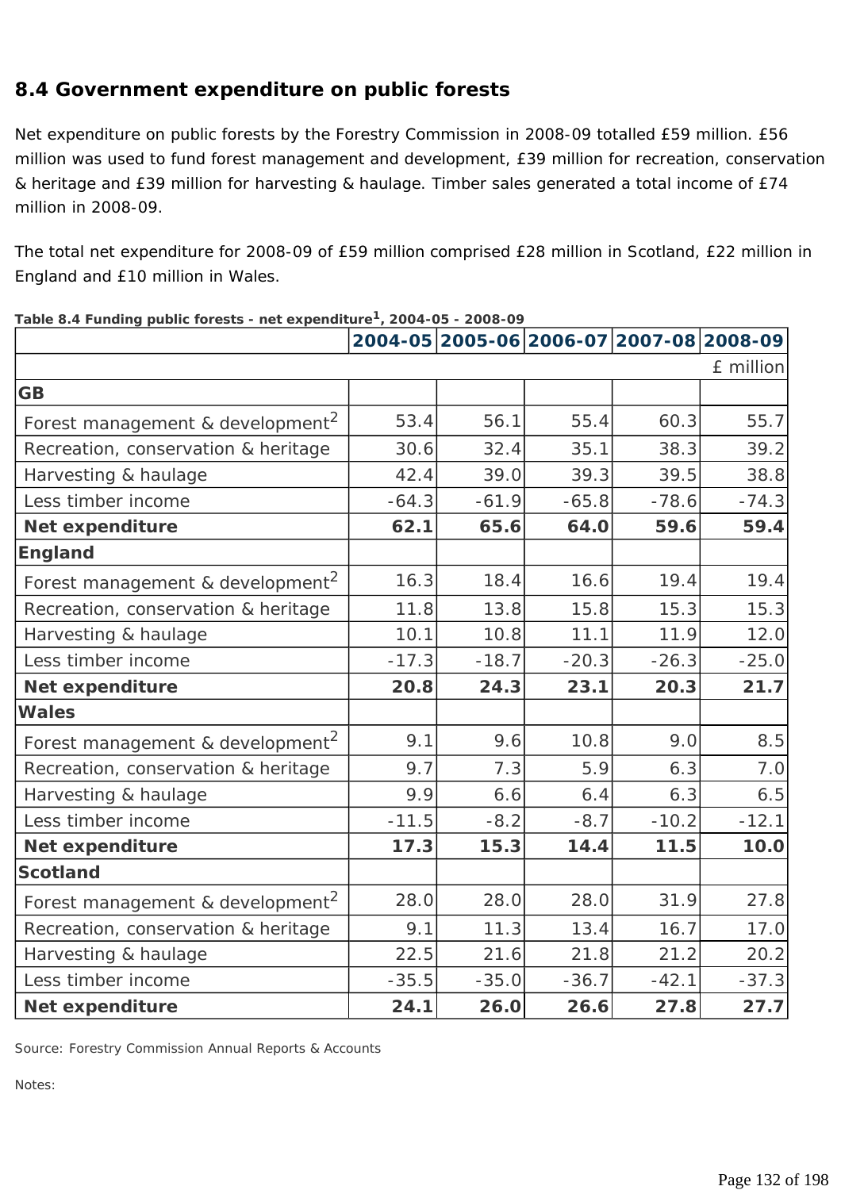## 8.4 Government expenditure on public forests

Net expenditure on public forests by the Forestry Commission in 2008-09 totalled £59 million. £56 million was used to fund forest management and development, £39 million for recreation, conservation & heritage and £39 million for harvesting & haulage. Timber sales generated a total income of £74 million in 2008-09.

The total net expenditure for 2008-09 of £59 million comprised £28 million in Scotland, £22 million in England and £10 million in Wales.

**Table 8.4 Funding public forests - net expenditure[1], 2004-05 - 2008-09**

| | 2004-05 | 2005-06 | 2006-07 | 2007-08 | 2008-09 |
|---|---|---|---|---|---|
| | | | | | £ million |
| **GB** | | | | | |
| Forest management & development[2] | 53.4 | 56.1 | 55.4 | 60.3 | 55.7 |
| Recreation, conservation & heritage | 30.6 | 32.4 | 35.1 | 38.3 | 39.2 |
| Harvesting & haulage | 42.4 | 39.0 | 39.3 | 39.5 | 38.8 |
| Less timber income | -64.3 | -61.9 | -65.8 | -78.6 | -74.3 |
| **Net expenditure** | **62.1** | **65.6** | **64.0** | **59.6** | **59.4** |
| **England** | | | | | |
| Forest management & development[2] | 16.3 | 18.4 | 16.6 | 19.4 | 19.4 |
| Recreation, conservation & heritage | 11.8 | 13.8 | 15.8 | 15.3 | 15.3 |
| Harvesting & haulage | 10.1 | 10.8 | 11.1 | 11.9 | 12.0 |
| Less timber income | -17.3 | -18.7 | -20.3 | -26.3 | -25.0 |
| **Net expenditure** | **20.8** | **24.3** | **23.1** | **20.3** | **21.7** |
| **Wales** | | | | | |
| Forest management & development[2] | 9.1 | 9.6 | 10.8 | 9.0 | 8.5 |
| Recreation, conservation & heritage | 9.7 | 7.3 | 5.9 | 6.3 | 7.0 |
| Harvesting & haulage | 9.9 | 6.6 | 6.4 | 6.3 | 6.5 |
| Less timber income | -11.5 | -8.2 | -8.7 | -10.2 | -12.1 |
| **Net expenditure** | **17.3** | **15.3** | **14.4** | **11.5** | **10.0** |
| **Scotland** | | | | | |
| Forest management & development[2] | 28.0 | 28.0 | 28.0 | 31.9 | 27.8 |
| Recreation, conservation & heritage | 9.1 | 11.3 | 13.4 | 16.7 | 17.0 |
| Harvesting & haulage | 22.5 | 21.6 | 21.8 | 21.2 | 20.2 |
| Less timber income | -35.5 | -35.0 | -36.7 | -42.1 | -37.3 |
| **Net expenditure** | **24.1** | **26.0** | **26.6** | **27.8** | **27.7** |

Source: Forestry Commission Annual Reports & Accounts

Notes: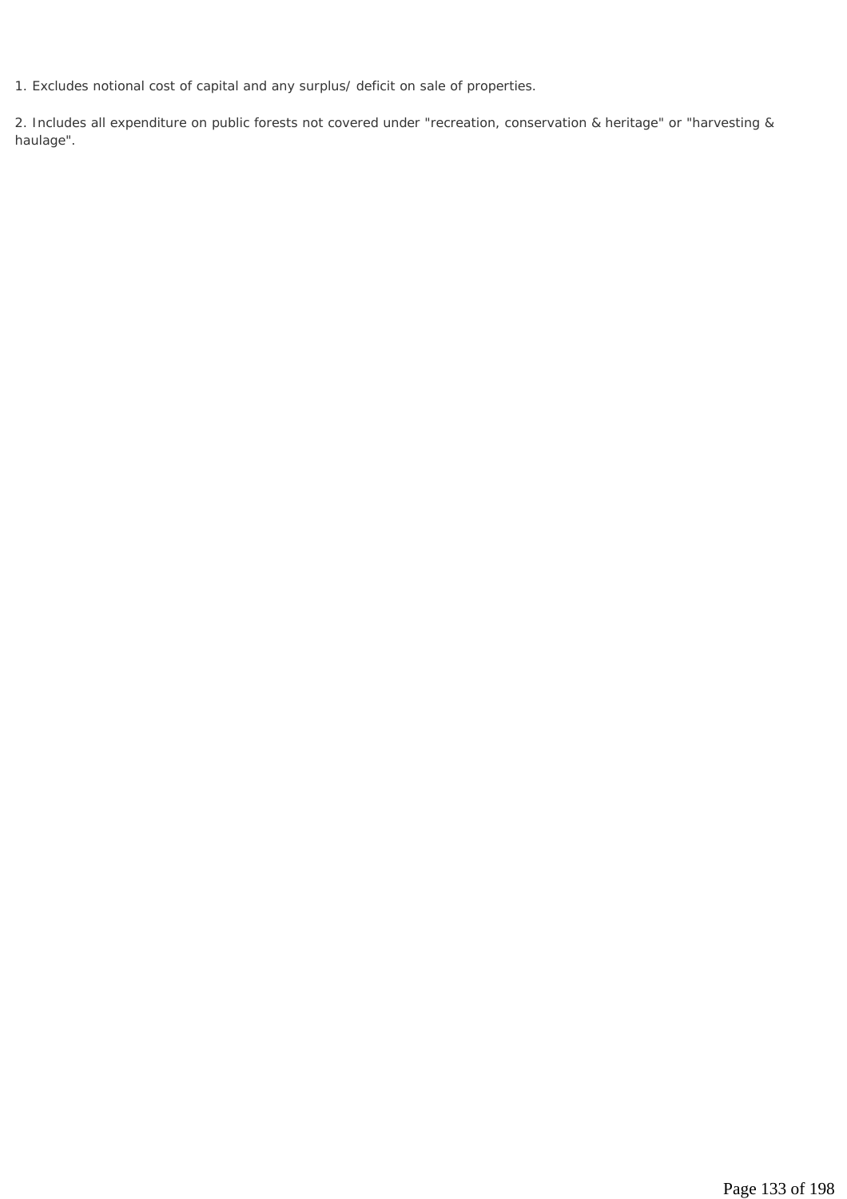1. Excludes notional cost of capital and any surplus/ deficit on sale of properties.

2. Includes all expenditure on public forests not covered under "recreation, conservation & heritage" or "harvesting & haulage".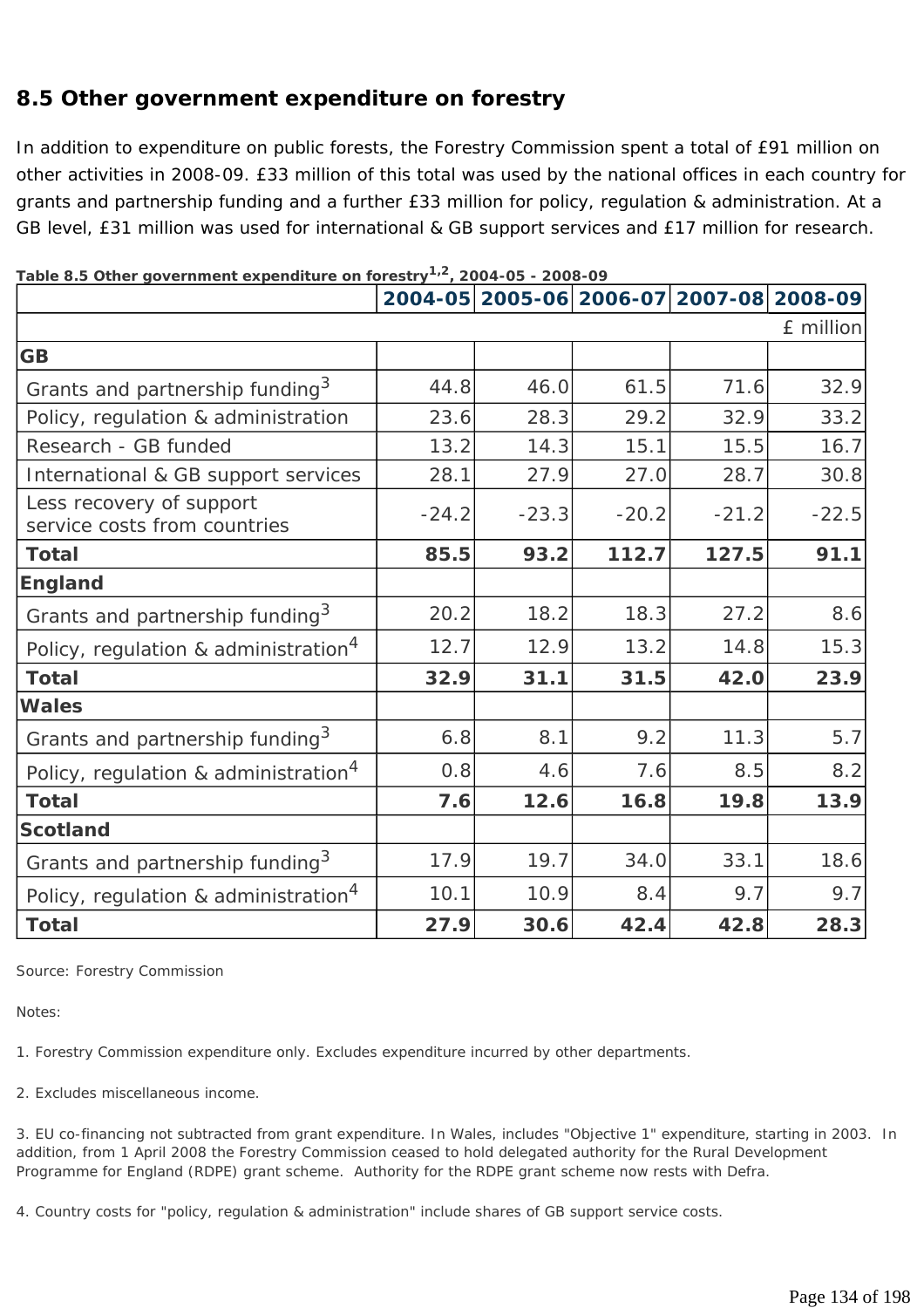## 8.5 Other government expenditure on forestry

In addition to expenditure on public forests, the Forestry Commission spent a total of £91 million on other activities in 2008-09. £33 million of this total was used by the national offices in each country for grants and partnership funding and a further £33 million for policy, regulation & administration. At a GB level, £31 million was used for international & GB support services and £17 million for research.

**Table 8.5 Other government expenditure on forestry[1,2], 2004-05 - 2008-09**

| | 2004-05 | 2005-06 | 2006-07 | 2007-08 | 2008-09 |
|---|---|---|---|---|---|
| | | | | | £ million |
| **GB** | | | | | |
| Grants and partnership funding[3] | 44.8 | 46.0 | 61.5 | 71.6 | 32.9 |
| Policy, regulation & administration | 23.6 | 28.3 | 29.2 | 32.9 | 33.2 |
| Research - GB funded | 13.2 | 14.3 | 15.1 | 15.5 | 16.7 |
| International & GB support services | 28.1 | 27.9 | 27.0 | 28.7 | 30.8 |
| Less recovery of support service costs from countries | -24.2 | -23.3 | -20.2 | -21.2 | -22.5 |
| **Total** | **85.5** | **93.2** | **112.7** | **127.5** | **91.1** |
| **England** | | | | | |
| Grants and partnership funding[3] | 20.2 | 18.2 | 18.3 | 27.2 | 8.6 |
| Policy, regulation & administration[4] | 12.7 | 12.9 | 13.2 | 14.8 | 15.3 |
| **Total** | **32.9** | **31.1** | **31.5** | **42.0** | **23.9** |
| **Wales** | | | | | |
| Grants and partnership funding[3] | 6.8 | 8.1 | 9.2 | 11.3 | 5.7 |
| Policy, regulation & administration[4] | 0.8 | 4.6 | 7.6 | 8.5 | 8.2 |
| **Total** | **7.6** | **12.6** | **16.8** | **19.8** | **13.9** |
| **Scotland** | | | | | |
| Grants and partnership funding[3] | 17.9 | 19.7 | 34.0 | 33.1 | 18.6 |
| Policy, regulation & administration[4] | 10.1 | 10.9 | 8.4 | 9.7 | 9.7 |
| **Total** | **27.9** | **30.6** | **42.4** | **42.8** | **28.3** |

Source: Forestry Commission

Notes:

1. Forestry Commission expenditure only. Excludes expenditure incurred by other departments.

2. Excludes miscellaneous income.

3. EU co-financing not subtracted from grant expenditure. In Wales, includes "Objective 1" expenditure, starting in 2003. In addition, from 1 April 2008 the Forestry Commission ceased to hold delegated authority for the Rural Development Programme for England (RDPE) grant scheme. Authority for the RDPE grant scheme now rests with Defra.

4. Country costs for "policy, regulation & administration" include shares of GB support service costs.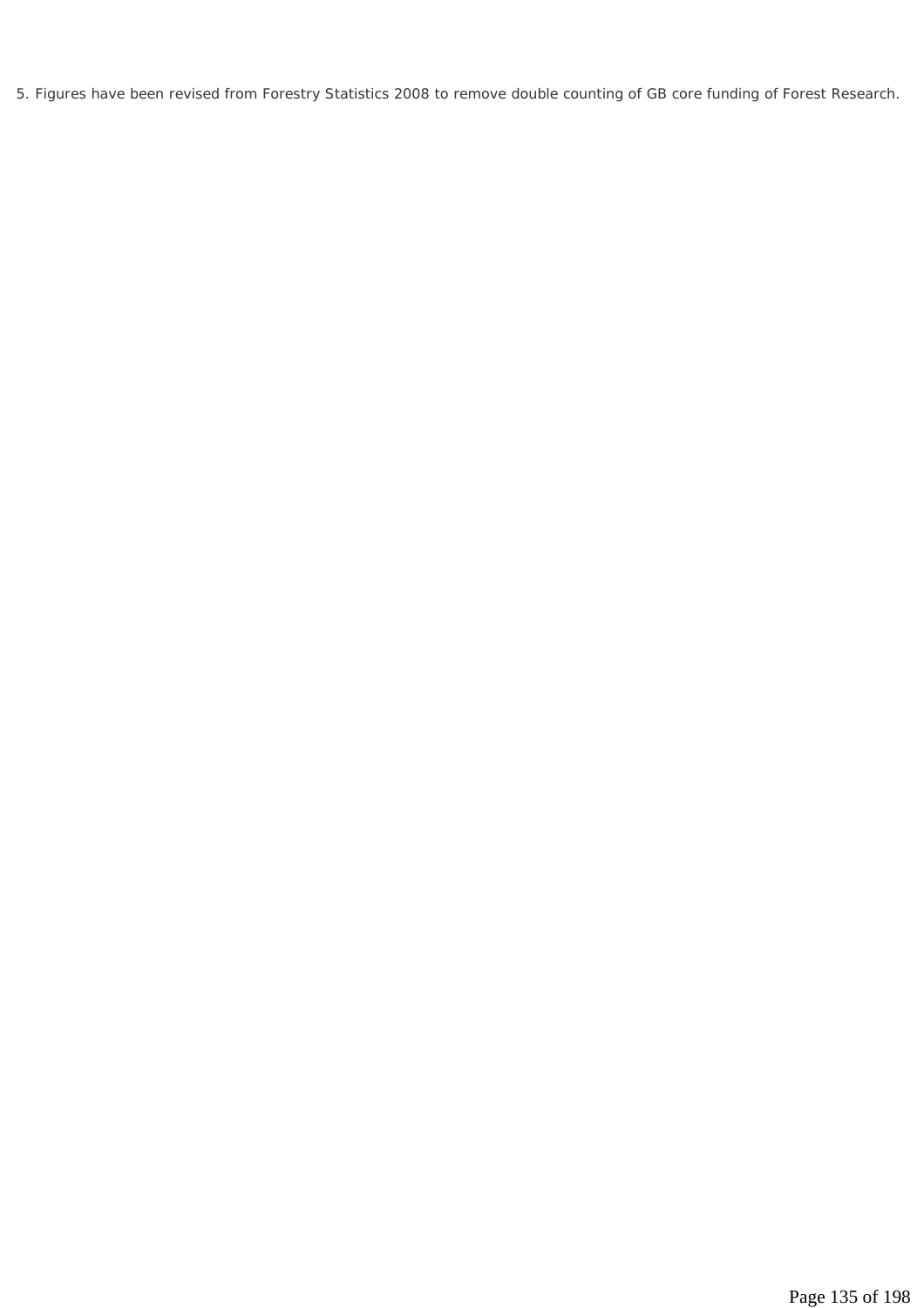5. Figures have been revised from Forestry Statistics 2008 to remove double counting of GB core funding of Forest Research.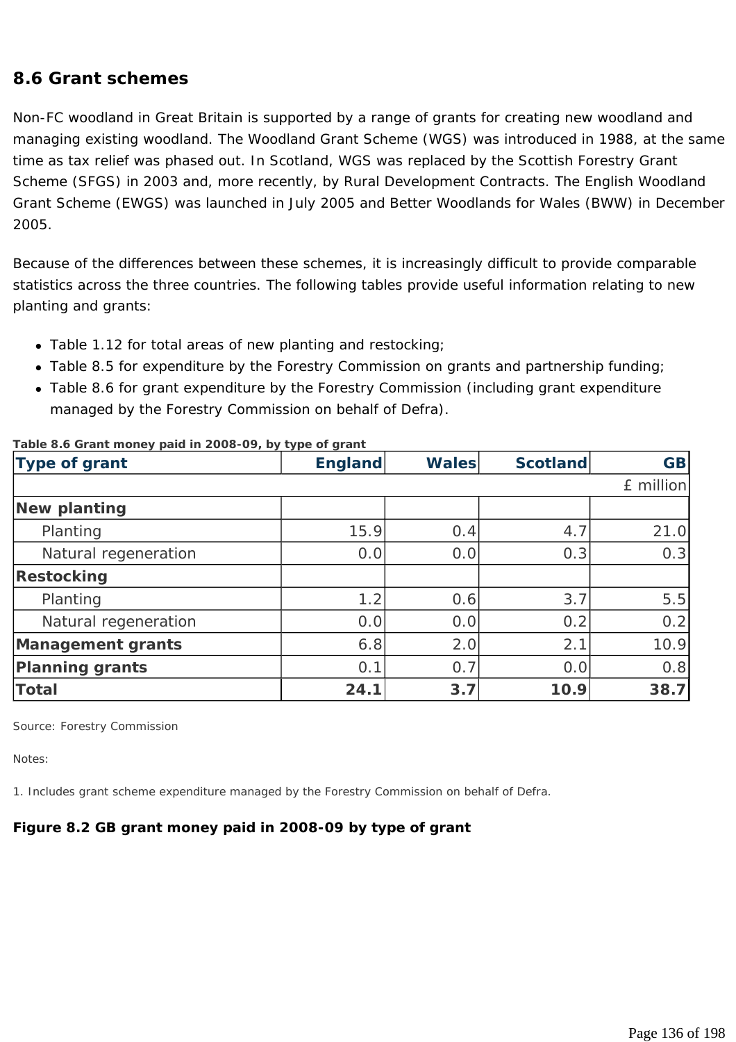## 8.6 Grant schemes

Non-FC woodland in Great Britain is supported by a range of grants for creating new woodland and managing existing woodland. The Woodland Grant Scheme (WGS) was introduced in 1988, at the same time as tax relief was phased out. In Scotland, WGS was replaced by the Scottish Forestry Grant Scheme (SFGS) in 2003 and, more recently, by Rural Development Contracts. The English Woodland Grant Scheme (EWGS) was launched in July 2005 and Better Woodlands for Wales (BWW) in December 2005.

Because of the differences between these schemes, it is increasingly difficult to provide comparable statistics across the three countries. The following tables provide useful information relating to new planting and grants:

- Table 1.12 for total areas of new planting and restocking;
- Table 8.5 for expenditure by the Forestry Commission on grants and partnership funding;
- Table 8.6 for grant expenditure by the Forestry Commission (including grant expenditure managed by the Forestry Commission on behalf of Defra).

**Table 8.6 Grant money paid in 2008-09, by type of grant**

| Type of grant | England | Wales | Scotland | GB |
|---|---|---|---|---|
| | | | | £ million |
| **New planting** | | | | |
| Planting | 15.9 | 0.4 | 4.7 | 21.0 |
| Natural regeneration | 0.0 | 0.0 | 0.3 | 0.3 |
| **Restocking** | | | | |
| Planting | 1.2 | 0.6 | 3.7 | 5.5 |
| Natural regeneration | 0.0 | 0.0 | 0.2 | 0.2 |
| **Management grants** | 6.8 | 2.0 | 2.1 | 10.9 |
| **Planning grants** | 0.1 | 0.7 | 0.0 | 0.8 |
| **Total** | **24.1** | **3.7** | **10.9** | **38.7** |

Source: Forestry Commission

Notes:

1. Includes grant scheme expenditure managed by the Forestry Commission on behalf of Defra.

**Figure 8.2 GB grant money paid in 2008-09 by type of grant**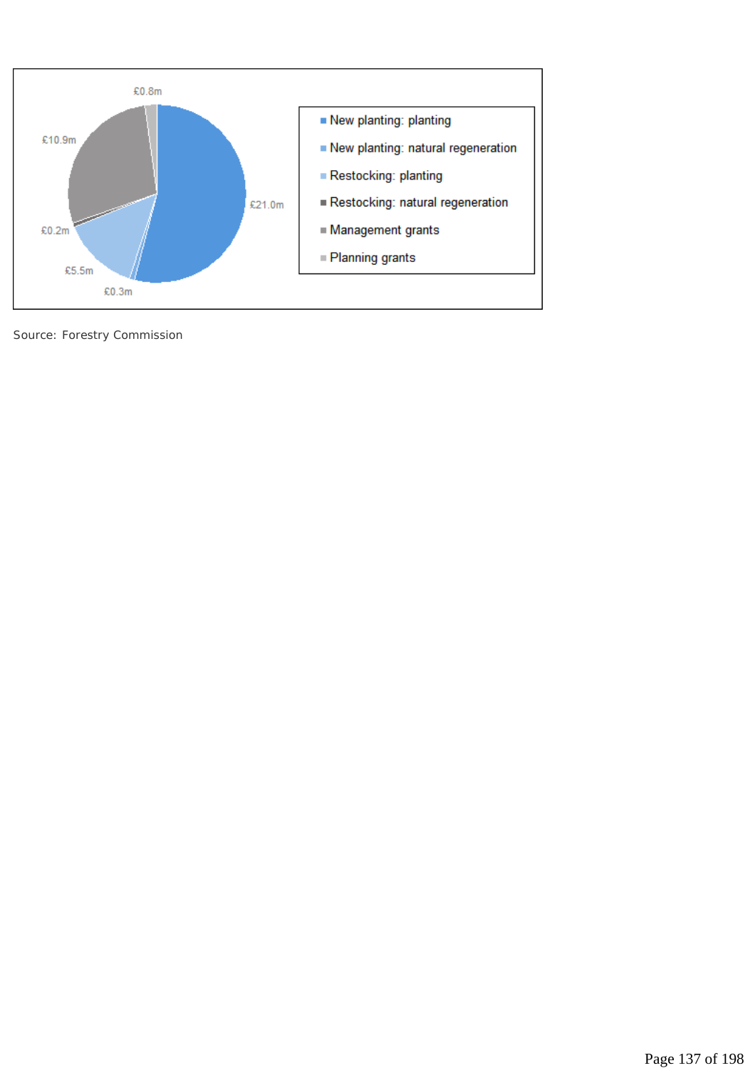£0.8m

£10.9m

£21.0m

£0.2m

£5.5m

£0.3m

- New planting: planting
- New planting: natural regeneration
- Restocking: planting
- Restocking: natural regeneration
- Management grants
- Planning grants

Source: Forestry Commission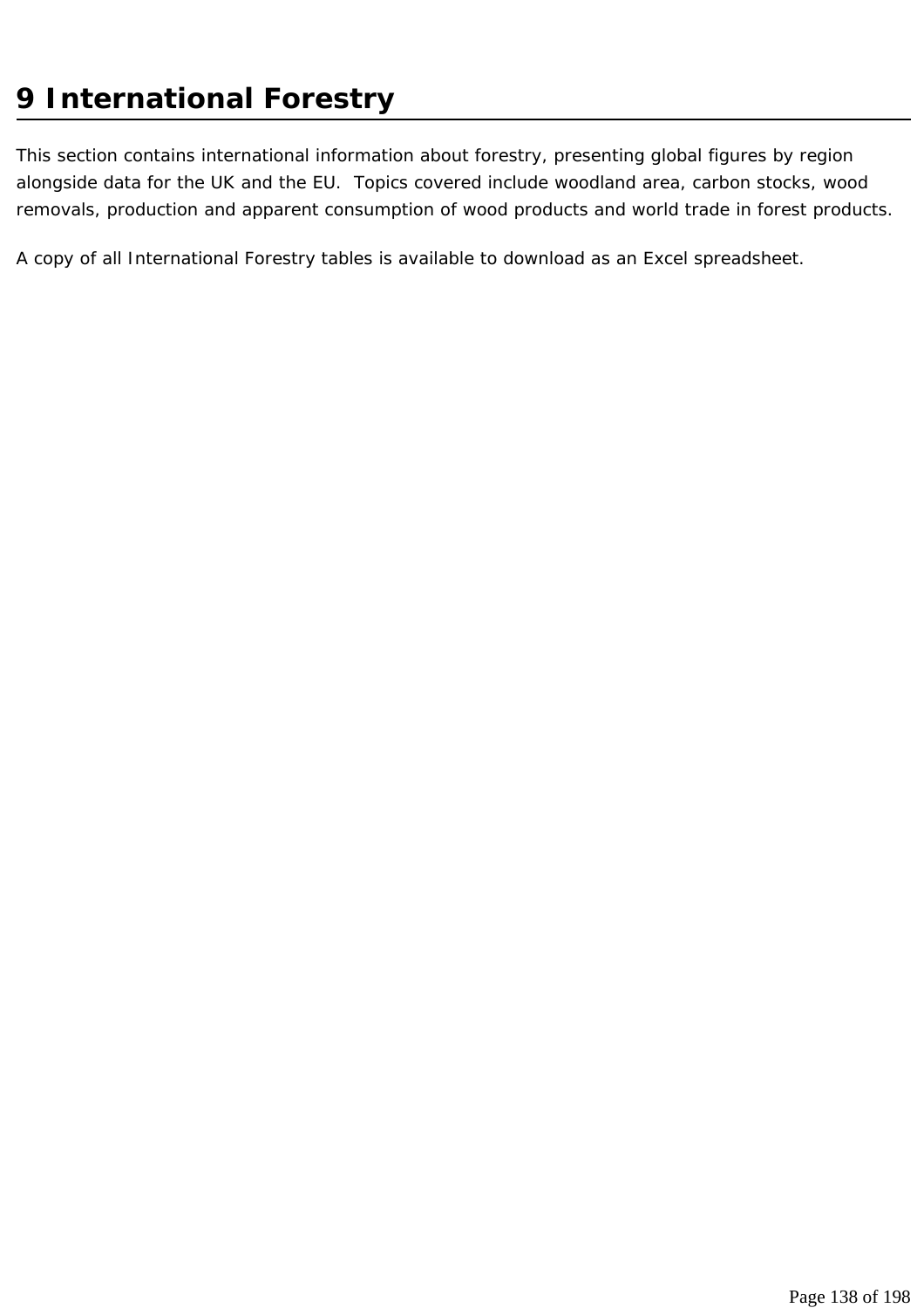# 9 International Forestry

This section contains international information about forestry, presenting global figures by region alongside data for the UK and the EU. Topics covered include woodland area, carbon stocks, wood removals, production and apparent consumption of wood products and world trade in forest products.

A copy of all International Forestry tables is available to download as an Excel spreadsheet.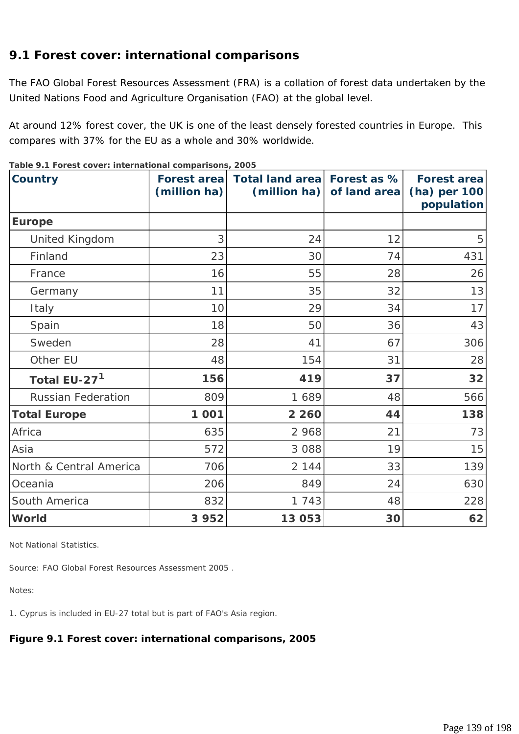## 9.1 Forest cover: international comparisons

The FAO Global Forest Resources Assessment (FRA) is a collation of forest data undertaken by the United Nations Food and Agriculture Organisation (FAO) at the global level.

At around 12% forest cover, the UK is one of the least densely forested countries in Europe. This compares with 37% for the EU as a whole and 30% worldwide.

**Table 9.1 Forest cover: international comparisons, 2005**

| Country | Forest area (million ha) | Total land area (million ha) | Forest as % of land area | Forest area (ha) per 100 population |
|---|---|---|---|---|
| **Europe** | | | | |
| United Kingdom | 3 | 24 | 12 | 5 |
| Finland | 23 | 30 | 74 | 431 |
| France | 16 | 55 | 28 | 26 |
| Germany | 11 | 35 | 32 | 13 |
| Italy | 10 | 29 | 34 | 17 |
| Spain | 18 | 50 | 36 | 43 |
| Sweden | 28 | 41 | 67 | 306 |
| Other EU | 48 | 154 | 31 | 28 |
| **Total EU-27[1]** | **156** | **419** | **37** | **32** |
| Russian Federation | 809 | 1 689 | 48 | 566 |
| **Total Europe** | **1 001** | **2 260** | **44** | **138** |
| Africa | 635 | 2 968 | 21 | 73 |
| Asia | 572 | 3 088 | 19 | 15 |
| North & Central America | 706 | 2 144 | 33 | 139 |
| Oceania | 206 | 849 | 24 | 630 |
| South America | 832 | 1 743 | 48 | 228 |
| **World** | **3 952** | **13 053** | **30** | **62** |

Not National Statistics.

Source: FAO Global Forest Resources Assessment 2005 .

Notes:

1. Cyprus is included in EU-27 total but is part of FAO's Asia region.

**Figure 9.1 Forest cover: international comparisons, 2005**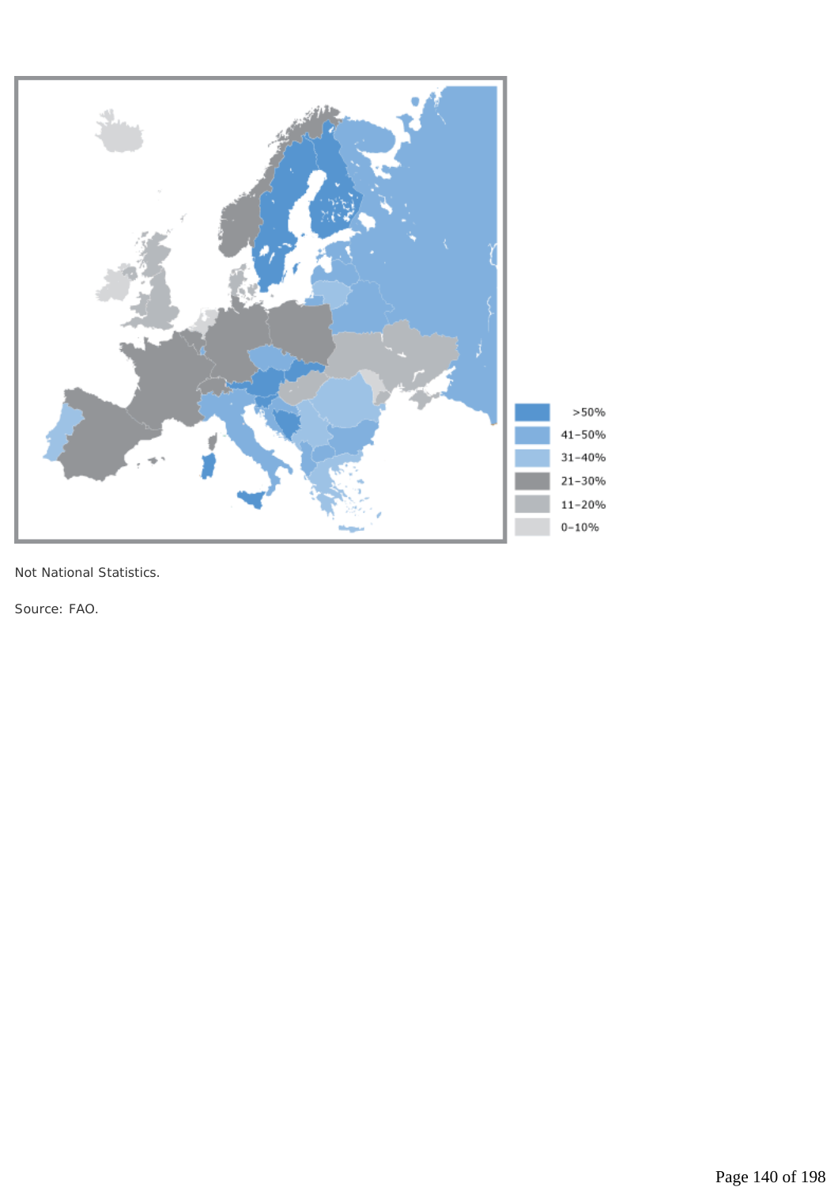| | |
|---|---|
| >50% | |
| 41–50% | |
| 31–40% | |
| 21–30% | |
| 11–20% | |
| 0–10% | |

Not National Statistics.

Source: FAO.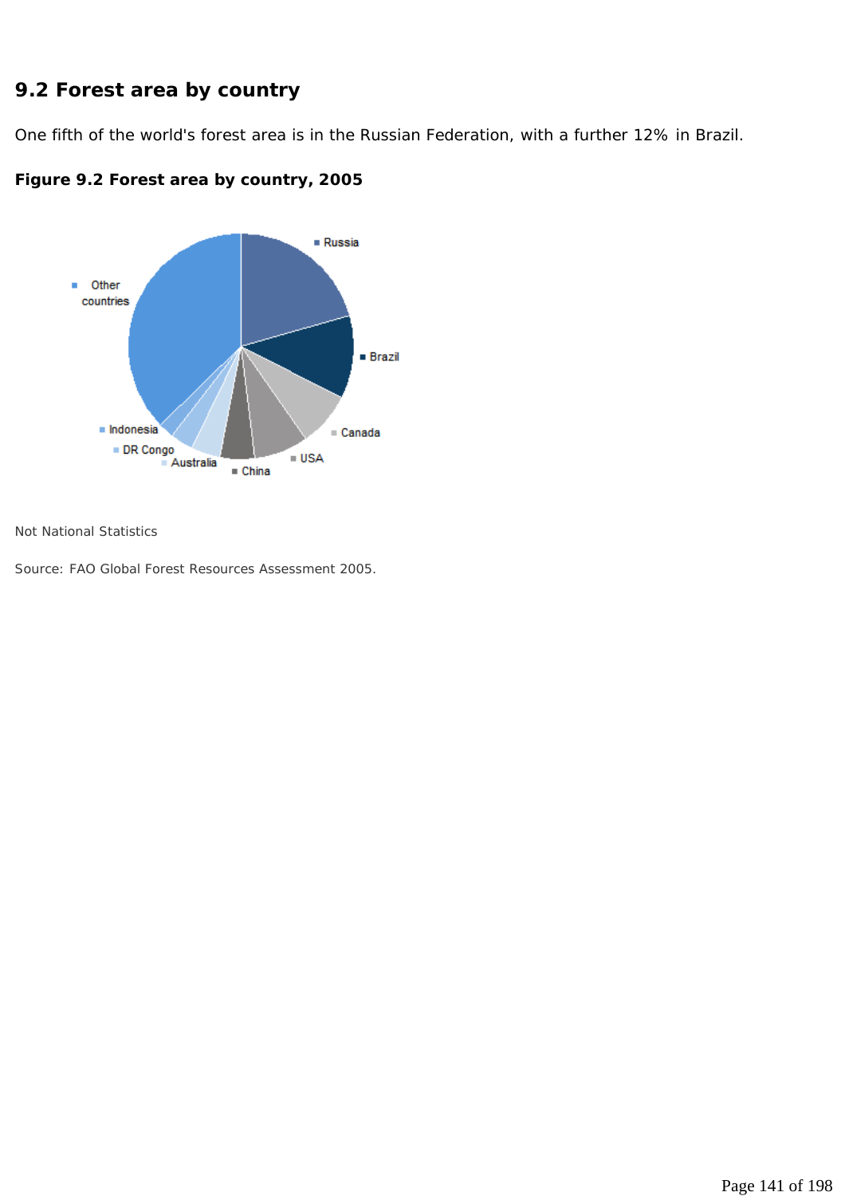## 9.2 Forest area by country

One fifth of the world's forest area is in the Russian Federation, with a further 12% in Brazil.

**Figure 9.2 Forest area by country, 2005**

Russia
Brazil
Canada
USA
China
Australia
DR Congo
Indonesia
Other countries

Not National Statistics

Source: FAO Global Forest Resources Assessment 2005.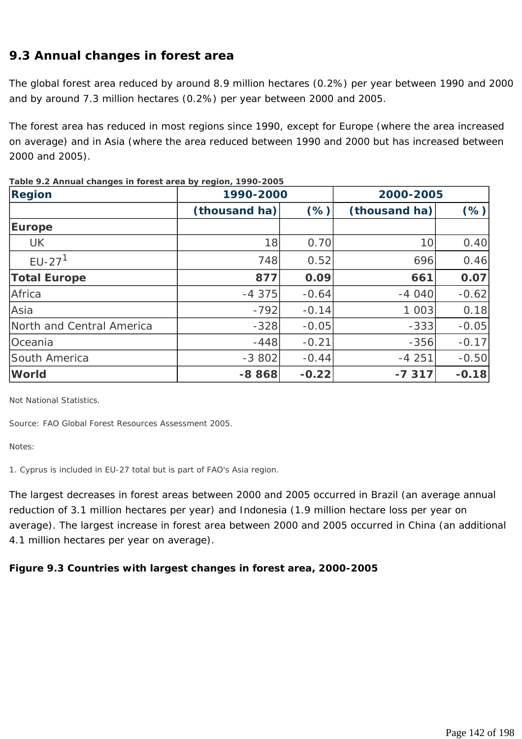## 9.3 Annual changes in forest area

The global forest area reduced by around 8.9 million hectares (0.2%) per year between 1990 and 2000 and by around 7.3 million hectares (0.2%) per year between 2000 and 2005.

The forest area has reduced in most regions since 1990, except for Europe (where the area increased on average) and in Asia (where the area reduced between 1990 and 2000 but has increased between 2000 and 2005).

**Table 9.2 Annual changes in forest area by region, 1990-2005**

| Region | 1990-2000 | | 2000-2005 | |
|---|---|---|---|---|
| | (thousand ha) | (%) | (thousand ha) | (%) |
| **Europe** | | | | |
| UK | 18 | 0.70 | 10 | 0.40 |
| EU-27[1] | 748 | 0.52 | 696 | 0.46 |
| **Total Europe** | **877** | **0.09** | **661** | **0.07** |
| Africa | -4 375 | -0.64 | -4 040 | -0.62 |
| Asia | -792 | -0.14 | 1 003 | 0.18 |
| North and Central America | -328 | -0.05 | -333 | -0.05 |
| Oceania | -448 | -0.21 | -356 | -0.17 |
| South America | -3 802 | -0.44 | -4 251 | -0.50 |
| **World** | **-8 868** | **-0.22** | **-7 317** | **-0.18** |

Not National Statistics.

Source: FAO Global Forest Resources Assessment 2005.

Notes:

1. Cyprus is included in EU-27 total but is part of FAO's Asia region.

The largest decreases in forest areas between 2000 and 2005 occurred in Brazil (an average annual reduction of 3.1 million hectares per year) and Indonesia (1.9 million hectare loss per year on average). The largest increase in forest area between 2000 and 2005 occurred in China (an additional 4.1 million hectares per year on average).

**Figure 9.3 Countries with largest changes in forest area, 2000-2005**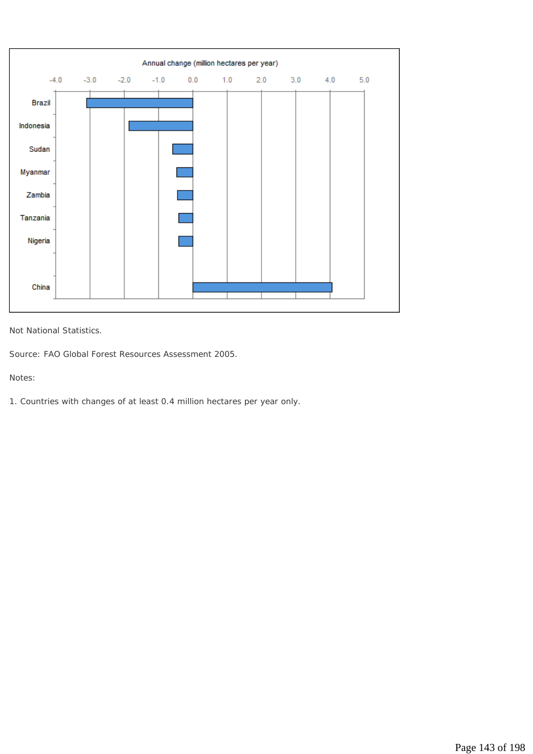Not National Statistics.

Source: FAO Global Forest Resources Assessment 2005.

Notes:

1. Countries with changes of at least 0.4 million hectares per year only.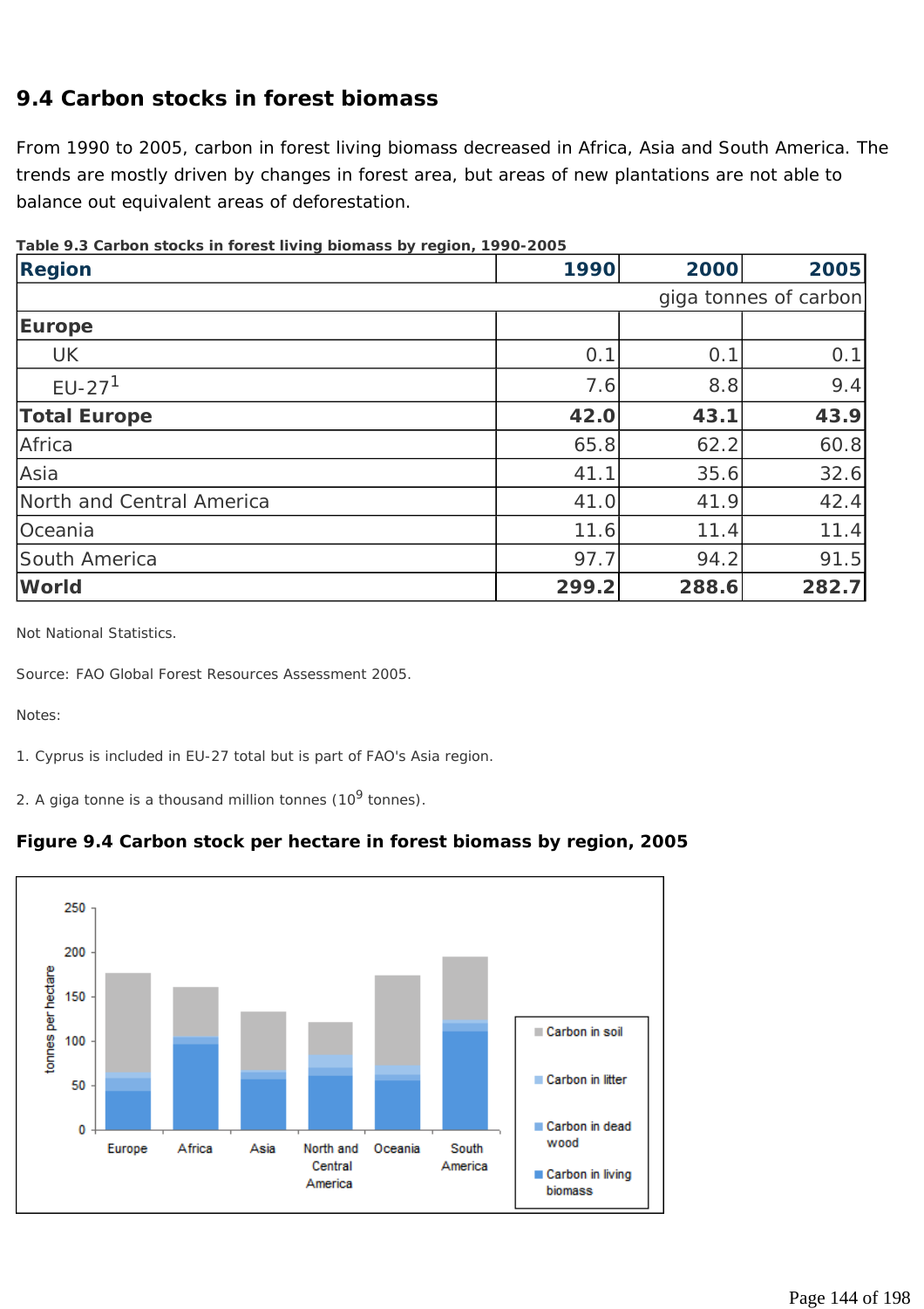## 9.4 Carbon stocks in forest biomass

From 1990 to 2005, carbon in forest living biomass decreased in Africa, Asia and South America. The trends are mostly driven by changes in forest area, but areas of new plantations are not able to balance out equivalent areas of deforestation.

**Table 9.3 Carbon stocks in forest living biomass by region, 1990-2005**

| Region | 1990 | 2000 | 2005 |
|---|---|---|---|
| | | | giga tonnes of carbon |
| **Europe** | | | |
| UK | 0.1 | 0.1 | 0.1 |
| EU-27[1] | 7.6 | 8.8 | 9.4 |
| **Total Europe** | **42.0** | **43.1** | **43.9** |
| Africa | 65.8 | 62.2 | 60.8 |
| Asia | 41.1 | 35.6 | 32.6 |
| North and Central America | 41.0 | 41.9 | 42.4 |
| Oceania | 11.6 | 11.4 | 11.4 |
| South America | 97.7 | 94.2 | 91.5 |
| **World** | **299.2** | **288.6** | **282.7** |

Not National Statistics.

Source: FAO Global Forest Resources Assessment 2005.

Notes:

1. Cyprus is included in EU-27 total but is part of FAO's Asia region.

2. A giga tonne is a thousand million tonnes ($10^9$ tonnes).

**Figure 9.4 Carbon stock per hectare in forest biomass by region, 2005**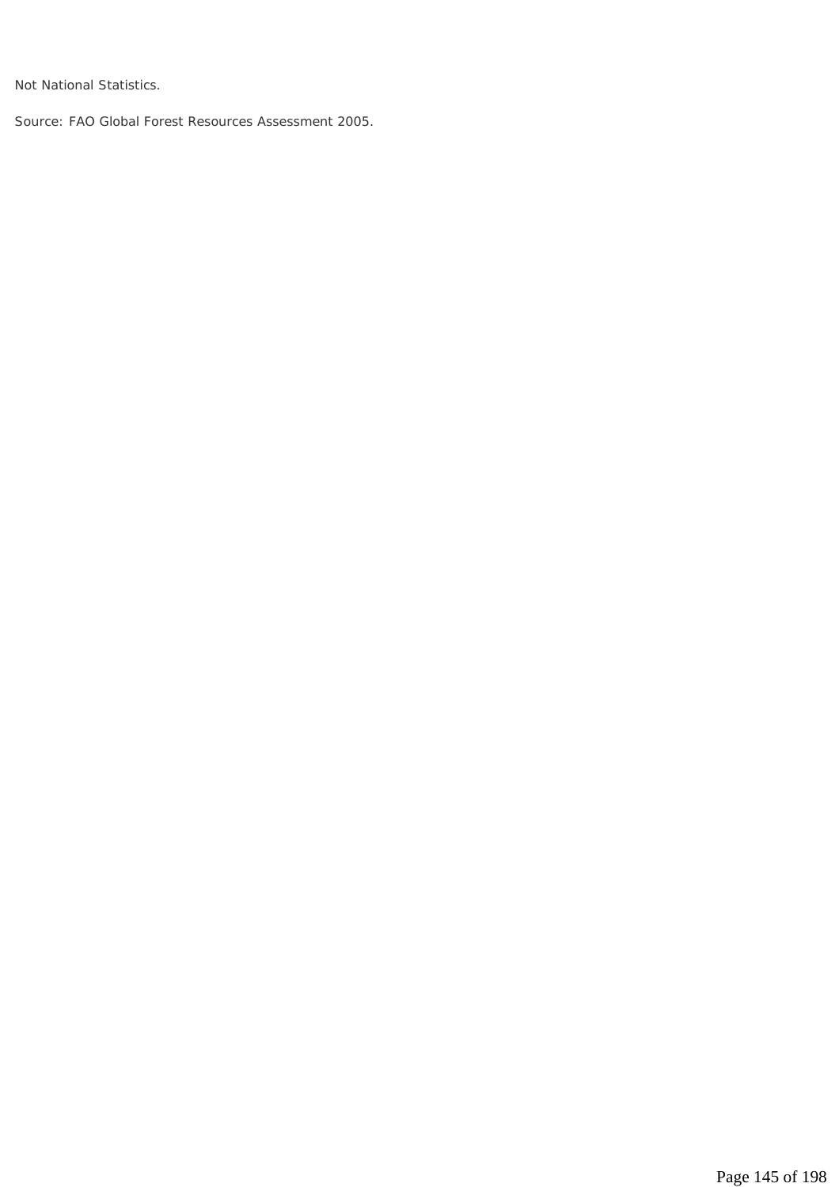Not National Statistics.

Source: FAO Global Forest Resources Assessment 2005.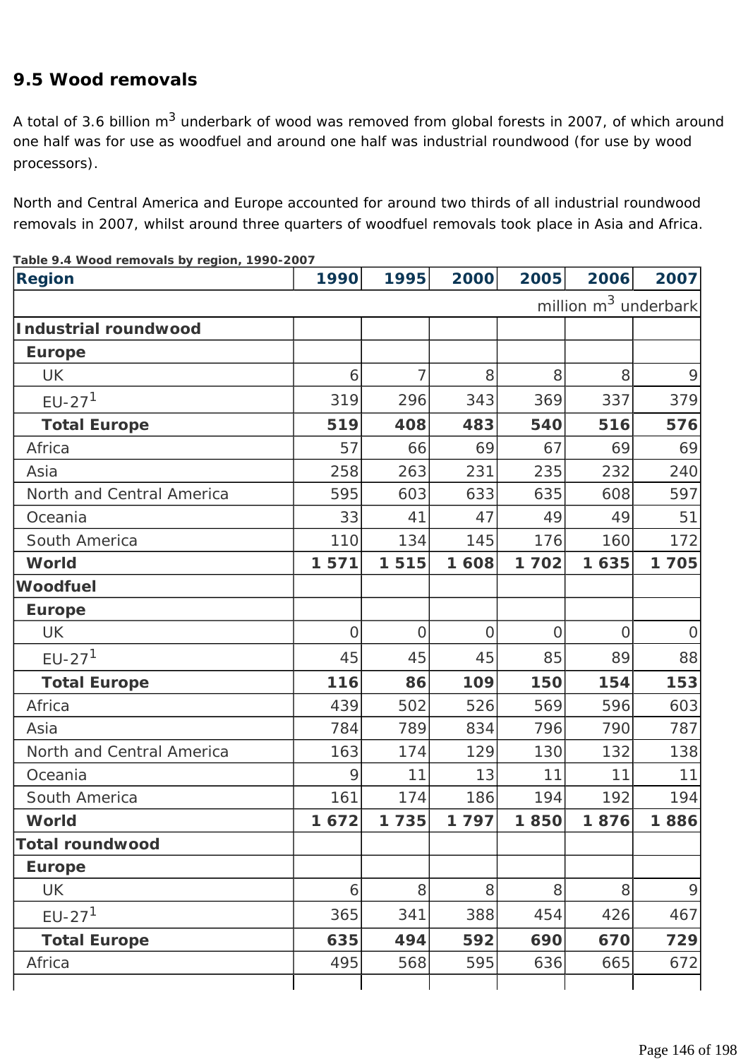## 9.5 Wood removals

A total of 3.6 billion $m^3$ underbark of wood was removed from global forests in 2007, of which around one half was for use as woodfuel and around one half was industrial roundwood (for use by wood processors).

North and Central America and Europe accounted for around two thirds of all industrial roundwood removals in 2007, whilst around three quarters of woodfuel removals took place in Asia and Africa.

**Table 9.4 Wood removals by region, 1990-2007**

| Region | 1990 | 1995 | 2000 | 2005 | 2006 | 2007 |
|---|---|---|---|---|---|---|
| | | | | | | million $m^3$ underbark |
| **Industrial roundwood** | | | | | | |
| **Europe** | | | | | | |
| UK | 6 | 7 | 8 | 8 | 8 | 9 |
| EU-27[1] | 319 | 296 | 343 | 369 | 337 | 379 |
| **Total Europe** | **519** | **408** | **483** | **540** | **516** | **576** |
| Africa | 57 | 66 | 69 | 67 | 69 | 69 |
| Asia | 258 | 263 | 231 | 235 | 232 | 240 |
| North and Central America | 595 | 603 | 633 | 635 | 608 | 597 |
| Oceania | 33 | 41 | 47 | 49 | 49 | 51 |
| South America | 110 | 134 | 145 | 176 | 160 | 172 |
| **World** | **1 571** | **1 515** | **1 608** | **1 702** | **1 635** | **1 705** |
| **Woodfuel** | | | | | | |
| **Europe** | | | | | | |
| UK | 0 | 0 | 0 | 0 | 0 | 0 |
| EU-27[1] | 45 | 45 | 45 | 85 | 89 | 88 |
| **Total Europe** | **116** | **86** | **109** | **150** | **154** | **153** |
| Africa | 439 | 502 | 526 | 569 | 596 | 603 |
| Asia | 784 | 789 | 834 | 796 | 790 | 787 |
| North and Central America | 163 | 174 | 129 | 130 | 132 | 138 |
| Oceania | 9 | 11 | 13 | 11 | 11 | 11 |
| South America | 161 | 174 | 186 | 194 | 192 | 194 |
| **World** | **1 672** | **1 735** | **1 797** | **1 850** | **1 876** | **1 886** |
| **Total roundwood** | | | | | | |
| **Europe** | | | | | | |
| UK | 6 | 8 | 8 | 8 | 8 | 9 |
| EU-27[1] | 365 | 341 | 388 | 454 | 426 | 467 |
| **Total Europe** | **635** | **494** | **592** | **690** | **670** | **729** |
| Africa | 495 | 568 | 595 | 636 | 665 | 672 |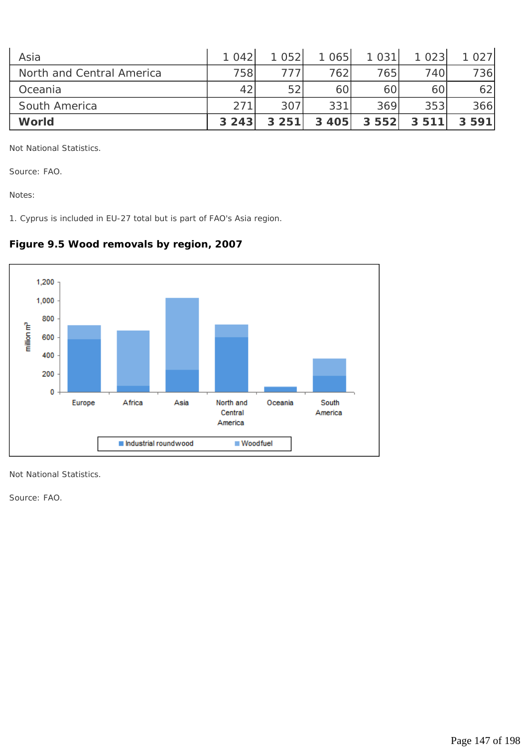| Asia | 1 042 | 1 052 | 1 065 | 1 031 | 1 023 | 1 027 |
|---|---|---|---|---|---|---|
| North and Central America | 758 | 777 | 762 | 765 | 740 | 736 |
| Oceania | 42 | 52 | 60 | 60 | 60 | 62 |
| South America | 271 | 307 | 331 | 369 | 353 | 366 |
| **World** | **3 243** | **3 251** | **3 405** | **3 552** | **3 511** | **3 591** |

Not National Statistics.

Source: FAO.

Notes:

1. Cyprus is included in EU-27 total but is part of FAO's Asia region.

**Figure 9.5 Wood removals by region, 2007**

Not National Statistics.

Source: FAO.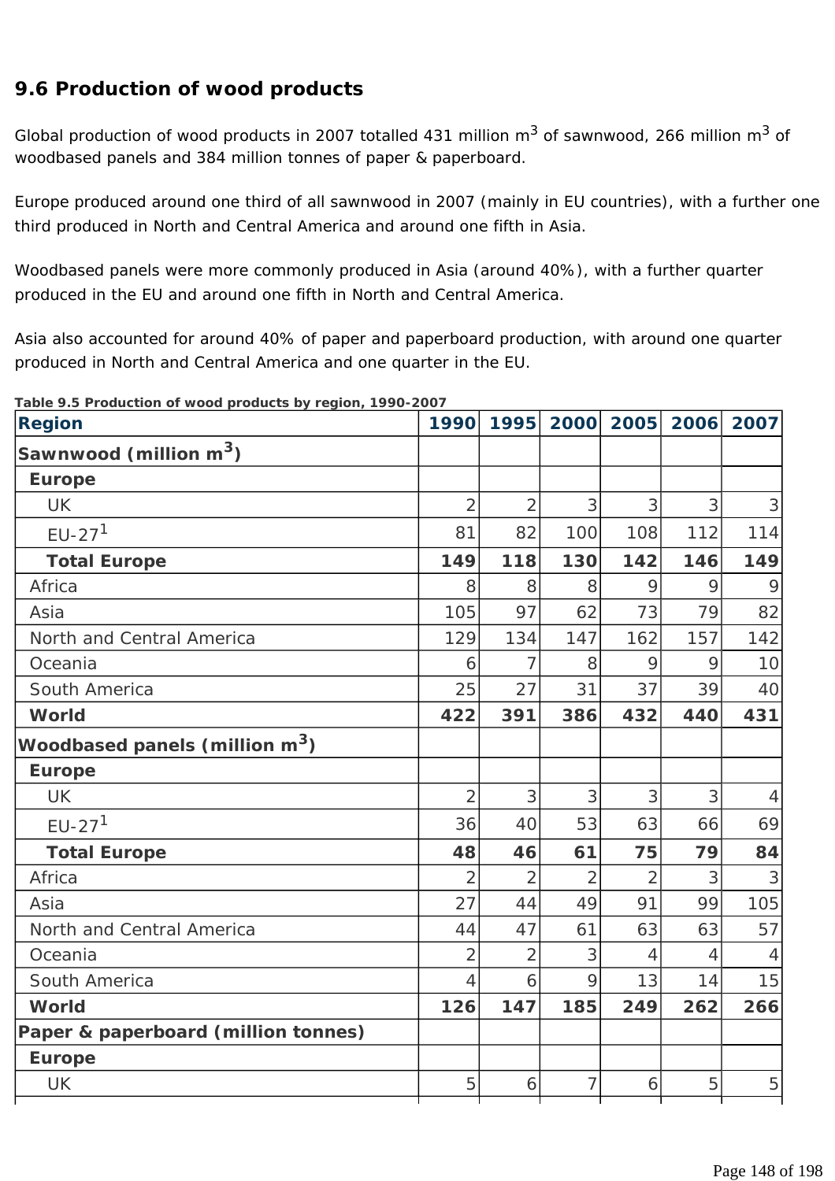## 9.6 Production of wood products

Global production of wood products in 2007 totalled 431 million $m^3$ of sawnwood, 266 million $m^3$ of woodbased panels and 384 million tonnes of paper & paperboard.

Europe produced around one third of all sawnwood in 2007 (mainly in EU countries), with a further one third produced in North and Central America and around one fifth in Asia.

Woodbased panels were more commonly produced in Asia (around 40%), with a further quarter produced in the EU and around one fifth in North and Central America.

Asia also accounted for around 40% of paper and paperboard production, with around one quarter produced in North and Central America and one quarter in the EU.

**Table 9.5 Production of wood products by region, 1990-2007**

| Region | 1990 | 1995 | 2000 | 2005 | 2006 | 2007 |
|---|---|---|---|---|---|---|
| **Sawnwood (million $m^3$)** | | | | | | |
| **Europe** | | | | | | |
| UK | 2 | 2 | 3 | 3 | 3 | 3 |
| EU-27[1] | 81 | 82 | 100 | 108 | 112 | 114 |
| **Total Europe** | **149** | **118** | **130** | **142** | **146** | **149** |
| Africa | 8 | 8 | 8 | 9 | 9 | 9 |
| Asia | 105 | 97 | 62 | 73 | 79 | 82 |
| North and Central America | 129 | 134 | 147 | 162 | 157 | 142 |
| Oceania | 6 | 7 | 8 | 9 | 9 | 10 |
| South America | 25 | 27 | 31 | 37 | 39 | 40 |
| **World** | **422** | **391** | **386** | **432** | **440** | **431** |
| **Woodbased panels (million $m^3$)** | | | | | | |
| **Europe** | | | | | | |
| UK | 2 | 3 | 3 | 3 | 3 | 4 |
| EU-27[1] | 36 | 40 | 53 | 63 | 66 | 69 |
| **Total Europe** | **48** | **46** | **61** | **75** | **79** | **84** |
| Africa | 2 | 2 | 2 | 2 | 3 | 3 |
| Asia | 27 | 44 | 49 | 91 | 99 | 105 |
| North and Central America | 44 | 47 | 61 | 63 | 63 | 57 |
| Oceania | 2 | 2 | 3 | 4 | 4 | 4 |
| South America | 4 | 6 | 9 | 13 | 14 | 15 |
| **World** | **126** | **147** | **185** | **249** | **262** | **266** |
| **Paper & paperboard (million tonnes)** | | | | | | |
| **Europe** | | | | | | |
| UK | 5 | 6 | 7 | 6 | 5 | 5 |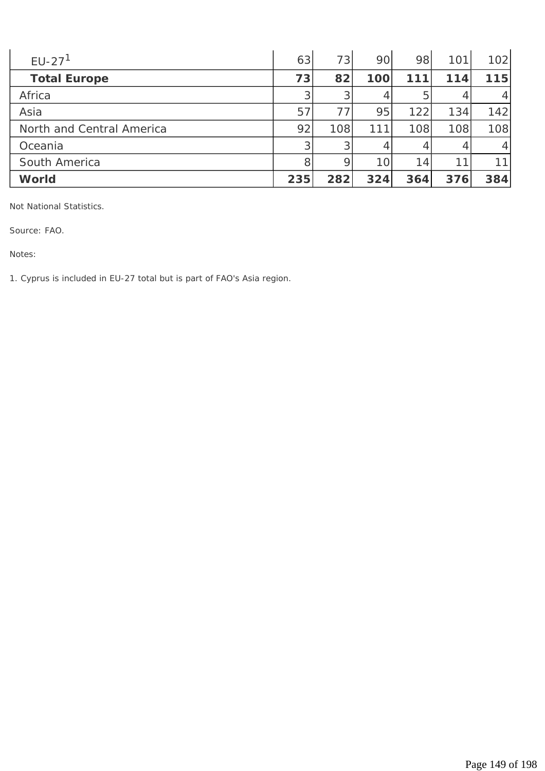| | | | | | | |
|---|---|---|---|---|---|---|
| EU-27[1] | 63 | 73 | 90 | 98 | 101 | 102 |
| **Total Europe** | **73** | **82** | **100** | **111** | **114** | **115** |
| Africa | 3 | 3 | 4 | 5 | 4 | 4 |
| Asia | 57 | 77 | 95 | 122 | 134 | 142 |
| North and Central America | 92 | 108 | 111 | 108 | 108 | 108 |
| Oceania | 3 | 3 | 4 | 4 | 4 | 4 |
| South America | 8 | 9 | 10 | 14 | 11 | 11 |
| **World** | **235** | **282** | **324** | **364** | **376** | **384** |

Not National Statistics.

Source: FAO.

Notes:

1. Cyprus is included in EU-27 total but is part of FAO's Asia region.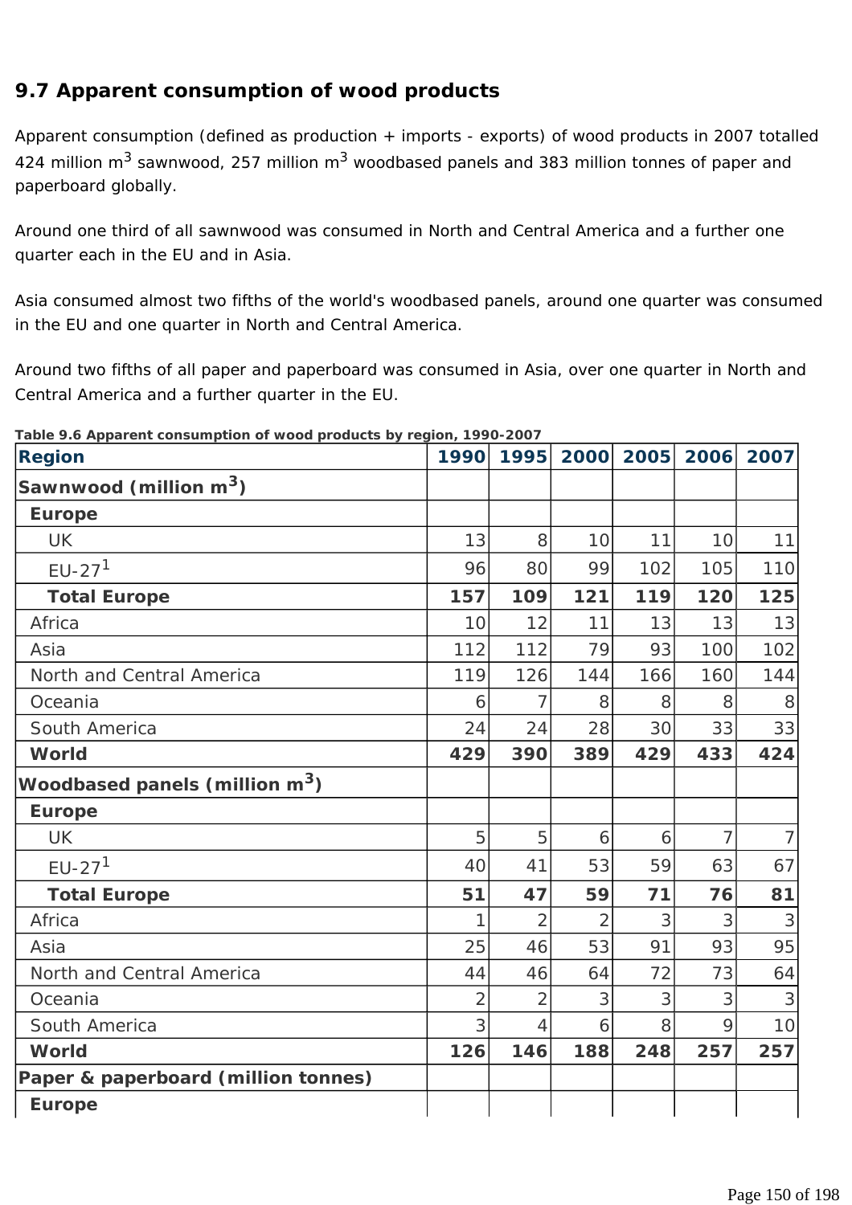## 9.7 Apparent consumption of wood products

Apparent consumption (defined as production + imports - exports) of wood products in 2007 totalled 424 million $m^3$ sawnwood, 257 million $m^3$ woodbased panels and 383 million tonnes of paper and paperboard globally.

Around one third of all sawnwood was consumed in North and Central America and a further one quarter each in the EU and in Asia.

Asia consumed almost two fifths of the world's woodbased panels, around one quarter was consumed in the EU and one quarter in North and Central America.

Around two fifths of all paper and paperboard was consumed in Asia, over one quarter in North and Central America and a further quarter in the EU.

**Table 9.6 Apparent consumption of wood products by region, 1990-2007**

| Region | 1990 | 1995 | 2000 | 2005 | 2006 | 2007 |
|---|---|---|---|---|---|---|
| **Sawnwood (million $m^3$)** | | | | | | |
| **Europe** | | | | | | |
| UK | 13 | 8 | 10 | 11 | 10 | 11 |
| EU-27[1] | 96 | 80 | 99 | 102 | 105 | 110 |
| **Total Europe** | **157** | **109** | **121** | **119** | **120** | **125** |
| Africa | 10 | 12 | 11 | 13 | 13 | 13 |
| Asia | 112 | 112 | 79 | 93 | 100 | 102 |
| North and Central America | 119 | 126 | 144 | 166 | 160 | 144 |
| Oceania | 6 | 7 | 8 | 8 | 8 | 8 |
| South America | 24 | 24 | 28 | 30 | 33 | 33 |
| **World** | **429** | **390** | **389** | **429** | **433** | **424** |
| **Woodbased panels (million $m^3$)** | | | | | | |
| **Europe** | | | | | | |
| UK | 5 | 5 | 6 | 6 | 7 | 7 |
| EU-27[1] | 40 | 41 | 53 | 59 | 63 | 67 |
| **Total Europe** | **51** | **47** | **59** | **71** | **76** | **81** |
| Africa | 1 | 2 | 2 | 3 | 3 | 3 |
| Asia | 25 | 46 | 53 | 91 | 93 | 95 |
| North and Central America | 44 | 46 | 64 | 72 | 73 | 64 |
| Oceania | 2 | 2 | 3 | 3 | 3 | 3 |
| South America | 3 | 4 | 6 | 8 | 9 | 10 |
| **World** | **126** | **146** | **188** | **248** | **257** | **257** |
| **Paper & paperboard (million tonnes)** | | | | | | |
| **Europe** | | | | | | |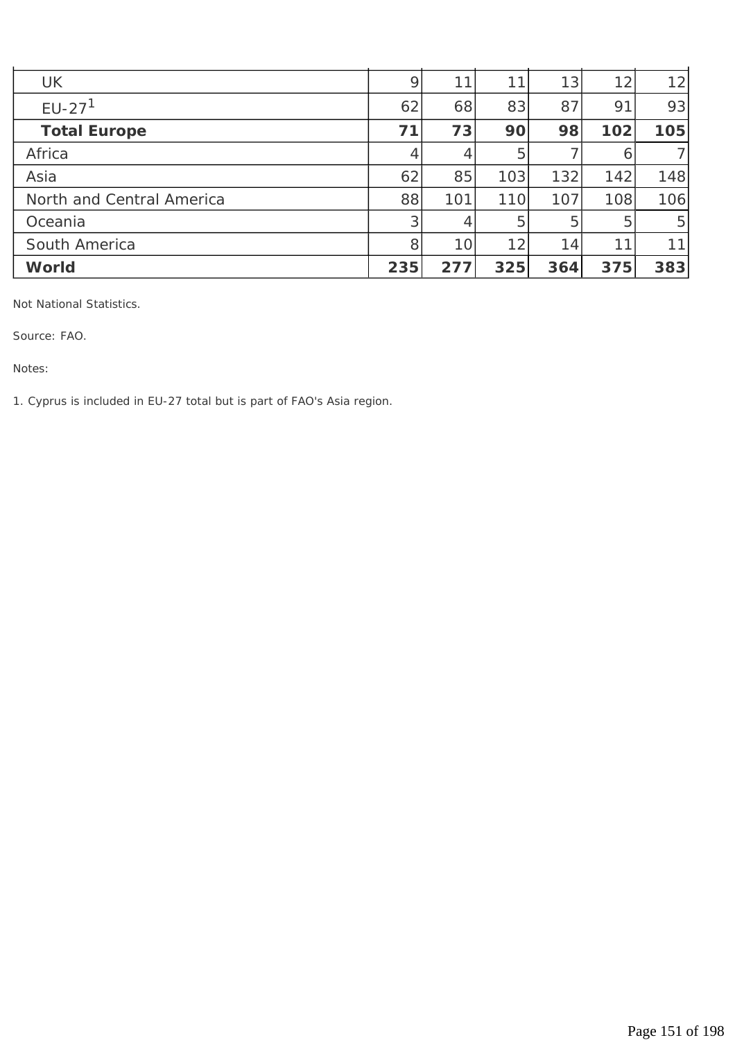| | | | | | | |
|---|---|---|---|---|---|---|
| UK | 9 | 11 | 11 | 13 | 12 | 12 |
| EU-27[1] | 62 | 68 | 83 | 87 | 91 | 93 |
| **Total Europe** | **71** | **73** | **90** | **98** | **102** | **105** |
| Africa | 4 | 4 | 5 | 7 | 6 | 7 |
| Asia | 62 | 85 | 103 | 132 | 142 | 148 |
| North and Central America | 88 | 101 | 110 | 107 | 108 | 106 |
| Oceania | 3 | 4 | 5 | 5 | 5 | 5 |
| South America | 8 | 10 | 12 | 14 | 11 | 11 |
| **World** | **235** | **277** | **325** | **364** | **375** | **383** |

Not National Statistics.

Source: FAO.

Notes:

1. Cyprus is included in EU-27 total but is part of FAO's Asia region.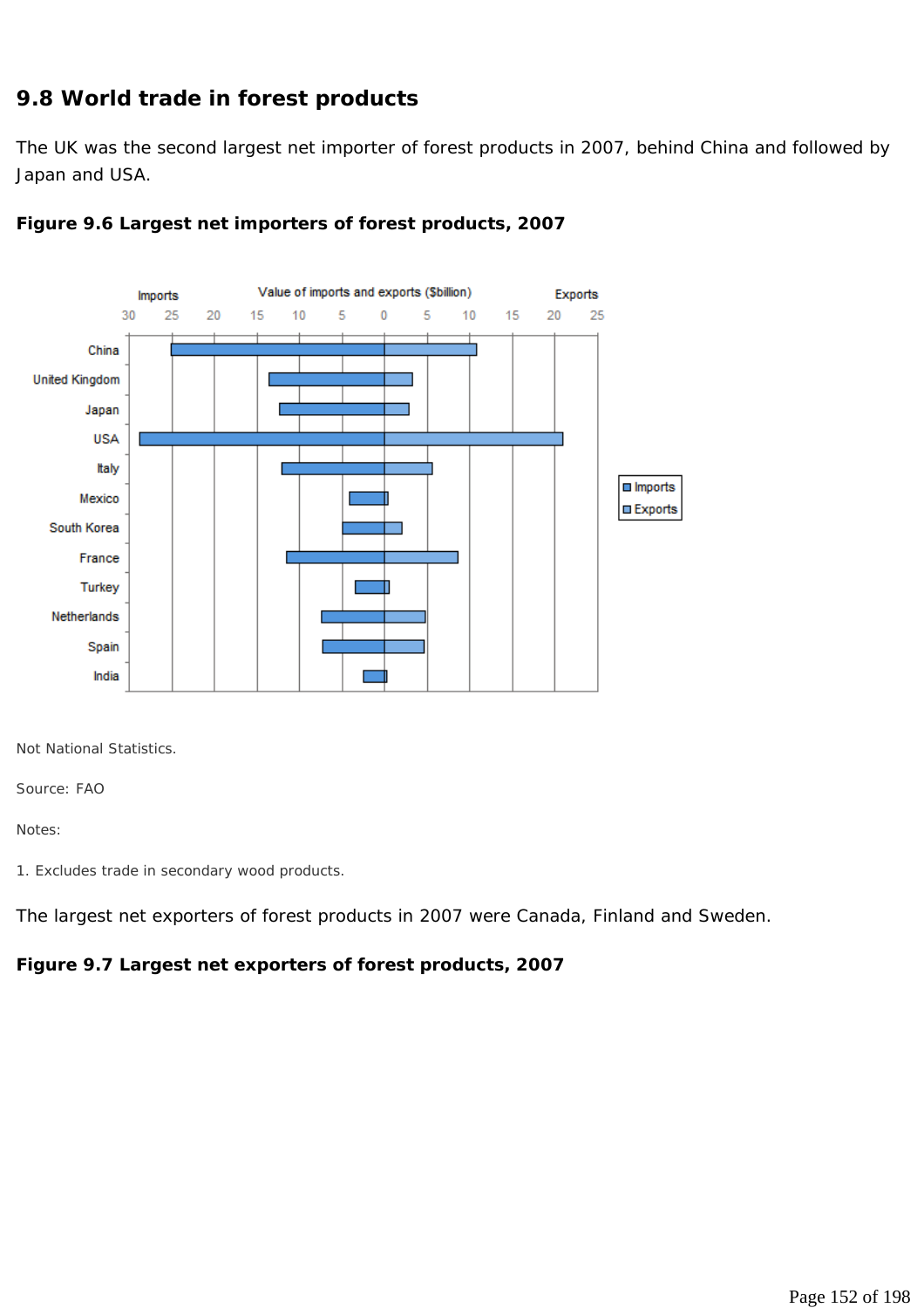## 9.8 World trade in forest products

The UK was the second largest net importer of forest products in 2007, behind China and followed by Japan and USA.

**Figure 9.6 Largest net importers of forest products, 2007**

Not National Statistics.

Source: FAO

Notes:

1. Excludes trade in secondary wood products.

The largest net exporters of forest products in 2007 were Canada, Finland and Sweden.

**Figure 9.7 Largest net exporters of forest products, 2007**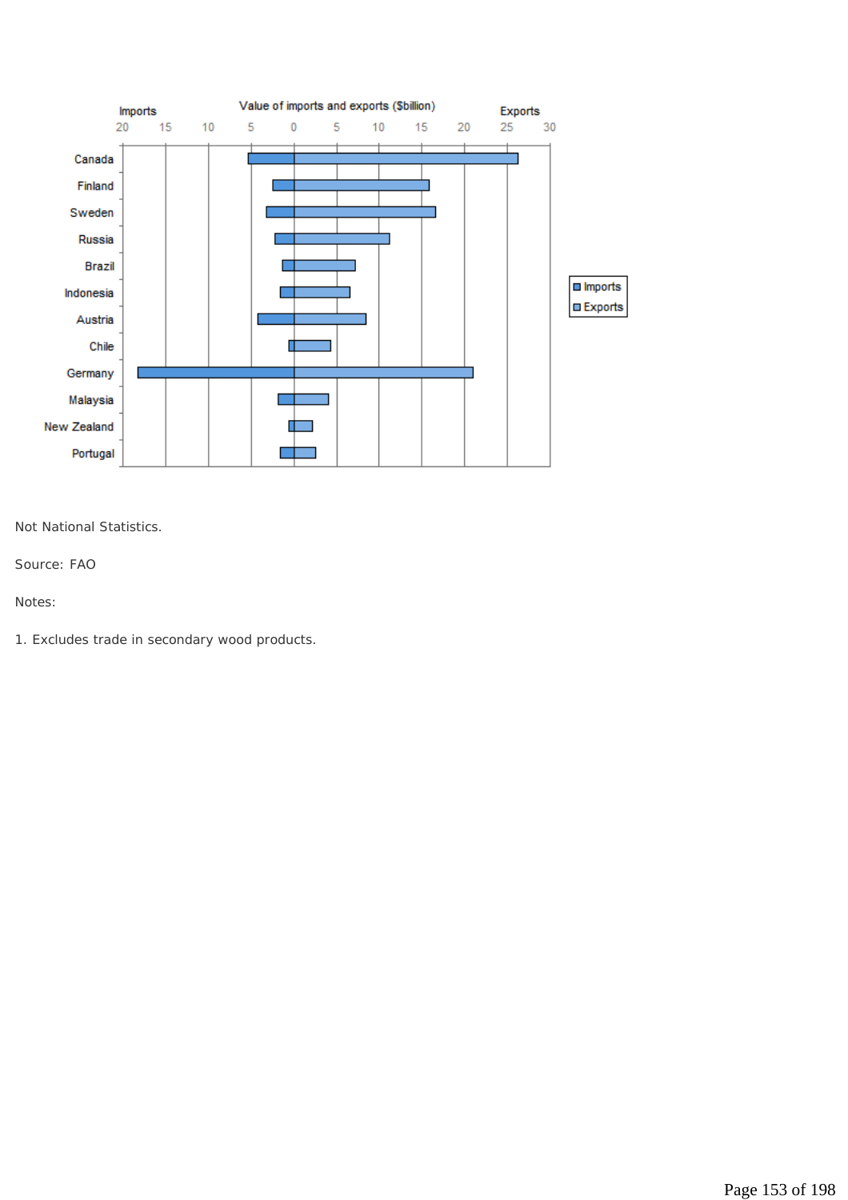Not National Statistics.

Source: FAO

Notes:

1. Excludes trade in secondary wood products.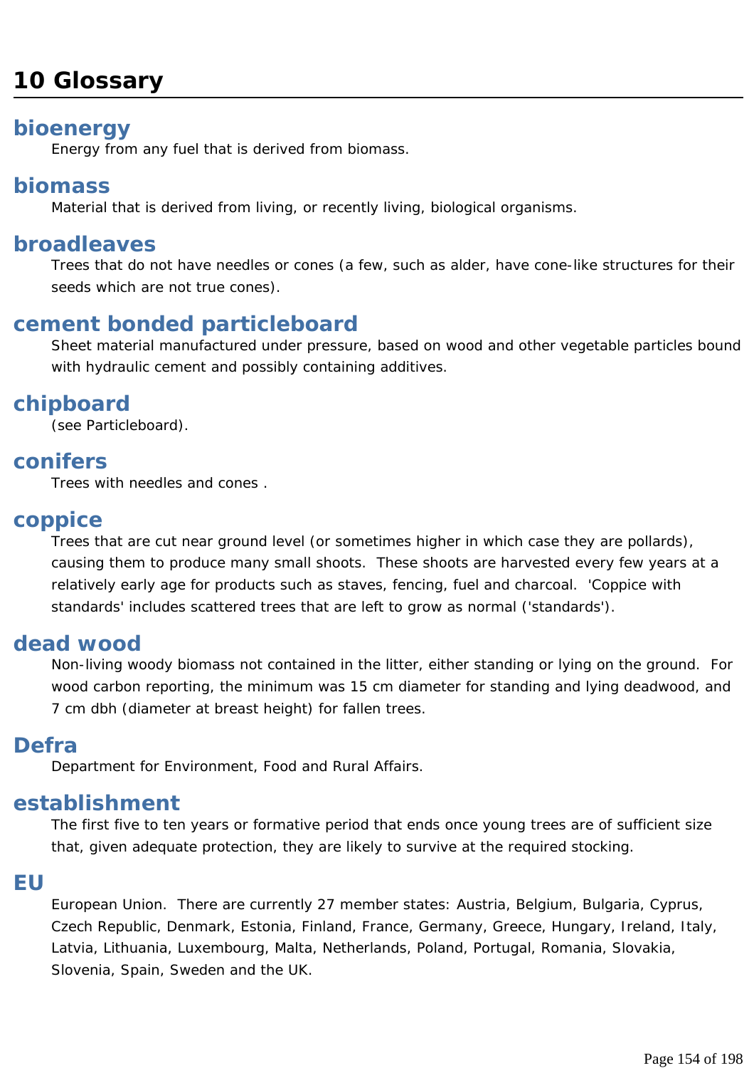# 10 Glossary

### bioenergy

Energy from any fuel that is derived from biomass.

### biomass

Material that is derived from living, or recently living, biological organisms.

### broadleaves

Trees that do not have needles or cones (a few, such as alder, have cone-like structures for their seeds which are not true cones).

### cement bonded particleboard

Sheet material manufactured under pressure, based on wood and other vegetable particles bound with hydraulic cement and possibly containing additives.

### chipboard

(see Particleboard).

### conifers

Trees with needles and cones .

### coppice

Trees that are cut near ground level (or sometimes higher in which case they are pollards), causing them to produce many small shoots. These shoots are harvested every few years at a relatively early age for products such as staves, fencing, fuel and charcoal. 'Coppice with standards' includes scattered trees that are left to grow as normal ('standards').

### dead wood

Non-living woody biomass not contained in the litter, either standing or lying on the ground. For wood carbon reporting, the minimum was 15 cm diameter for standing and lying deadwood, and 7 cm dbh (diameter at breast height) for fallen trees.

### Defra

Department for Environment, Food and Rural Affairs.

### establishment

The first five to ten years or formative period that ends once young trees are of sufficient size that, given adequate protection, they are likely to survive at the required stocking.

### EU

European Union. There are currently 27 member states: Austria, Belgium, Bulgaria, Cyprus, Czech Republic, Denmark, Estonia, Finland, France, Germany, Greece, Hungary, Ireland, Italy, Latvia, Lithuania, Luxembourg, Malta, Netherlands, Poland, Portugal, Romania, Slovakia, Slovenia, Spain, Sweden and the UK.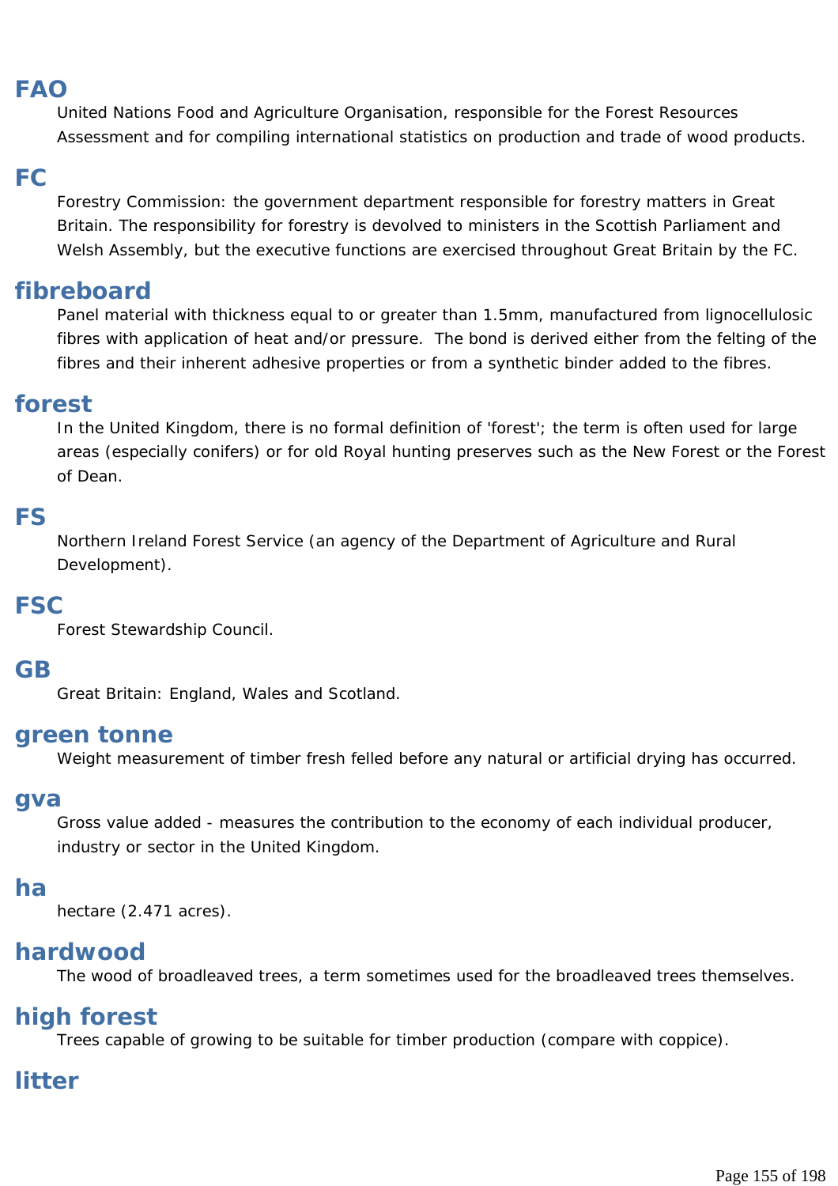## FAO

United Nations Food and Agriculture Organisation, responsible for the Forest Resources Assessment and for compiling international statistics on production and trade of wood products.

## FC

Forestry Commission: the government department responsible for forestry matters in Great Britain. The responsibility for forestry is devolved to ministers in the Scottish Parliament and Welsh Assembly, but the executive functions are exercised throughout Great Britain by the FC.

## fibreboard

Panel material with thickness equal to or greater than 1.5mm, manufactured from lignocellulosic fibres with application of heat and/or pressure. The bond is derived either from the felting of the fibres and their inherent adhesive properties or from a synthetic binder added to the fibres.

## forest

In the United Kingdom, there is no formal definition of 'forest'; the term is often used for large areas (especially conifers) or for old Royal hunting preserves such as the New Forest or the Forest of Dean.

## FS

Northern Ireland Forest Service (an agency of the Department of Agriculture and Rural Development).

## FSC

Forest Stewardship Council.

## GB

Great Britain: England, Wales and Scotland.

## green tonne

Weight measurement of timber fresh felled before any natural or artificial drying has occurred.

## gva

Gross value added - measures the contribution to the economy of each individual producer, industry or sector in the United Kingdom.

## ha

hectare (2.471 acres).

## hardwood

The wood of broadleaved trees, a term sometimes used for the broadleaved trees themselves.

## high forest

Trees capable of growing to be suitable for timber production (compare with coppice).

## litter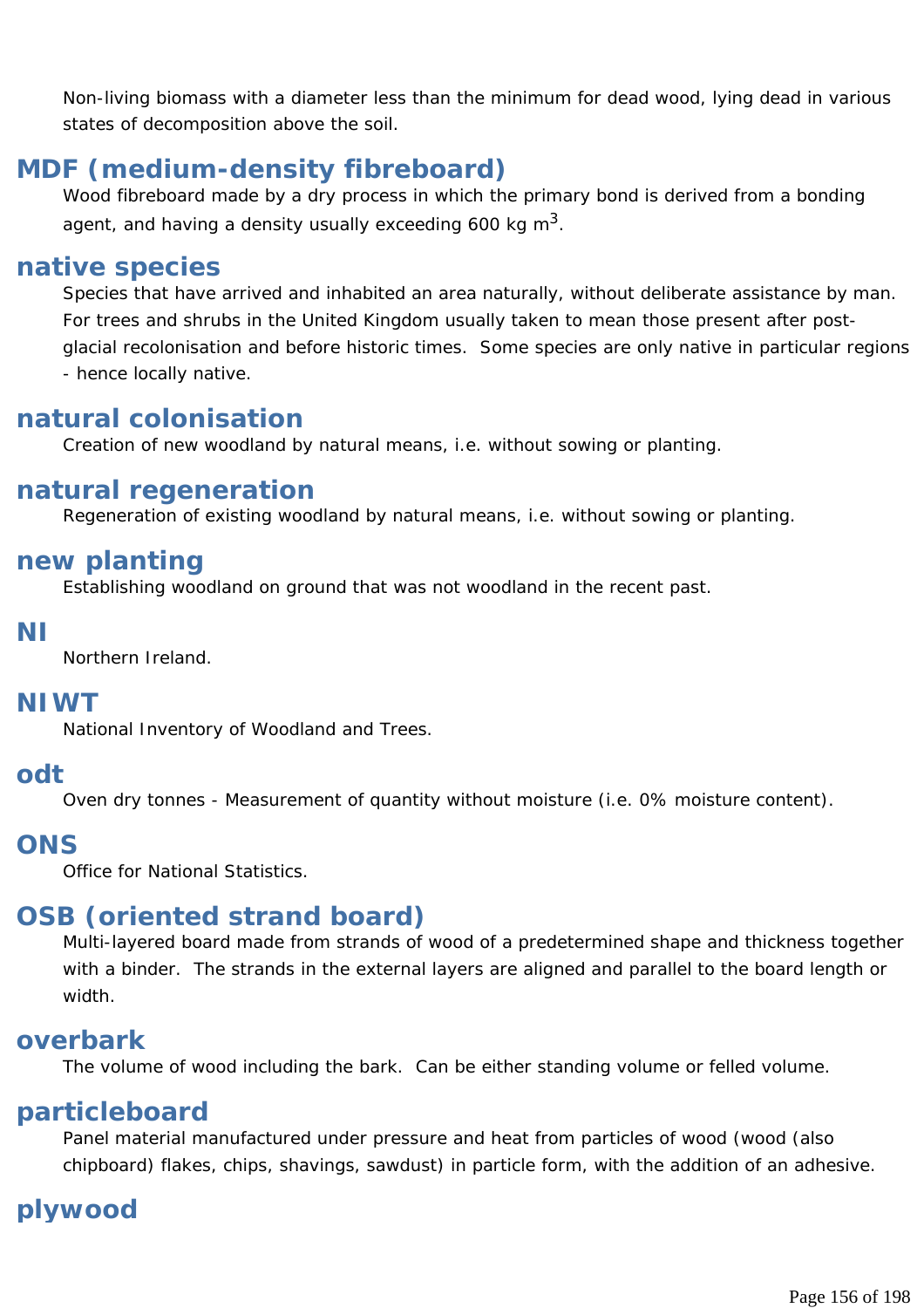Non-living biomass with a diameter less than the minimum for dead wood, lying dead in various states of decomposition above the soil.

## MDF (medium-density fibreboard)

Wood fibreboard made by a dry process in which the primary bond is derived from a bonding agent, and having a density usually exceeding 600 kg $m^3$.

## native species

Species that have arrived and inhabited an area naturally, without deliberate assistance by man. For trees and shrubs in the United Kingdom usually taken to mean those present after post-glacial recolonisation and before historic times. Some species are only native in particular regions - hence locally native.

## natural colonisation

Creation of new woodland by natural means, i.e. without sowing or planting.

## natural regeneration

Regeneration of existing woodland by natural means, i.e. without sowing or planting.

## new planting

Establishing woodland on ground that was not woodland in the recent past.

## NI

Northern Ireland.

## NIWT

National Inventory of Woodland and Trees.

## odt

Oven dry tonnes - Measurement of quantity without moisture (i.e. 0% moisture content).

## ONS

Office for National Statistics.

## OSB (oriented strand board)

Multi-layered board made from strands of wood of a predetermined shape and thickness together with a binder. The strands in the external layers are aligned and parallel to the board length or width.

## overbark

The volume of wood including the bark. Can be either standing volume or felled volume.

## particleboard

Panel material manufactured under pressure and heat from particles of wood (wood (also chipboard) flakes, chips, shavings, sawdust) in particle form, with the addition of an adhesive.

## plywood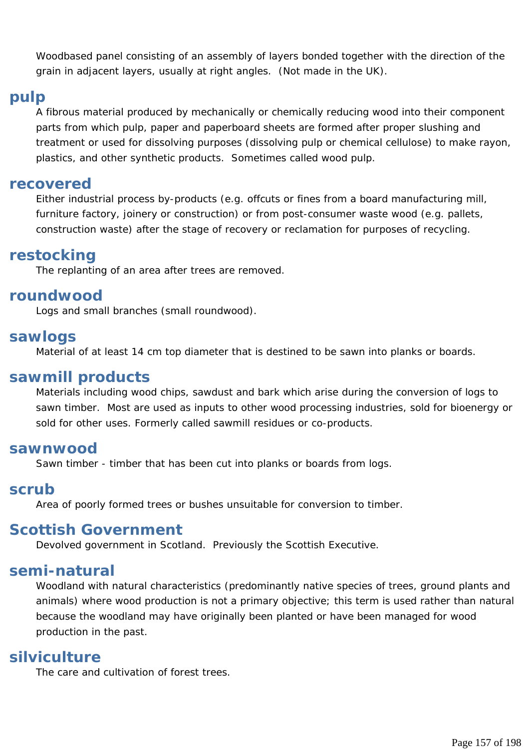Woodbased panel consisting of an assembly of layers bonded together with the direction of the grain in adjacent layers, usually at right angles. (Not made in the UK).

## pulp

A fibrous material produced by mechanically or chemically reducing wood into their component parts from which pulp, paper and paperboard sheets are formed after proper slushing and treatment or used for dissolving purposes (dissolving pulp or chemical cellulose) to make rayon, plastics, and other synthetic products. Sometimes called wood pulp.

## recovered

Either industrial process by-products (e.g. offcuts or fines from a board manufacturing mill, furniture factory, joinery or construction) or from post-consumer waste wood (e.g. pallets, construction waste) after the stage of recovery or reclamation for purposes of recycling.

## restocking

The replanting of an area after trees are removed.

## roundwood

Logs and small branches (small roundwood).

## sawlogs

Material of at least 14 cm top diameter that is destined to be sawn into planks or boards.

## sawmill products

Materials including wood chips, sawdust and bark which arise during the conversion of logs to sawn timber. Most are used as inputs to other wood processing industries, sold for bioenergy or sold for other uses. Formerly called sawmill residues or co-products.

## sawnwood

Sawn timber - timber that has been cut into planks or boards from logs.

## scrub

Area of poorly formed trees or bushes unsuitable for conversion to timber.

## Scottish Government

Devolved government in Scotland. Previously the Scottish Executive.

## semi-natural

Woodland with natural characteristics (predominantly native species of trees, ground plants and animals) where wood production is not a primary objective; this term is used rather than natural because the woodland may have originally been planted or have been managed for wood production in the past.

## silviculture

The care and cultivation of forest trees.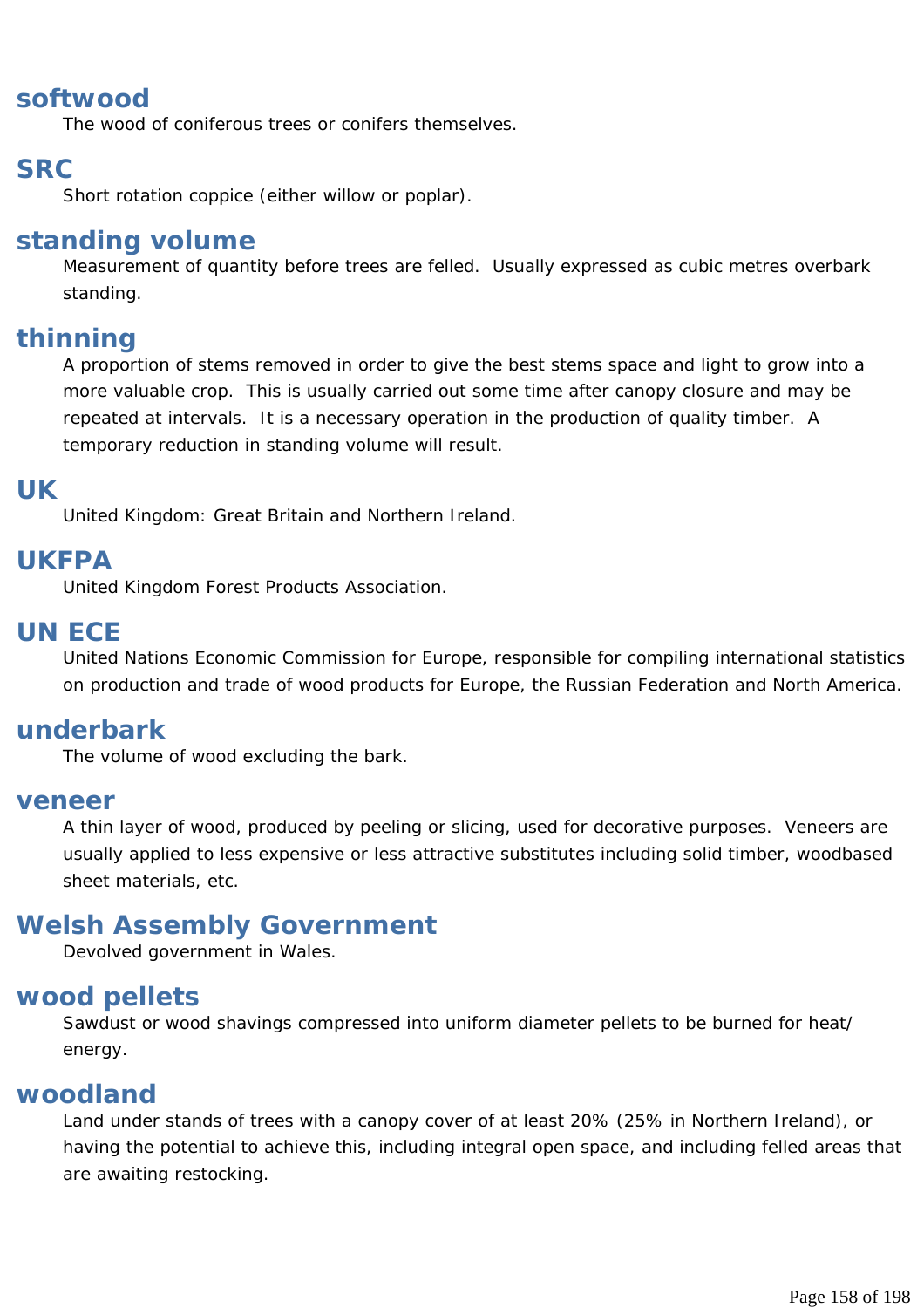## softwood

The wood of coniferous trees or conifers themselves.

## SRC

Short rotation coppice (either willow or poplar).

## standing volume

Measurement of quantity before trees are felled.  Usually expressed as cubic metres overbark standing.

## thinning

A proportion of stems removed in order to give the best stems space and light to grow into a more valuable crop.  This is usually carried out some time after canopy closure and may be repeated at intervals.  It is a necessary operation in the production of quality timber.  A temporary reduction in standing volume will result.

## UK

United Kingdom: Great Britain and Northern Ireland.

## UKFPA

United Kingdom Forest Products Association.

## UN ECE

United Nations Economic Commission for Europe, responsible for compiling international statistics on production and trade of wood products for Europe, the Russian Federation and North America.

## underbark

The volume of wood excluding the bark.

## veneer

A thin layer of wood, produced by peeling or slicing, used for decorative purposes.  Veneers are usually applied to less expensive or less attractive substitutes including solid timber, woodbased sheet materials, etc.

## Welsh Assembly Government

Devolved government in Wales.

## wood pellets

Sawdust or wood shavings compressed into uniform diameter pellets to be burned for heat/energy.

## woodland

Land under stands of trees with a canopy cover of at least 20% (25% in Northern Ireland), or having the potential to achieve this, including integral open space, and including felled areas that are awaiting restocking.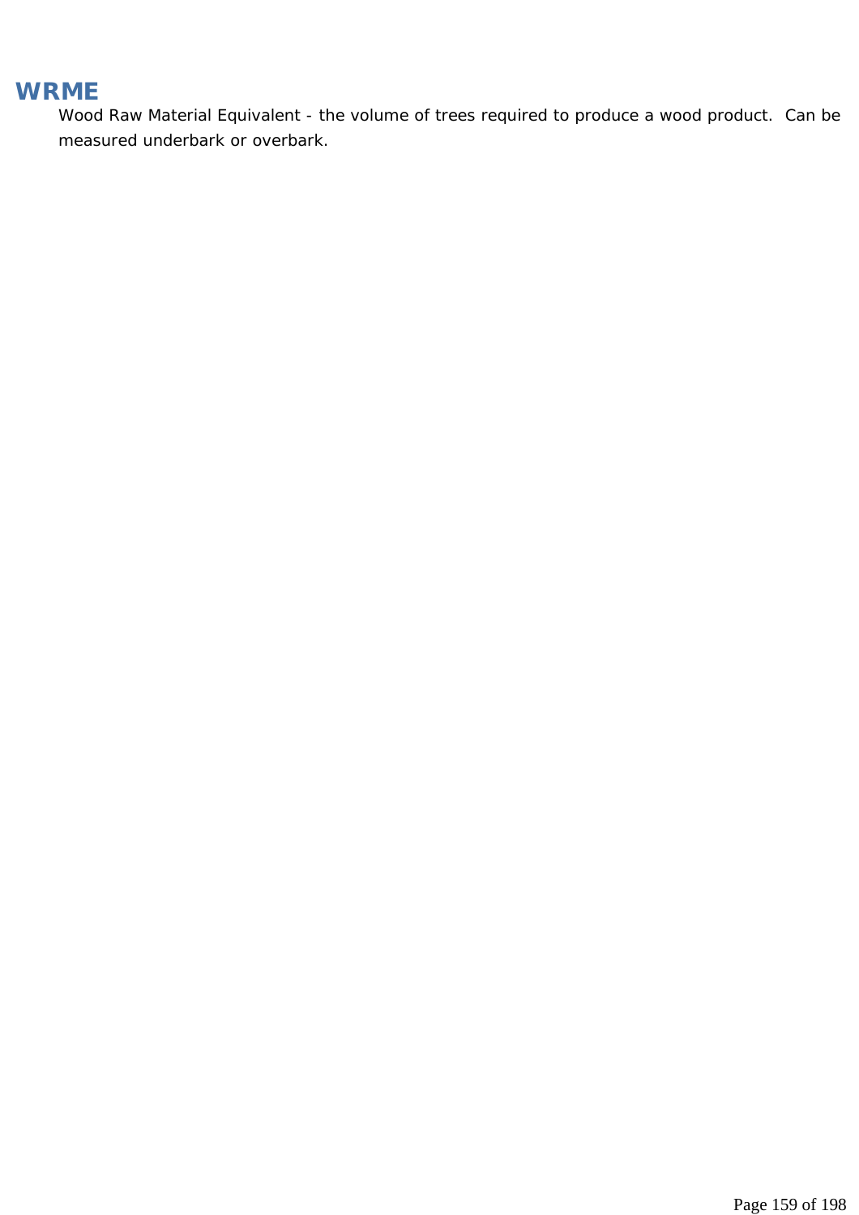## WRME

Wood Raw Material Equivalent - the volume of trees required to produce a wood product. Can be measured underbark or overbark.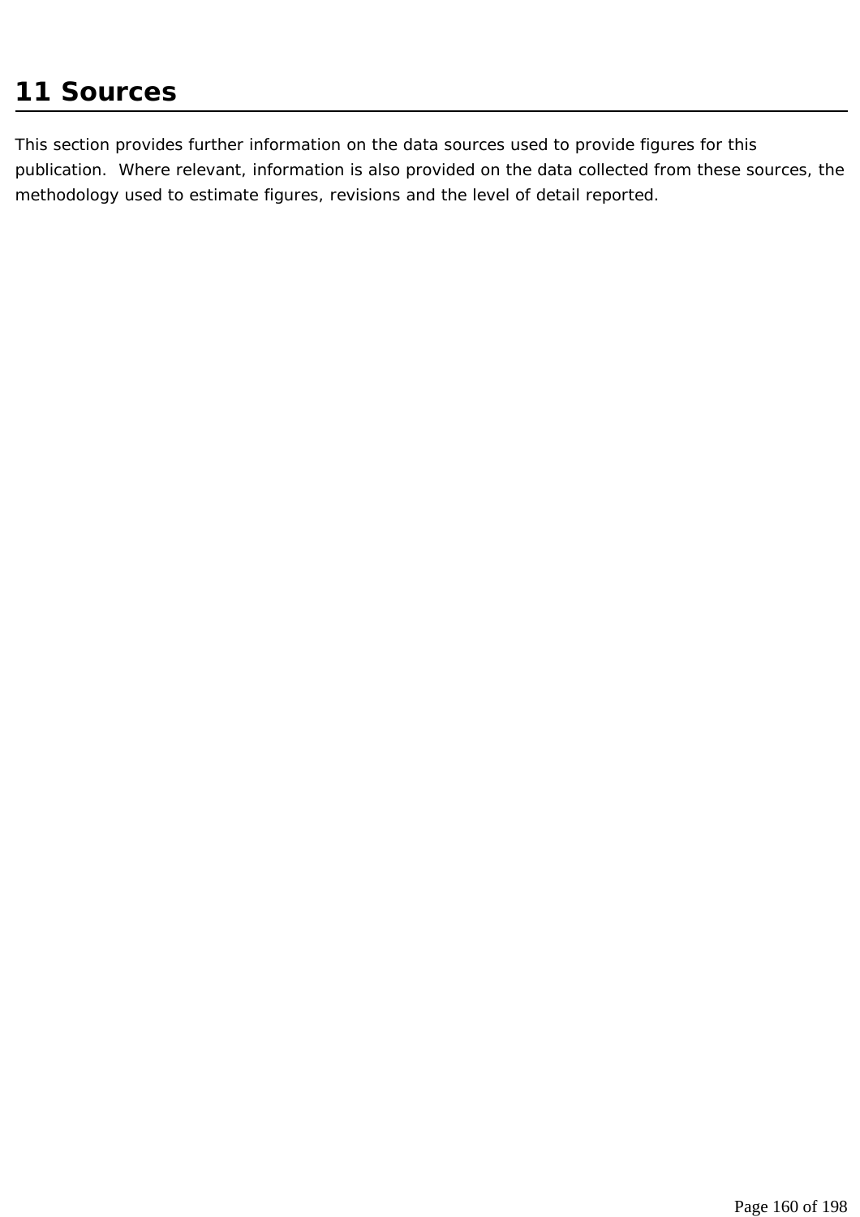# 11 Sources

This section provides further information on the data sources used to provide figures for this publication. Where relevant, information is also provided on the data collected from these sources, the methodology used to estimate figures, revisions and the level of detail reported.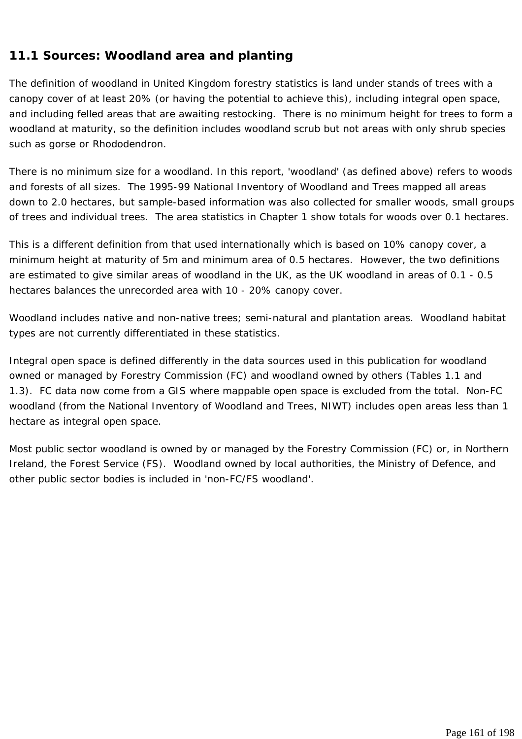## 11.1 Sources: Woodland area and planting

The definition of woodland in United Kingdom forestry statistics is land under stands of trees with a canopy cover of at least 20% (or having the potential to achieve this), including integral open space, and including felled areas that are awaiting restocking. There is no minimum height for trees to form a woodland at maturity, so the definition includes woodland scrub but not areas with only shrub species such as gorse or Rhododendron.

There is no minimum size for a woodland. In this report, 'woodland' (as defined above) refers to woods and forests of all sizes. The 1995-99 National Inventory of Woodland and Trees mapped all areas down to 2.0 hectares, but sample-based information was also collected for smaller woods, small groups of trees and individual trees. The area statistics in Chapter 1 show totals for woods over 0.1 hectares.

This is a different definition from that used internationally which is based on 10% canopy cover, a minimum height at maturity of 5m and minimum area of 0.5 hectares. However, the two definitions are estimated to give similar areas of woodland in the UK, as the UK woodland in areas of 0.1 - 0.5 hectares balances the unrecorded area with 10 - 20% canopy cover.

Woodland includes native and non-native trees; semi-natural and plantation areas. Woodland habitat types are not currently differentiated in these statistics.

Integral open space is defined differently in the data sources used in this publication for woodland owned or managed by Forestry Commission (FC) and woodland owned by others (Tables 1.1 and 1.3). FC data now come from a GIS where mappable open space is excluded from the total. Non-FC woodland (from the National Inventory of Woodland and Trees, NIWT) includes open areas less than 1 hectare as integral open space.

Most public sector woodland is owned by or managed by the Forestry Commission (FC) or, in Northern Ireland, the Forest Service (FS). Woodland owned by local authorities, the Ministry of Defence, and other public sector bodies is included in 'non-FC/FS woodland'.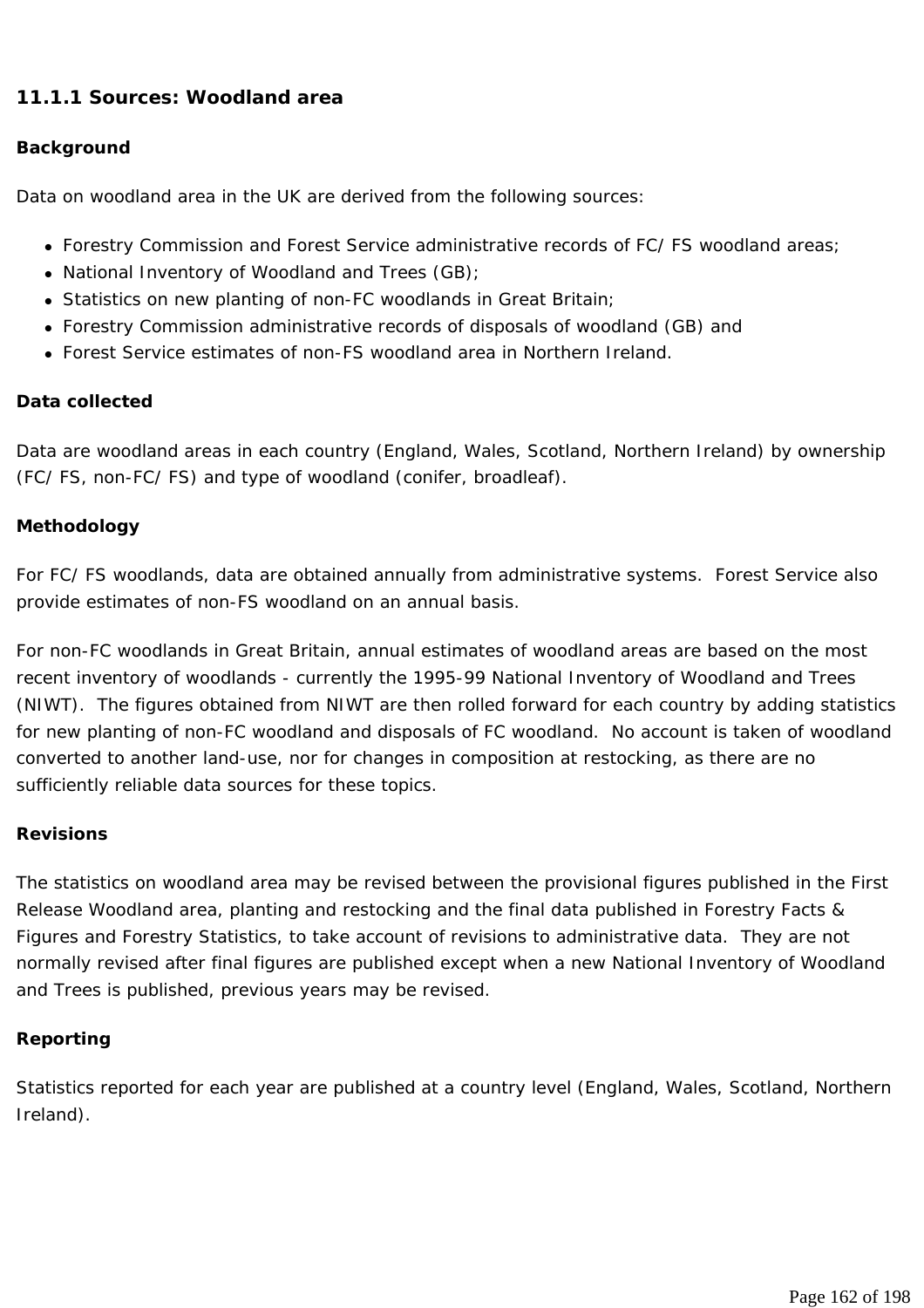### 11.1.1 Sources: Woodland area

**Background**

Data on woodland area in the UK are derived from the following sources:

- Forestry Commission and Forest Service administrative records of FC/ FS woodland areas;
- National Inventory of Woodland and Trees (GB);
- Statistics on new planting of non-FC woodlands in Great Britain;
- Forestry Commission administrative records of disposals of woodland (GB) and
- Forest Service estimates of non-FS woodland area in Northern Ireland.

**Data collected**

Data are woodland areas in each country (England, Wales, Scotland, Northern Ireland) by ownership (FC/ FS, non-FC/ FS) and type of woodland (conifer, broadleaf).

**Methodology**

For FC/ FS woodlands, data are obtained annually from administrative systems. Forest Service also provide estimates of non-FS woodland on an annual basis.

For non-FC woodlands in Great Britain, annual estimates of woodland areas are based on the most recent inventory of woodlands - currently the 1995-99 National Inventory of Woodland and Trees (NIWT). The figures obtained from NIWT are then rolled forward for each country by adding statistics for new planting of non-FC woodland and disposals of FC woodland. No account is taken of woodland converted to another land-use, nor for changes in composition at restocking, as there are no sufficiently reliable data sources for these topics.

**Revisions**

The statistics on woodland area may be revised between the provisional figures published in the First Release Woodland area, planting and restocking and the final data published in Forestry Facts & Figures and Forestry Statistics, to take account of revisions to administrative data. They are not normally revised after final figures are published except when a new National Inventory of Woodland and Trees is published, previous years may be revised.

**Reporting**

Statistics reported for each year are published at a country level (England, Wales, Scotland, Northern Ireland).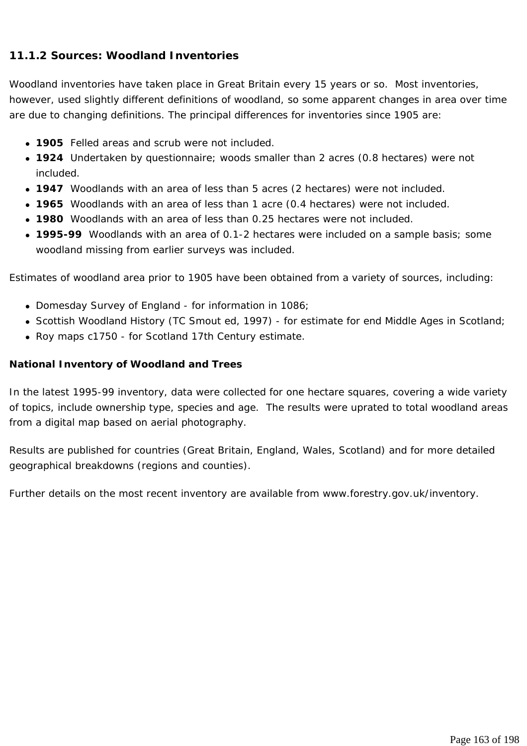### 11.1.2 Sources: Woodland Inventories

Woodland inventories have taken place in Great Britain every 15 years or so. Most inventories, however, used slightly different definitions of woodland, so some apparent changes in area over time are due to changing definitions. The principal differences for inventories since 1905 are:

- **1905** Felled areas and scrub were not included.
- **1924** Undertaken by questionnaire; woods smaller than 2 acres (0.8 hectares) were not included.
- **1947** Woodlands with an area of less than 5 acres (2 hectares) were not included.
- **1965** Woodlands with an area of less than 1 acre (0.4 hectares) were not included.
- **1980** Woodlands with an area of less than 0.25 hectares were not included.
- **1995-99** Woodlands with an area of 0.1-2 hectares were included on a sample basis; some woodland missing from earlier surveys was included.

Estimates of woodland area prior to 1905 have been obtained from a variety of sources, including:

- Domesday Survey of England - for information in 1086;
- Scottish Woodland History (TC Smout ed, 1997) - for estimate for end Middle Ages in Scotland;
- Roy maps c1750 - for Scotland 17th Century estimate.

**National Inventory of Woodland and Trees**

In the latest 1995-99 inventory, data were collected for one hectare squares, covering a wide variety of topics, include ownership type, species and age. The results were uprated to total woodland areas from a digital map based on aerial photography.

Results are published for countries (Great Britain, England, Wales, Scotland) and for more detailed geographical breakdowns (regions and counties).

Further details on the most recent inventory are available from www.forestry.gov.uk/inventory.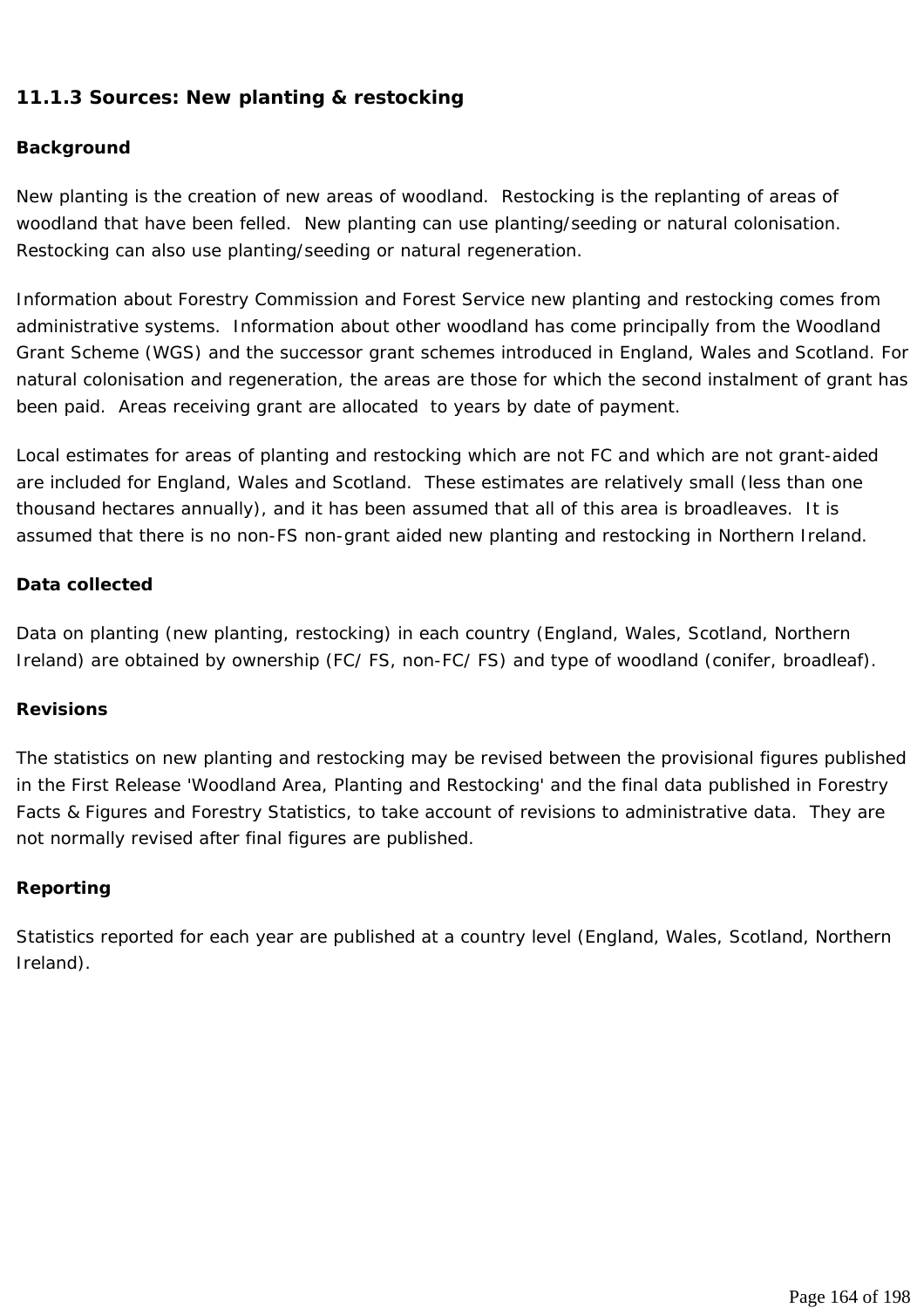### 11.1.3 Sources: New planting & restocking

**Background**

New planting is the creation of new areas of woodland.  Restocking is the replanting of areas of woodland that have been felled.  New planting can use planting/seeding or natural colonisation. Restocking can also use planting/seeding or natural regeneration.

Information about Forestry Commission and Forest Service new planting and restocking comes from administrative systems.  Information about other woodland has come principally from the Woodland Grant Scheme (WGS) and the successor grant schemes introduced in England, Wales and Scotland. For natural colonisation and regeneration, the areas are those for which the second instalment of grant has been paid.  Areas receiving grant are allocated  to years by date of payment.

Local estimates for areas of planting and restocking which are not FC and which are not grant-aided are included for England, Wales and Scotland.  These estimates are relatively small (less than one thousand hectares annually), and it has been assumed that all of this area is broadleaves.  It is assumed that there is no non-FS non-grant aided new planting and restocking in Northern Ireland.

**Data collected**

Data on planting (new planting, restocking) in each country (England, Wales, Scotland, Northern Ireland) are obtained by ownership (FC/ FS, non-FC/ FS) and type of woodland (conifer, broadleaf).

**Revisions**

The statistics on new planting and restocking may be revised between the provisional figures published in the First Release 'Woodland Area, Planting and Restocking' and the final data published in Forestry Facts & Figures and Forestry Statistics, to take account of revisions to administrative data.  They are not normally revised after final figures are published.

**Reporting**

Statistics reported for each year are published at a country level (England, Wales, Scotland, Northern Ireland).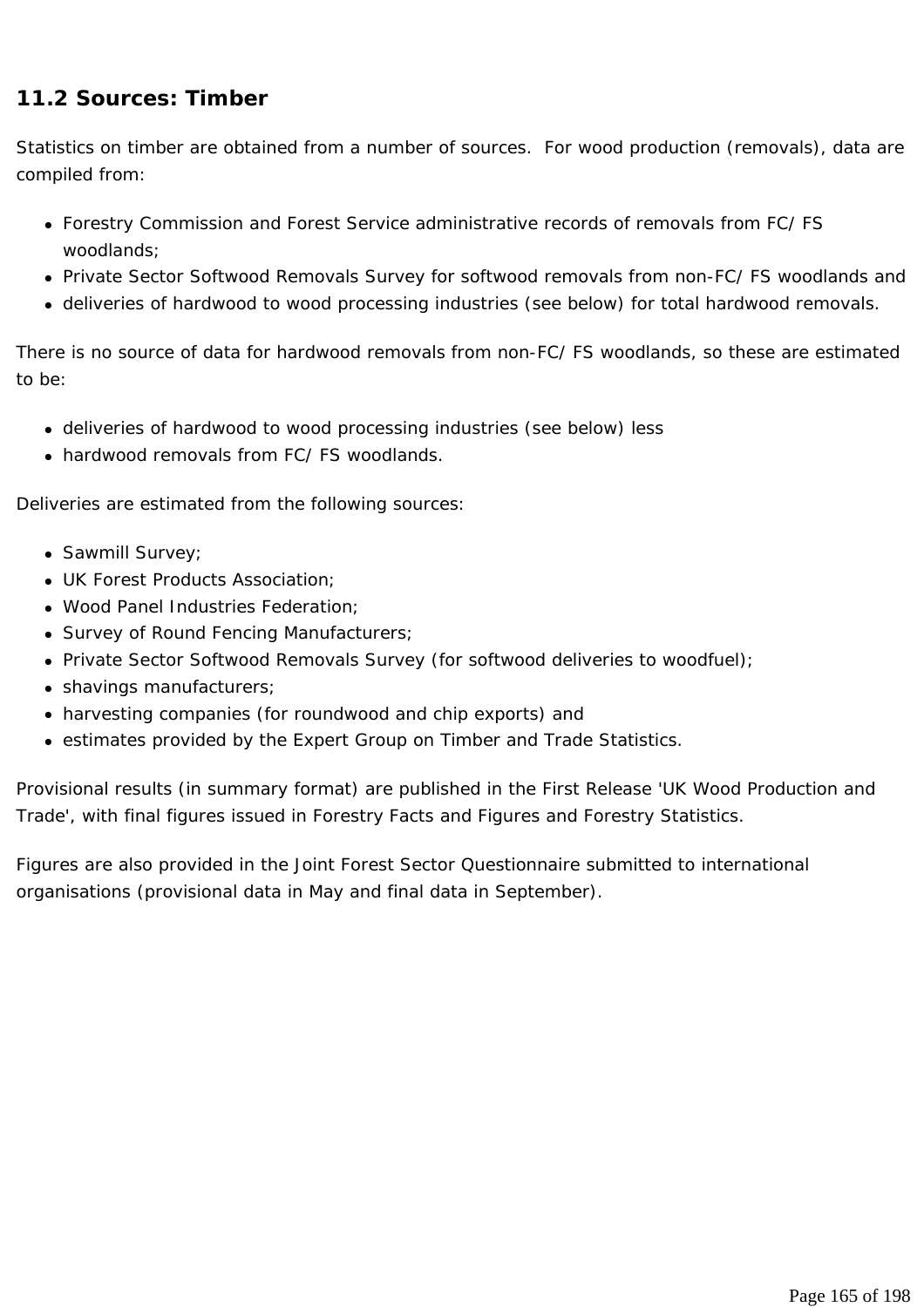## 11.2 Sources: Timber

Statistics on timber are obtained from a number of sources. For wood production (removals), data are compiled from:

- Forestry Commission and Forest Service administrative records of removals from FC/ FS woodlands;
- Private Sector Softwood Removals Survey for softwood removals from non-FC/ FS woodlands and
- deliveries of hardwood to wood processing industries (see below) for total hardwood removals.

There is no source of data for hardwood removals from non-FC/ FS woodlands, so these are estimated to be:

- deliveries of hardwood to wood processing industries (see below) less
- hardwood removals from FC/ FS woodlands.

Deliveries are estimated from the following sources:

- Sawmill Survey;
- UK Forest Products Association;
- Wood Panel Industries Federation;
- Survey of Round Fencing Manufacturers;
- Private Sector Softwood Removals Survey (for softwood deliveries to woodfuel);
- shavings manufacturers;
- harvesting companies (for roundwood and chip exports) and
- estimates provided by the Expert Group on Timber and Trade Statistics.

Provisional results (in summary format) are published in the First Release 'UK Wood Production and Trade', with final figures issued in Forestry Facts and Figures and Forestry Statistics.

Figures are also provided in the Joint Forest Sector Questionnaire submitted to international organisations (provisional data in May and final data in September).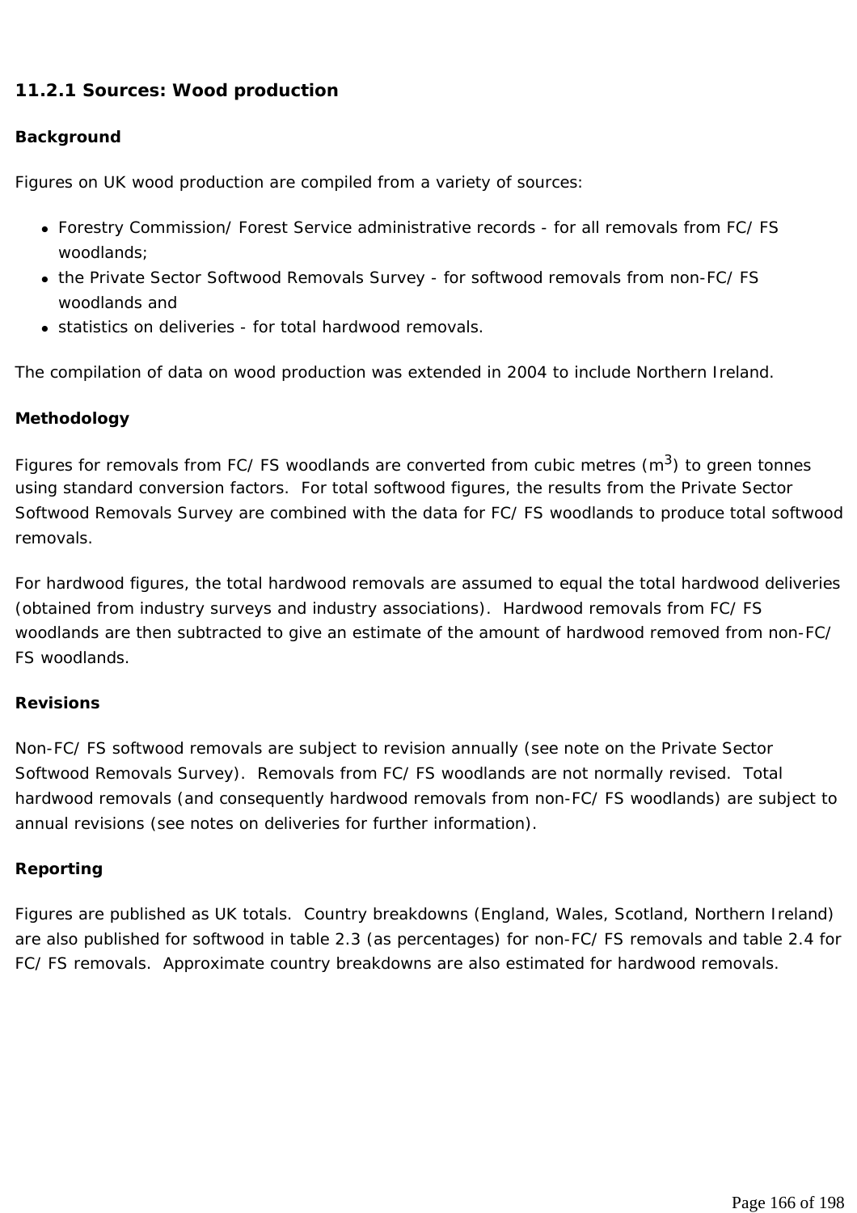### 11.2.1 Sources: Wood production

**Background**

Figures on UK wood production are compiled from a variety of sources:

- Forestry Commission/ Forest Service administrative records - for all removals from FC/ FS woodlands;
- the Private Sector Softwood Removals Survey - for softwood removals from non-FC/ FS woodlands and
- statistics on deliveries - for total hardwood removals.

The compilation of data on wood production was extended in 2004 to include Northern Ireland.

**Methodology**

Figures for removals from FC/ FS woodlands are converted from cubic metres ($m^3$) to green tonnes using standard conversion factors. For total softwood figures, the results from the Private Sector Softwood Removals Survey are combined with the data for FC/ FS woodlands to produce total softwood removals.

For hardwood figures, the total hardwood removals are assumed to equal the total hardwood deliveries (obtained from industry surveys and industry associations). Hardwood removals from FC/ FS woodlands are then subtracted to give an estimate of the amount of hardwood removed from non-FC/ FS woodlands.

**Revisions**

Non-FC/ FS softwood removals are subject to revision annually (see note on the Private Sector Softwood Removals Survey). Removals from FC/ FS woodlands are not normally revised. Total hardwood removals (and consequently hardwood removals from non-FC/ FS woodlands) are subject to annual revisions (see notes on deliveries for further information).

**Reporting**

Figures are published as UK totals. Country breakdowns (England, Wales, Scotland, Northern Ireland) are also published for softwood in table 2.3 (as percentages) for non-FC/ FS removals and table 2.4 for FC/ FS removals. Approximate country breakdowns are also estimated for hardwood removals.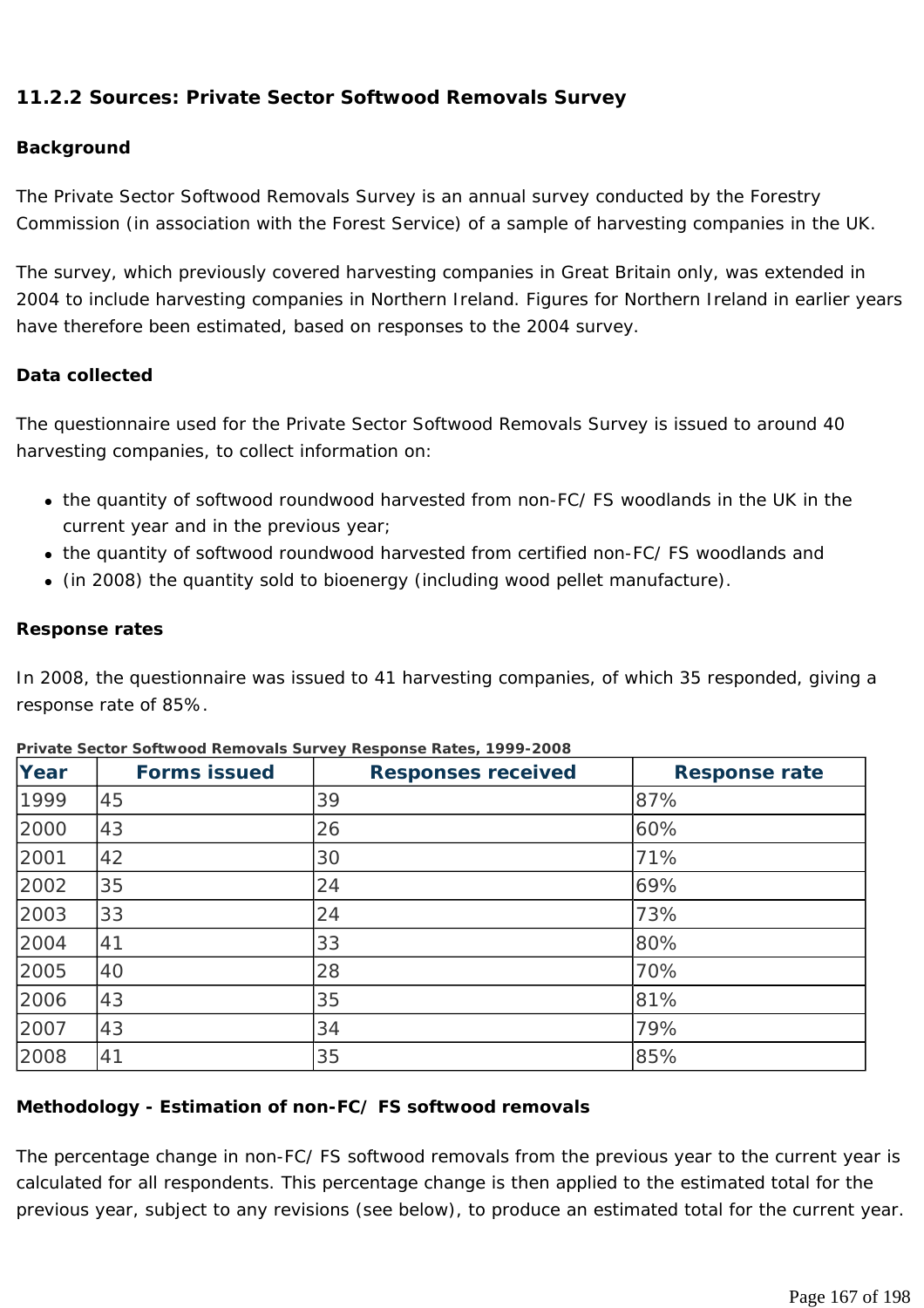### 11.2.2 Sources: Private Sector Softwood Removals Survey

**Background**

The Private Sector Softwood Removals Survey is an annual survey conducted by the Forestry Commission (in association with the Forest Service) of a sample of harvesting companies in the UK.

The survey, which previously covered harvesting companies in Great Britain only, was extended in 2004 to include harvesting companies in Northern Ireland. Figures for Northern Ireland in earlier years have therefore been estimated, based on responses to the 2004 survey.

**Data collected**

The questionnaire used for the Private Sector Softwood Removals Survey is issued to around 40 harvesting companies, to collect information on:

- the quantity of softwood roundwood harvested from non-FC/ FS woodlands in the UK in the current year and in the previous year;
- the quantity of softwood roundwood harvested from certified non-FC/ FS woodlands and
- (in 2008) the quantity sold to bioenergy (including wood pellet manufacture).

**Response rates**

In 2008, the questionnaire was issued to 41 harvesting companies, of which 35 responded, giving a response rate of 85%.

**Private Sector Softwood Removals Survey Response Rates, 1999-2008**

| Year | Forms issued | Responses received | Response rate |
|---|---|---|---|
| 1999 | 45 | 39 | 87% |
| 2000 | 43 | 26 | 60% |
| 2001 | 42 | 30 | 71% |
| 2002 | 35 | 24 | 69% |
| 2003 | 33 | 24 | 73% |
| 2004 | 41 | 33 | 80% |
| 2005 | 40 | 28 | 70% |
| 2006 | 43 | 35 | 81% |
| 2007 | 43 | 34 | 79% |
| 2008 | 41 | 35 | 85% |

**Methodology - Estimation of non-FC/ FS softwood removals**

The percentage change in non-FC/ FS softwood removals from the previous year to the current year is calculated for all respondents. This percentage change is then applied to the estimated total for the previous year, subject to any revisions (see below), to produce an estimated total for the current year.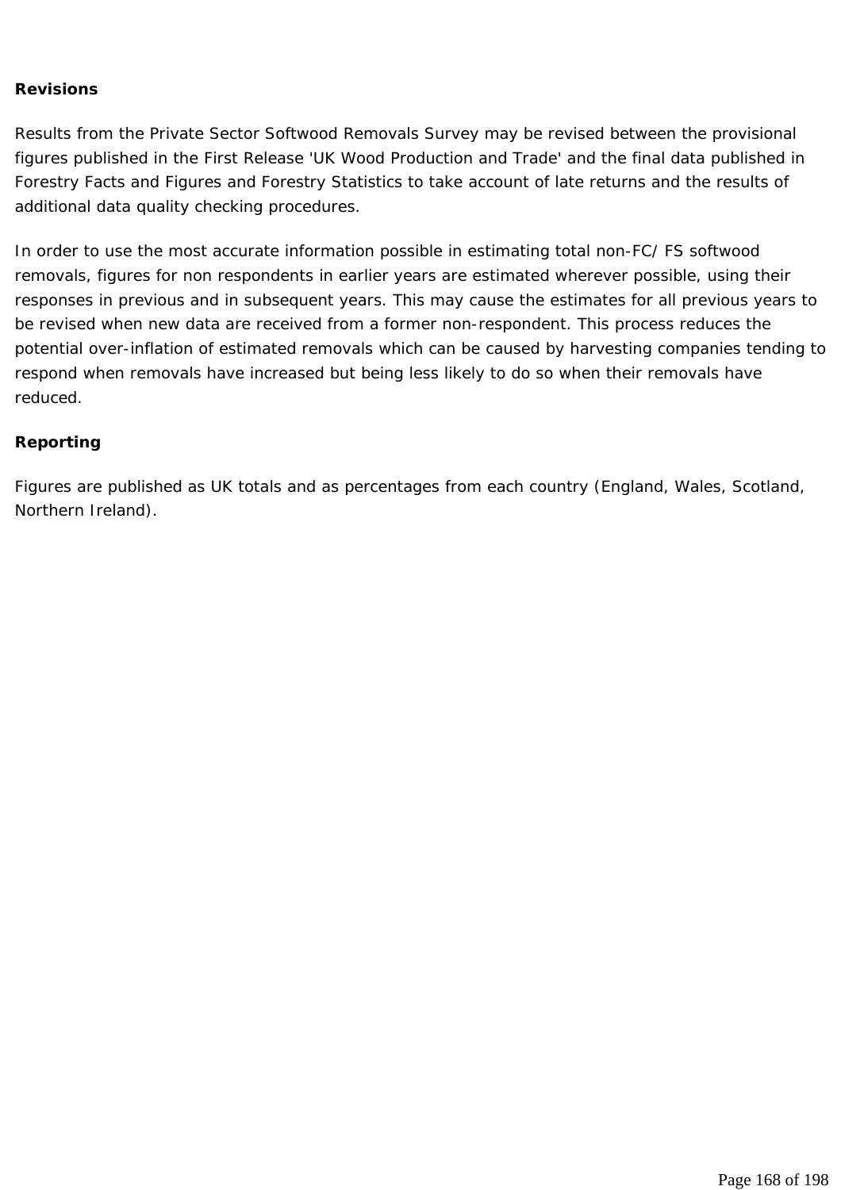**Revisions**

Results from the Private Sector Softwood Removals Survey may be revised between the provisional figures published in the First Release 'UK Wood Production and Trade' and the final data published in Forestry Facts and Figures and Forestry Statistics to take account of late returns and the results of additional data quality checking procedures.

In order to use the most accurate information possible in estimating total non-FC/ FS softwood removals, figures for non respondents in earlier years are estimated wherever possible, using their responses in previous and in subsequent years. This may cause the estimates for all previous years to be revised when new data are received from a former non-respondent. This process reduces the potential over-inflation of estimated removals which can be caused by harvesting companies tending to respond when removals have increased but being less likely to do so when their removals have reduced.

**Reporting**

Figures are published as UK totals and as percentages from each country (England, Wales, Scotland, Northern Ireland).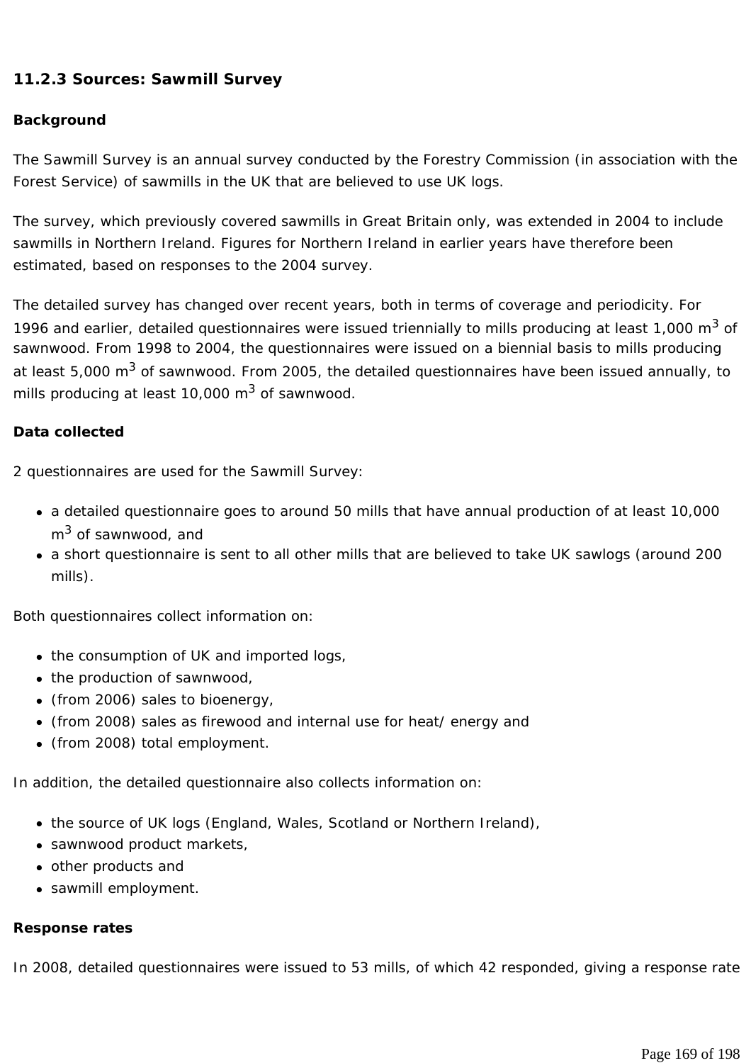### 11.2.3 Sources: Sawmill Survey

**Background**

The Sawmill Survey is an annual survey conducted by the Forestry Commission (in association with the Forest Service) of sawmills in the UK that are believed to use UK logs.

The survey, which previously covered sawmills in Great Britain only, was extended in 2004 to include sawmills in Northern Ireland. Figures for Northern Ireland in earlier years have therefore been estimated, based on responses to the 2004 survey.

The detailed survey has changed over recent years, both in terms of coverage and periodicity. For 1996 and earlier, detailed questionnaires were issued triennially to mills producing at least 1,000 $m^3$ of sawnwood. From 1998 to 2004, the questionnaires were issued on a biennial basis to mills producing at least 5,000 $m^3$ of sawnwood. From 2005, the detailed questionnaires have been issued annually, to mills producing at least 10,000 $m^3$ of sawnwood.

**Data collected**

2 questionnaires are used for the Sawmill Survey:

- a detailed questionnaire goes to around 50 mills that have annual production of at least 10,000 $m^3$ of sawnwood, and
- a short questionnaire is sent to all other mills that are believed to take UK sawlogs (around 200 mills).

Both questionnaires collect information on:

- the consumption of UK and imported logs,
- the production of sawnwood,
- (from 2006) sales to bioenergy,
- (from 2008) sales as firewood and internal use for heat/ energy and
- (from 2008) total employment.

In addition, the detailed questionnaire also collects information on:

- the source of UK logs (England, Wales, Scotland or Northern Ireland),
- sawnwood product markets,
- other products and
- sawmill employment.

**Response rates**

In 2008, detailed questionnaires were issued to 53 mills, of which 42 responded, giving a response rate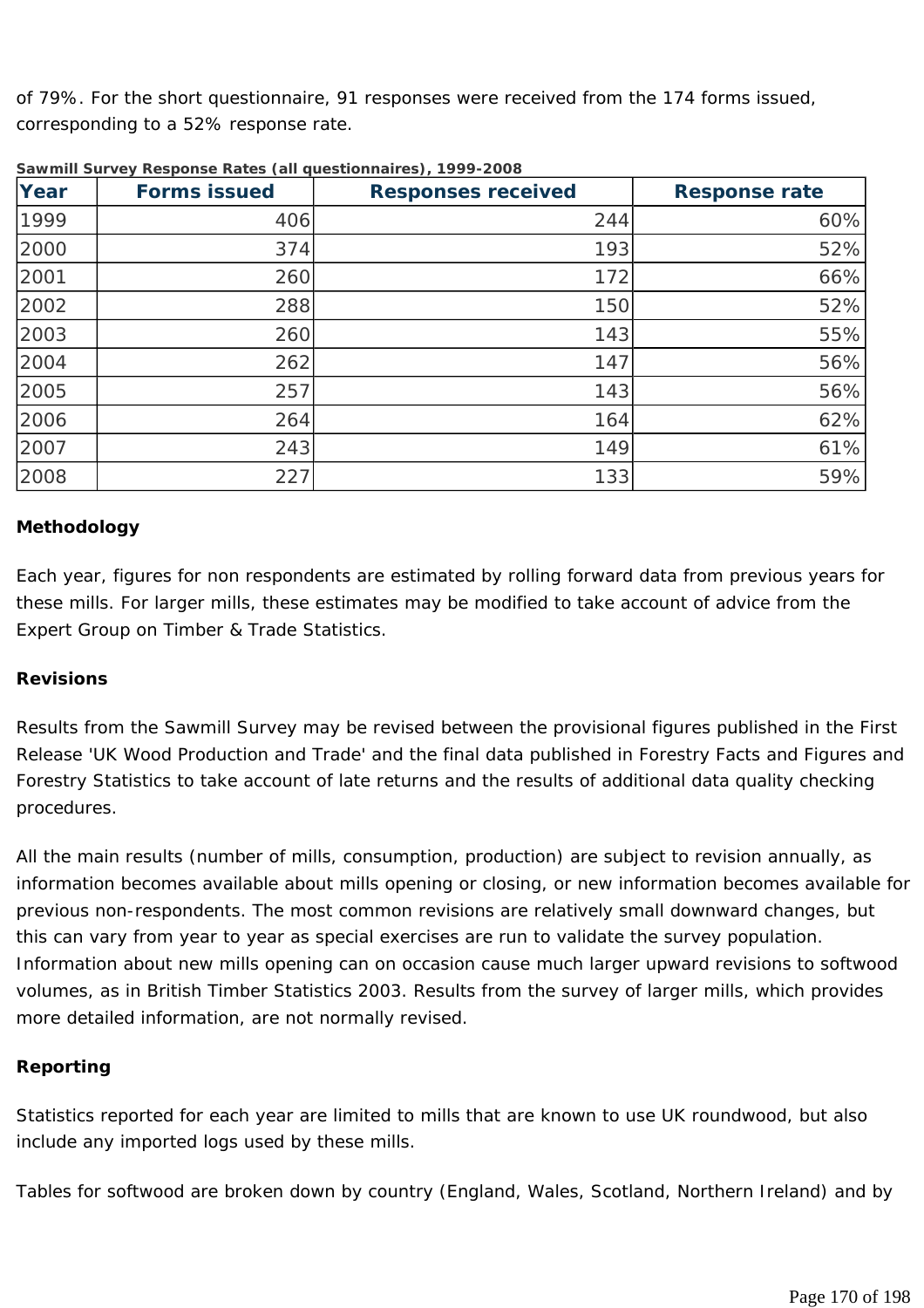of 79%. For the short questionnaire, 91 responses were received from the 174 forms issued, corresponding to a 52% response rate.

**Sawmill Survey Response Rates (all questionnaires), 1999-2008**

| Year | Forms issued | Responses received | Response rate |
|---|---|---|---|
| 1999 | 406 | 244 | 60% |
| 2000 | 374 | 193 | 52% |
| 2001 | 260 | 172 | 66% |
| 2002 | 288 | 150 | 52% |
| 2003 | 260 | 143 | 55% |
| 2004 | 262 | 147 | 56% |
| 2005 | 257 | 143 | 56% |
| 2006 | 264 | 164 | 62% |
| 2007 | 243 | 149 | 61% |
| 2008 | 227 | 133 | 59% |

**Methodology**

Each year, figures for non respondents are estimated by rolling forward data from previous years for these mills. For larger mills, these estimates may be modified to take account of advice from the Expert Group on Timber & Trade Statistics.

**Revisions**

Results from the Sawmill Survey may be revised between the provisional figures published in the First Release 'UK Wood Production and Trade' and the final data published in Forestry Facts and Figures and Forestry Statistics to take account of late returns and the results of additional data quality checking procedures.

All the main results (number of mills, consumption, production) are subject to revision annually, as information becomes available about mills opening or closing, or new information becomes available for previous non-respondents. The most common revisions are relatively small downward changes, but this can vary from year to year as special exercises are run to validate the survey population. Information about new mills opening can on occasion cause much larger upward revisions to softwood volumes, as in British Timber Statistics 2003. Results from the survey of larger mills, which provides more detailed information, are not normally revised.

**Reporting**

Statistics reported for each year are limited to mills that are known to use UK roundwood, but also include any imported logs used by these mills.

Tables for softwood are broken down by country (England, Wales, Scotland, Northern Ireland) and by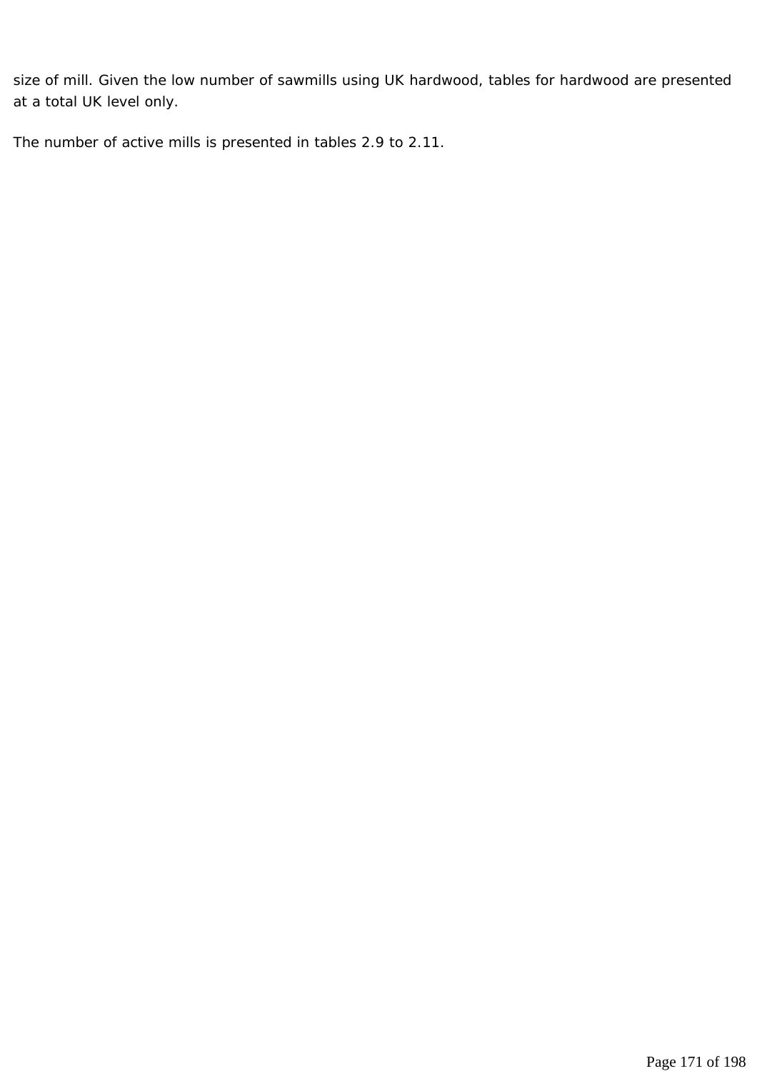size of mill. Given the low number of sawmills using UK hardwood, tables for hardwood are presented at a total UK level only.

The number of active mills is presented in tables 2.9 to 2.11.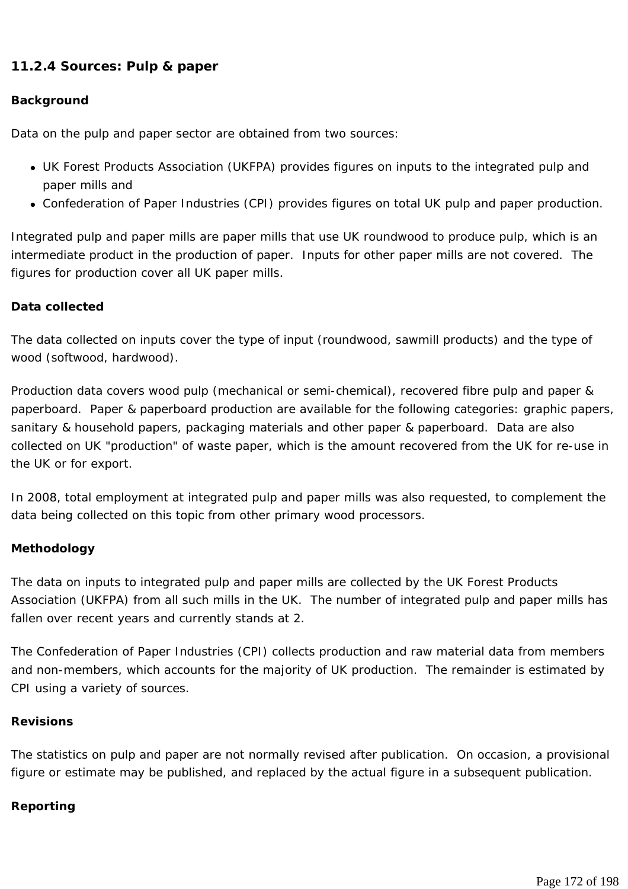### 11.2.4 Sources: Pulp & paper

**Background**

Data on the pulp and paper sector are obtained from two sources:

- UK Forest Products Association (UKFPA) provides figures on inputs to the integrated pulp and paper mills and
- Confederation of Paper Industries (CPI) provides figures on total UK pulp and paper production.

Integrated pulp and paper mills are paper mills that use UK roundwood to produce pulp, which is an intermediate product in the production of paper. Inputs for other paper mills are not covered. The figures for production cover all UK paper mills.

**Data collected**

The data collected on inputs cover the type of input (roundwood, sawmill products) and the type of wood (softwood, hardwood).

Production data covers wood pulp (mechanical or semi-chemical), recovered fibre pulp and paper & paperboard. Paper & paperboard production are available for the following categories: graphic papers, sanitary & household papers, packaging materials and other paper & paperboard. Data are also collected on UK "production" of waste paper, which is the amount recovered from the UK for re-use in the UK or for export.

In 2008, total employment at integrated pulp and paper mills was also requested, to complement the data being collected on this topic from other primary wood processors.

**Methodology**

The data on inputs to integrated pulp and paper mills are collected by the UK Forest Products Association (UKFPA) from all such mills in the UK. The number of integrated pulp and paper mills has fallen over recent years and currently stands at 2.

The Confederation of Paper Industries (CPI) collects production and raw material data from members and non-members, which accounts for the majority of UK production. The remainder is estimated by CPI using a variety of sources.

**Revisions**

The statistics on pulp and paper are not normally revised after publication. On occasion, a provisional figure or estimate may be published, and replaced by the actual figure in a subsequent publication.

**Reporting**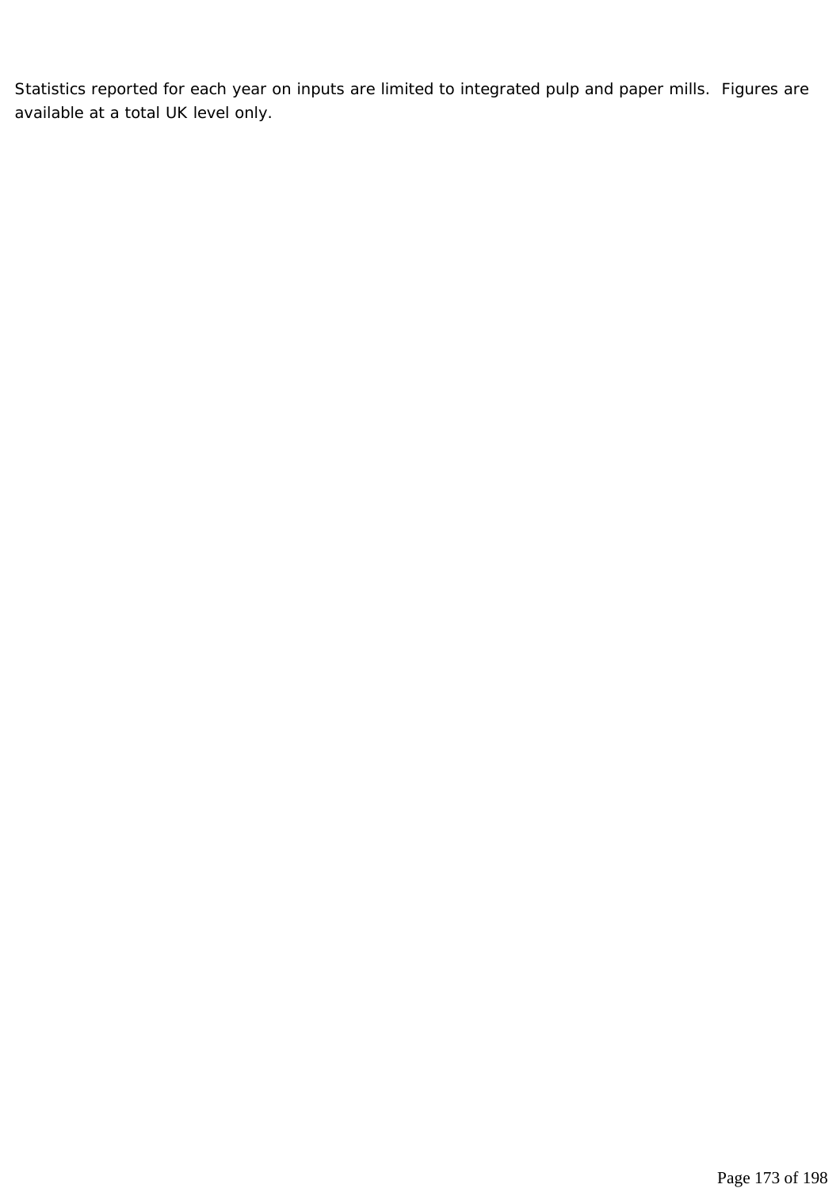Statistics reported for each year on inputs are limited to integrated pulp and paper mills.  Figures are available at a total UK level only.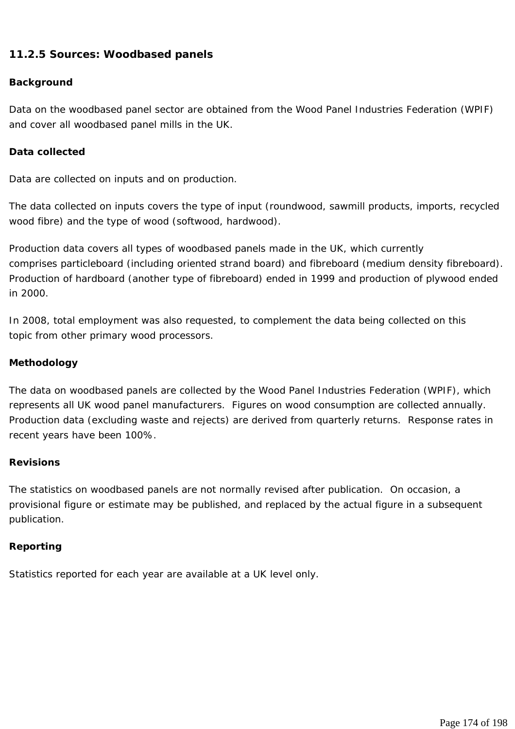### 11.2.5 Sources: Woodbased panels

**Background**

Data on the woodbased panel sector are obtained from the Wood Panel Industries Federation (WPIF) and cover all woodbased panel mills in the UK.

**Data collected**

Data are collected on inputs and on production.

The data collected on inputs covers the type of input (roundwood, sawmill products, imports, recycled wood fibre) and the type of wood (softwood, hardwood).

Production data covers all types of woodbased panels made in the UK, which currently comprises particleboard (including oriented strand board) and fibreboard (medium density fibreboard). Production of hardboard (another type of fibreboard) ended in 1999 and production of plywood ended in 2000.

In 2008, total employment was also requested, to complement the data being collected on this topic from other primary wood processors.

**Methodology**

The data on woodbased panels are collected by the Wood Panel Industries Federation (WPIF), which represents all UK wood panel manufacturers. Figures on wood consumption are collected annually. Production data (excluding waste and rejects) are derived from quarterly returns. Response rates in recent years have been 100%.

**Revisions**

The statistics on woodbased panels are not normally revised after publication. On occasion, a provisional figure or estimate may be published, and replaced by the actual figure in a subsequent publication.

**Reporting**

Statistics reported for each year are available at a UK level only.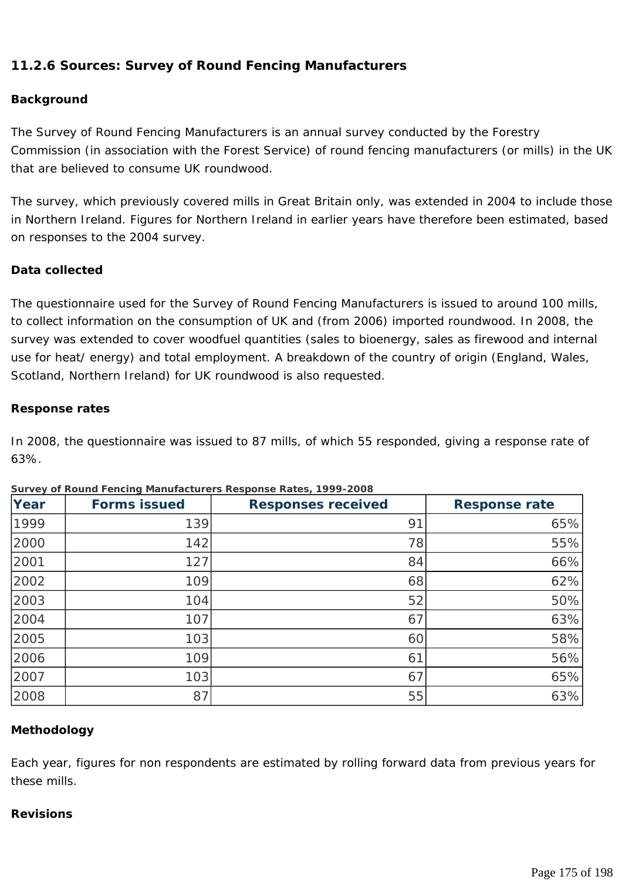### 11.2.6 Sources: Survey of Round Fencing Manufacturers

**Background**

The Survey of Round Fencing Manufacturers is an annual survey conducted by the Forestry Commission (in association with the Forest Service) of round fencing manufacturers (or mills) in the UK that are believed to consume UK roundwood.

The survey, which previously covered mills in Great Britain only, was extended in 2004 to include those in Northern Ireland. Figures for Northern Ireland in earlier years have therefore been estimated, based on responses to the 2004 survey.

**Data collected**

The questionnaire used for the Survey of Round Fencing Manufacturers is issued to around 100 mills, to collect information on the consumption of UK and (from 2006) imported roundwood. In 2008, the survey was extended to cover woodfuel quantities (sales to bioenergy, sales as firewood and internal use for heat/ energy) and total employment. A breakdown of the country of origin (England, Wales, Scotland, Northern Ireland) for UK roundwood is also requested.

**Response rates**

In 2008, the questionnaire was issued to 87 mills, of which 55 responded, giving a response rate of 63%.

**Survey of Round Fencing Manufacturers Response Rates, 1999-2008**

| Year | Forms issued | Responses received | Response rate |
|---|---|---|---|
| 1999 | 139 | 91 | 65% |
| 2000 | 142 | 78 | 55% |
| 2001 | 127 | 84 | 66% |
| 2002 | 109 | 68 | 62% |
| 2003 | 104 | 52 | 50% |
| 2004 | 107 | 67 | 63% |
| 2005 | 103 | 60 | 58% |
| 2006 | 109 | 61 | 56% |
| 2007 | 103 | 67 | 65% |
| 2008 | 87 | 55 | 63% |

**Methodology**

Each year, figures for non respondents are estimated by rolling forward data from previous years for these mills.

**Revisions**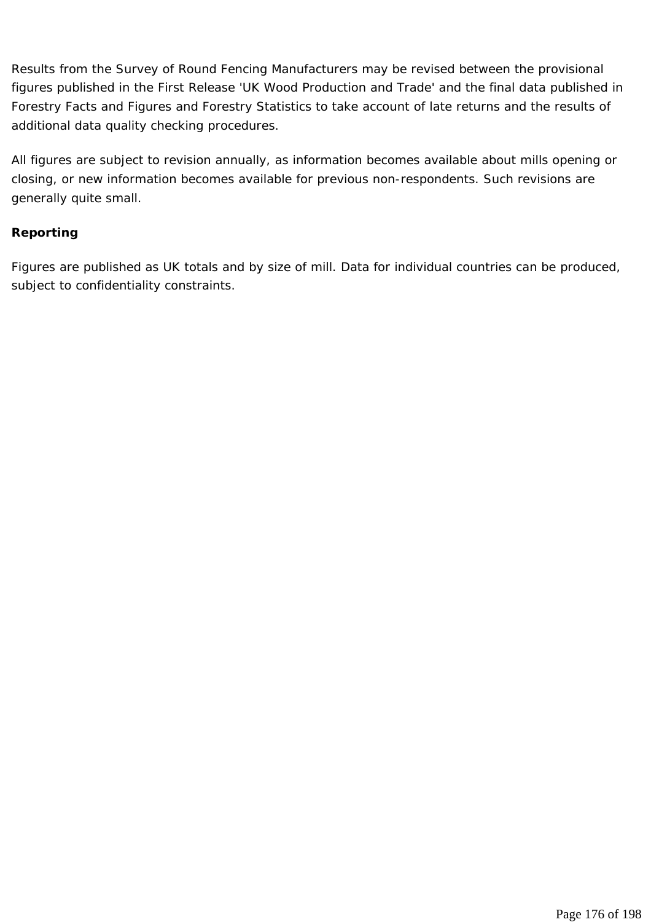Results from the Survey of Round Fencing Manufacturers may be revised between the provisional figures published in the First Release 'UK Wood Production and Trade' and the final data published in Forestry Facts and Figures and Forestry Statistics to take account of late returns and the results of additional data quality checking procedures.

All figures are subject to revision annually, as information becomes available about mills opening or closing, or new information becomes available for previous non-respondents. Such revisions are generally quite small.

**Reporting**

Figures are published as UK totals and by size of mill. Data for individual countries can be produced, subject to confidentiality constraints.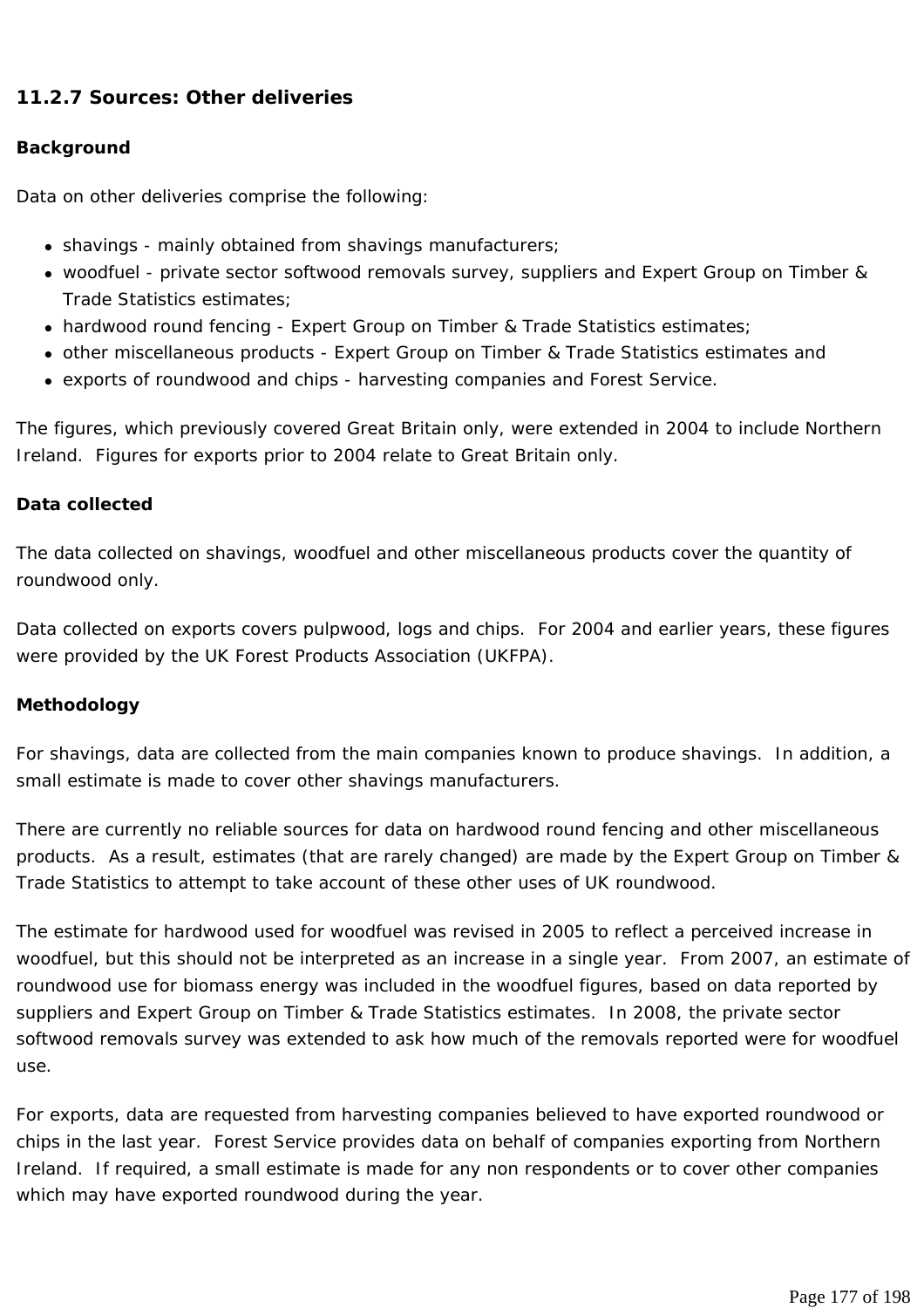### 11.2.7 Sources: Other deliveries

**Background**

Data on other deliveries comprise the following:

- shavings - mainly obtained from shavings manufacturers;
- woodfuel - private sector softwood removals survey, suppliers and Expert Group on Timber & Trade Statistics estimates;
- hardwood round fencing - Expert Group on Timber & Trade Statistics estimates;
- other miscellaneous products - Expert Group on Timber & Trade Statistics estimates and
- exports of roundwood and chips - harvesting companies and Forest Service.

The figures, which previously covered Great Britain only, were extended in 2004 to include Northern Ireland. Figures for exports prior to 2004 relate to Great Britain only.

**Data collected**

The data collected on shavings, woodfuel and other miscellaneous products cover the quantity of roundwood only.

Data collected on exports covers pulpwood, logs and chips. For 2004 and earlier years, these figures were provided by the UK Forest Products Association (UKFPA).

**Methodology**

For shavings, data are collected from the main companies known to produce shavings. In addition, a small estimate is made to cover other shavings manufacturers.

There are currently no reliable sources for data on hardwood round fencing and other miscellaneous products. As a result, estimates (that are rarely changed) are made by the Expert Group on Timber & Trade Statistics to attempt to take account of these other uses of UK roundwood.

The estimate for hardwood used for woodfuel was revised in 2005 to reflect a perceived increase in woodfuel, but this should not be interpreted as an increase in a single year. From 2007, an estimate of roundwood use for biomass energy was included in the woodfuel figures, based on data reported by suppliers and Expert Group on Timber & Trade Statistics estimates. In 2008, the private sector softwood removals survey was extended to ask how much of the removals reported were for woodfuel use.

For exports, data are requested from harvesting companies believed to have exported roundwood or chips in the last year. Forest Service provides data on behalf of companies exporting from Northern Ireland. If required, a small estimate is made for any non respondents or to cover other companies which may have exported roundwood during the year.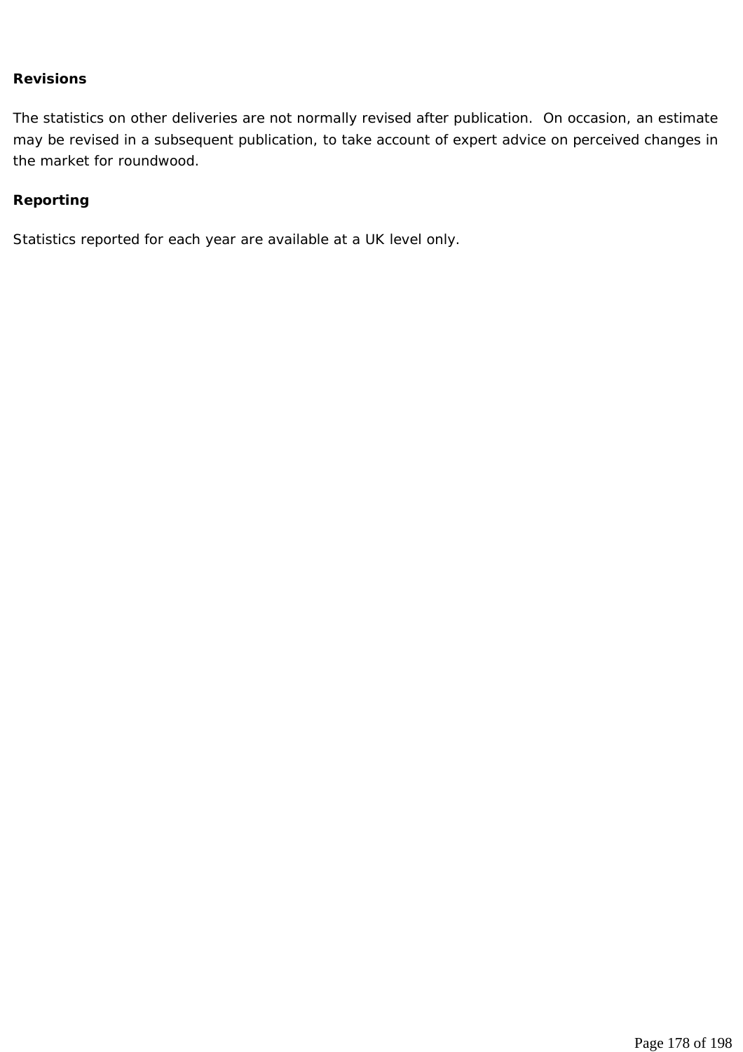**Revisions**

The statistics on other deliveries are not normally revised after publication. On occasion, an estimate may be revised in a subsequent publication, to take account of expert advice on perceived changes in the market for roundwood.

**Reporting**

Statistics reported for each year are available at a UK level only.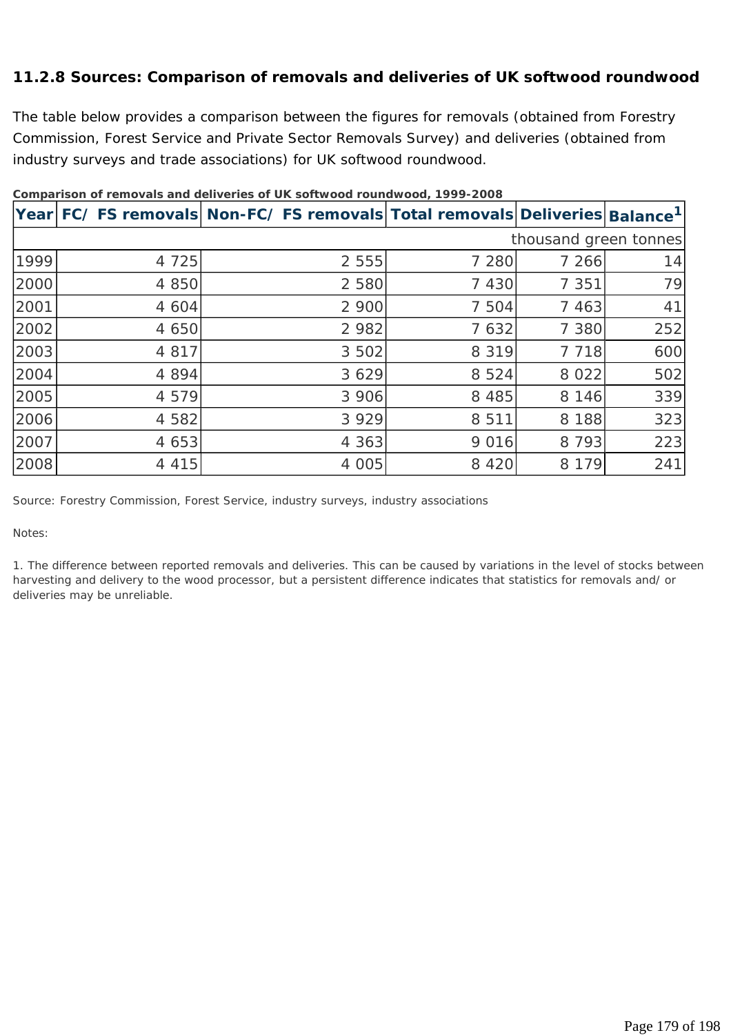### 11.2.8 Sources: Comparison of removals and deliveries of UK softwood roundwood

The table below provides a comparison between the figures for removals (obtained from Forestry Commission, Forest Service and Private Sector Removals Survey) and deliveries (obtained from industry surveys and trade associations) for UK softwood roundwood.

**Comparison of removals and deliveries of UK softwood roundwood, 1999-2008**

| Year | FC/ FS removals | Non-FC/ FS removals | Total removals | Deliveries | Balance[1] |
|---|---|---|---|---|---|
| | | | | | thousand green tonnes |
| 1999 | 4 725 | 2 555 | 7 280 | 7 266 | 14 |
| 2000 | 4 850 | 2 580 | 7 430 | 7 351 | 79 |
| 2001 | 4 604 | 2 900 | 7 504 | 7 463 | 41 |
| 2002 | 4 650 | 2 982 | 7 632 | 7 380 | 252 |
| 2003 | 4 817 | 3 502 | 8 319 | 7 718 | 600 |
| 2004 | 4 894 | 3 629 | 8 524 | 8 022 | 502 |
| 2005 | 4 579 | 3 906 | 8 485 | 8 146 | 339 |
| 2006 | 4 582 | 3 929 | 8 511 | 8 188 | 323 |
| 2007 | 4 653 | 4 363 | 9 016 | 8 793 | 223 |
| 2008 | 4 415 | 4 005 | 8 420 | 8 179 | 241 |

Source: Forestry Commission, Forest Service, industry surveys, industry associations

Notes:

1. The difference between reported removals and deliveries. This can be caused by variations in the level of stocks between harvesting and delivery to the wood processor, but a persistent difference indicates that statistics for removals and/ or deliveries may be unreliable.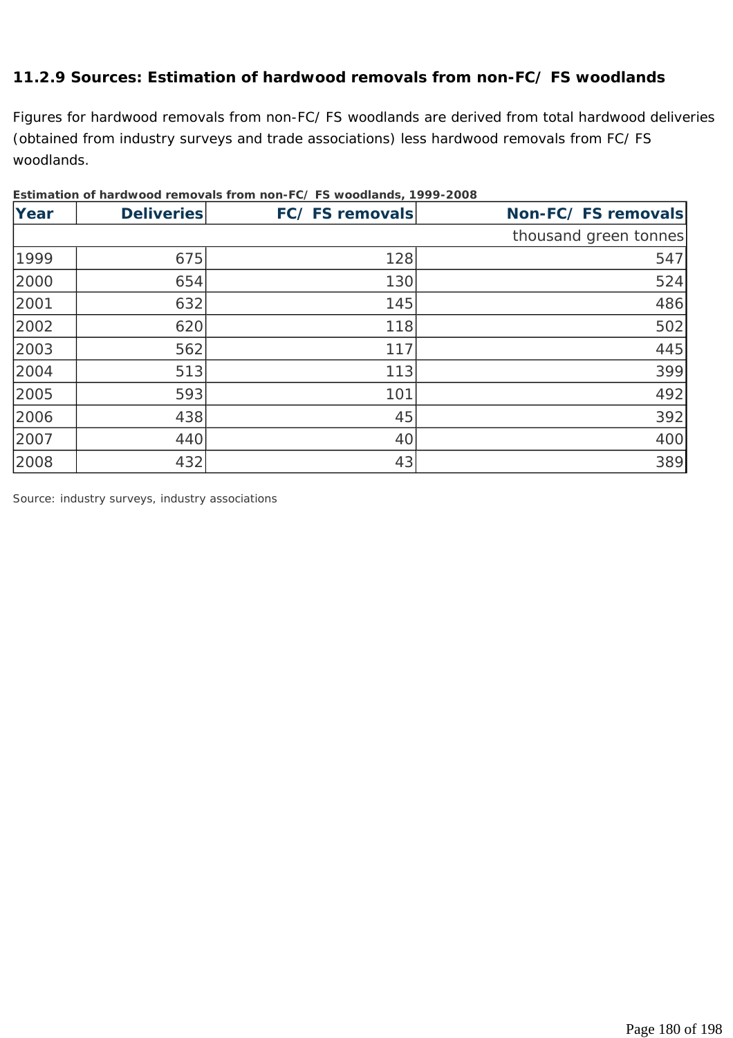### 11.2.9 Sources: Estimation of hardwood removals from non-FC/ FS woodlands

Figures for hardwood removals from non-FC/ FS woodlands are derived from total hardwood deliveries (obtained from industry surveys and trade associations) less hardwood removals from FC/ FS woodlands.

**Estimation of hardwood removals from non-FC/ FS woodlands, 1999-2008**

| Year | Deliveries | FC/ FS removals | Non-FC/ FS removals |
|---|---|---|---|
| | | | thousand green tonnes |
| 1999 | 675 | 128 | 547 |
| 2000 | 654 | 130 | 524 |
| 2001 | 632 | 145 | 486 |
| 2002 | 620 | 118 | 502 |
| 2003 | 562 | 117 | 445 |
| 2004 | 513 | 113 | 399 |
| 2005 | 593 | 101 | 492 |
| 2006 | 438 | 45 | 392 |
| 2007 | 440 | 40 | 400 |
| 2008 | 432 | 43 | 389 |

Source: industry surveys, industry associations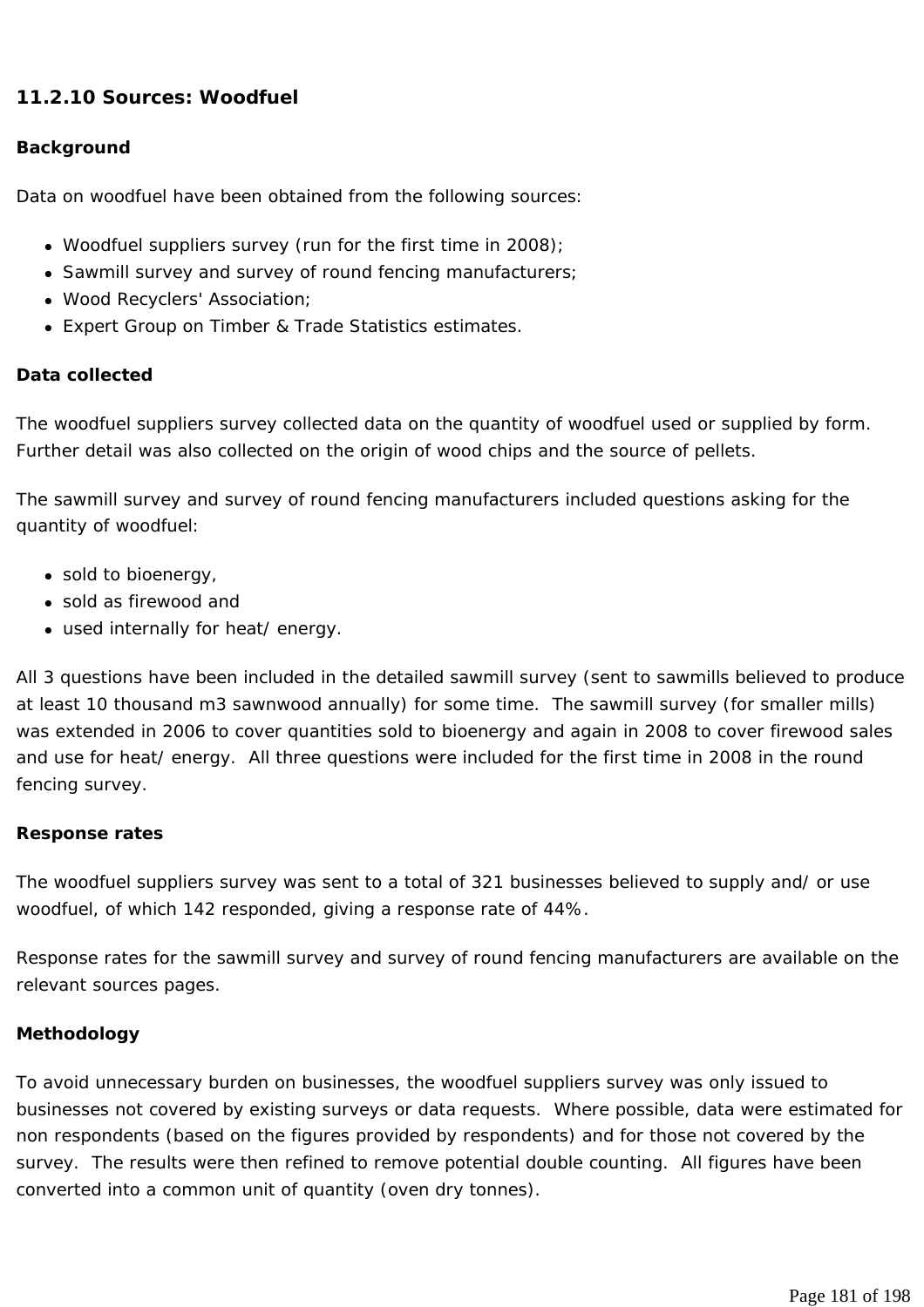### 11.2.10 Sources: Woodfuel

**Background**

Data on woodfuel have been obtained from the following sources:

- Woodfuel suppliers survey (run for the first time in 2008);
- Sawmill survey and survey of round fencing manufacturers;
- Wood Recyclers' Association;
- Expert Group on Timber & Trade Statistics estimates.

**Data collected**

The woodfuel suppliers survey collected data on the quantity of woodfuel used or supplied by form. Further detail was also collected on the origin of wood chips and the source of pellets.

The sawmill survey and survey of round fencing manufacturers included questions asking for the quantity of woodfuel:

- sold to bioenergy,
- sold as firewood and
- used internally for heat/ energy.

All 3 questions have been included in the detailed sawmill survey (sent to sawmills believed to produce at least 10 thousand m3 sawnwood annually) for some time. The sawmill survey (for smaller mills) was extended in 2006 to cover quantities sold to bioenergy and again in 2008 to cover firewood sales and use for heat/ energy. All three questions were included for the first time in 2008 in the round fencing survey.

**Response rates**

The woodfuel suppliers survey was sent to a total of 321 businesses believed to supply and/ or use woodfuel, of which 142 responded, giving a response rate of 44%.

Response rates for the sawmill survey and survey of round fencing manufacturers are available on the relevant sources pages.

**Methodology**

To avoid unnecessary burden on businesses, the woodfuel suppliers survey was only issued to businesses not covered by existing surveys or data requests. Where possible, data were estimated for non respondents (based on the figures provided by respondents) and for those not covered by the survey. The results were then refined to remove potential double counting. All figures have been converted into a common unit of quantity (oven dry tonnes).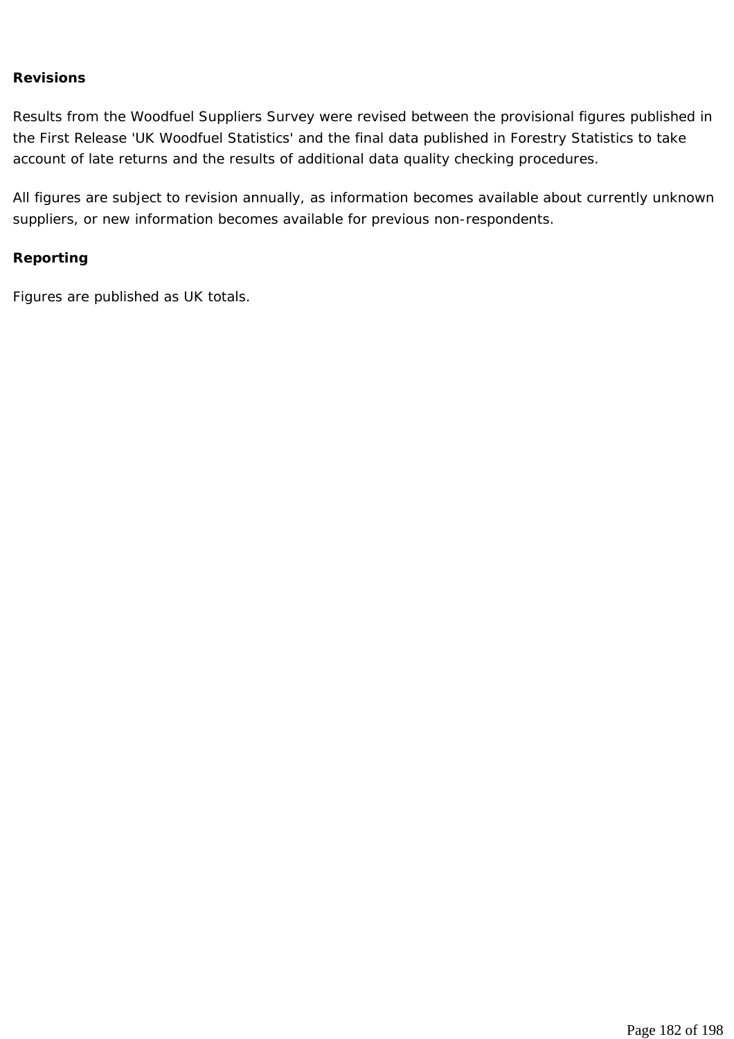**Revisions**

Results from the Woodfuel Suppliers Survey were revised between the provisional figures published in the First Release 'UK Woodfuel Statistics' and the final data published in Forestry Statistics to take account of late returns and the results of additional data quality checking procedures.

All figures are subject to revision annually, as information becomes available about currently unknown suppliers, or new information becomes available for previous non-respondents.

**Reporting**

Figures are published as UK totals.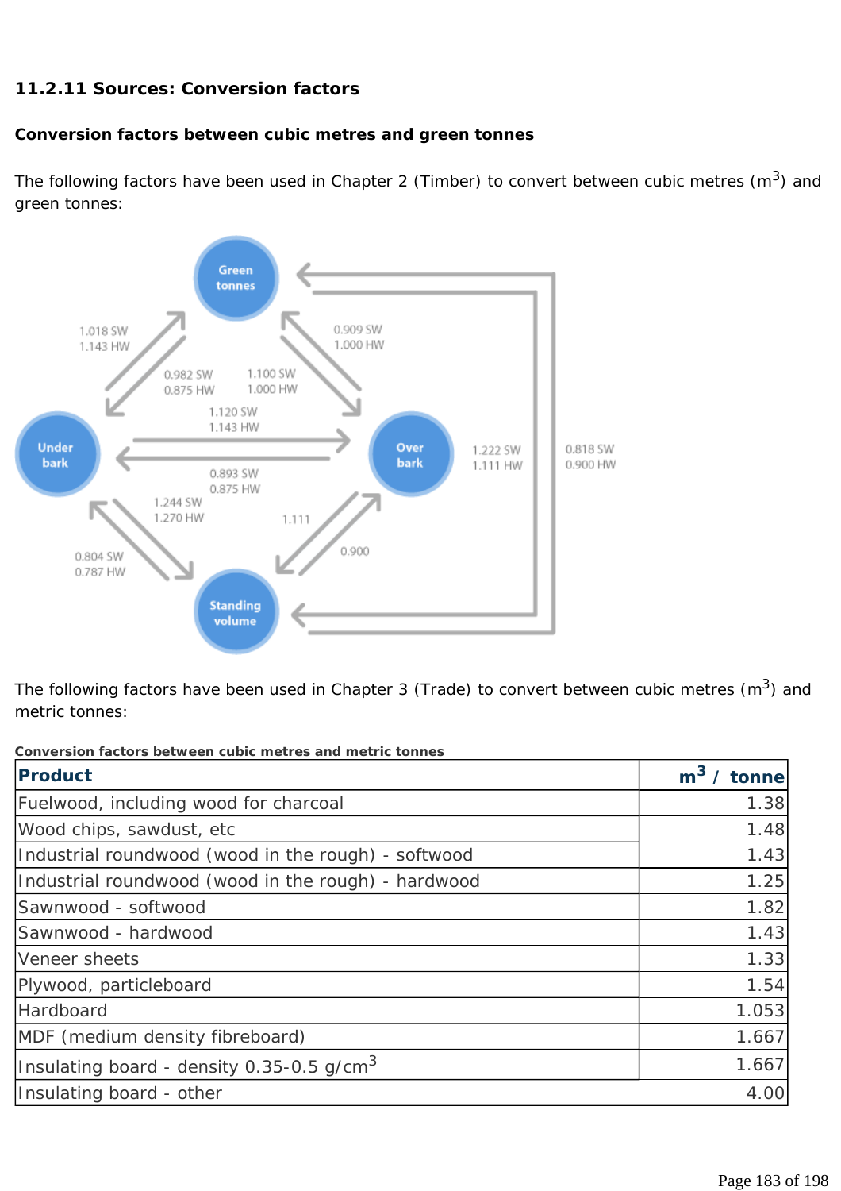### 11.2.11 Sources: Conversion factors

**Conversion factors between cubic metres and green tonnes**

The following factors have been used in Chapter 2 (Timber) to convert between cubic metres ($m^3$) and green tonnes:

The following factors have been used in Chapter 3 (Trade) to convert between cubic metres ($m^3$) and metric tonnes:

**Conversion factors between cubic metres and metric tonnes**

| Product | $m^3$ / tonne |
|---|---:|
| Fuelwood, including wood for charcoal | 1.38 |
| Wood chips, sawdust, etc | 1.48 |
| Industrial roundwood (wood in the rough) - softwood | 1.43 |
| Industrial roundwood (wood in the rough) - hardwood | 1.25 |
| Sawnwood - softwood | 1.82 |
| Sawnwood - hardwood | 1.43 |
| Veneer sheets | 1.33 |
| Plywood, particleboard | 1.54 |
| Hardboard | 1.053 |
| MDF (medium density fibreboard) | 1.667 |
| Insulating board - density 0.35-0.5 $g/cm^3$ | 1.667 |
| Insulating board - other | 4.00 |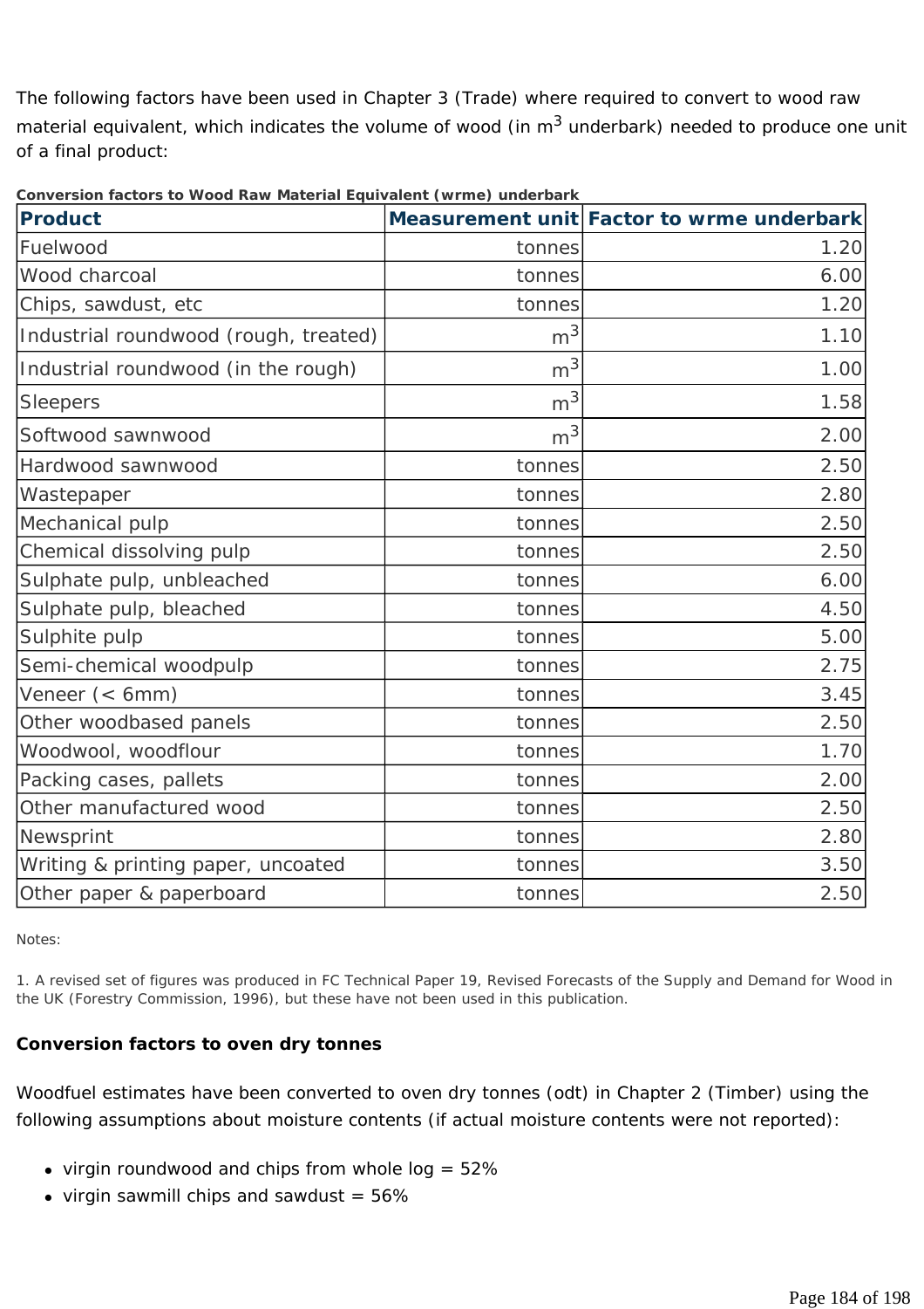The following factors have been used in Chapter 3 (Trade) where required to convert to wood raw material equivalent, which indicates the volume of wood (in $m^3$ underbark) needed to produce one unit of a final product:

**Conversion factors to Wood Raw Material Equivalent (wrme) underbark**

| Product | Measurement unit | Factor to wrme underbark |
|---|---|---|
| Fuelwood | tonnes | 1.20 |
| Wood charcoal | tonnes | 6.00 |
| Chips, sawdust, etc | tonnes | 1.20 |
| Industrial roundwood (rough, treated) | $m^3$ | 1.10 |
| Industrial roundwood (in the rough) | $m^3$ | 1.00 |
| Sleepers | $m^3$ | 1.58 |
| Softwood sawnwood | $m^3$ | 2.00 |
| Hardwood sawnwood | tonnes | 2.50 |
| Wastepaper | tonnes | 2.80 |
| Mechanical pulp | tonnes | 2.50 |
| Chemical dissolving pulp | tonnes | 2.50 |
| Sulphate pulp, unbleached | tonnes | 6.00 |
| Sulphate pulp, bleached | tonnes | 4.50 |
| Sulphite pulp | tonnes | 5.00 |
| Semi-chemical woodpulp | tonnes | 2.75 |
| Veneer (< 6mm) | tonnes | 3.45 |
| Other woodbased panels | tonnes | 2.50 |
| Woodwool, woodflour | tonnes | 1.70 |
| Packing cases, pallets | tonnes | 2.00 |
| Other manufactured wood | tonnes | 2.50 |
| Newsprint | tonnes | 2.80 |
| Writing & printing paper, uncoated | tonnes | 3.50 |
| Other paper & paperboard | tonnes | 2.50 |

Notes:

1. A revised set of figures was produced in FC Technical Paper 19, Revised Forecasts of the Supply and Demand for Wood in the UK (Forestry Commission, 1996), but these have not been used in this publication.

**Conversion factors to oven dry tonnes**

Woodfuel estimates have been converted to oven dry tonnes (odt) in Chapter 2 (Timber) using the following assumptions about moisture contents (if actual moisture contents were not reported):

- virgin roundwood and chips from whole log = 52%
- virgin sawmill chips and sawdust = 56%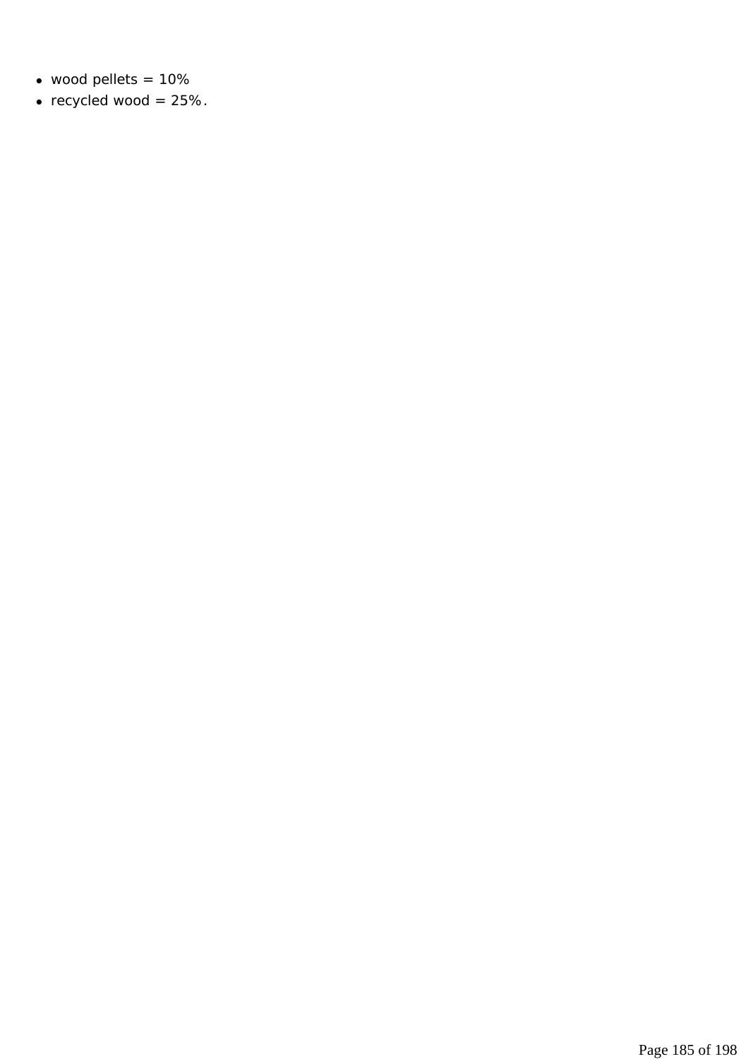- wood pellets = 10%
- recycled wood = 25%.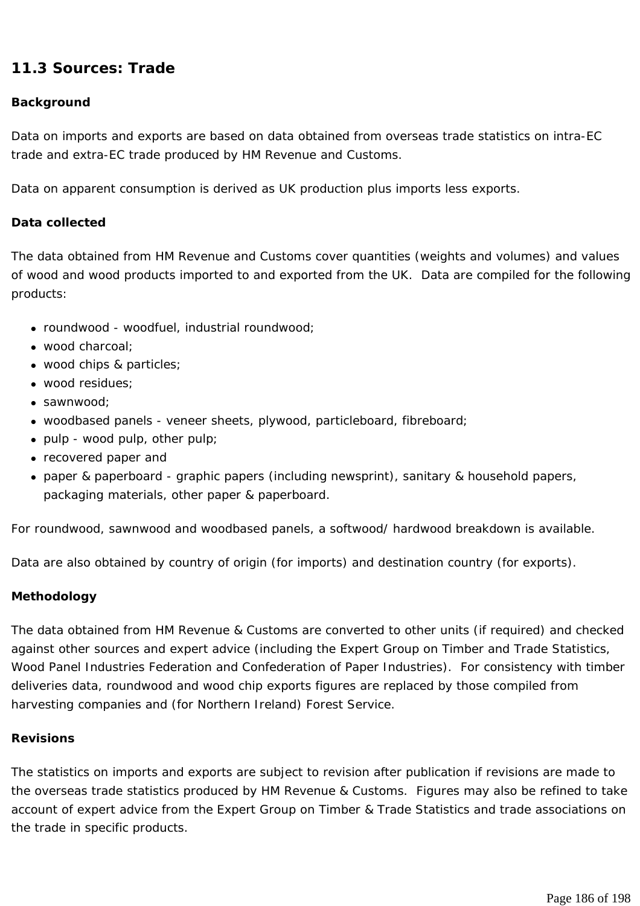## 11.3 Sources: Trade

**Background**

Data on imports and exports are based on data obtained from overseas trade statistics on intra-EC trade and extra-EC trade produced by HM Revenue and Customs.

Data on apparent consumption is derived as UK production plus imports less exports.

**Data collected**

The data obtained from HM Revenue and Customs cover quantities (weights and volumes) and values of wood and wood products imported to and exported from the UK.  Data are compiled for the following products:

- roundwood - woodfuel, industrial roundwood;
- wood charcoal;
- wood chips & particles;
- wood residues;
- sawnwood;
- woodbased panels - veneer sheets, plywood, particleboard, fibreboard;
- pulp - wood pulp, other pulp;
- recovered paper and
- paper & paperboard - graphic papers (including newsprint), sanitary & household papers, packaging materials, other paper & paperboard.

For roundwood, sawnwood and woodbased panels, a softwood/ hardwood breakdown is available.

Data are also obtained by country of origin (for imports) and destination country (for exports).

**Methodology**

The data obtained from HM Revenue & Customs are converted to other units (if required) and checked against other sources and expert advice (including the Expert Group on Timber and Trade Statistics, Wood Panel Industries Federation and Confederation of Paper Industries).  For consistency with timber deliveries data, roundwood and wood chip exports figures are replaced by those compiled from harvesting companies and (for Northern Ireland) Forest Service.

**Revisions**

The statistics on imports and exports are subject to revision after publication if revisions are made to the overseas trade statistics produced by HM Revenue & Customs.  Figures may also be refined to take account of expert advice from the Expert Group on Timber & Trade Statistics and trade associations on the trade in specific products.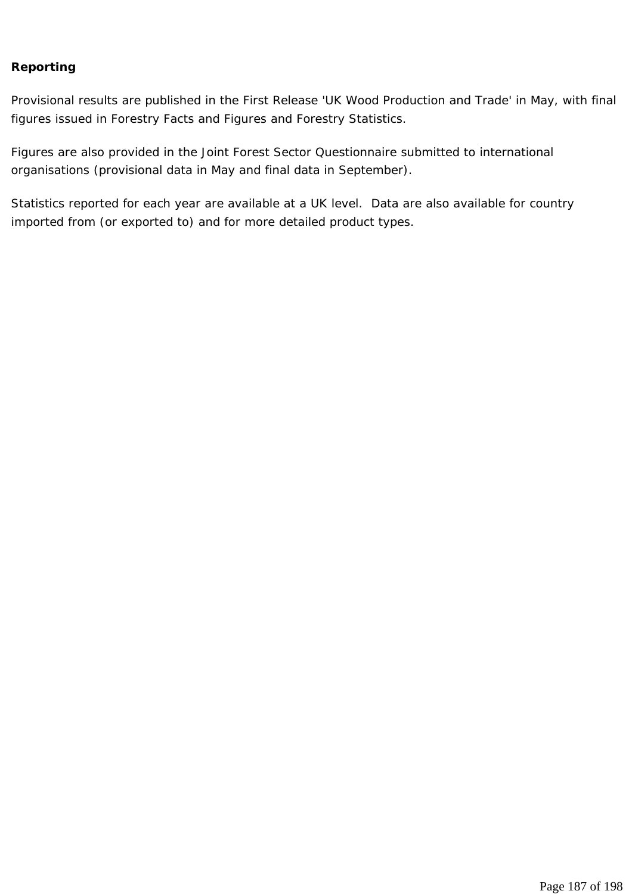**Reporting**

Provisional results are published in the First Release 'UK Wood Production and Trade' in May, with final figures issued in Forestry Facts and Figures and Forestry Statistics.

Figures are also provided in the Joint Forest Sector Questionnaire submitted to international organisations (provisional data in May and final data in September).

Statistics reported for each year are available at a UK level. Data are also available for country imported from (or exported to) and for more detailed product types.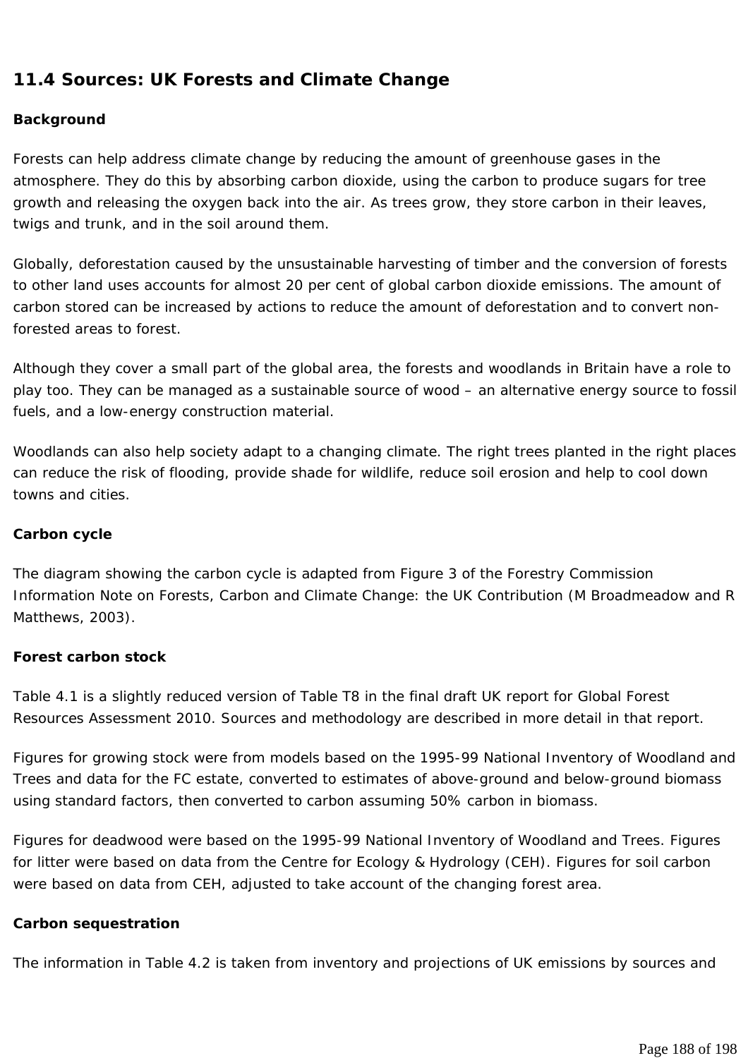## 11.4 Sources: UK Forests and Climate Change

**Background**

Forests can help address climate change by reducing the amount of greenhouse gases in the atmosphere. They do this by absorbing carbon dioxide, using the carbon to produce sugars for tree growth and releasing the oxygen back into the air. As trees grow, they store carbon in their leaves, twigs and trunk, and in the soil around them.

Globally, deforestation caused by the unsustainable harvesting of timber and the conversion of forests to other land uses accounts for almost 20 per cent of global carbon dioxide emissions. The amount of carbon stored can be increased by actions to reduce the amount of deforestation and to convert non-forested areas to forest.

Although they cover a small part of the global area, the forests and woodlands in Britain have a role to play too. They can be managed as a sustainable source of wood – an alternative energy source to fossil fuels, and a low-energy construction material.

Woodlands can also help society adapt to a changing climate. The right trees planted in the right places can reduce the risk of flooding, provide shade for wildlife, reduce soil erosion and help to cool down towns and cities.

**Carbon cycle**

The diagram showing the carbon cycle is adapted from Figure 3 of the Forestry Commission Information Note on Forests, Carbon and Climate Change: the UK Contribution (M Broadmeadow and R Matthews, 2003).

**Forest carbon stock**

Table 4.1 is a slightly reduced version of Table T8 in the final draft UK report for Global Forest Resources Assessment 2010. Sources and methodology are described in more detail in that report.

Figures for growing stock were from models based on the 1995-99 National Inventory of Woodland and Trees and data for the FC estate, converted to estimates of above-ground and below-ground biomass using standard factors, then converted to carbon assuming 50% carbon in biomass.

Figures for deadwood were based on the 1995-99 National Inventory of Woodland and Trees. Figures for litter were based on data from the Centre for Ecology & Hydrology (CEH). Figures for soil carbon were based on data from CEH, adjusted to take account of the changing forest area.

**Carbon sequestration**

The information in Table 4.2 is taken from inventory and projections of UK emissions by sources and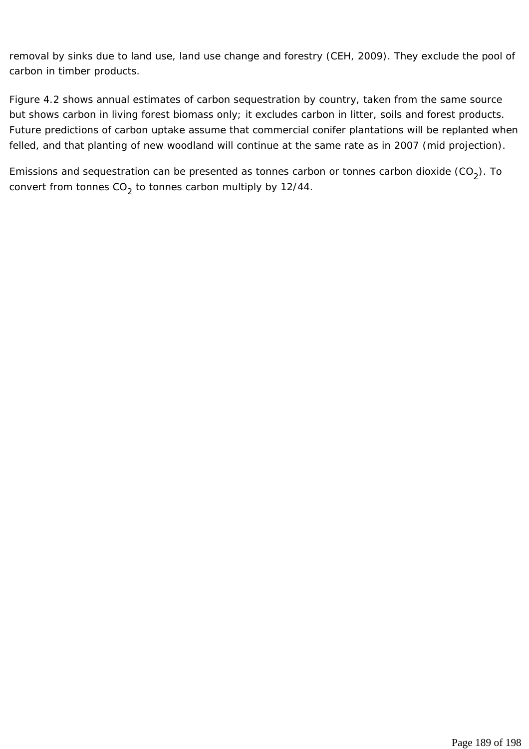removal by sinks due to land use, land use change and forestry (CEH, 2009). They exclude the pool of carbon in timber products.

Figure 4.2 shows annual estimates of carbon sequestration by country, taken from the same source but shows carbon in living forest biomass only; it excludes carbon in litter, soils and forest products. Future predictions of carbon uptake assume that commercial conifer plantations will be replanted when felled, and that planting of new woodland will continue at the same rate as in 2007 (mid projection).

Emissions and sequestration can be presented as tonnes carbon or tonnes carbon dioxide ($CO_2$). To convert from tonnes $CO_2$ to tonnes carbon multiply by 12/44.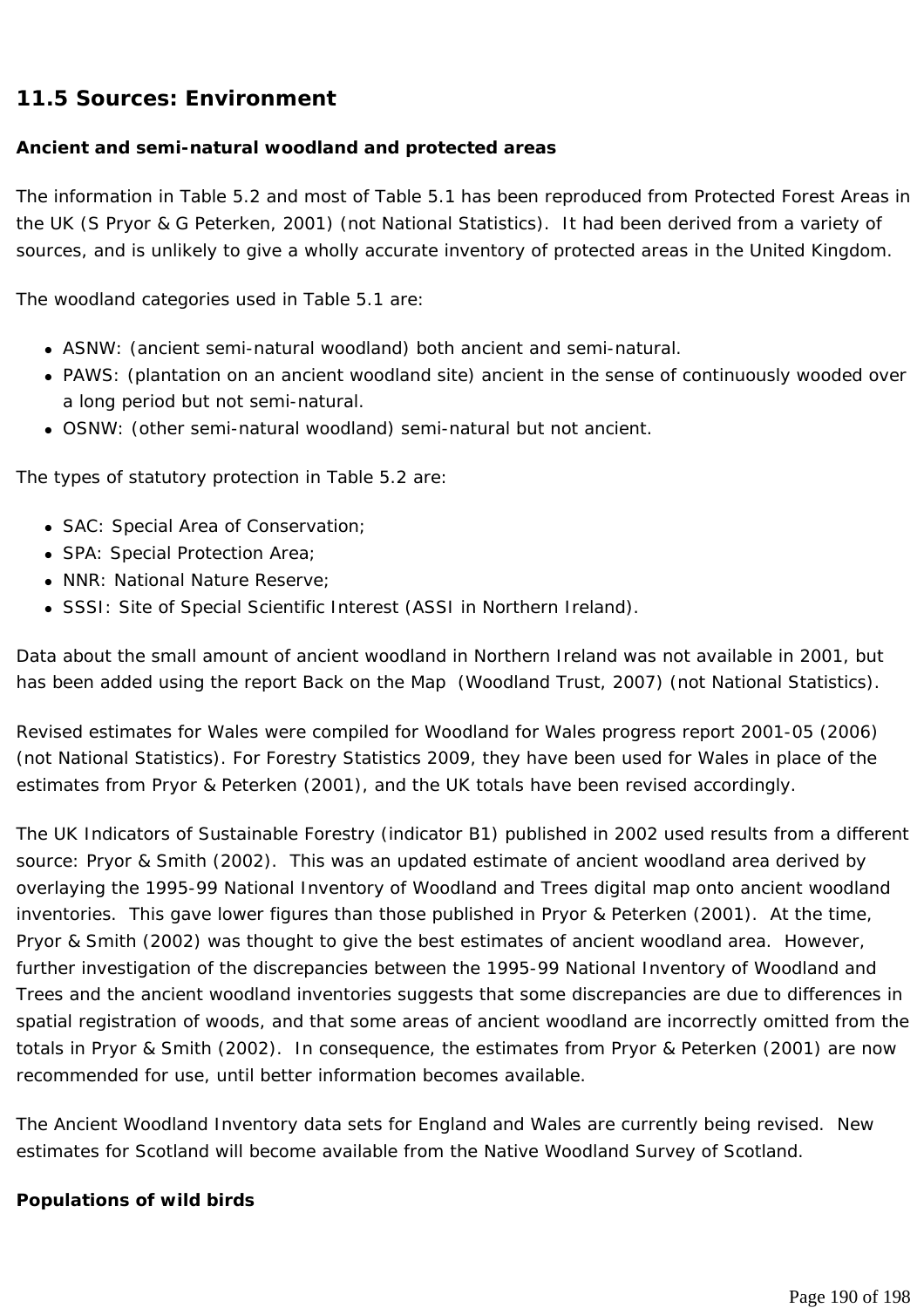## 11.5 Sources: Environment

**Ancient and semi-natural woodland and protected areas**

The information in Table 5.2 and most of Table 5.1 has been reproduced from Protected Forest Areas in the UK (S Pryor & G Peterken, 2001) (not National Statistics). It had been derived from a variety of sources, and is unlikely to give a wholly accurate inventory of protected areas in the United Kingdom.

The woodland categories used in Table 5.1 are:

- ASNW: (ancient semi-natural woodland) both ancient and semi-natural.
- PAWS: (plantation on an ancient woodland site) ancient in the sense of continuously wooded over a long period but not semi-natural.
- OSNW: (other semi-natural woodland) semi-natural but not ancient.

The types of statutory protection in Table 5.2 are:

- SAC: Special Area of Conservation;
- SPA: Special Protection Area;
- NNR: National Nature Reserve;
- SSSI: Site of Special Scientific Interest (ASSI in Northern Ireland).

Data about the small amount of ancient woodland in Northern Ireland was not available in 2001, but has been added using the report Back on the Map (Woodland Trust, 2007) (not National Statistics).

Revised estimates for Wales were compiled for Woodland for Wales progress report 2001-05 (2006) (not National Statistics). For Forestry Statistics 2009, they have been used for Wales in place of the estimates from Pryor & Peterken (2001), and the UK totals have been revised accordingly.

The UK Indicators of Sustainable Forestry (indicator B1) published in 2002 used results from a different source: Pryor & Smith (2002). This was an updated estimate of ancient woodland area derived by overlaying the 1995-99 National Inventory of Woodland and Trees digital map onto ancient woodland inventories. This gave lower figures than those published in Pryor & Peterken (2001). At the time, Pryor & Smith (2002) was thought to give the best estimates of ancient woodland area. However, further investigation of the discrepancies between the 1995-99 National Inventory of Woodland and Trees and the ancient woodland inventories suggests that some discrepancies are due to differences in spatial registration of woods, and that some areas of ancient woodland are incorrectly omitted from the totals in Pryor & Smith (2002). In consequence, the estimates from Pryor & Peterken (2001) are now recommended for use, until better information becomes available.

The Ancient Woodland Inventory data sets for England and Wales are currently being revised. New estimates for Scotland will become available from the Native Woodland Survey of Scotland.

**Populations of wild birds**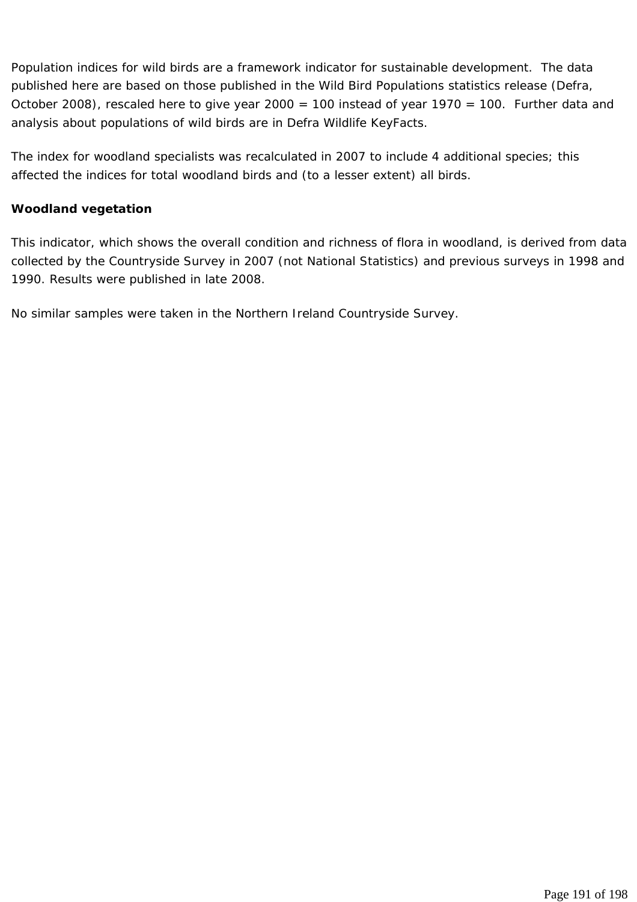Population indices for wild birds are a framework indicator for sustainable development.  The data published here are based on those published in the Wild Bird Populations statistics release (Defra, October 2008), rescaled here to give year 2000 = 100 instead of year 1970 = 100.  Further data and analysis about populations of wild birds are in Defra Wildlife KeyFacts.

The index for woodland specialists was recalculated in 2007 to include 4 additional species; this affected the indices for total woodland birds and (to a lesser extent) all birds.

**Woodland vegetation**

This indicator, which shows the overall condition and richness of flora in woodland, is derived from data collected by the Countryside Survey in 2007 (not National Statistics) and previous surveys in 1998 and 1990. Results were published in late 2008.

No similar samples were taken in the Northern Ireland Countryside Survey.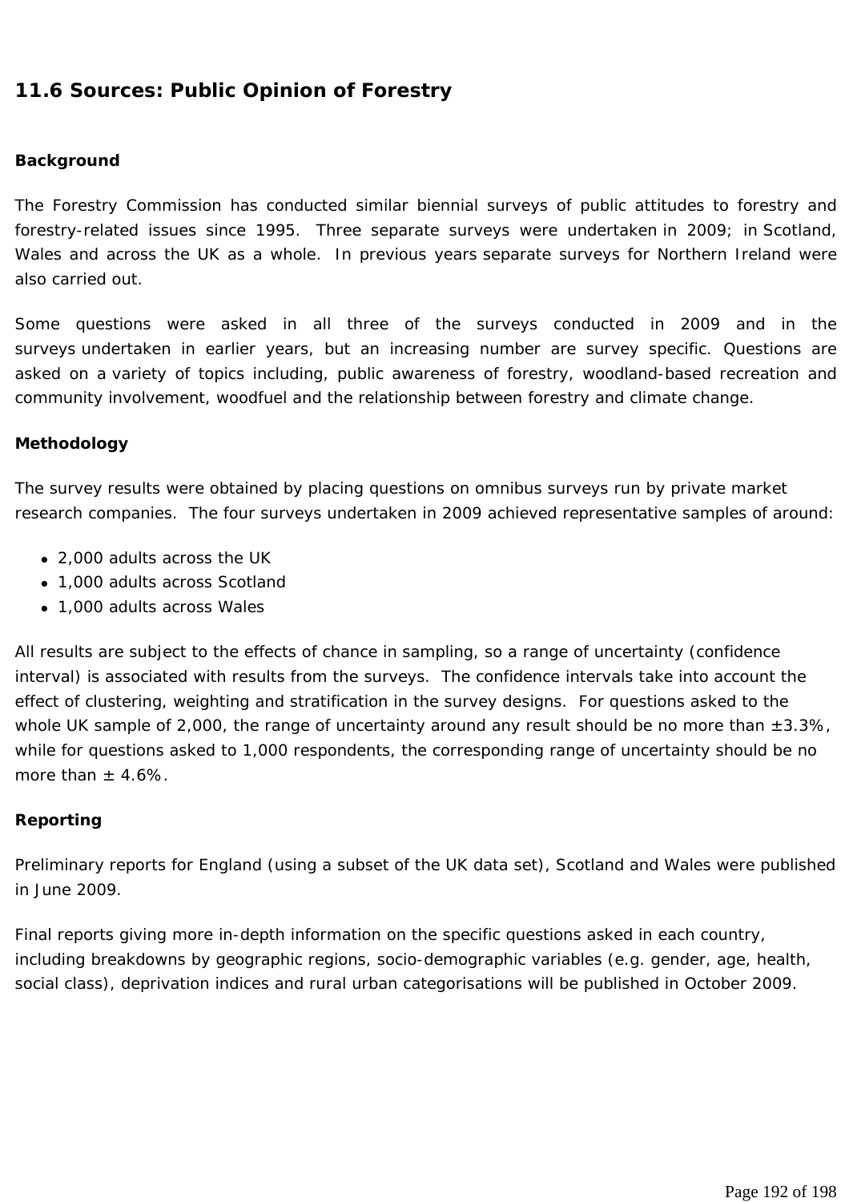## 11.6 Sources: Public Opinion of Forestry

### Background

The Forestry Commission has conducted similar biennial surveys of public attitudes to forestry and forestry-related issues since 1995. Three separate surveys were undertaken in 2009; in Scotland, Wales and across the UK as a whole. In previous years separate surveys for Northern Ireland were also carried out.

Some questions were asked in all three of the surveys conducted in 2009 and in the surveys undertaken in earlier years, but an increasing number are survey specific. Questions are asked on a variety of topics including, public awareness of forestry, woodland-based recreation and community involvement, woodfuel and the relationship between forestry and climate change.

### Methodology

The survey results were obtained by placing questions on omnibus surveys run by private market research companies. The four surveys undertaken in 2009 achieved representative samples of around:

- 2,000 adults across the UK
- 1,000 adults across Scotland
- 1,000 adults across Wales

All results are subject to the effects of chance in sampling, so a range of uncertainty (confidence interval) is associated with results from the surveys. The confidence intervals take into account the effect of clustering, weighting and stratification in the survey designs. For questions asked to the whole UK sample of 2,000, the range of uncertainty around any result should be no more than ±3.3%, while for questions asked to 1,000 respondents, the corresponding range of uncertainty should be no more than ± 4.6%.

### Reporting

Preliminary reports for England (using a subset of the UK data set), Scotland and Wales were published in June 2009.

Final reports giving more in-depth information on the specific questions asked in each country, including breakdowns by geographic regions, socio-demographic variables (e.g. gender, age, health, social class), deprivation indices and rural urban categorisations will be published in October 2009.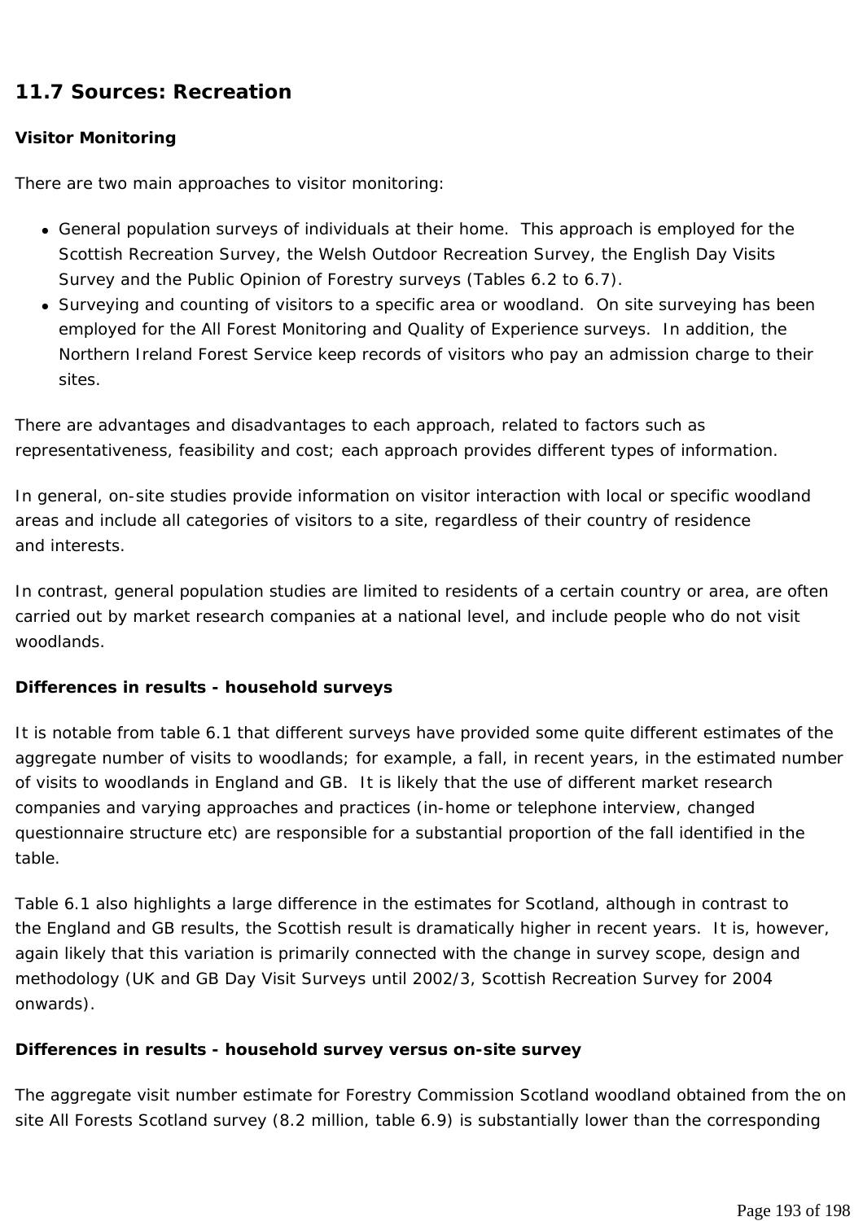## 11.7 Sources: Recreation

**Visitor Monitoring**

There are two main approaches to visitor monitoring:

- General population surveys of individuals at their home. This approach is employed for the Scottish Recreation Survey, the Welsh Outdoor Recreation Survey, the English Day Visits Survey and the Public Opinion of Forestry surveys (Tables 6.2 to 6.7).
- Surveying and counting of visitors to a specific area or woodland. On site surveying has been employed for the All Forest Monitoring and Quality of Experience surveys. In addition, the Northern Ireland Forest Service keep records of visitors who pay an admission charge to their sites.

There are advantages and disadvantages to each approach, related to factors such as representativeness, feasibility and cost; each approach provides different types of information.

In general, on-site studies provide information on visitor interaction with local or specific woodland areas and include all categories of visitors to a site, regardless of their country of residence and interests.

In contrast, general population studies are limited to residents of a certain country or area, are often carried out by market research companies at a national level, and include people who do not visit woodlands.

**Differences in results - household surveys**

It is notable from table 6.1 that different surveys have provided some quite different estimates of the aggregate number of visits to woodlands; for example, a fall, in recent years, in the estimated number of visits to woodlands in England and GB. It is likely that the use of different market research companies and varying approaches and practices (in-home or telephone interview, changed questionnaire structure etc) are responsible for a substantial proportion of the fall identified in the table.

Table 6.1 also highlights a large difference in the estimates for Scotland, although in contrast to the England and GB results, the Scottish result is dramatically higher in recent years. It is, however, again likely that this variation is primarily connected with the change in survey scope, design and methodology (UK and GB Day Visit Surveys until 2002/3, Scottish Recreation Survey for 2004 onwards).

**Differences in results - household survey versus on-site survey**

The aggregate visit number estimate for Forestry Commission Scotland woodland obtained from the on site All Forests Scotland survey (8.2 million, table 6.9) is substantially lower than the corresponding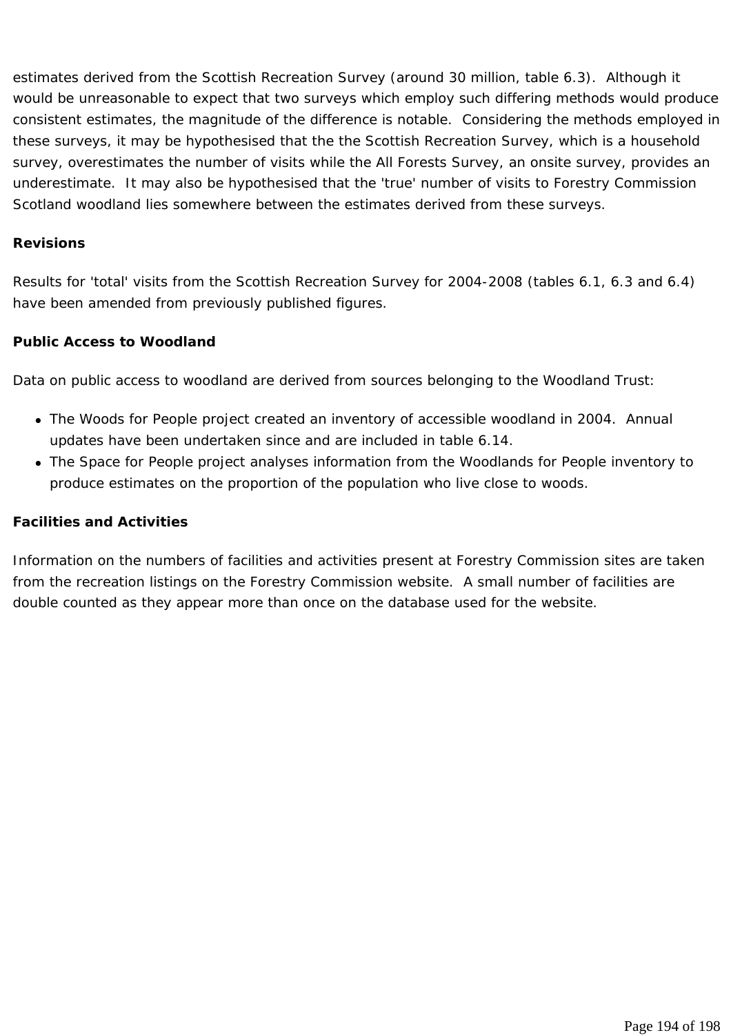estimates derived from the Scottish Recreation Survey (around 30 million, table 6.3). Although it would be unreasonable to expect that two surveys which employ such differing methods would produce consistent estimates, the magnitude of the difference is notable. Considering the methods employed in these surveys, it may be hypothesised that the the Scottish Recreation Survey, which is a household survey, overestimates the number of visits while the All Forests Survey, an onsite survey, provides an underestimate. It may also be hypothesised that the 'true' number of visits to Forestry Commission Scotland woodland lies somewhere between the estimates derived from these surveys.

**Revisions**

Results for 'total' visits from the Scottish Recreation Survey for 2004-2008 (tables 6.1, 6.3 and 6.4) have been amended from previously published figures.

**Public Access to Woodland**

Data on public access to woodland are derived from sources belonging to the Woodland Trust:

- The Woods for People project created an inventory of accessible woodland in 2004. Annual updates have been undertaken since and are included in table 6.14.
- The Space for People project analyses information from the Woodlands for People inventory to produce estimates on the proportion of the population who live close to woods.

**Facilities and Activities**

Information on the numbers of facilities and activities present at Forestry Commission sites are taken from the recreation listings on the Forestry Commission website. A small number of facilities are double counted as they appear more than once on the database used for the website.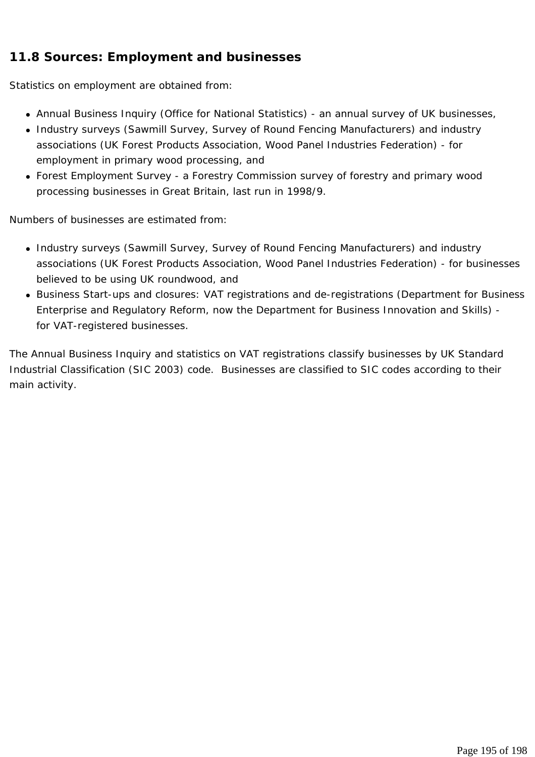## 11.8 Sources: Employment and businesses

Statistics on employment are obtained from:

- Annual Business Inquiry (Office for National Statistics) - an annual survey of UK businesses,
- Industry surveys (Sawmill Survey, Survey of Round Fencing Manufacturers) and industry associations (UK Forest Products Association, Wood Panel Industries Federation) - for employment in primary wood processing, and
- Forest Employment Survey - a Forestry Commission survey of forestry and primary wood processing businesses in Great Britain, last run in 1998/9.

Numbers of businesses are estimated from:

- Industry surveys (Sawmill Survey, Survey of Round Fencing Manufacturers) and industry associations (UK Forest Products Association, Wood Panel Industries Federation) - for businesses believed to be using UK roundwood, and
- Business Start-ups and closures: VAT registrations and de-registrations (Department for Business Enterprise and Regulatory Reform, now the Department for Business Innovation and Skills) - for VAT-registered businesses.

The Annual Business Inquiry and statistics on VAT registrations classify businesses by UK Standard Industrial Classification (SIC 2003) code. Businesses are classified to SIC codes according to their main activity.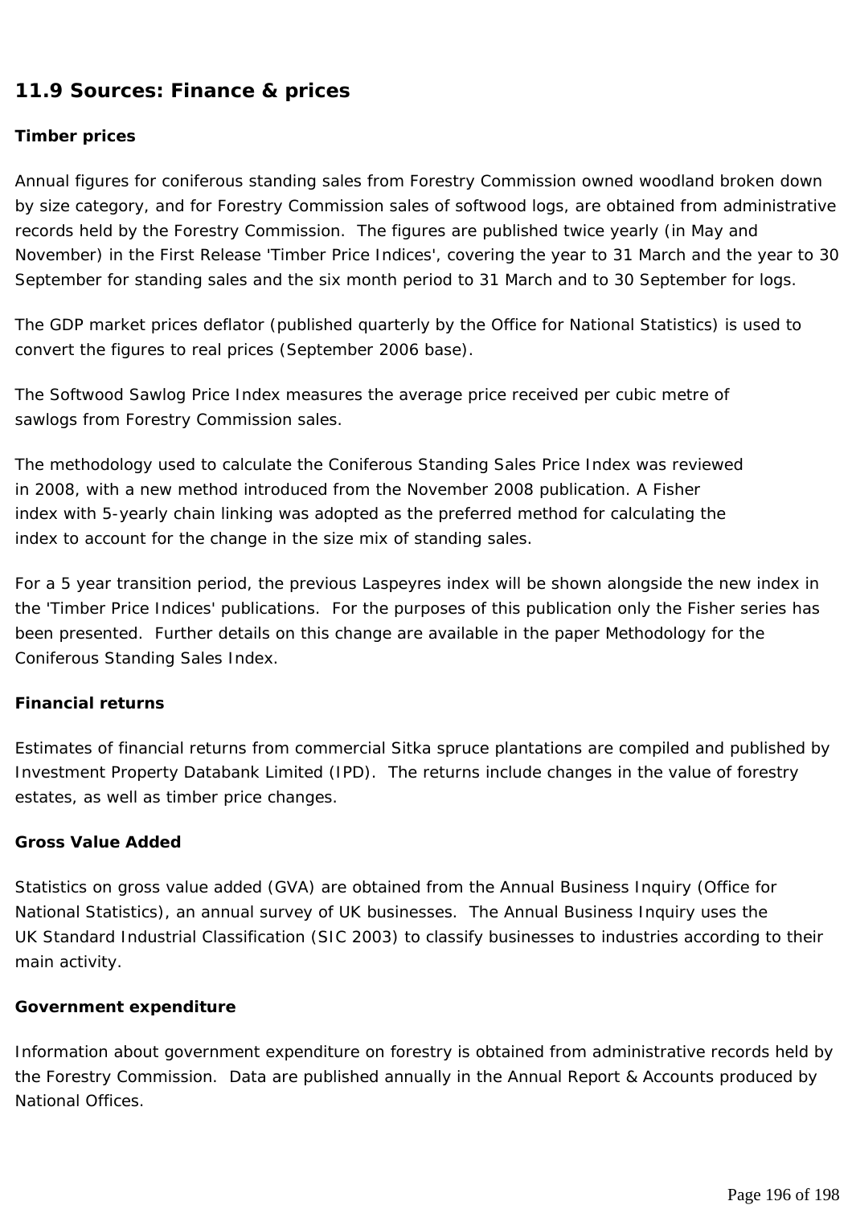## 11.9 Sources: Finance & prices

**Timber prices**

Annual figures for coniferous standing sales from Forestry Commission owned woodland broken down by size category, and for Forestry Commission sales of softwood logs, are obtained from administrative records held by the Forestry Commission. The figures are published twice yearly (in May and November) in the First Release 'Timber Price Indices', covering the year to 31 March and the year to 30 September for standing sales and the six month period to 31 March and to 30 September for logs.

The GDP market prices deflator (published quarterly by the Office for National Statistics) is used to convert the figures to real prices (September 2006 base).

The Softwood Sawlog Price Index measures the average price received per cubic metre of sawlogs from Forestry Commission sales.

The methodology used to calculate the Coniferous Standing Sales Price Index was reviewed in 2008, with a new method introduced from the November 2008 publication. A Fisher index with 5-yearly chain linking was adopted as the preferred method for calculating the index to account for the change in the size mix of standing sales.

For a 5 year transition period, the previous Laspeyres index will be shown alongside the new index in the 'Timber Price Indices' publications. For the purposes of this publication only the Fisher series has been presented. Further details on this change are available in the paper Methodology for the Coniferous Standing Sales Index.

**Financial returns**

Estimates of financial returns from commercial Sitka spruce plantations are compiled and published by Investment Property Databank Limited (IPD). The returns include changes in the value of forestry estates, as well as timber price changes.

**Gross Value Added**

Statistics on gross value added (GVA) are obtained from the Annual Business Inquiry (Office for National Statistics), an annual survey of UK businesses. The Annual Business Inquiry uses the UK Standard Industrial Classification (SIC 2003) to classify businesses to industries according to their main activity.

**Government expenditure**

Information about government expenditure on forestry is obtained from administrative records held by the Forestry Commission. Data are published annually in the Annual Report & Accounts produced by National Offices.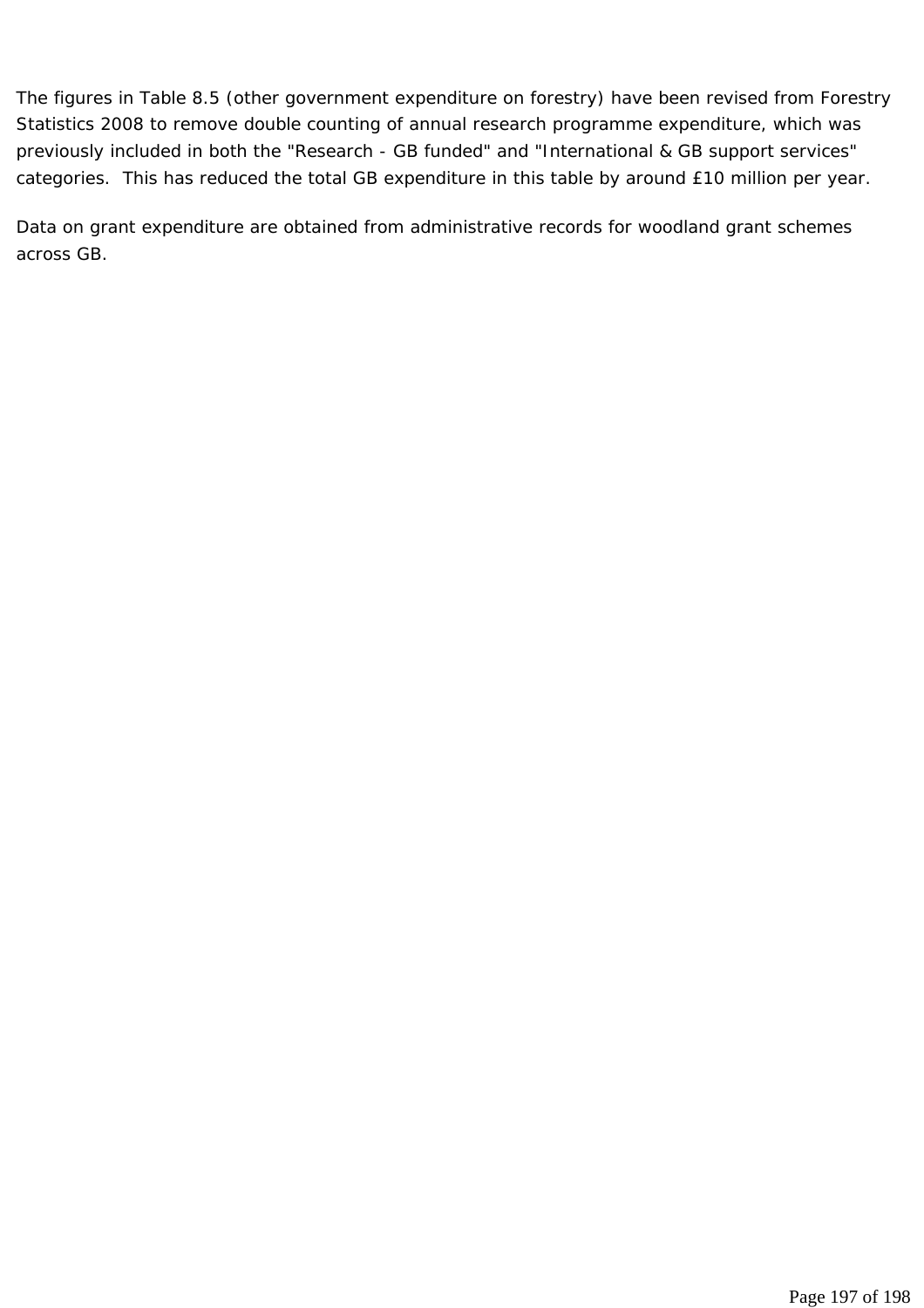The figures in Table 8.5 (other government expenditure on forestry) have been revised from Forestry Statistics 2008 to remove double counting of annual research programme expenditure, which was previously included in both the "Research - GB funded" and "International & GB support services" categories.  This has reduced the total GB expenditure in this table by around £10 million per year.

Data on grant expenditure are obtained from administrative records for woodland grant schemes across GB.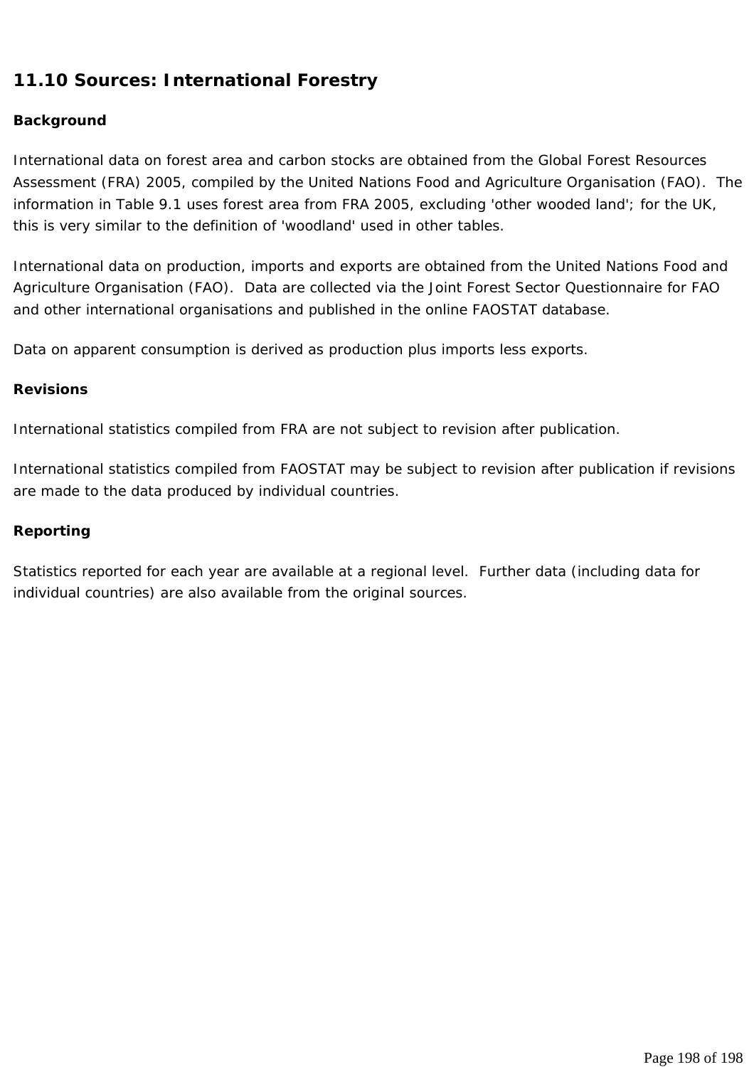## 11.10 Sources: International Forestry

**Background**

International data on forest area and carbon stocks are obtained from the Global Forest Resources Assessment (FRA) 2005, compiled by the United Nations Food and Agriculture Organisation (FAO). The information in Table 9.1 uses forest area from FRA 2005, excluding 'other wooded land'; for the UK, this is very similar to the definition of 'woodland' used in other tables.

International data on production, imports and exports are obtained from the United Nations Food and Agriculture Organisation (FAO). Data are collected via the Joint Forest Sector Questionnaire for FAO and other international organisations and published in the online FAOSTAT database.

Data on apparent consumption is derived as production plus imports less exports.

**Revisions**

International statistics compiled from FRA are not subject to revision after publication.

International statistics compiled from FAOSTAT may be subject to revision after publication if revisions are made to the data produced by individual countries.

**Reporting**

Statistics reported for each year are available at a regional level. Further data (including data for individual countries) are also available from the original sources.